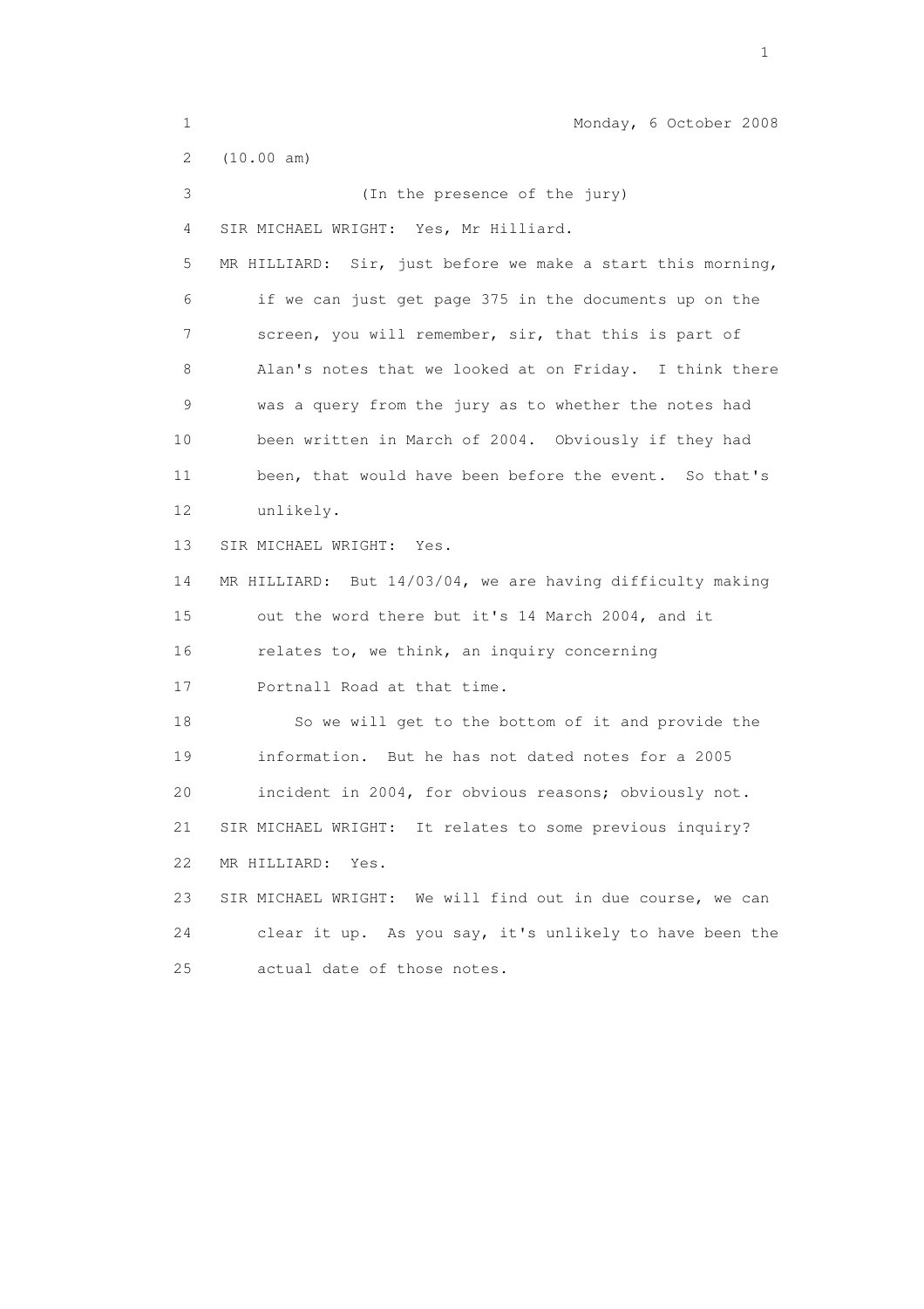Monday, 6 October 2008

(10.00 am)

(In the presence of the jury)

SIR MICHAEL WRIGHT: Yes, Mr Hilliard.

MR HILLIARD: Sir, just before we make a start this morning, if we can just get page 375 in the documents up on the screen, you will remember, sir, that this is part of Alan's notes that we looked at on Friday. I think there was a query from the jury as to whether the notes had been written in March of 2004. Obviously if they had been, that would have been before the event. So that's unlikely.

SIR MICHAEL WRIGHT: Yes.

MR HILLIARD: But 14/03/04, we are having difficulty making out the word there but it's 14 March 2004, and it relates to, we think, an inquiry concerning Portnall Road at that time.

So we will get to the bottom of it and provide the information. But he has not dated notes for a 2005 incident in 2004, for obvious reasons; obviously not.

SIR MICHAEL WRIGHT: It relates to some previous inquiry?

MR HILLIARD: Yes.

SIR MICHAEL WRIGHT: We will find out in due course, we can clear it up. As you say, it's unlikely to have been the actual date of those notes.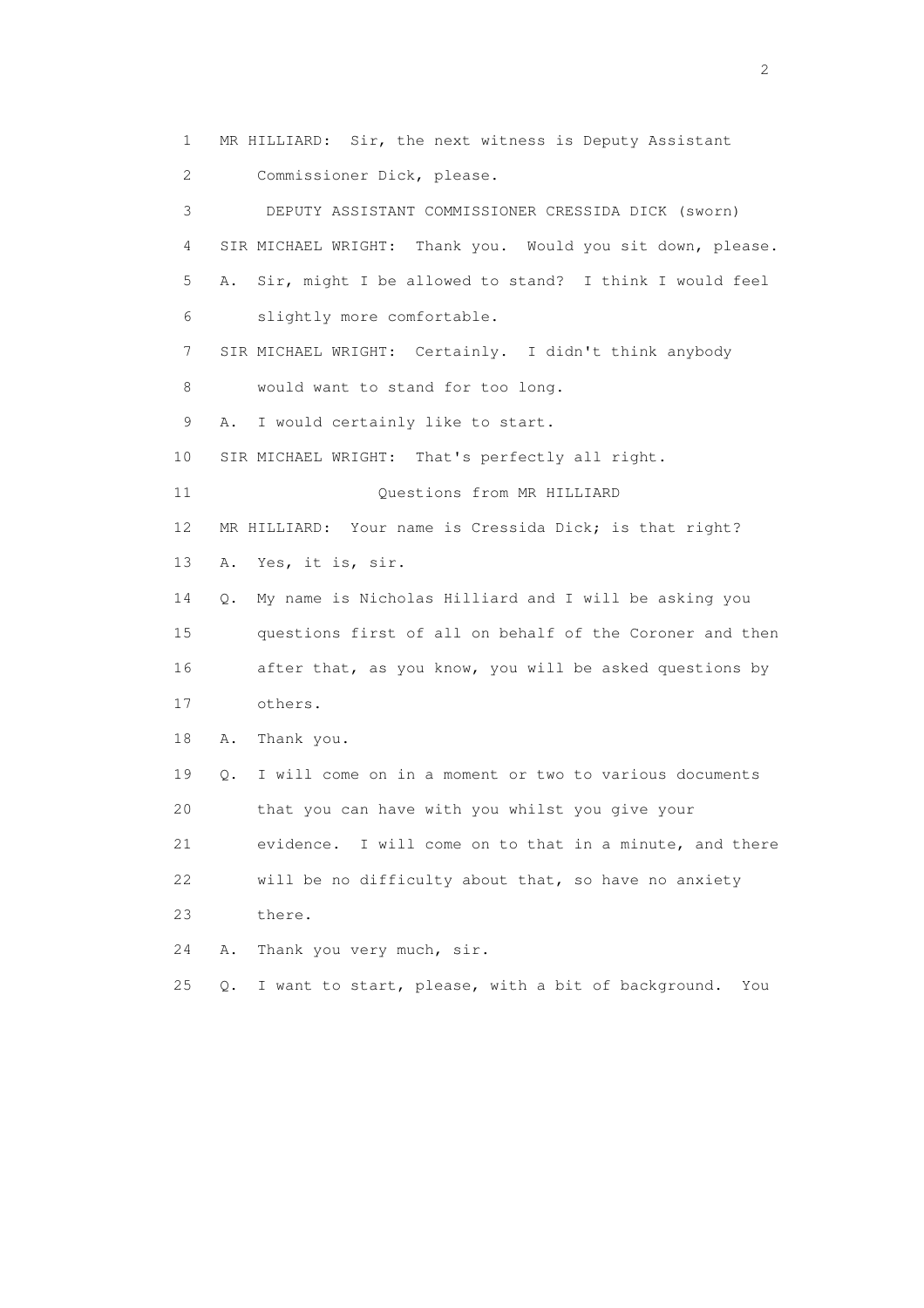1 MR HILLIARD: Sir, the next witness is Deputy Assistant

2 Commissioner Dick, please.

3 DEPUTY ASSISTANT COMMISSIONER CRESSIDA DICK (sworn)

4 SIR MICHAEL WRIGHT: Thank you. Would you sit down, please.

5 A. Sir, might I be allowed to stand? I think I would feel

6 slightly more comfortable.

7 SIR MICHAEL WRIGHT: Certainly. I didn't think anybody

8 would want to stand for too long.

9 A. I would certainly like to start.

10 SIR MICHAEL WRIGHT: That's perfectly all right.

11 Questions from MR HILLIARD

12 MR HILLIARD: Your name is Cressida Dick; is that right?

13 A. Yes, it is, sir.

14 Q. My name is Nicholas Hilliard and I will be asking you

15 questions first of all on behalf of the Coroner and then

16 after that, as you know, you will be asked questions by

17 others.

18 A. Thank you.

19 Q. I will come on in a moment or two to various documents

20 that you can have with you whilst you give your

21 evidence. I will come on to that in a minute, and there

22 will be no difficulty about that, so have no anxiety

23 there.

24 A. Thank you very much, sir.

25 Q. I want to start, please, with a bit of background. You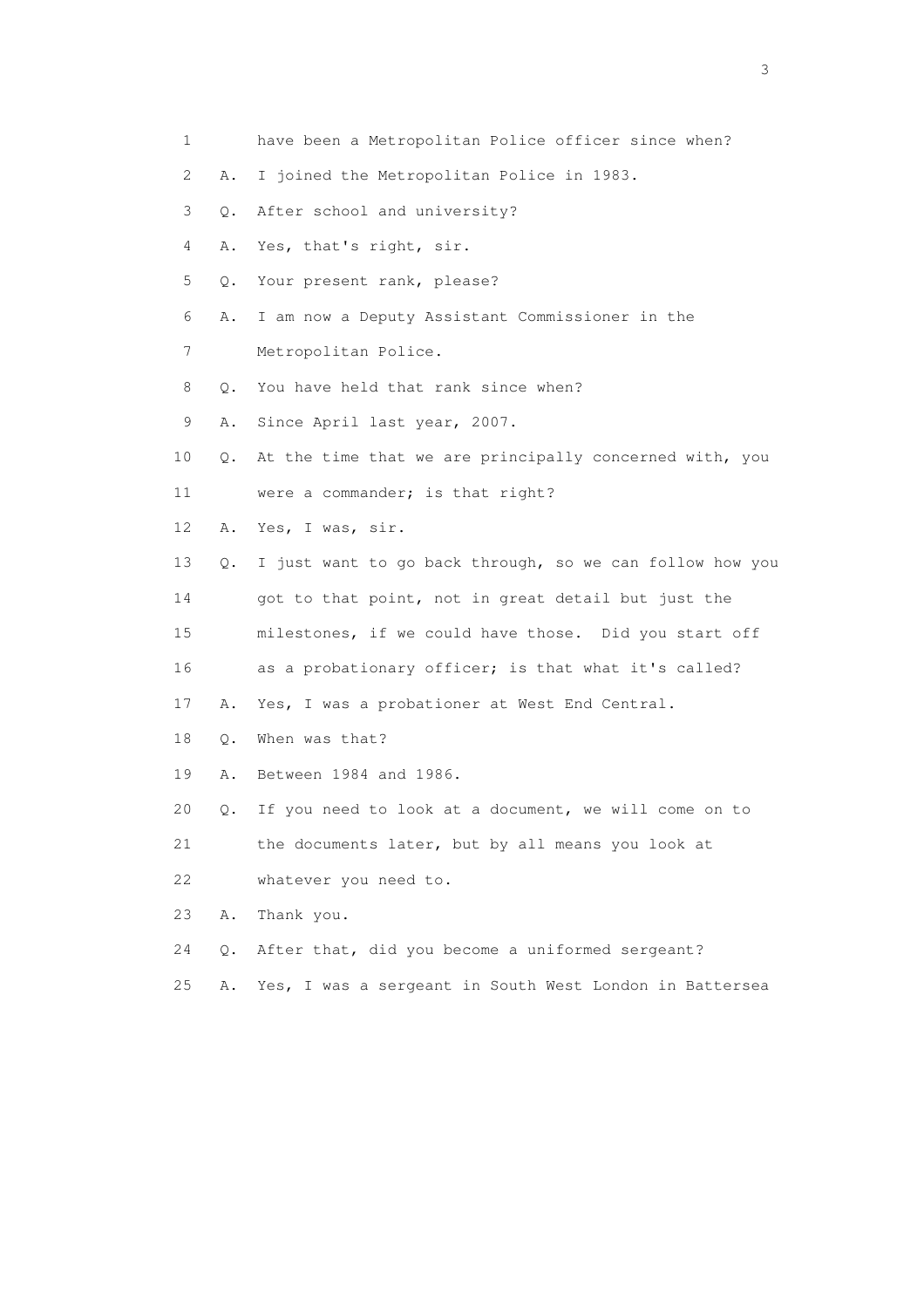1 have been a Metropolitan Police officer since when?

2 A. I joined the Metropolitan Police in 1983.

3 Q. After school and university?

4 A. Yes, that's right, sir.

5 Q. Your present rank, please?

6 A. I am now a Deputy Assistant Commissioner in the

7 Metropolitan Police.

8 Q. You have held that rank since when?

9 A. Since April last year, 2007.

10 Q. At the time that we are principally concerned with, you

11 were a commander; is that right?

12 A. Yes, I was, sir.

13 Q. I just want to go back through, so we can follow how you

14 got to that point, not in great detail but just the

15 milestones, if we could have those. Did you start off

16 as a probationary officer; is that what it's called?

17 A. Yes, I was a probationer at West End Central.

18 Q. When was that?

19 A. Between 1984 and 1986.

20 Q. If you need to look at a document, we will come on to

21 the documents later, but by all means you look at

22 whatever you need to.

23 A. Thank you.

24 Q. After that, did you become a uniformed sergeant?

25 A. Yes, I was a sergeant in South West London in Battersea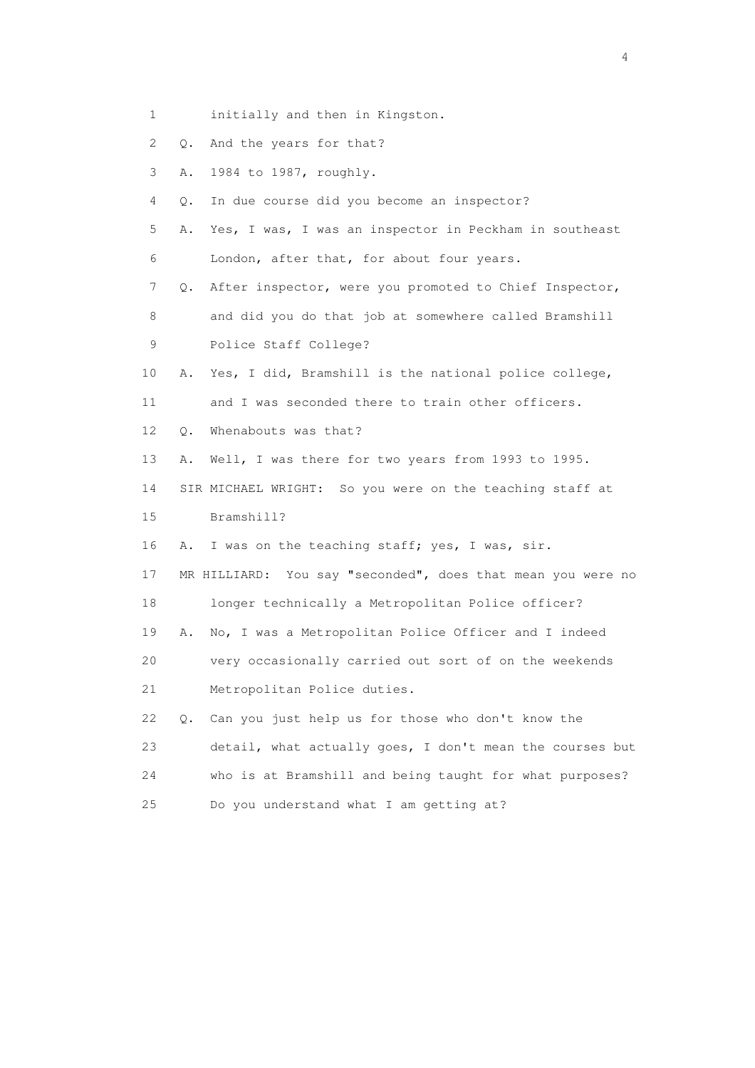1 initially and then in Kingston.

2 Q. And the years for that?

3 A. 1984 to 1987, roughly.

4 Q. In due course did you become an inspector?

5 A. Yes, I was, I was an inspector in Peckham in southeast

6 London, after that, for about four years.

7 Q. After inspector, were you promoted to Chief Inspector,

8 and did you do that job at somewhere called Bramshill

9 Police Staff College?

10 A. Yes, I did, Bramshill is the national police college,

11 and I was seconded there to train other officers.

12 Q. Whenabouts was that?

13 A. Well, I was there for two years from 1993 to 1995.

14 SIR MICHAEL WRIGHT: So you were on the teaching staff at

15 Bramshill?

16 A. I was on the teaching staff; yes, I was, sir.

17 MR HILLIARD: You say "seconded", does that mean you were no

18 longer technically a Metropolitan Police officer?

19 A. No, I was a Metropolitan Police Officer and I indeed

20 very occasionally carried out sort of on the weekends

21 Metropolitan Police duties.

22 Q. Can you just help us for those who don't know the

23 detail, what actually goes, I don't mean the courses but

24 who is at Bramshill and being taught for what purposes?

25 Do you understand what I am getting at?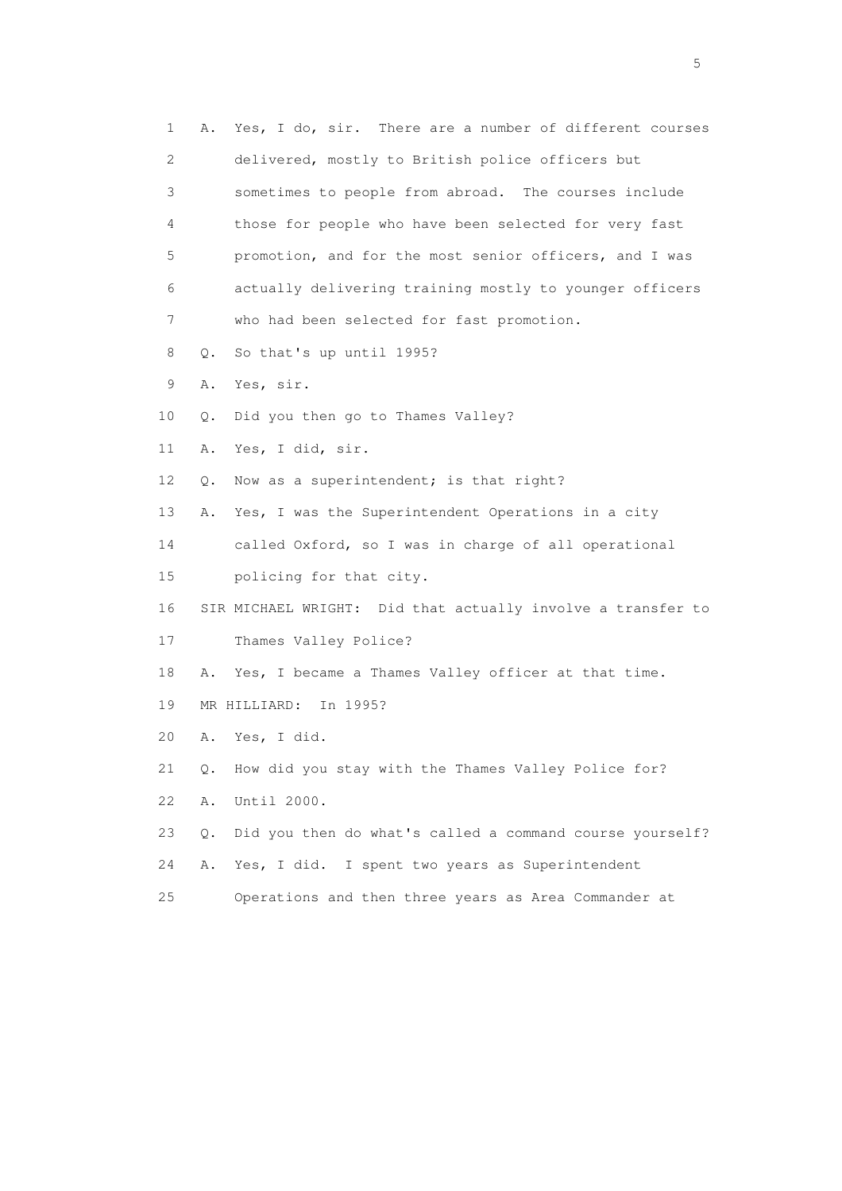1 A. Yes, I do, sir. There are a number of different courses
2 delivered, mostly to British police officers but
3 sometimes to people from abroad. The courses include
4 those for people who have been selected for very fast
5 promotion, and for the most senior officers, and I was
6 actually delivering training mostly to younger officers
7 who had been selected for fast promotion.
8 Q. So that's up until 1995?
9 A. Yes, sir.
10 Q. Did you then go to Thames Valley?
11 A. Yes, I did, sir.
12 Q. Now as a superintendent; is that right?
13 A. Yes, I was the Superintendent Operations in a city
14 called Oxford, so I was in charge of all operational
15 policing for that city.
16 SIR MICHAEL WRIGHT: Did that actually involve a transfer to
17 Thames Valley Police?
18 A. Yes, I became a Thames Valley officer at that time.
19 MR HILLIARD: In 1995?
20 A. Yes, I did.
21 Q. How did you stay with the Thames Valley Police for?
22 A. Until 2000.
23 Q. Did you then do what's called a command course yourself?
24 A. Yes, I did. I spent two years as Superintendent
25 Operations and then three years as Area Commander at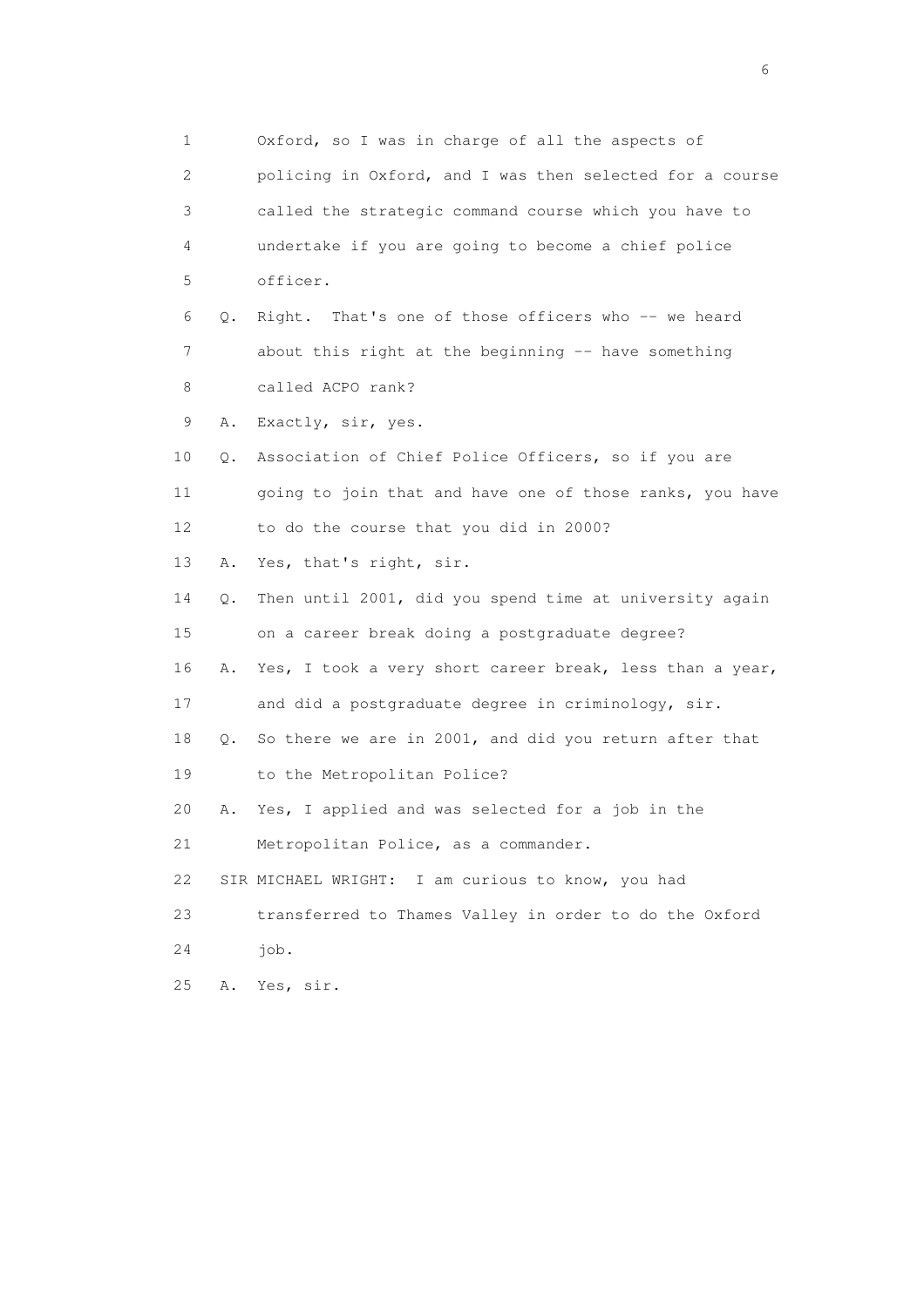1 Oxford, so I was in charge of all the aspects of
2 policing in Oxford, and I was then selected for a course
3 called the strategic command course which you have to
4 undertake if you are going to become a chief police
5 officer.
6 Q. Right. That's one of those officers who -- we heard
7 about this right at the beginning -- have something
8 called ACPO rank?
9 A. Exactly, sir, yes.
10 Q. Association of Chief Police Officers, so if you are
11 going to join that and have one of those ranks, you have
12 to do the course that you did in 2000?
13 A. Yes, that's right, sir.
14 Q. Then until 2001, did you spend time at university again
15 on a career break doing a postgraduate degree?
16 A. Yes, I took a very short career break, less than a year,
17 and did a postgraduate degree in criminology, sir.
18 Q. So there we are in 2001, and did you return after that
19 to the Metropolitan Police?
20 A. Yes, I applied and was selected for a job in the
21 Metropolitan Police, as a commander.
22 SIR MICHAEL WRIGHT: I am curious to know, you had
23 transferred to Thames Valley in order to do the Oxford
24 job.
25 A. Yes, sir.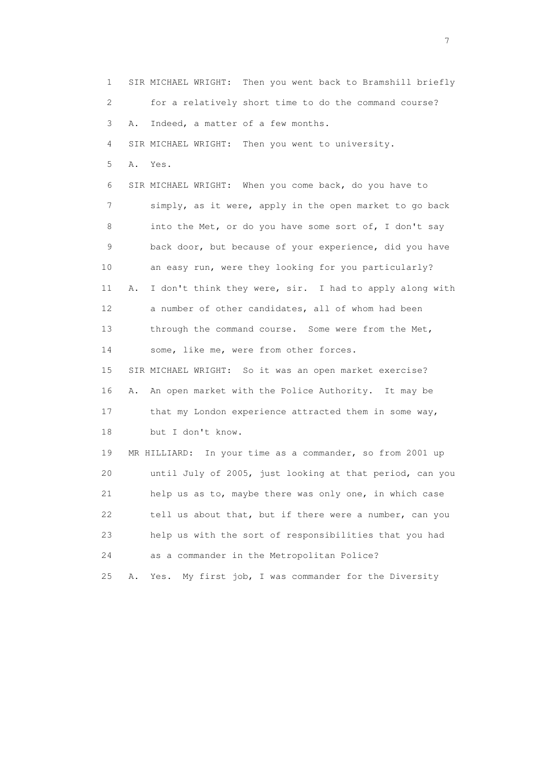1 SIR MICHAEL WRIGHT: Then you went back to Bramshill briefly
2 for a relatively short time to do the command course?
3 A. Indeed, a matter of a few months.
4 SIR MICHAEL WRIGHT: Then you went to university.
5 A. Yes.
6 SIR MICHAEL WRIGHT: When you come back, do you have to
7 simply, as it were, apply in the open market to go back
8 into the Met, or do you have some sort of, I don't say
9 back door, but because of your experience, did you have
10 an easy run, were they looking for you particularly?
11 A. I don't think they were, sir. I had to apply along with
12 a number of other candidates, all of whom had been
13 through the command course. Some were from the Met,
14 some, like me, were from other forces.
15 SIR MICHAEL WRIGHT: So it was an open market exercise?
16 A. An open market with the Police Authority. It may be
17 that my London experience attracted them in some way,
18 but I don't know.
19 MR HILLIARD: In your time as a commander, so from 2001 up
20 until July of 2005, just looking at that period, can you
21 help us as to, maybe there was only one, in which case
22 tell us about that, but if there were a number, can you
23 help us with the sort of responsibilities that you had
24 as a commander in the Metropolitan Police?
25 A. Yes. My first job, I was commander for the Diversity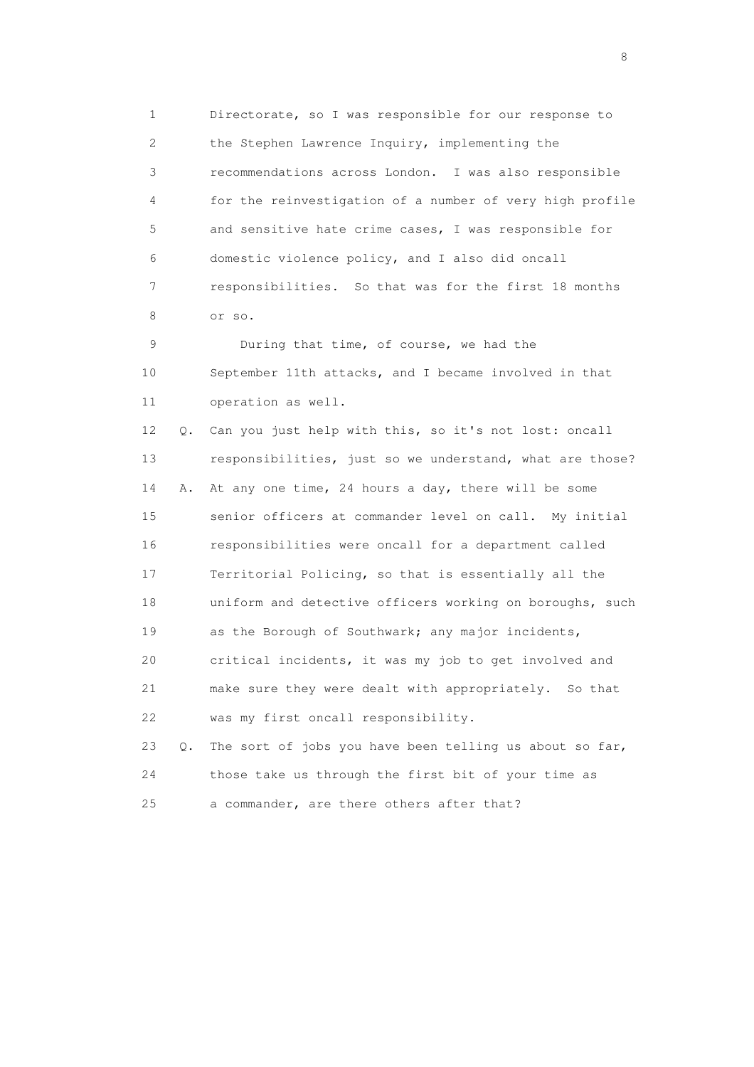1 Directorate, so I was responsible for our response to
2 the Stephen Lawrence Inquiry, implementing the
3 recommendations across London. I was also responsible
4 for the reinvestigation of a number of very high profile
5 and sensitive hate crime cases, I was responsible for
6 domestic violence policy, and I also did oncall
7 responsibilities. So that was for the first 18 months
8 or so.

9 During that time, of course, we had the
10 September 11th attacks, and I became involved in that
11 operation as well.

12 Q. Can you just help with this, so it's not lost: oncall
13 responsibilities, just so we understand, what are those?

14 A. At any one time, 24 hours a day, there will be some
15 senior officers at commander level on call. My initial
16 responsibilities were oncall for a department called
17 Territorial Policing, so that is essentially all the
18 uniform and detective officers working on boroughs, such
19 as the Borough of Southwark; any major incidents,
20 critical incidents, it was my job to get involved and
21 make sure they were dealt with appropriately. So that
22 was my first oncall responsibility.

23 Q. The sort of jobs you have been telling us about so far,
24 those take us through the first bit of your time as
25 a commander, are there others after that?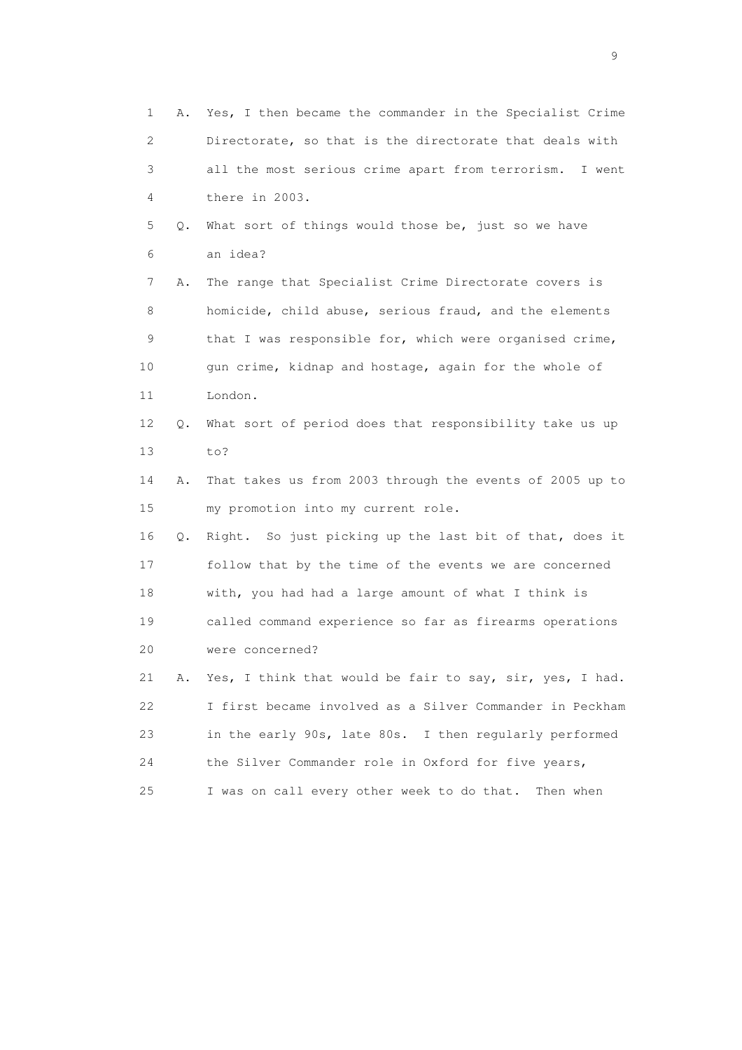1 A. Yes, I then became the commander in the Specialist Crime
2 Directorate, so that is the directorate that deals with
3 all the most serious crime apart from terrorism. I went
4 there in 2003.

5 Q. What sort of things would those be, just so we have
6 an idea?

7 A. The range that Specialist Crime Directorate covers is
8 homicide, child abuse, serious fraud, and the elements
9 that I was responsible for, which were organised crime,
10 gun crime, kidnap and hostage, again for the whole of
11 London.

12 Q. What sort of period does that responsibility take us up
13 to?

14 A. That takes us from 2003 through the events of 2005 up to
15 my promotion into my current role.

16 Q. Right. So just picking up the last bit of that, does it
17 follow that by the time of the events we are concerned
18 with, you had had a large amount of what I think is
19 called command experience so far as firearms operations
20 were concerned?

21 A. Yes, I think that would be fair to say, sir, yes, I had.
22 I first became involved as a Silver Commander in Peckham
23 in the early 90s, late 80s. I then regularly performed
24 the Silver Commander role in Oxford for five years,
25 I was on call every other week to do that. Then when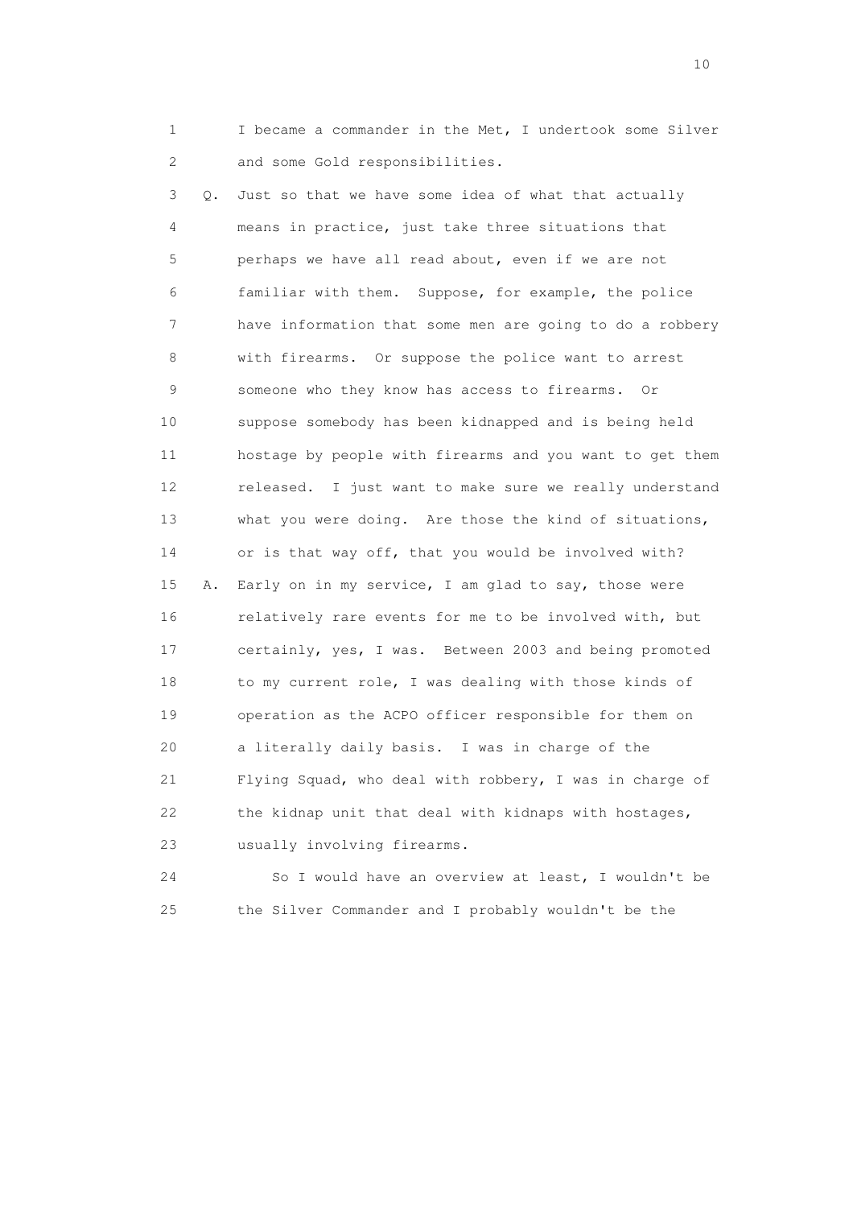1 I became a commander in the Met, I undertook some Silver
2 and some Gold responsibilities.

3 Q. Just so that we have some idea of what that actually
4 means in practice, just take three situations that
5 perhaps we have all read about, even if we are not
6 familiar with them. Suppose, for example, the police
7 have information that some men are going to do a robbery
8 with firearms. Or suppose the police want to arrest
9 someone who they know has access to firearms. Or
10 suppose somebody has been kidnapped and is being held
11 hostage by people with firearms and you want to get them
12 released. I just want to make sure we really understand
13 what you were doing. Are those the kind of situations,
14 or is that way off, that you would be involved with?

15 A. Early on in my service, I am glad to say, those were
16 relatively rare events for me to be involved with, but
17 certainly, yes, I was. Between 2003 and being promoted
18 to my current role, I was dealing with those kinds of
19 operation as the ACPO officer responsible for them on
20 a literally daily basis. I was in charge of the
21 Flying Squad, who deal with robbery, I was in charge of
22 the kidnap unit that deal with kidnaps with hostages,
23 usually involving firearms.

24 So I would have an overview at least, I wouldn't be
25 the Silver Commander and I probably wouldn't be the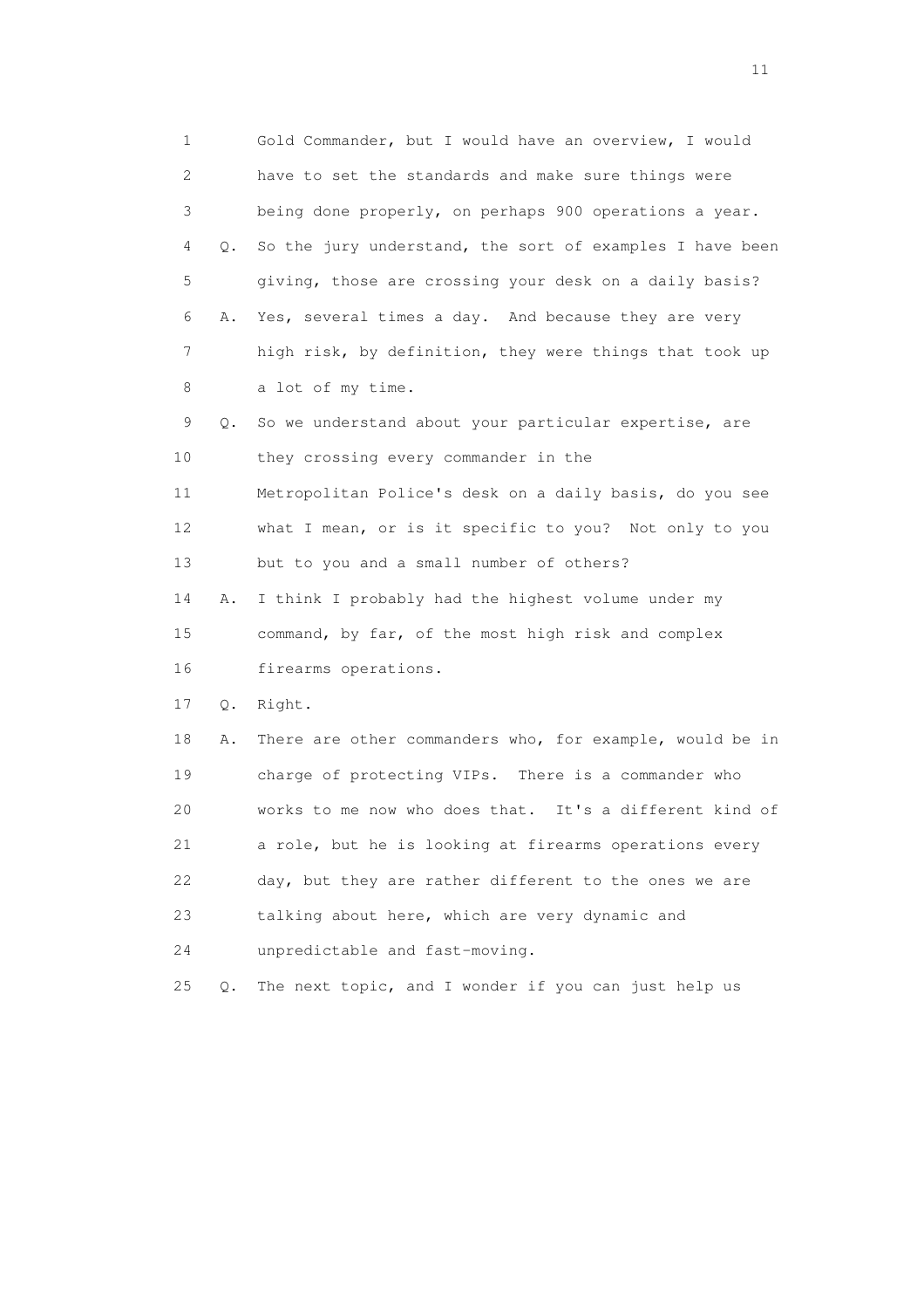1 Gold Commander, but I would have an overview, I would
2 have to set the standards and make sure things were
3 being done properly, on perhaps 900 operations a year.
4 Q. So the jury understand, the sort of examples I have been
5 giving, those are crossing your desk on a daily basis?
6 A. Yes, several times a day. And because they are very
7 high risk, by definition, they were things that took up
8 a lot of my time.
9 Q. So we understand about your particular expertise, are
10 they crossing every commander in the
11 Metropolitan Police's desk on a daily basis, do you see
12 what I mean, or is it specific to you? Not only to you
13 but to you and a small number of others?
14 A. I think I probably had the highest volume under my
15 command, by far, of the most high risk and complex
16 firearms operations.
17 Q. Right.
18 A. There are other commanders who, for example, would be in
19 charge of protecting VIPs. There is a commander who
20 works to me now who does that. It's a different kind of
21 a role, but he is looking at firearms operations every
22 day, but they are rather different to the ones we are
23 talking about here, which are very dynamic and
24 unpredictable and fast-moving.
25 Q. The next topic, and I wonder if you can just help us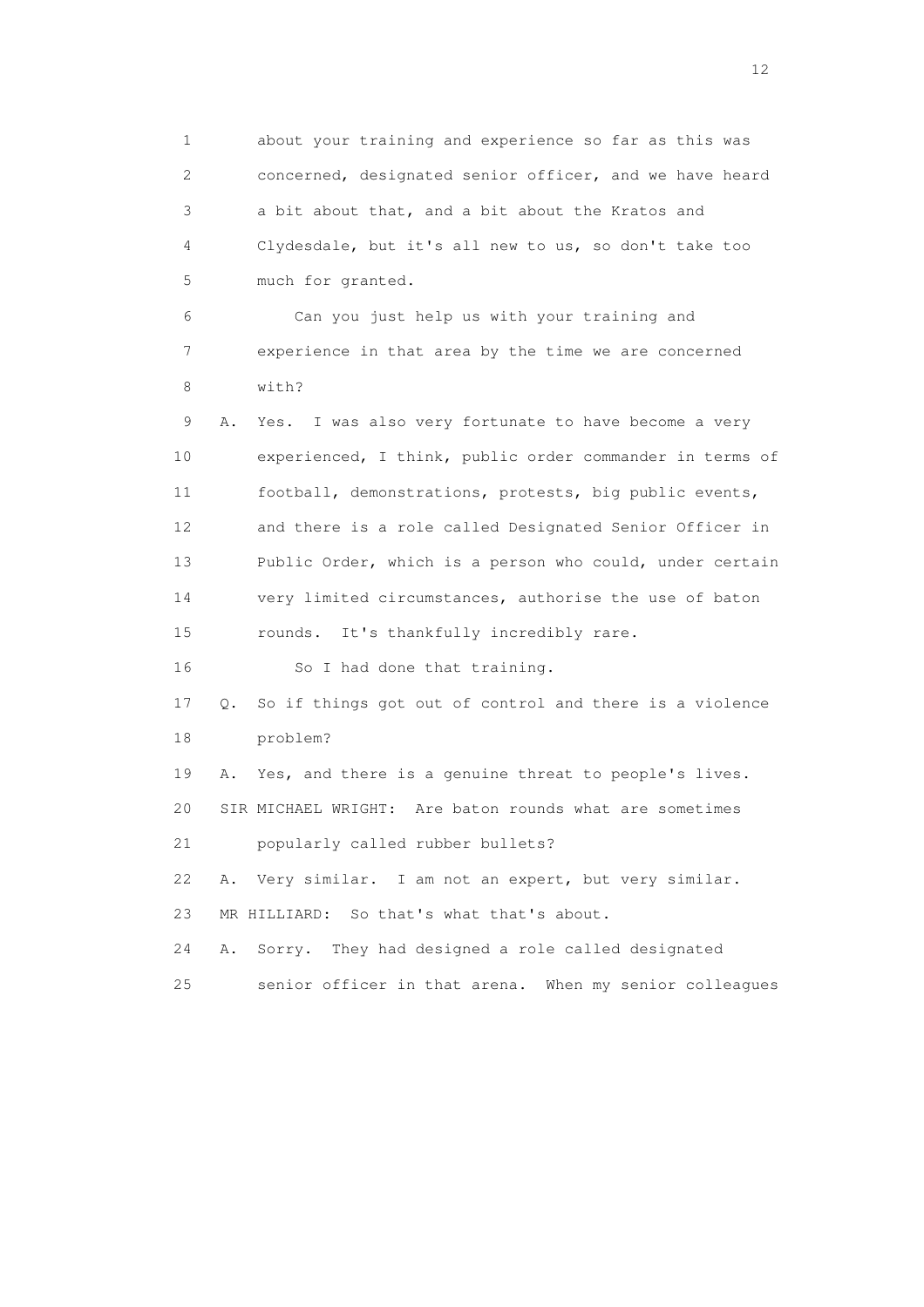1 about your training and experience so far as this was
2 concerned, designated senior officer, and we have heard
3 a bit about that, and a bit about the Kratos and
4 Clydesdale, but it's all new to us, so don't take too
5 much for granted.

6 Can you just help us with your training and
7 experience in that area by the time we are concerned
8 with?

9 A. Yes. I was also very fortunate to have become a very
10 experienced, I think, public order commander in terms of
11 football, demonstrations, protests, big public events,
12 and there is a role called Designated Senior Officer in
13 Public Order, which is a person who could, under certain
14 very limited circumstances, authorise the use of baton
15 rounds. It's thankfully incredibly rare.

16 So I had done that training.

17 Q. So if things got out of control and there is a violence
18 problem?

19 A. Yes, and there is a genuine threat to people's lives.

20 SIR MICHAEL WRIGHT: Are baton rounds what are sometimes
21 popularly called rubber bullets?

22 A. Very similar. I am not an expert, but very similar.

23 MR HILLIARD: So that's what that's about.

24 A. Sorry. They had designed a role called designated
25 senior officer in that arena. When my senior colleagues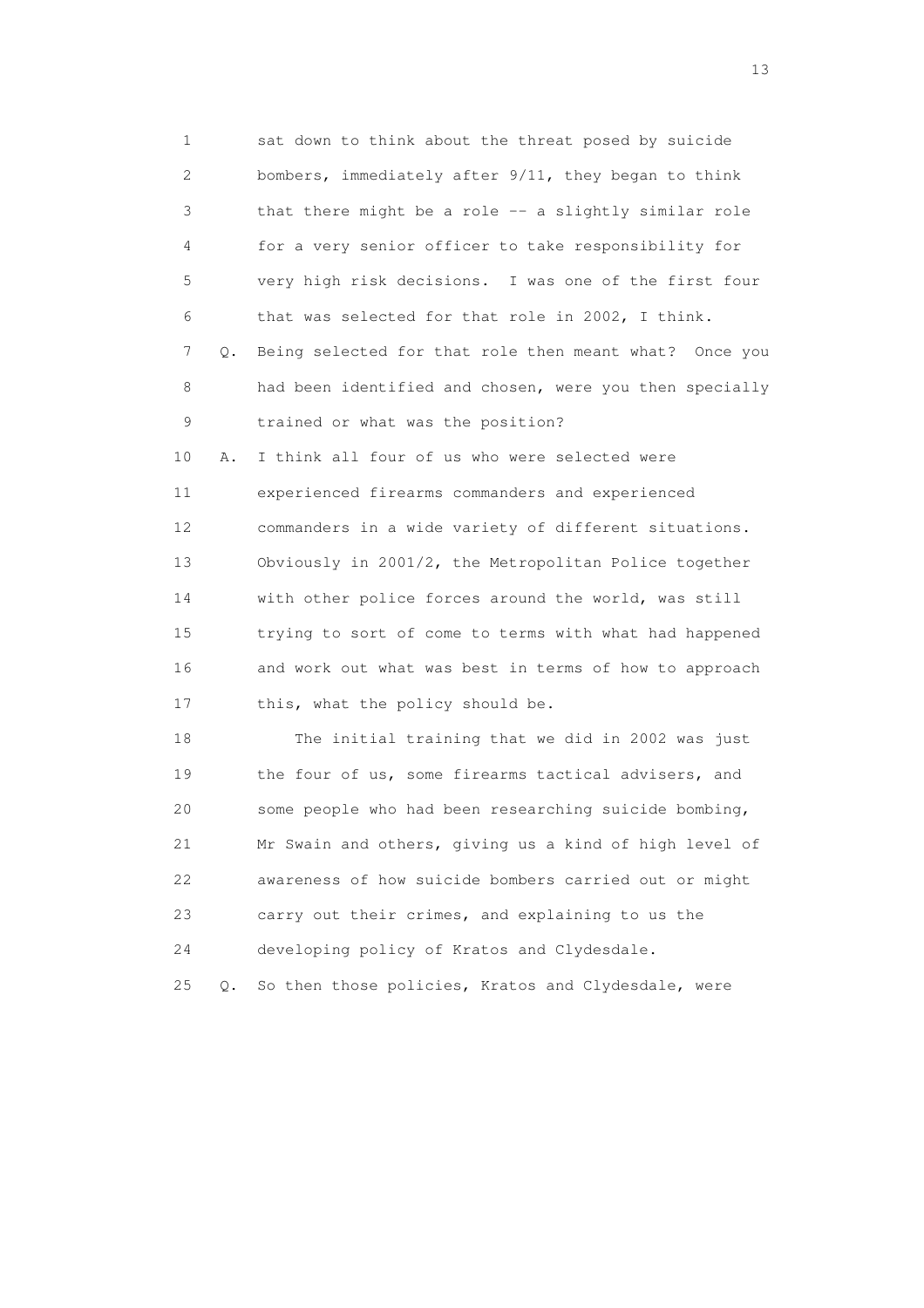1 sat down to think about the threat posed by suicide
2 bombers, immediately after 9/11, they began to think
3 that there might be a role -- a slightly similar role
4 for a very senior officer to take responsibility for
5 very high risk decisions. I was one of the first four
6 that was selected for that role in 2002, I think.

7 Q. Being selected for that role then meant what? Once you
8 had been identified and chosen, were you then specially
9 trained or what was the position?

10 A. I think all four of us who were selected were
11 experienced firearms commanders and experienced
12 commanders in a wide variety of different situations.
13 Obviously in 2001/2, the Metropolitan Police together
14 with other police forces around the world, was still
15 trying to sort of come to terms with what had happened
16 and work out what was best in terms of how to approach
17 this, what the policy should be.

18 The initial training that we did in 2002 was just
19 the four of us, some firearms tactical advisers, and
20 some people who had been researching suicide bombing,
21 Mr Swain and others, giving us a kind of high level of
22 awareness of how suicide bombers carried out or might
23 carry out their crimes, and explaining to us the
24 developing policy of Kratos and Clydesdale.

25 Q. So then those policies, Kratos and Clydesdale, were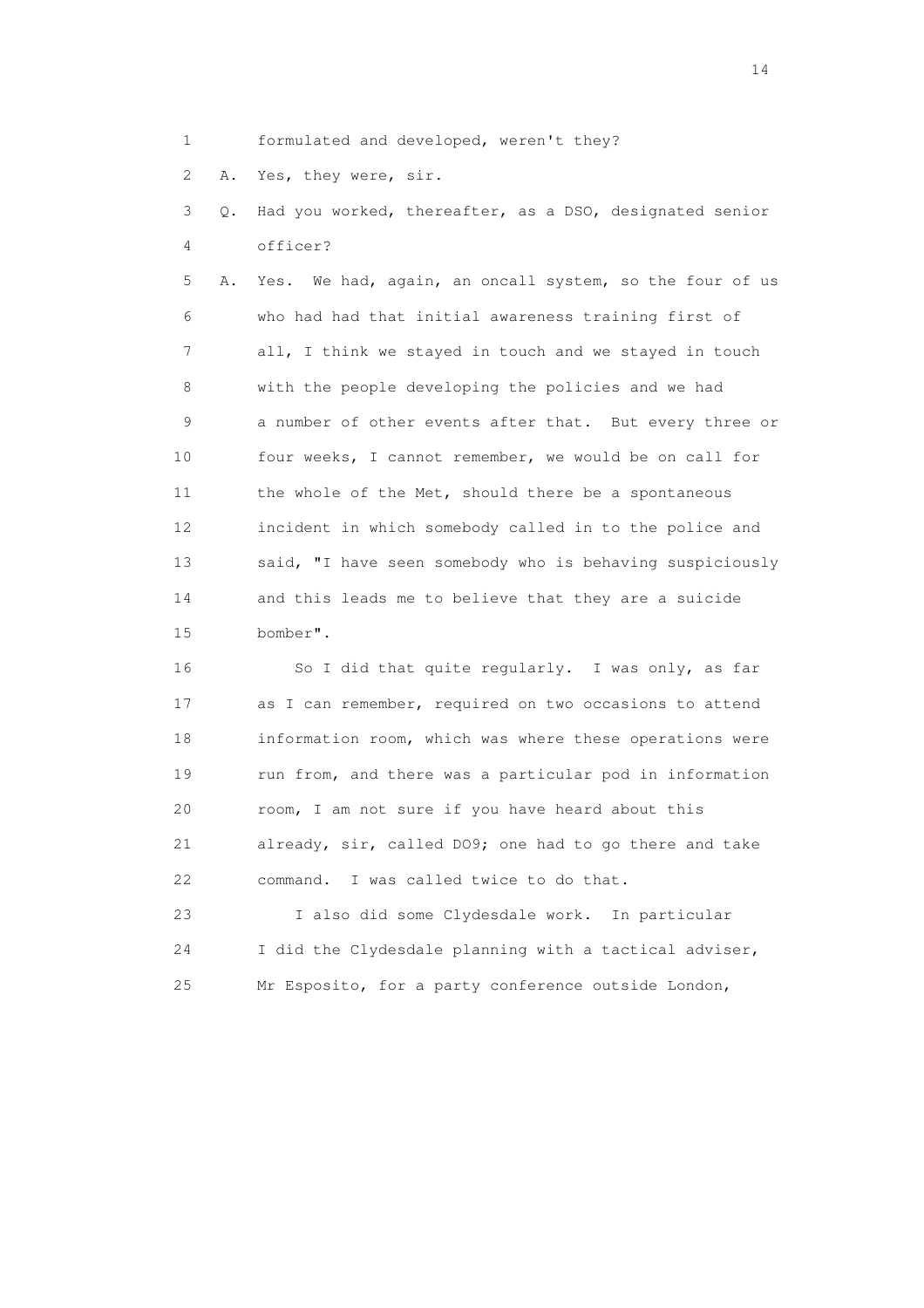1 formulated and developed, weren't they?

2 A. Yes, they were, sir.

3 Q. Had you worked, thereafter, as a DSO, designated senior

4 officer?

5 A. Yes. We had, again, an oncall system, so the four of us

6 who had had that initial awareness training first of

7 all, I think we stayed in touch and we stayed in touch

8 with the people developing the policies and we had

9 a number of other events after that. But every three or

10 four weeks, I cannot remember, we would be on call for

11 the whole of the Met, should there be a spontaneous

12 incident in which somebody called in to the police and

13 said, "I have seen somebody who is behaving suspiciously

14 and this leads me to believe that they are a suicide

15 bomber".

16 So I did that quite regularly. I was only, as far

17 as I can remember, required on two occasions to attend

18 information room, which was where these operations were

19 run from, and there was a particular pod in information

20 room, I am not sure if you have heard about this

21 already, sir, called DO9; one had to go there and take

22 command. I was called twice to do that.

23 I also did some Clydesdale work. In particular

24 I did the Clydesdale planning with a tactical adviser,

25 Mr Esposito, for a party conference outside London,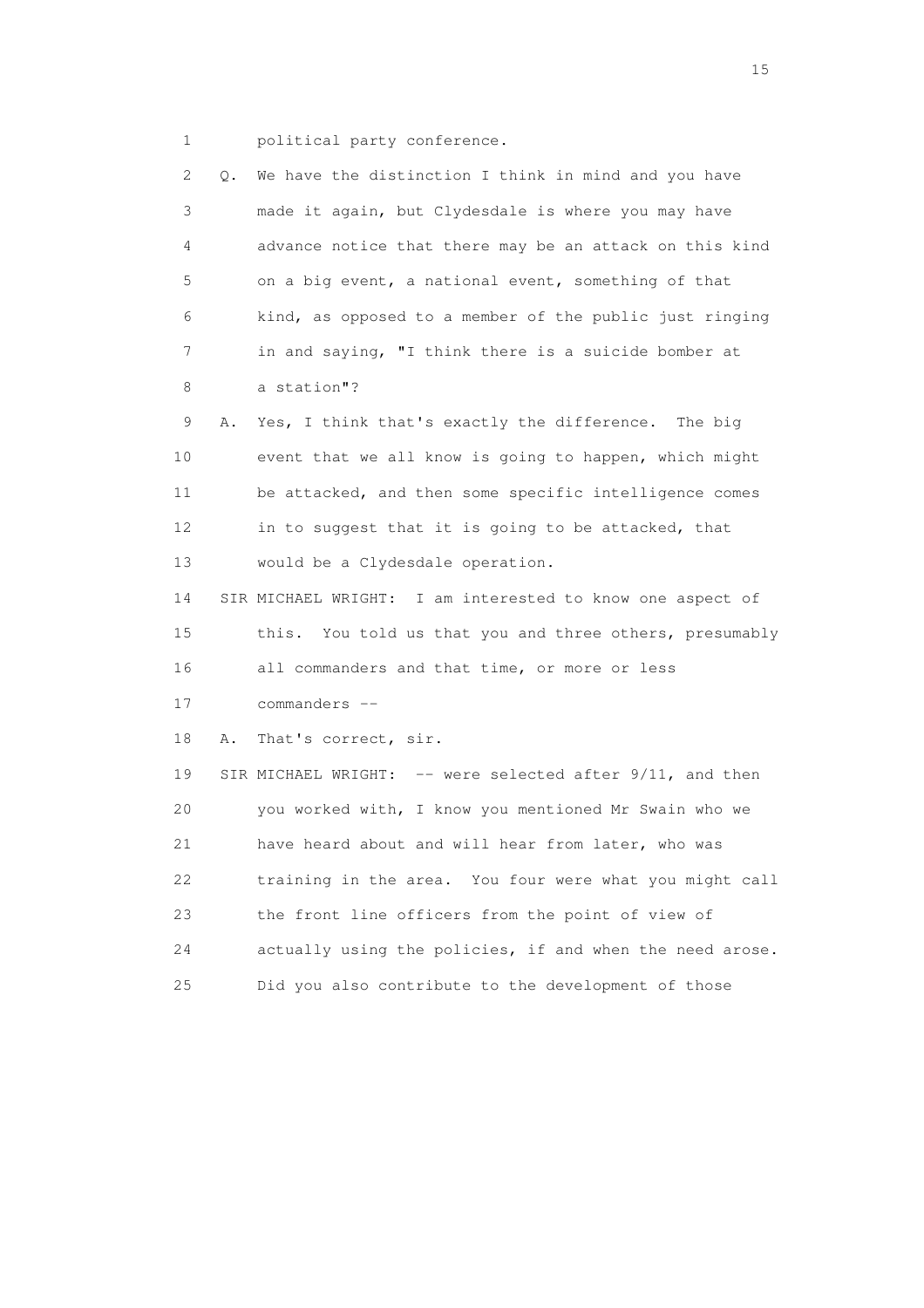1 political party conference.

2 Q. We have the distinction I think in mind and you have
3 made it again, but Clydesdale is where you may have
4 advance notice that there may be an attack on this kind
5 on a big event, a national event, something of that
6 kind, as opposed to a member of the public just ringing
7 in and saying, "I think there is a suicide bomber at
8 a station"?

9 A. Yes, I think that's exactly the difference. The big
10 event that we all know is going to happen, which might
11 be attacked, and then some specific intelligence comes
12 in to suggest that it is going to be attacked, that
13 would be a Clydesdale operation.

14 SIR MICHAEL WRIGHT: I am interested to know one aspect of
15 this. You told us that you and three others, presumably
16 all commanders and that time, or more or less
17 commanders --

18 A. That's correct, sir.

19 SIR MICHAEL WRIGHT: -- were selected after 9/11, and then
20 you worked with, I know you mentioned Mr Swain who we
21 have heard about and will hear from later, who was
22 training in the area. You four were what you might call
23 the front line officers from the point of view of
24 actually using the policies, if and when the need arose.
25 Did you also contribute to the development of those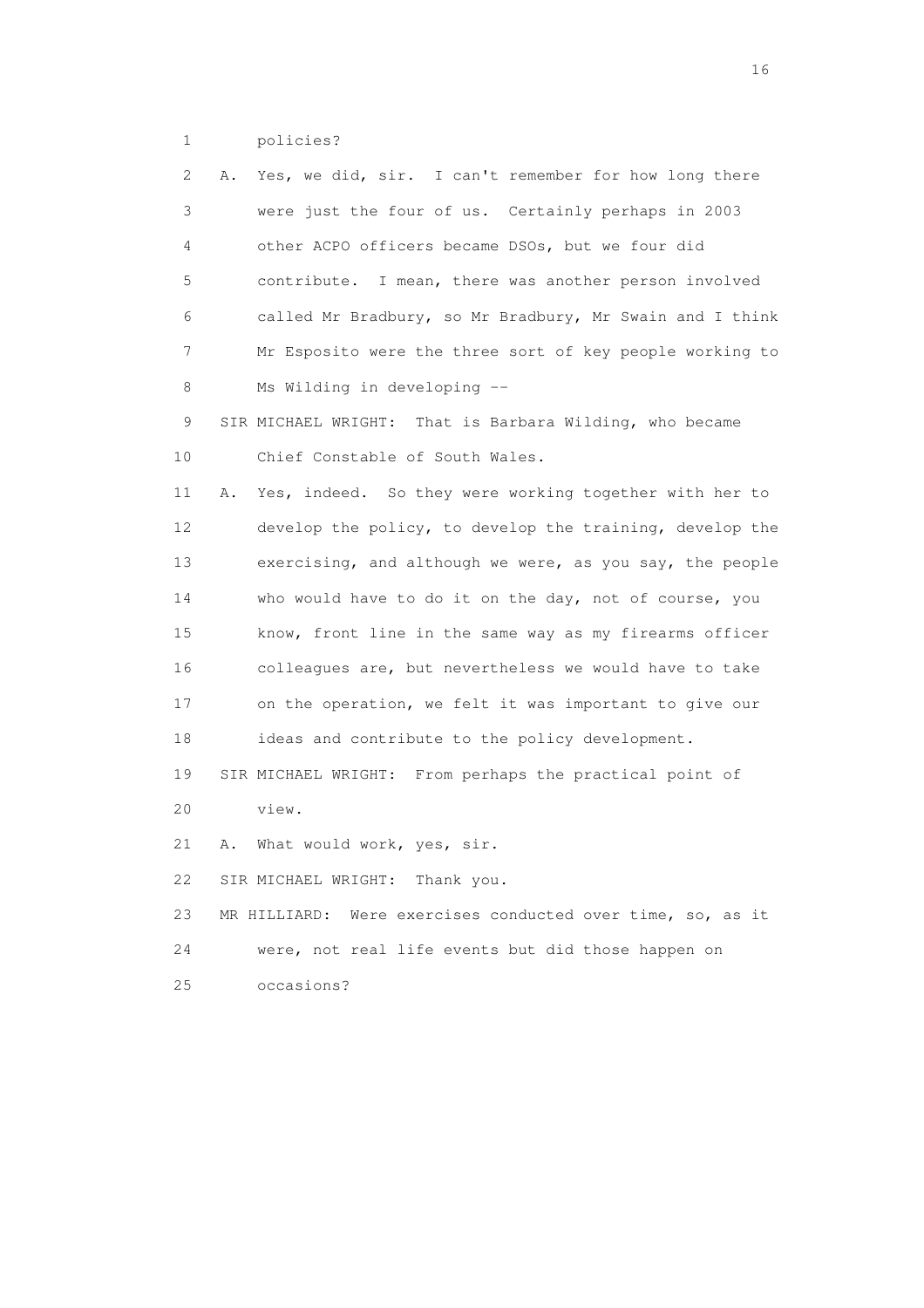1 policies?

2 A. Yes, we did, sir. I can't remember for how long there
3 were just the four of us. Certainly perhaps in 2003
4 other ACPO officers became DSOs, but we four did
5 contribute. I mean, there was another person involved
6 called Mr Bradbury, so Mr Bradbury, Mr Swain and I think
7 Mr Esposito were the three sort of key people working to
8 Ms Wilding in developing --

9 SIR MICHAEL WRIGHT: That is Barbara Wilding, who became
10 Chief Constable of South Wales.

11 A. Yes, indeed. So they were working together with her to
12 develop the policy, to develop the training, develop the
13 exercising, and although we were, as you say, the people
14 who would have to do it on the day, not of course, you
15 know, front line in the same way as my firearms officer
16 colleagues are, but nevertheless we would have to take
17 on the operation, we felt it was important to give our
18 ideas and contribute to the policy development.

19 SIR MICHAEL WRIGHT: From perhaps the practical point of
20 view.

21 A. What would work, yes, sir.

22 SIR MICHAEL WRIGHT: Thank you.

23 MR HILLIARD: Were exercises conducted over time, so, as it
24 were, not real life events but did those happen on
25 occasions?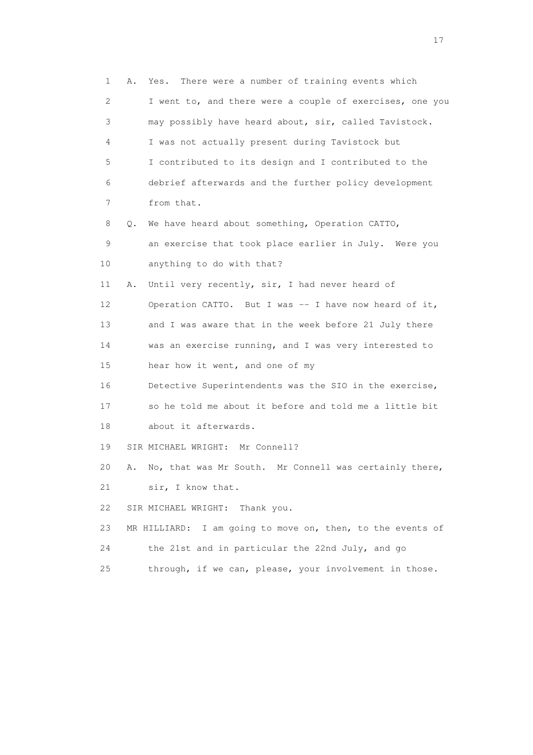1 A. Yes. There were a number of training events which
2 I went to, and there were a couple of exercises, one you
3 may possibly have heard about, sir, called Tavistock.
4 I was not actually present during Tavistock but
5 I contributed to its design and I contributed to the
6 debrief afterwards and the further policy development
7 from that.
8 Q. We have heard about something, Operation CATTO,
9 an exercise that took place earlier in July. Were you
10 anything to do with that?
11 A. Until very recently, sir, I had never heard of
12 Operation CATTO. But I was -- I have now heard of it,
13 and I was aware that in the week before 21 July there
14 was an exercise running, and I was very interested to
15 hear how it went, and one of my
16 Detective Superintendents was the SIO in the exercise,
17 so he told me about it before and told me a little bit
18 about it afterwards.
19 SIR MICHAEL WRIGHT: Mr Connell?
20 A. No, that was Mr South. Mr Connell was certainly there,
21 sir, I know that.
22 SIR MICHAEL WRIGHT: Thank you.
23 MR HILLIARD: I am going to move on, then, to the events of
24 the 21st and in particular the 22nd July, and go
25 through, if we can, please, your involvement in those.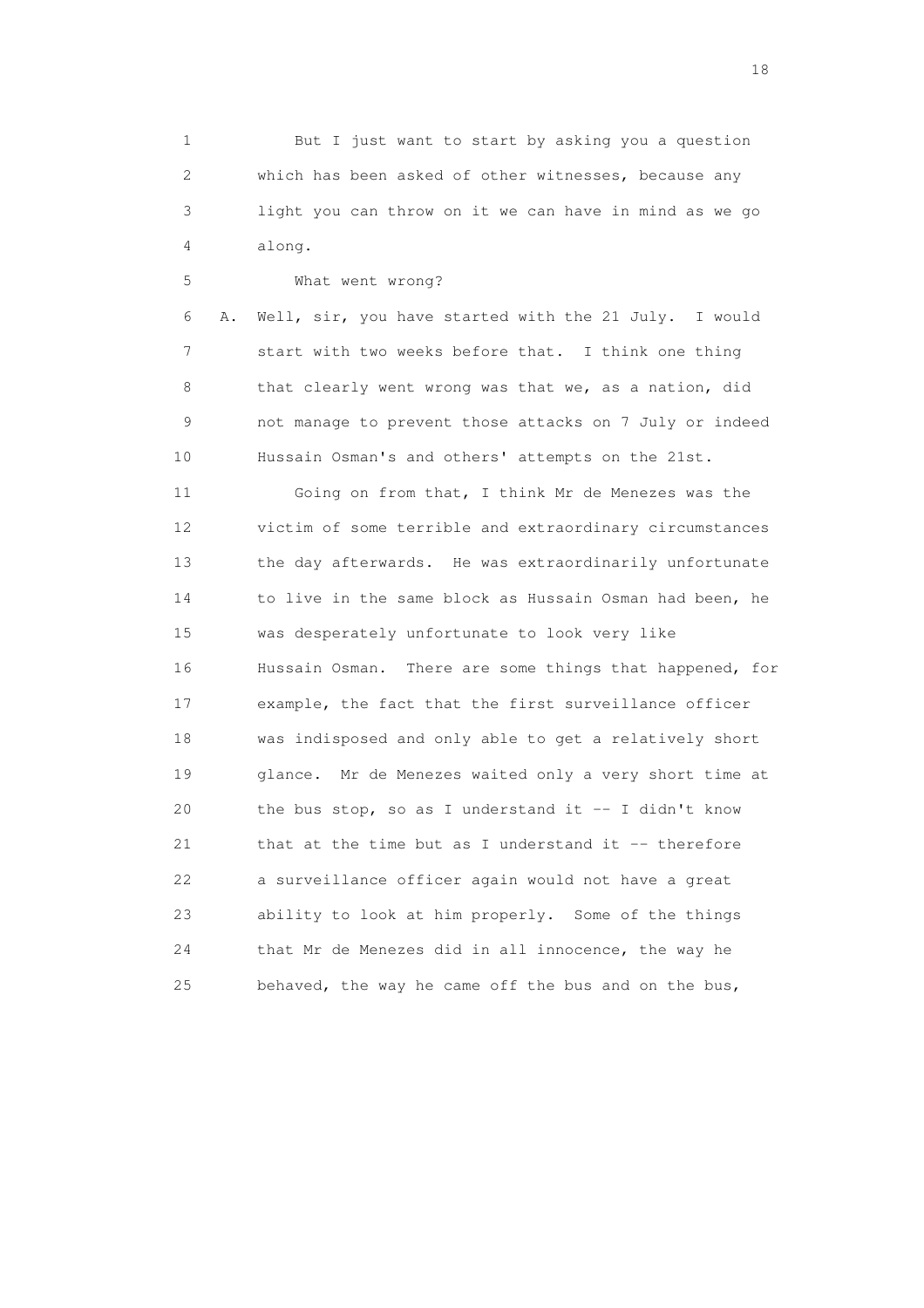1 But I just want to start by asking you a question
2 which has been asked of other witnesses, because any
3 light you can throw on it we can have in mind as we go
4 along.

5 What went wrong?

6 A. Well, sir, you have started with the 21 July. I would
7 start with two weeks before that. I think one thing
8 that clearly went wrong was that we, as a nation, did
9 not manage to prevent those attacks on 7 July or indeed
10 Hussain Osman's and others' attempts on the 21st.

11 Going on from that, I think Mr de Menezes was the
12 victim of some terrible and extraordinary circumstances
13 the day afterwards. He was extraordinarily unfortunate
14 to live in the same block as Hussain Osman had been, he
15 was desperately unfortunate to look very like
16 Hussain Osman. There are some things that happened, for
17 example, the fact that the first surveillance officer
18 was indisposed and only able to get a relatively short
19 glance. Mr de Menezes waited only a very short time at
20 the bus stop, so as I understand it -- I didn't know
21 that at the time but as I understand it -- therefore
22 a surveillance officer again would not have a great
23 ability to look at him properly. Some of the things
24 that Mr de Menezes did in all innocence, the way he
25 behaved, the way he came off the bus and on the bus,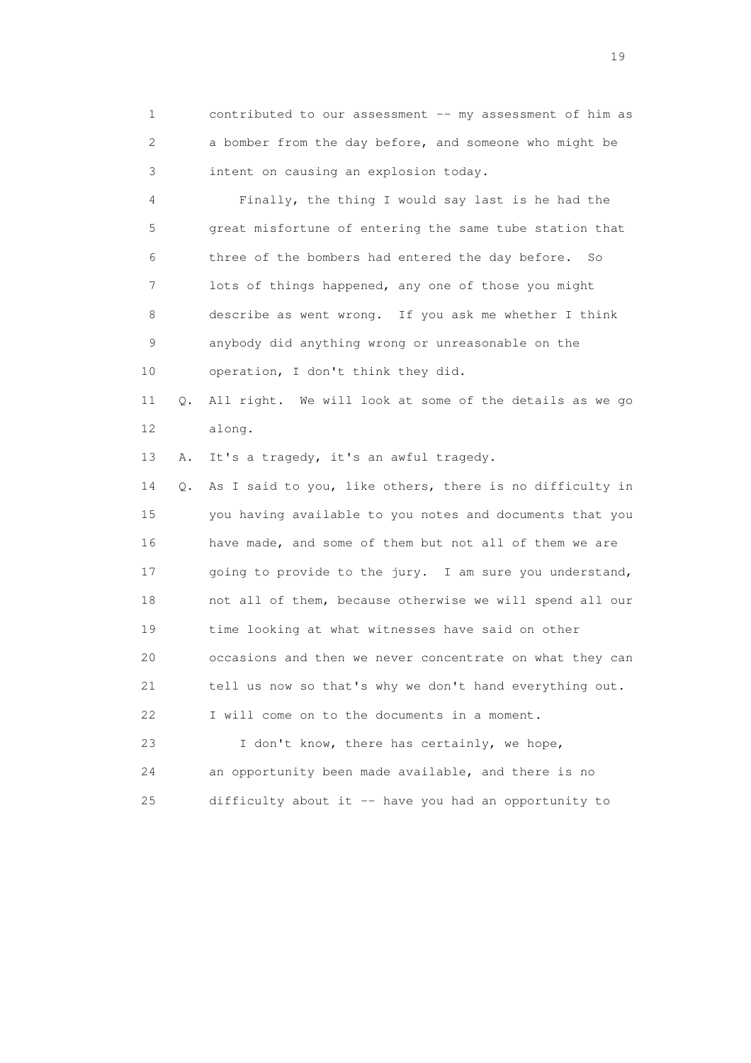1 contributed to our assessment -- my assessment of him as
2 a bomber from the day before, and someone who might be
3 intent on causing an explosion today.

4 Finally, the thing I would say last is he had the
5 great misfortune of entering the same tube station that
6 three of the bombers had entered the day before. So
7 lots of things happened, any one of those you might
8 describe as went wrong. If you ask me whether I think
9 anybody did anything wrong or unreasonable on the
10 operation, I don't think they did.

11 Q. All right. We will look at some of the details as we go
12 along.

13 A. It's a tragedy, it's an awful tragedy.

14 Q. As I said to you, like others, there is no difficulty in
15 you having available to you notes and documents that you
16 have made, and some of them but not all of them we are
17 going to provide to the jury. I am sure you understand,
18 not all of them, because otherwise we will spend all our
19 time looking at what witnesses have said on other
20 occasions and then we never concentrate on what they can
21 tell us now so that's why we don't hand everything out.
22 I will come on to the documents in a moment.

23 I don't know, there has certainly, we hope,
24 an opportunity been made available, and there is no
25 difficulty about it -- have you had an opportunity to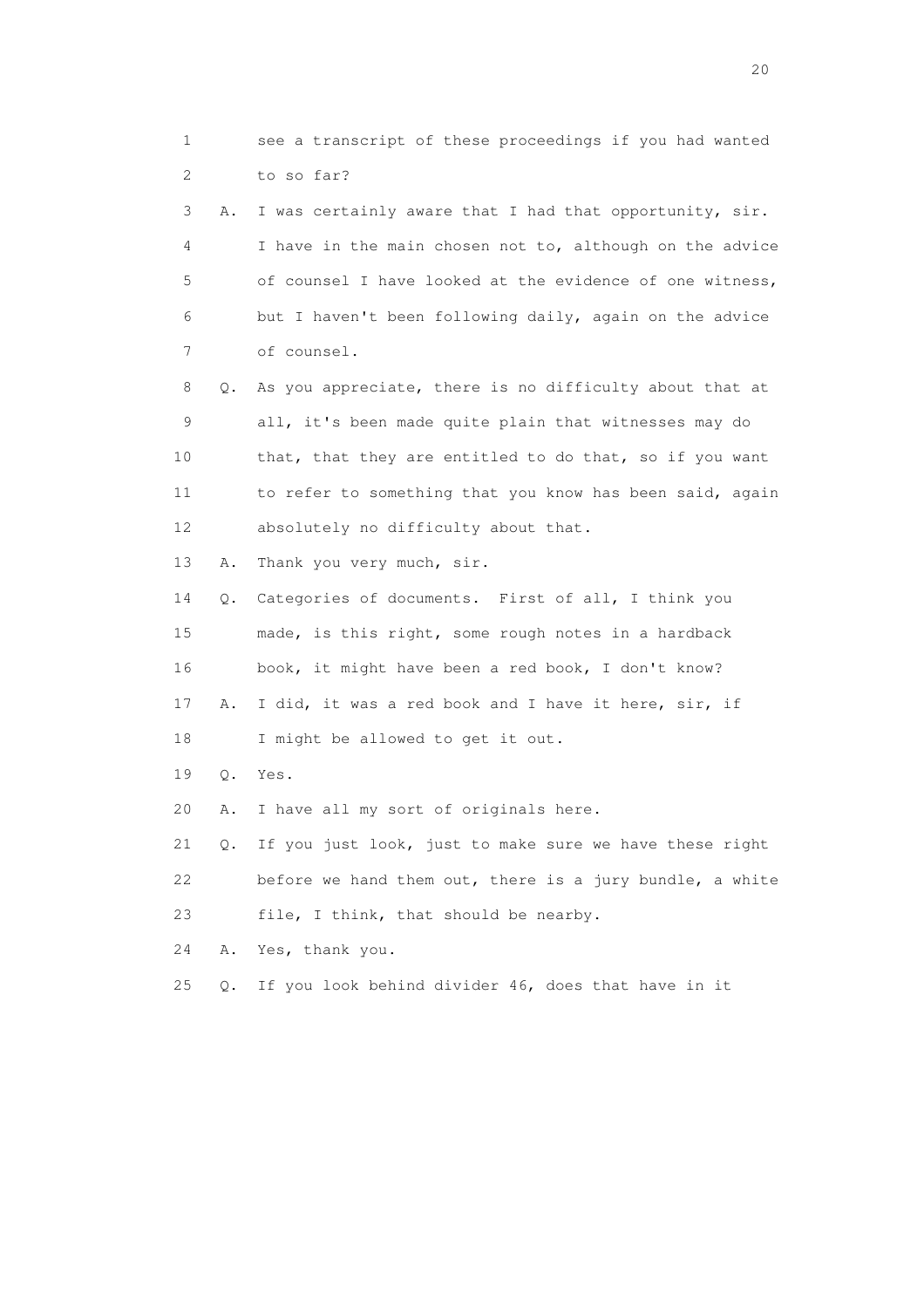1 see a transcript of these proceedings if you had wanted
2 to so far?

3 A. I was certainly aware that I had that opportunity, sir.
4 I have in the main chosen not to, although on the advice
5 of counsel I have looked at the evidence of one witness,
6 but I haven't been following daily, again on the advice
7 of counsel.

8 Q. As you appreciate, there is no difficulty about that at
9 all, it's been made quite plain that witnesses may do
10 that, that they are entitled to do that, so if you want
11 to refer to something that you know has been said, again
12 absolutely no difficulty about that.

13 A. Thank you very much, sir.

14 Q. Categories of documents. First of all, I think you
15 made, is this right, some rough notes in a hardback
16 book, it might have been a red book, I don't know?

17 A. I did, it was a red book and I have it here, sir, if
18 I might be allowed to get it out.

19 Q. Yes.

20 A. I have all my sort of originals here.

21 Q. If you just look, just to make sure we have these right
22 before we hand them out, there is a jury bundle, a white
23 file, I think, that should be nearby.

24 A. Yes, thank you.

25 Q. If you look behind divider 46, does that have in it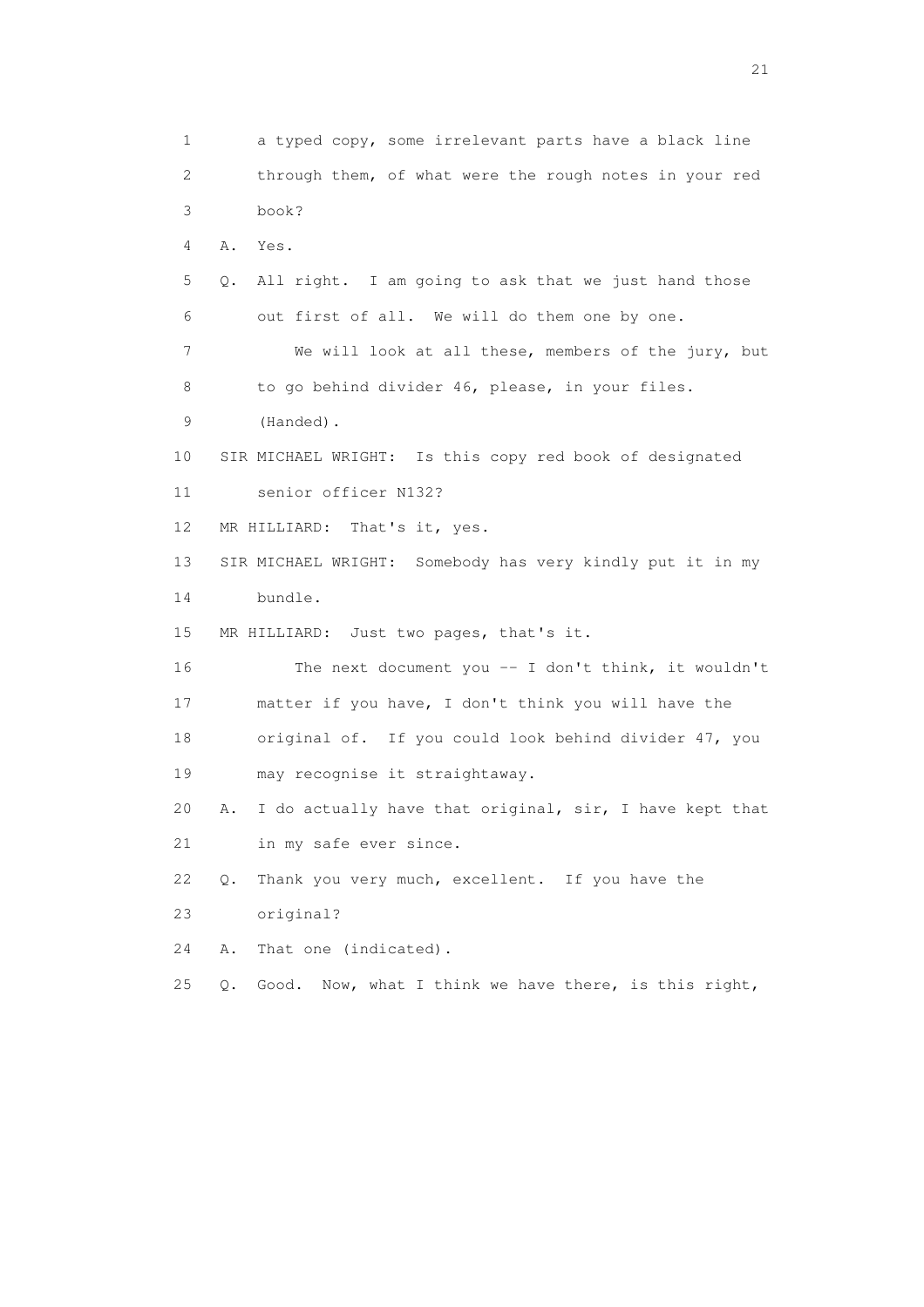1 a typed copy, some irrelevant parts have a black line
2 through them, of what were the rough notes in your red
3 book?

4 A. Yes.

5 Q. All right. I am going to ask that we just hand those
6 out first of all. We will do them one by one.

7 We will look at all these, members of the jury, but
8 to go behind divider 46, please, in your files.
9 (Handed).

10 SIR MICHAEL WRIGHT: Is this copy red book of designated
11 senior officer N132?

12 MR HILLIARD: That's it, yes.

13 SIR MICHAEL WRIGHT: Somebody has very kindly put it in my
14 bundle.

15 MR HILLIARD: Just two pages, that's it.

16 The next document you -- I don't think, it wouldn't
17 matter if you have, I don't think you will have the
18 original of. If you could look behind divider 47, you
19 may recognise it straightaway.

20 A. I do actually have that original, sir, I have kept that
21 in my safe ever since.

22 Q. Thank you very much, excellent. If you have the
23 original?

24 A. That one (indicated).

25 Q. Good. Now, what I think we have there, is this right,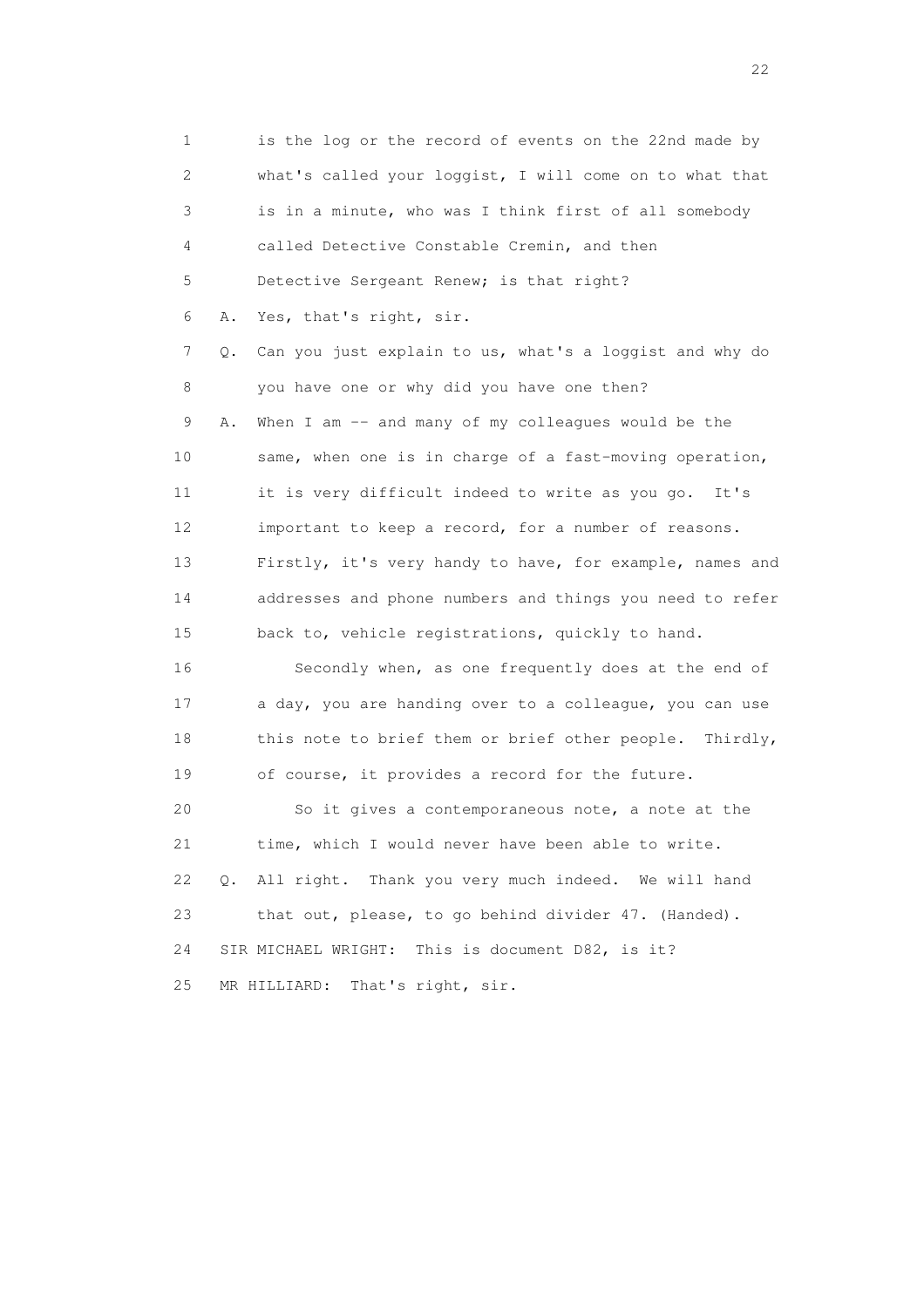1 is the log or the record of events on the 22nd made by
2 what's called your loggist, I will come on to what that
3 is in a minute, who was I think first of all somebody
4 called Detective Constable Cremin, and then
5 Detective Sergeant Renew; is that right?

6 A. Yes, that's right, sir.

7 Q. Can you just explain to us, what's a loggist and why do
8 you have one or why did you have one then?

9 A. When I am -- and many of my colleagues would be the
10 same, when one is in charge of a fast-moving operation,
11 it is very difficult indeed to write as you go. It's
12 important to keep a record, for a number of reasons.
13 Firstly, it's very handy to have, for example, names and
14 addresses and phone numbers and things you need to refer
15 back to, vehicle registrations, quickly to hand.

16 Secondly when, as one frequently does at the end of
17 a day, you are handing over to a colleague, you can use
18 this note to brief them or brief other people. Thirdly,
19 of course, it provides a record for the future.

20 So it gives a contemporaneous note, a note at the
21 time, which I would never have been able to write.

22 Q. All right. Thank you very much indeed. We will hand
23 that out, please, to go behind divider 47. (Handed).

24 SIR MICHAEL WRIGHT: This is document D82, is it?

25 MR HILLIARD: That's right, sir.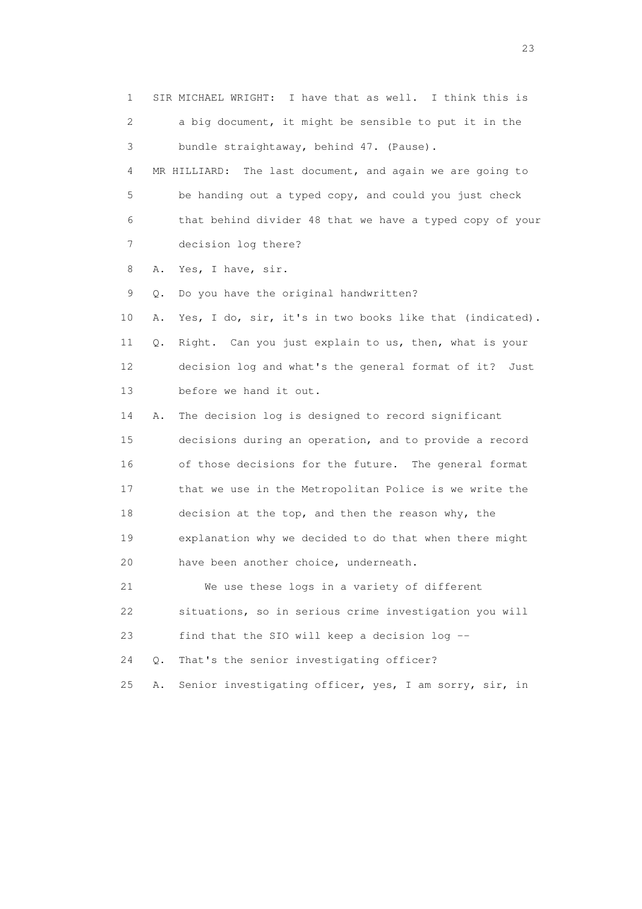1 SIR MICHAEL WRIGHT: I have that as well. I think this is
2 a big document, it might be sensible to put it in the
3 bundle straightaway, behind 47. (Pause).
4 MR HILLIARD: The last document, and again we are going to
5 be handing out a typed copy, and could you just check
6 that behind divider 48 that we have a typed copy of your
7 decision log there?
8 A. Yes, I have, sir.
9 Q. Do you have the original handwritten?
10 A. Yes, I do, sir, it's in two books like that (indicated).
11 Q. Right. Can you just explain to us, then, what is your
12 decision log and what's the general format of it? Just
13 before we hand it out.
14 A. The decision log is designed to record significant
15 decisions during an operation, and to provide a record
16 of those decisions for the future. The general format
17 that we use in the Metropolitan Police is we write the
18 decision at the top, and then the reason why, the
19 explanation why we decided to do that when there might
20 have been another choice, underneath.
21 We use these logs in a variety of different
22 situations, so in serious crime investigation you will
23 find that the SIO will keep a decision log --
24 Q. That's the senior investigating officer?
25 A. Senior investigating officer, yes, I am sorry, sir, in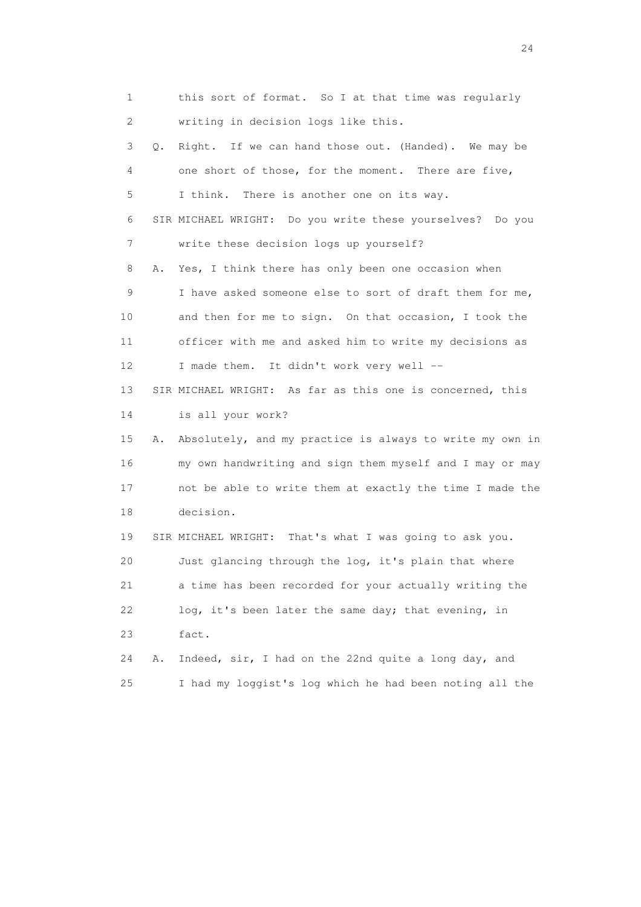1 this sort of format. So I at that time was regularly
2 writing in decision logs like this.
3 Q. Right. If we can hand those out. (Handed). We may be
4 one short of those, for the moment. There are five,
5 I think. There is another one on its way.
6 SIR MICHAEL WRIGHT: Do you write these yourselves? Do you
7 write these decision logs up yourself?
8 A. Yes, I think there has only been one occasion when
9 I have asked someone else to sort of draft them for me,
10 and then for me to sign. On that occasion, I took the
11 officer with me and asked him to write my decisions as
12 I made them. It didn't work very well --
13 SIR MICHAEL WRIGHT: As far as this one is concerned, this
14 is all your work?
15 A. Absolutely, and my practice is always to write my own in
16 my own handwriting and sign them myself and I may or may
17 not be able to write them at exactly the time I made the
18 decision.
19 SIR MICHAEL WRIGHT: That's what I was going to ask you.
20 Just glancing through the log, it's plain that where
21 a time has been recorded for your actually writing the
22 log, it's been later the same day; that evening, in
23 fact.
24 A. Indeed, sir, I had on the 22nd quite a long day, and
25 I had my loggist's log which he had been noting all the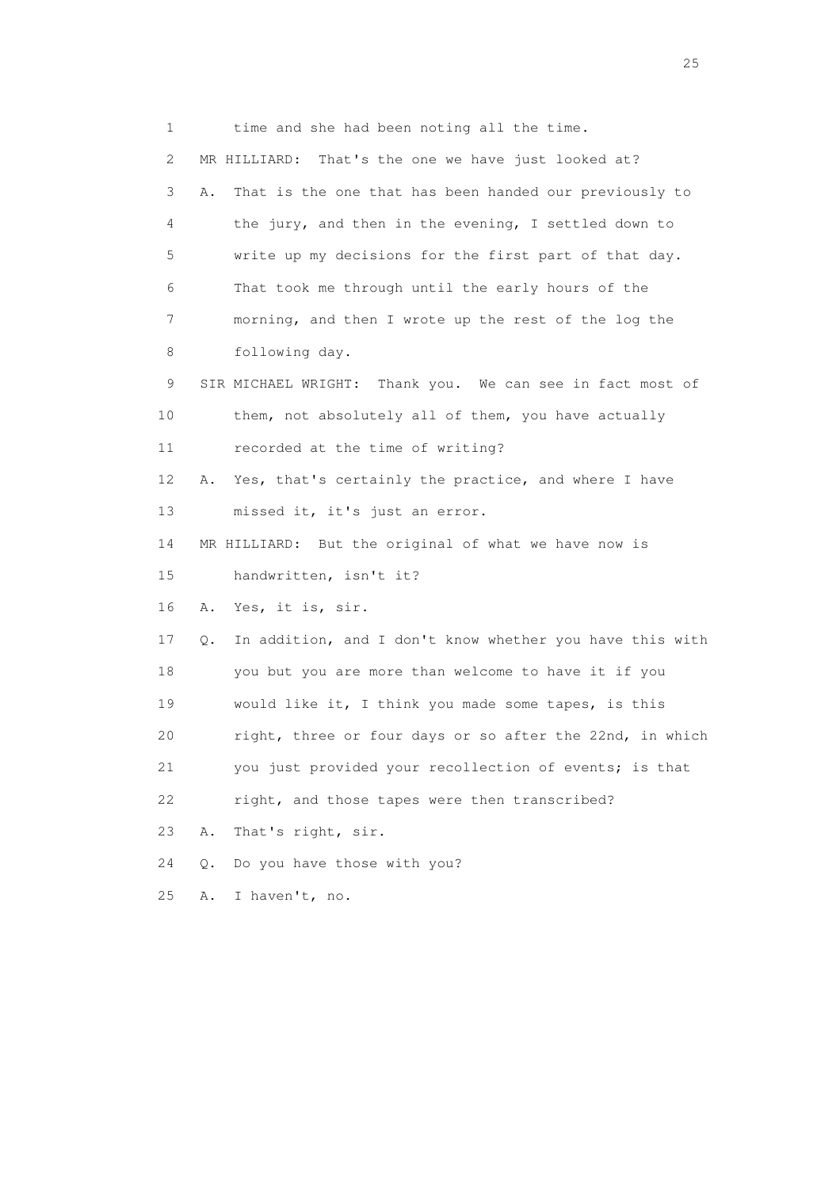1 time and she had been noting all the time.

2 MR HILLIARD: That's the one we have just looked at?

3 A. That is the one that has been handed our previously to

4 the jury, and then in the evening, I settled down to

5 write up my decisions for the first part of that day.

6 That took me through until the early hours of the

7 morning, and then I wrote up the rest of the log the

8 following day.

9 SIR MICHAEL WRIGHT: Thank you. We can see in fact most of

10 them, not absolutely all of them, you have actually

11 recorded at the time of writing?

12 A. Yes, that's certainly the practice, and where I have

13 missed it, it's just an error.

14 MR HILLIARD: But the original of what we have now is

15 handwritten, isn't it?

16 A. Yes, it is, sir.

17 Q. In addition, and I don't know whether you have this with

18 you but you are more than welcome to have it if you

19 would like it, I think you made some tapes, is this

20 right, three or four days or so after the 22nd, in which

21 you just provided your recollection of events; is that

22 right, and those tapes were then transcribed?

23 A. That's right, sir.

24 Q. Do you have those with you?

25 A. I haven't, no.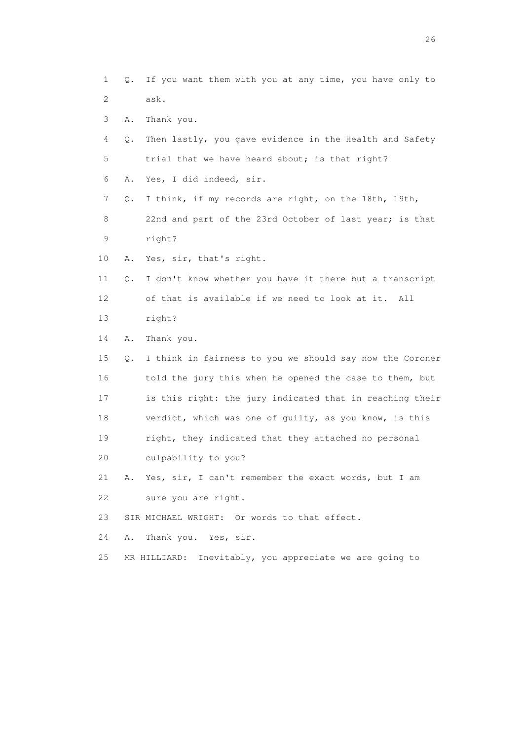1 Q. If you want them with you at any time, you have only to
2 ask.

3 A. Thank you.

4 Q. Then lastly, you gave evidence in the Health and Safety
5 trial that we have heard about; is that right?

6 A. Yes, I did indeed, sir.

7 Q. I think, if my records are right, on the 18th, 19th,
8 22nd and part of the 23rd October of last year; is that
9 right?

10 A. Yes, sir, that's right.

11 Q. I don't know whether you have it there but a transcript
12 of that is available if we need to look at it. All
13 right?

14 A. Thank you.

15 Q. I think in fairness to you we should say now the Coroner
16 told the jury this when he opened the case to them, but
17 is this right: the jury indicated that in reaching their
18 verdict, which was one of guilty, as you know, is this
19 right, they indicated that they attached no personal
20 culpability to you?

21 A. Yes, sir, I can't remember the exact words, but I am
22 sure you are right.

23 SIR MICHAEL WRIGHT: Or words to that effect.

24 A. Thank you. Yes, sir.

25 MR HILLIARD: Inevitably, you appreciate we are going to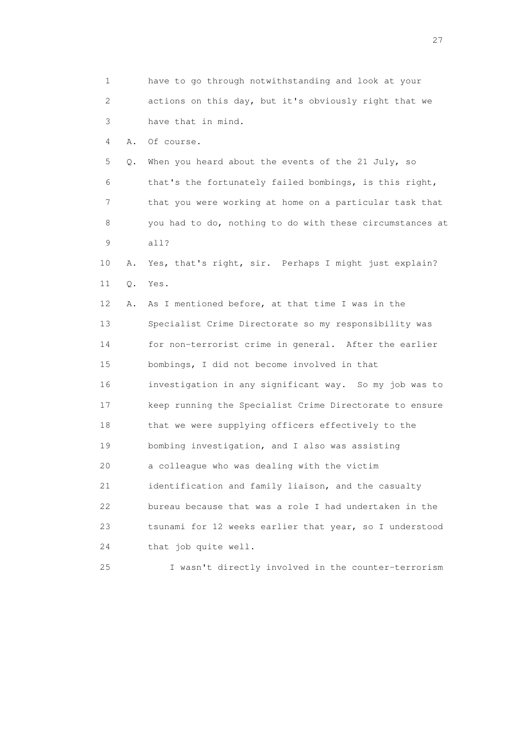1 have to go through notwithstanding and look at your
2 actions on this day, but it's obviously right that we
3 have that in mind.

4 A. Of course.

5 Q. When you heard about the events of the 21 July, so
6 that's the fortunately failed bombings, is this right,
7 that you were working at home on a particular task that
8 you had to do, nothing to do with these circumstances at
9 all?

10 A. Yes, that's right, sir. Perhaps I might just explain?

11 Q. Yes.

12 A. As I mentioned before, at that time I was in the
13 Specialist Crime Directorate so my responsibility was
14 for non-terrorist crime in general. After the earlier
15 bombings, I did not become involved in that
16 investigation in any significant way. So my job was to
17 keep running the Specialist Crime Directorate to ensure
18 that we were supplying officers effectively to the
19 bombing investigation, and I also was assisting
20 a colleague who was dealing with the victim
21 identification and family liaison, and the casualty
22 bureau because that was a role I had undertaken in the
23 tsunami for 12 weeks earlier that year, so I understood
24 that job quite well.

25 I wasn't directly involved in the counter-terrorism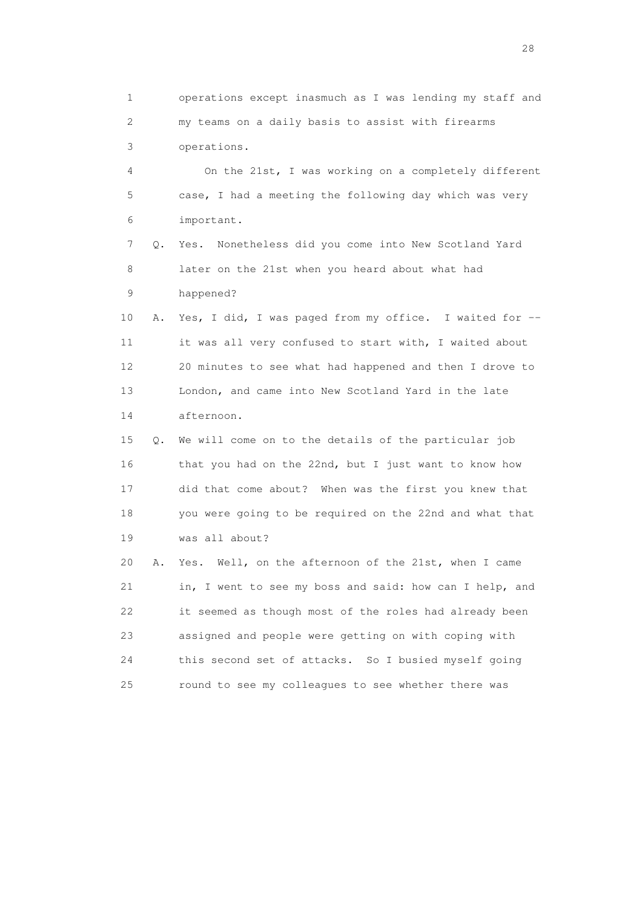1 operations except inasmuch as I was lending my staff and
2 my teams on a daily basis to assist with firearms
3 operations.

4 On the 21st, I was working on a completely different
5 case, I had a meeting the following day which was very
6 important.

7 Q. Yes. Nonetheless did you come into New Scotland Yard
8 later on the 21st when you heard about what had
9 happened?

10 A. Yes, I did, I was paged from my office. I waited for --
11 it was all very confused to start with, I waited about
12 20 minutes to see what had happened and then I drove to
13 London, and came into New Scotland Yard in the late
14 afternoon.

15 Q. We will come on to the details of the particular job
16 that you had on the 22nd, but I just want to know how
17 did that come about? When was the first you knew that
18 you were going to be required on the 22nd and what that
19 was all about?

20 A. Yes. Well, on the afternoon of the 21st, when I came
21 in, I went to see my boss and said: how can I help, and
22 it seemed as though most of the roles had already been
23 assigned and people were getting on with coping with
24 this second set of attacks. So I busied myself going
25 round to see my colleagues to see whether there was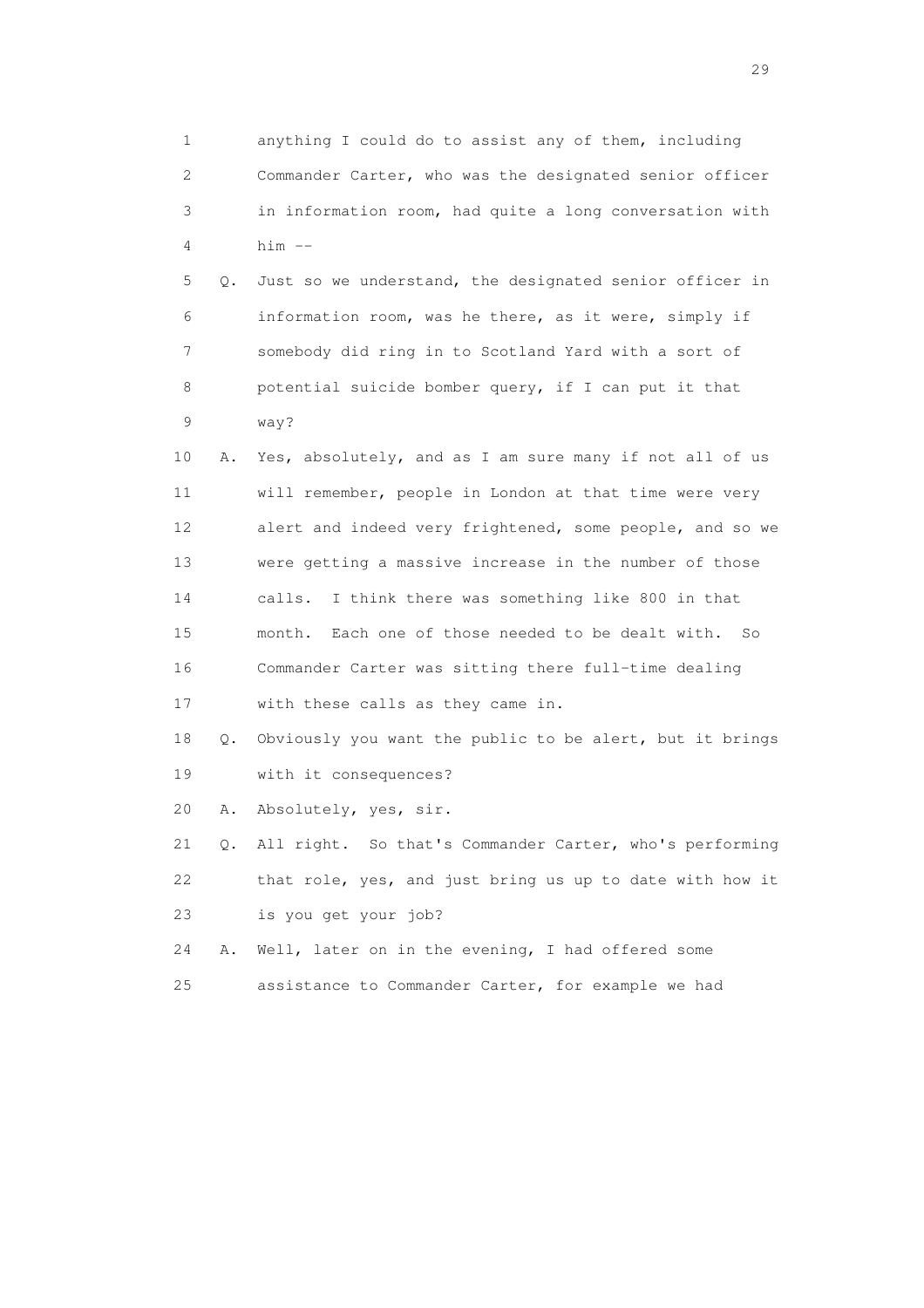1 anything I could do to assist any of them, including
2 Commander Carter, who was the designated senior officer
3 in information room, had quite a long conversation with
4 him --

5 Q. Just so we understand, the designated senior officer in
6 information room, was he there, as it were, simply if
7 somebody did ring in to Scotland Yard with a sort of
8 potential suicide bomber query, if I can put it that
9 way?

10 A. Yes, absolutely, and as I am sure many if not all of us
11 will remember, people in London at that time were very
12 alert and indeed very frightened, some people, and so we
13 were getting a massive increase in the number of those
14 calls. I think there was something like 800 in that
15 month. Each one of those needed to be dealt with. So
16 Commander Carter was sitting there full-time dealing
17 with these calls as they came in.

18 Q. Obviously you want the public to be alert, but it brings
19 with it consequences?

20 A. Absolutely, yes, sir.

21 Q. All right. So that's Commander Carter, who's performing
22 that role, yes, and just bring us up to date with how it
23 is you get your job?

24 A. Well, later on in the evening, I had offered some
25 assistance to Commander Carter, for example we had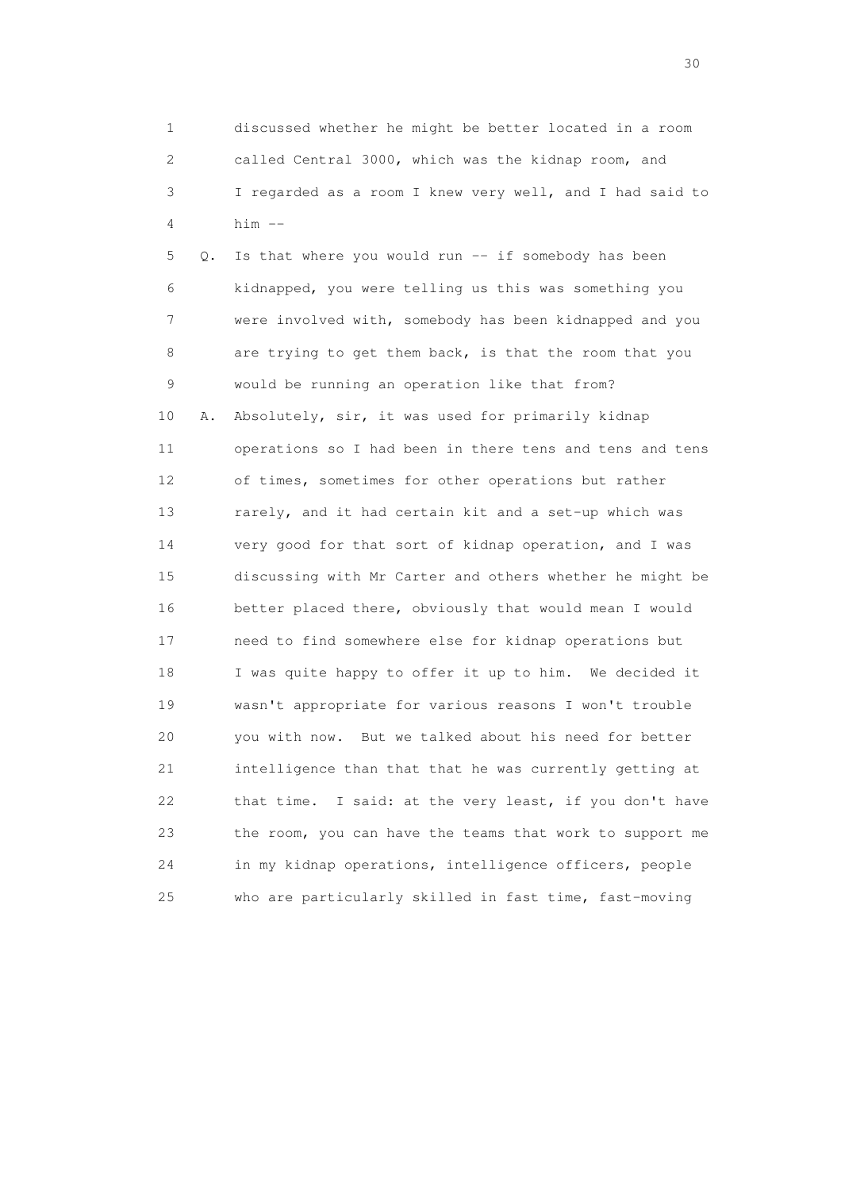1 discussed whether he might be better located in a room
2 called Central 3000, which was the kidnap room, and
3 I regarded as a room I knew very well, and I had said to
4 him --

5 Q. Is that where you would run -- if somebody has been
6 kidnapped, you were telling us this was something you
7 were involved with, somebody has been kidnapped and you
8 are trying to get them back, is that the room that you
9 would be running an operation like that from?

10 A. Absolutely, sir, it was used for primarily kidnap
11 operations so I had been in there tens and tens and tens
12 of times, sometimes for other operations but rather
13 rarely, and it had certain kit and a set-up which was
14 very good for that sort of kidnap operation, and I was
15 discussing with Mr Carter and others whether he might be
16 better placed there, obviously that would mean I would
17 need to find somewhere else for kidnap operations but
18 I was quite happy to offer it up to him. We decided it
19 wasn't appropriate for various reasons I won't trouble
20 you with now. But we talked about his need for better
21 intelligence than that that he was currently getting at
22 that time. I said: at the very least, if you don't have
23 the room, you can have the teams that work to support me
24 in my kidnap operations, intelligence officers, people
25 who are particularly skilled in fast time, fast-moving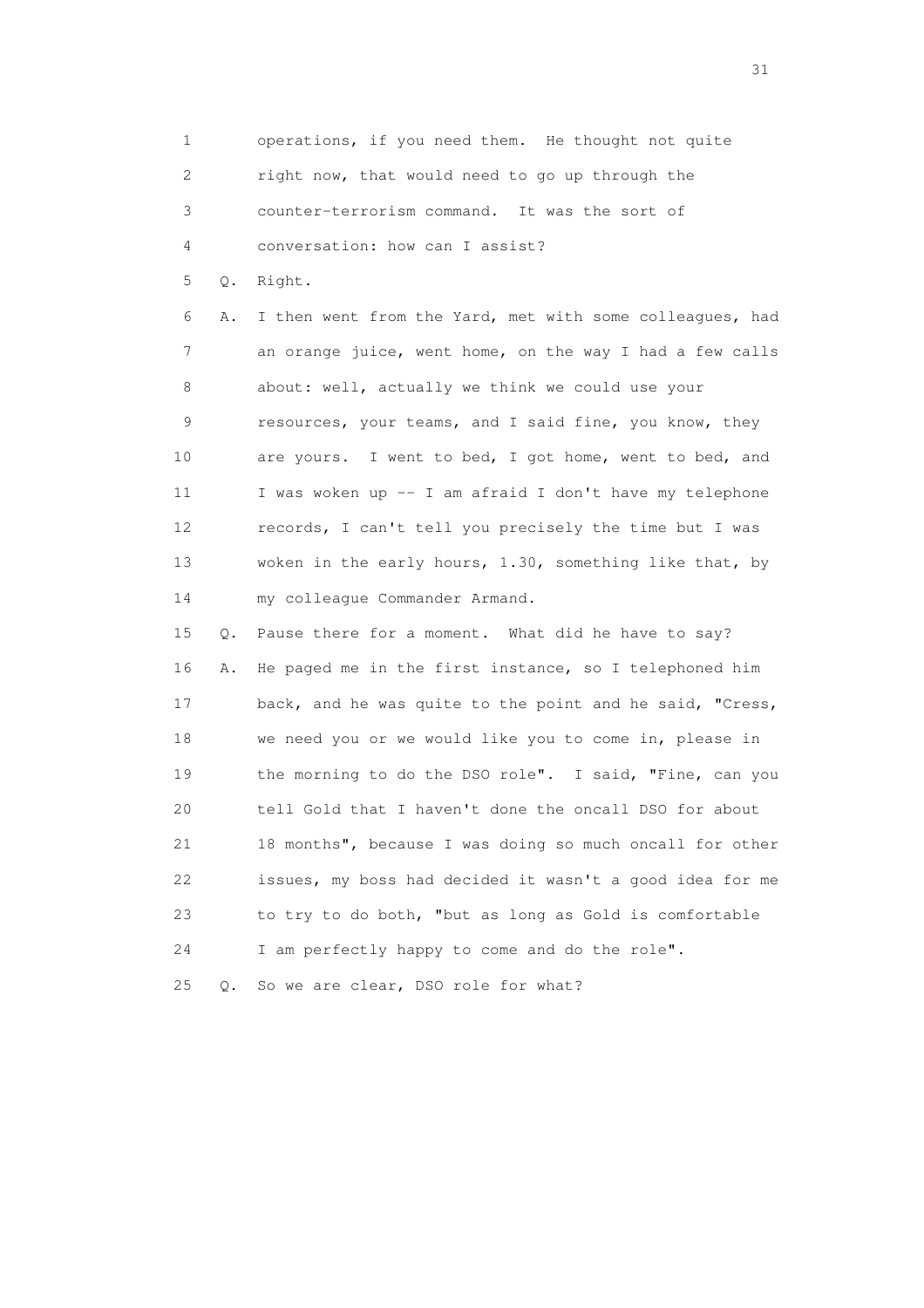1 operations, if you need them. He thought not quite
2 right now, that would need to go up through the
3 counter-terrorism command. It was the sort of
4 conversation: how can I assist?

5 Q. Right.

6 A. I then went from the Yard, met with some colleagues, had
7 an orange juice, went home, on the way I had a few calls
8 about: well, actually we think we could use your
9 resources, your teams, and I said fine, you know, they
10 are yours. I went to bed, I got home, went to bed, and
11 I was woken up -- I am afraid I don't have my telephone
12 records, I can't tell you precisely the time but I was
13 woken in the early hours, 1.30, something like that, by
14 my colleague Commander Armand.

15 Q. Pause there for a moment. What did he have to say?

16 A. He paged me in the first instance, so I telephoned him
17 back, and he was quite to the point and he said, "Cress,
18 we need you or we would like you to come in, please in
19 the morning to do the DSO role". I said, "Fine, can you
20 tell Gold that I haven't done the oncall DSO for about
21 18 months", because I was doing so much oncall for other
22 issues, my boss had decided it wasn't a good idea for me
23 to try to do both, "but as long as Gold is comfortable
24 I am perfectly happy to come and do the role".

25 Q. So we are clear, DSO role for what?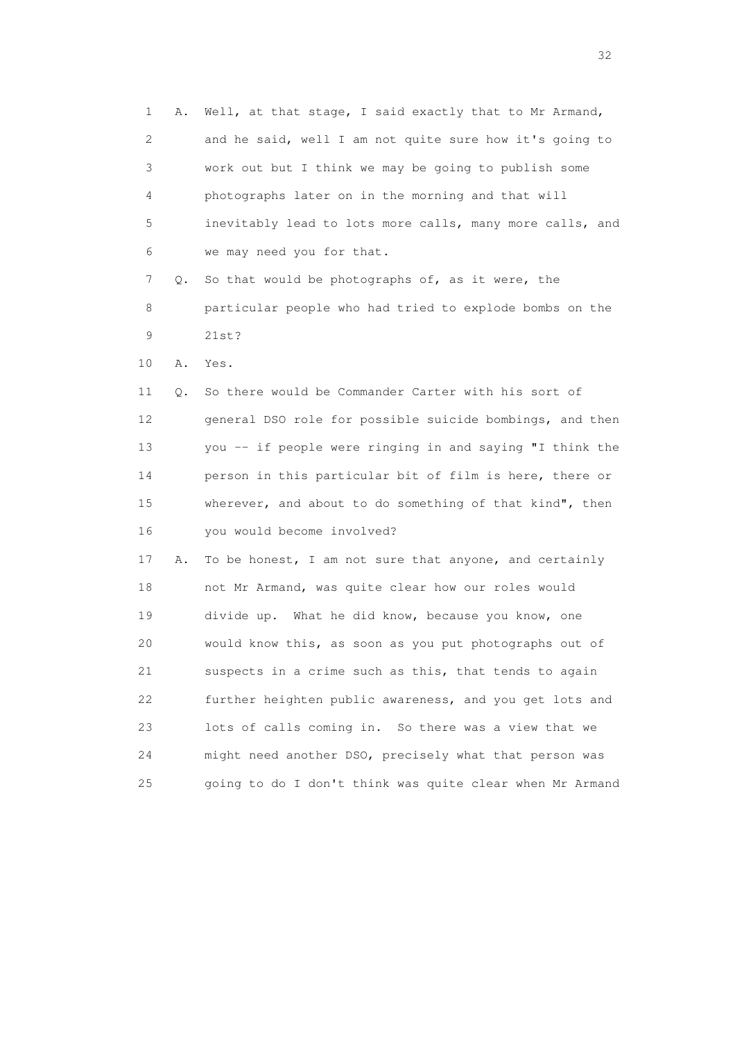1 A. Well, at that stage, I said exactly that to Mr Armand,
2 and he said, well I am not quite sure how it's going to
3 work out but I think we may be going to publish some
4 photographs later on in the morning and that will
5 inevitably lead to lots more calls, many more calls, and
6 we may need you for that.

7 Q. So that would be photographs of, as it were, the
8 particular people who had tried to explode bombs on the
9 21st?

10 A. Yes.

11 Q. So there would be Commander Carter with his sort of
12 general DSO role for possible suicide bombings, and then
13 you -- if people were ringing in and saying "I think the
14 person in this particular bit of film is here, there or
15 wherever, and about to do something of that kind", then
16 you would become involved?

17 A. To be honest, I am not sure that anyone, and certainly
18 not Mr Armand, was quite clear how our roles would
19 divide up. What he did know, because you know, one
20 would know this, as soon as you put photographs out of
21 suspects in a crime such as this, that tends to again
22 further heighten public awareness, and you get lots and
23 lots of calls coming in. So there was a view that we
24 might need another DSO, precisely what that person was
25 going to do I don't think was quite clear when Mr Armand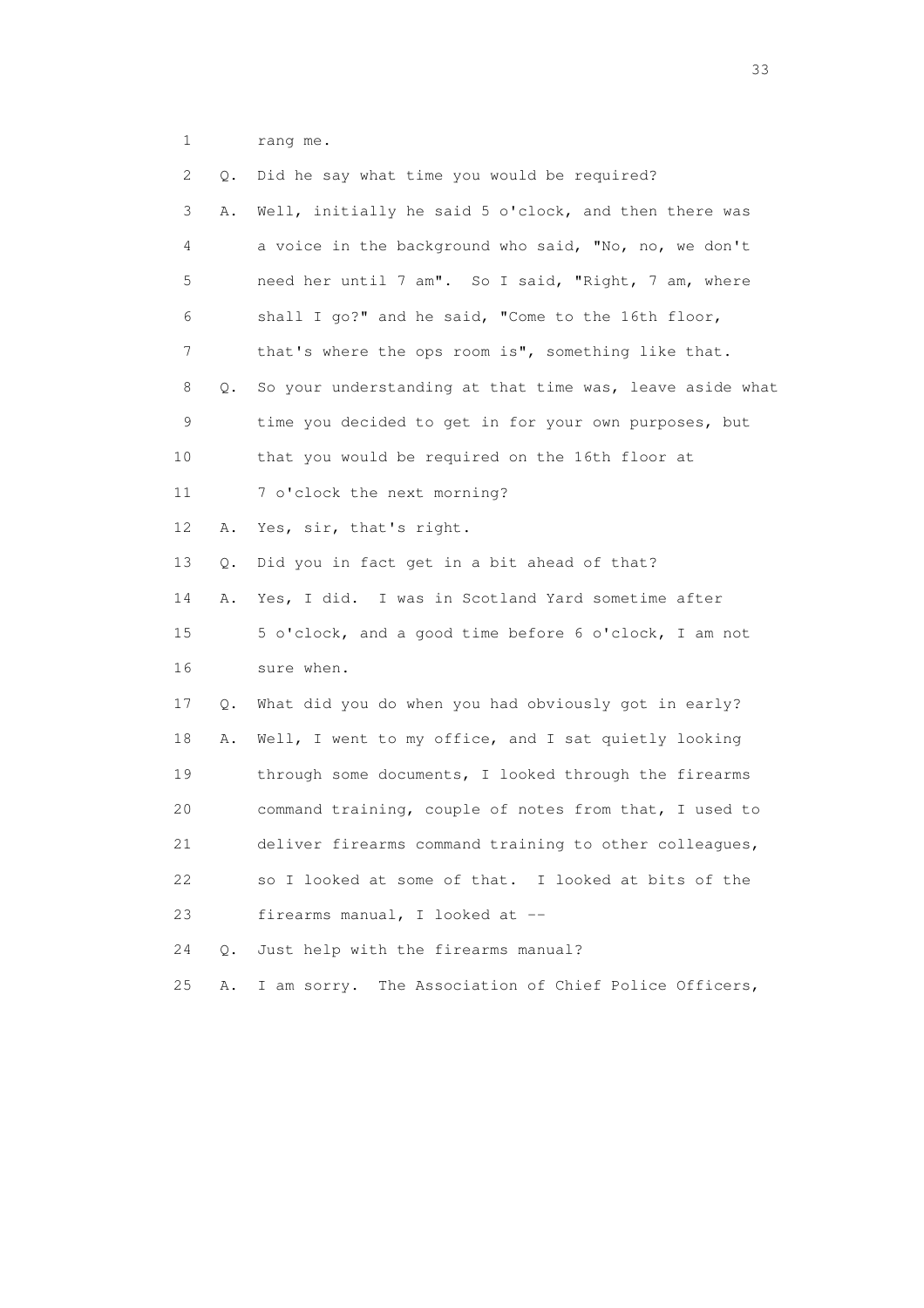1 rang me.

2 Q. Did he say what time you would be required?

3 A. Well, initially he said 5 o'clock, and then there was

4 a voice in the background who said, "No, no, we don't

5 need her until 7 am". So I said, "Right, 7 am, where

6 shall I go?" and he said, "Come to the 16th floor,

7 that's where the ops room is", something like that.

8 Q. So your understanding at that time was, leave aside what

9 time you decided to get in for your own purposes, but

10 that you would be required on the 16th floor at

11 7 o'clock the next morning?

12 A. Yes, sir, that's right.

13 Q. Did you in fact get in a bit ahead of that?

14 A. Yes, I did. I was in Scotland Yard sometime after

15 5 o'clock, and a good time before 6 o'clock, I am not

16 sure when.

17 Q. What did you do when you had obviously got in early?

18 A. Well, I went to my office, and I sat quietly looking

19 through some documents, I looked through the firearms

20 command training, couple of notes from that, I used to

21 deliver firearms command training to other colleagues,

22 so I looked at some of that. I looked at bits of the

23 firearms manual, I looked at --

24 Q. Just help with the firearms manual?

25 A. I am sorry. The Association of Chief Police Officers,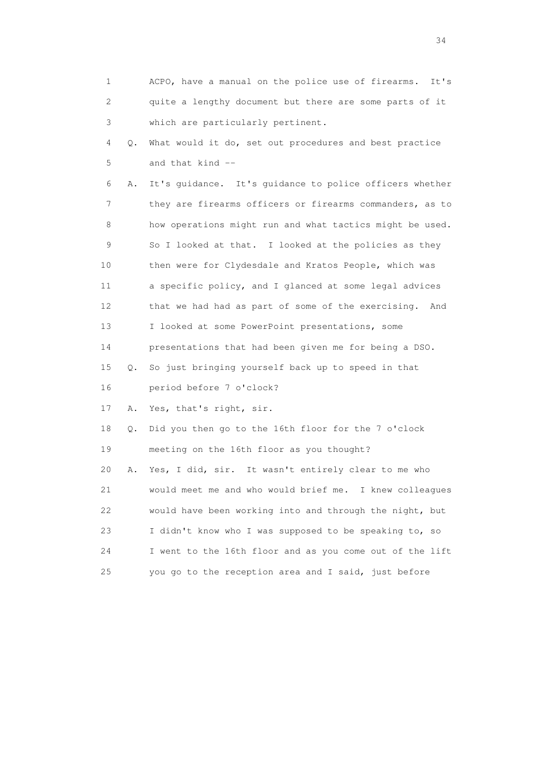1 ACPO, have a manual on the police use of firearms. It's
2 quite a lengthy document but there are some parts of it
3 which are particularly pertinent.

4 Q. What would it do, set out procedures and best practice
5 and that kind --

6 A. It's guidance. It's guidance to police officers whether
7 they are firearms officers or firearms commanders, as to
8 how operations might run and what tactics might be used.
9 So I looked at that. I looked at the policies as they
10 then were for Clydesdale and Kratos People, which was
11 a specific policy, and I glanced at some legal advices
12 that we had had as part of some of the exercising. And
13 I looked at some PowerPoint presentations, some
14 presentations that had been given me for being a DSO.

15 Q. So just bringing yourself back up to speed in that
16 period before 7 o'clock?

17 A. Yes, that's right, sir.

18 Q. Did you then go to the 16th floor for the 7 o'clock
19 meeting on the 16th floor as you thought?

20 A. Yes, I did, sir. It wasn't entirely clear to me who
21 would meet me and who would brief me. I knew colleagues
22 would have been working into and through the night, but
23 I didn't know who I was supposed to be speaking to, so
24 I went to the 16th floor and as you come out of the lift
25 you go to the reception area and I said, just before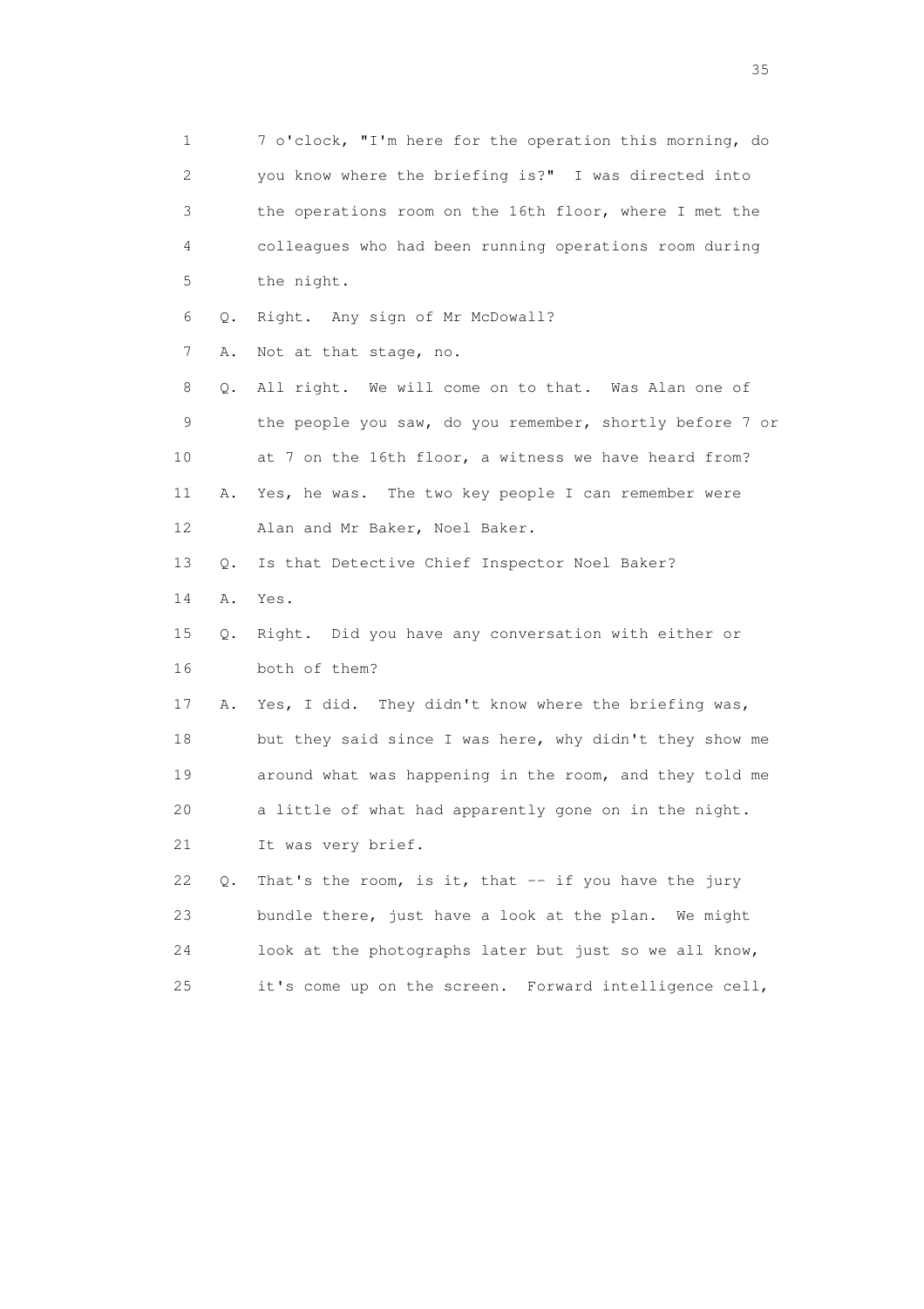1 7 o'clock, "I'm here for the operation this morning, do
2 you know where the briefing is?" I was directed into
3 the operations room on the 16th floor, where I met the
4 colleagues who had been running operations room during
5 the night.

6 Q. Right. Any sign of Mr McDowall?

7 A. Not at that stage, no.

8 Q. All right. We will come on to that. Was Alan one of
9 the people you saw, do you remember, shortly before 7 or
10 at 7 on the 16th floor, a witness we have heard from?

11 A. Yes, he was. The two key people I can remember were
12 Alan and Mr Baker, Noel Baker.

13 Q. Is that Detective Chief Inspector Noel Baker?

14 A. Yes.

15 Q. Right. Did you have any conversation with either or
16 both of them?

17 A. Yes, I did. They didn't know where the briefing was,
18 but they said since I was here, why didn't they show me
19 around what was happening in the room, and they told me
20 a little of what had apparently gone on in the night.
21 It was very brief.

22 Q. That's the room, is it, that -- if you have the jury
23 bundle there, just have a look at the plan. We might
24 look at the photographs later but just so we all know,
25 it's come up on the screen. Forward intelligence cell,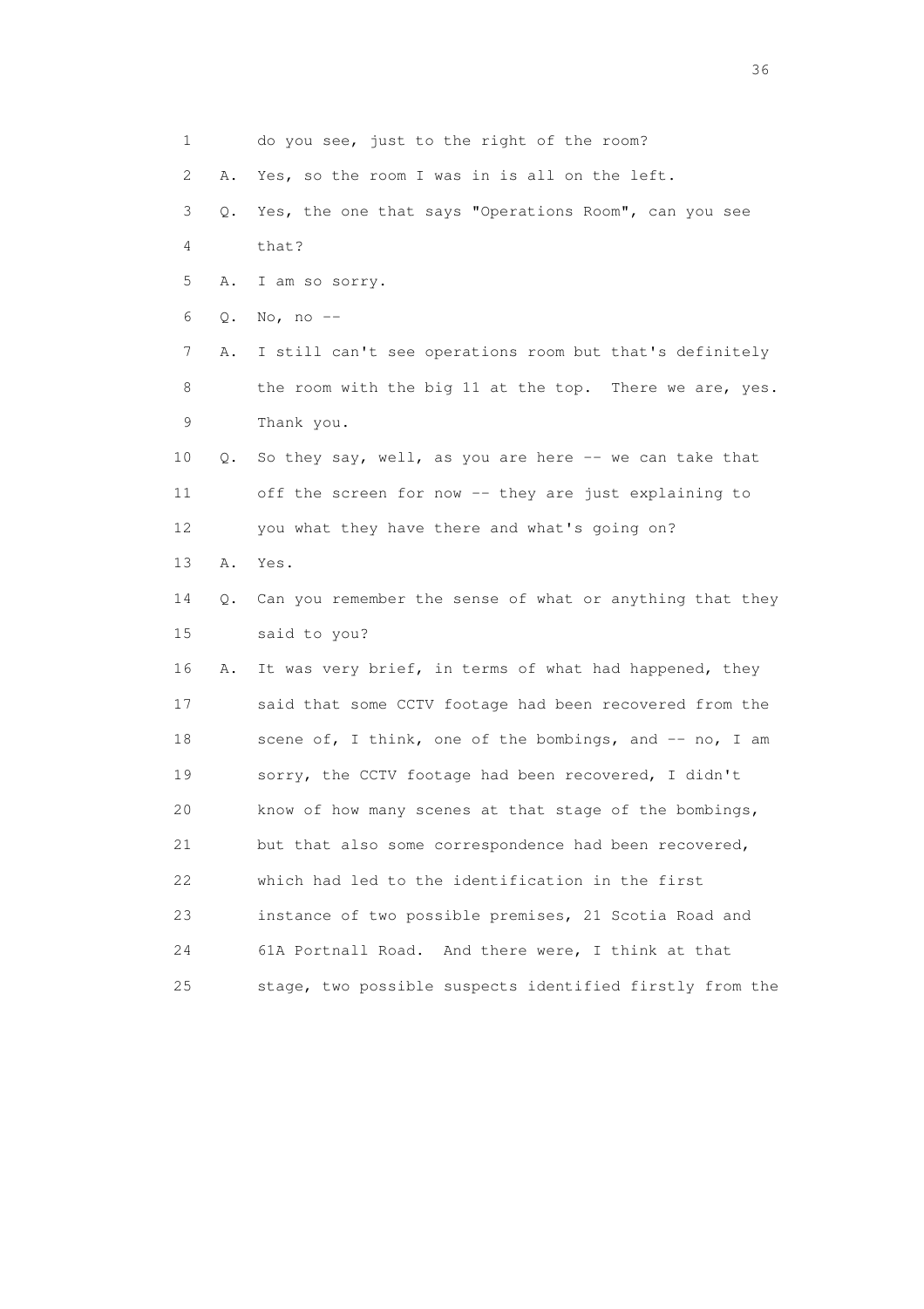1 do you see, just to the right of the room?

2 A. Yes, so the room I was in is all on the left.

3 Q. Yes, the one that says "Operations Room", can you see

4 that?

5 A. I am so sorry.

6 Q. No, no --

7 A. I still can't see operations room but that's definitely

8 the room with the big 11 at the top. There we are, yes.

9 Thank you.

10 Q. So they say, well, as you are here -- we can take that

11 off the screen for now -- they are just explaining to

12 you what they have there and what's going on?

13 A. Yes.

14 Q. Can you remember the sense of what or anything that they

15 said to you?

16 A. It was very brief, in terms of what had happened, they

17 said that some CCTV footage had been recovered from the

18 scene of, I think, one of the bombings, and -- no, I am

19 sorry, the CCTV footage had been recovered, I didn't

20 know of how many scenes at that stage of the bombings,

21 but that also some correspondence had been recovered,

22 which had led to the identification in the first

23 instance of two possible premises, 21 Scotia Road and

24 61A Portnall Road. And there were, I think at that

25 stage, two possible suspects identified firstly from the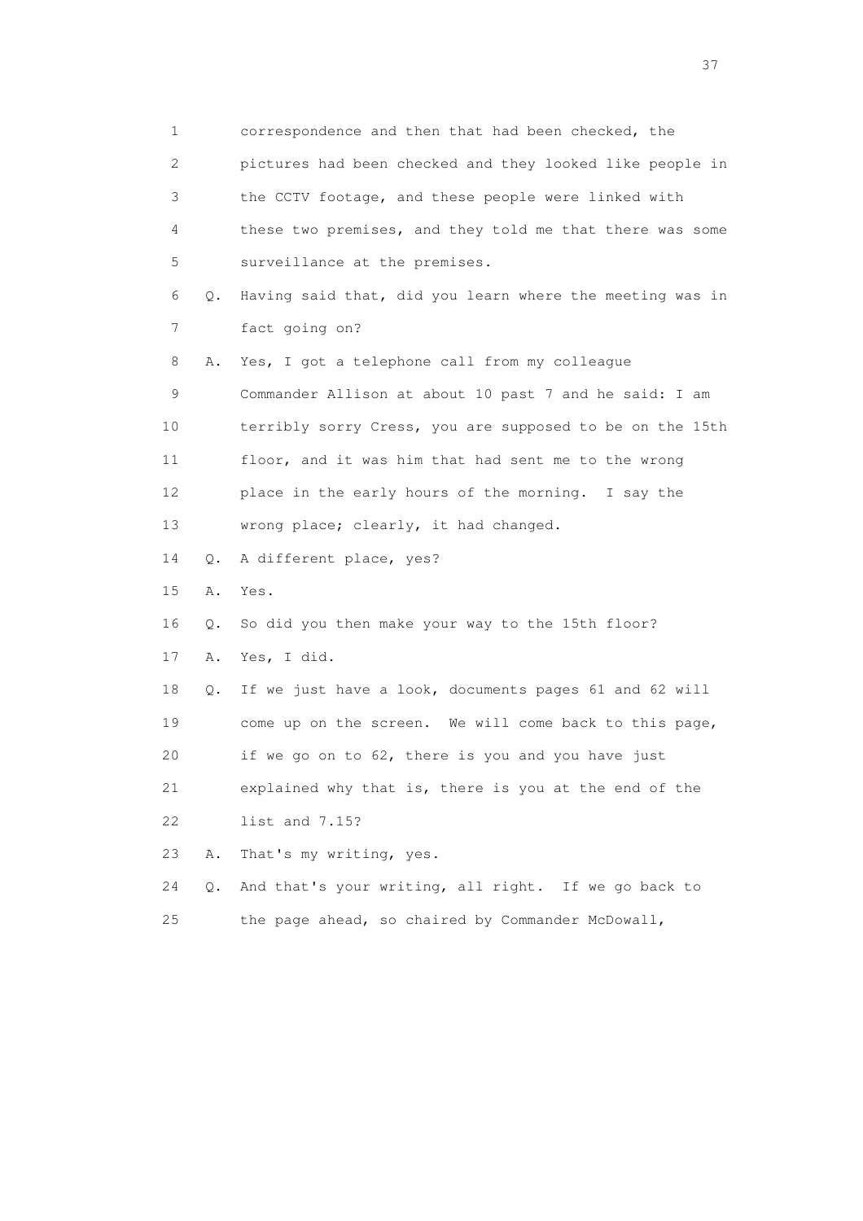1 correspondence and then that had been checked, the
2 pictures had been checked and they looked like people in
3 the CCTV footage, and these people were linked with
4 these two premises, and they told me that there was some
5 surveillance at the premises.

6 Q. Having said that, did you learn where the meeting was in
7 fact going on?

8 A. Yes, I got a telephone call from my colleague
9 Commander Allison at about 10 past 7 and he said: I am
10 terribly sorry Cress, you are supposed to be on the 15th
11 floor, and it was him that had sent me to the wrong
12 place in the early hours of the morning. I say the
13 wrong place; clearly, it had changed.

14 Q. A different place, yes?

15 A. Yes.

16 Q. So did you then make your way to the 15th floor?

17 A. Yes, I did.

18 Q. If we just have a look, documents pages 61 and 62 will
19 come up on the screen. We will come back to this page,
20 if we go on to 62, there is you and you have just
21 explained why that is, there is you at the end of the
22 list and 7.15?

23 A. That's my writing, yes.

24 Q. And that's your writing, all right. If we go back to
25 the page ahead, so chaired by Commander McDowall,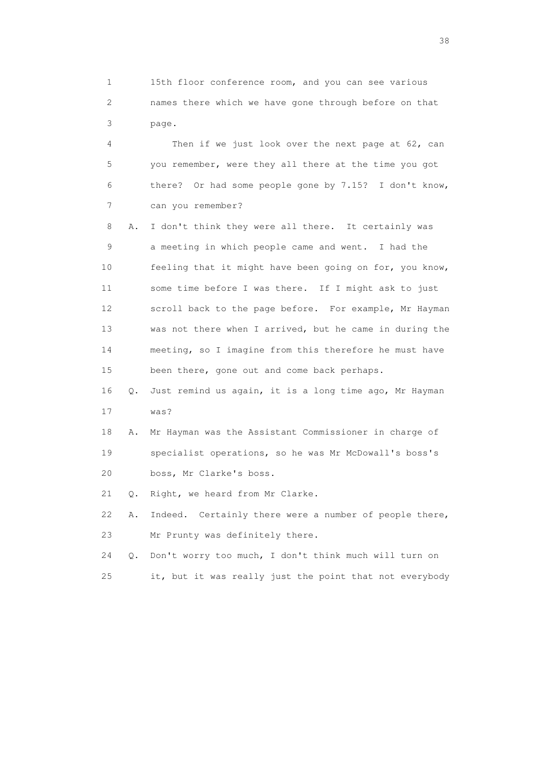1 15th floor conference room, and you can see various
2 names there which we have gone through before on that
3 page.

4 Then if we just look over the next page at 62, can
5 you remember, were they all there at the time you got
6 there? Or had some people gone by 7.15? I don't know,
7 can you remember?

8 A. I don't think they were all there. It certainly was
9 a meeting in which people came and went. I had the
10 feeling that it might have been going on for, you know,
11 some time before I was there. If I might ask to just
12 scroll back to the page before. For example, Mr Hayman
13 was not there when I arrived, but he came in during the
14 meeting, so I imagine from this therefore he must have
15 been there, gone out and come back perhaps.

16 Q. Just remind us again, it is a long time ago, Mr Hayman
17 was?

18 A. Mr Hayman was the Assistant Commissioner in charge of
19 specialist operations, so he was Mr McDowall's boss's
20 boss, Mr Clarke's boss.

21 Q. Right, we heard from Mr Clarke.

22 A. Indeed. Certainly there were a number of people there,
23 Mr Prunty was definitely there.

24 Q. Don't worry too much, I don't think much will turn on
25 it, but it was really just the point that not everybody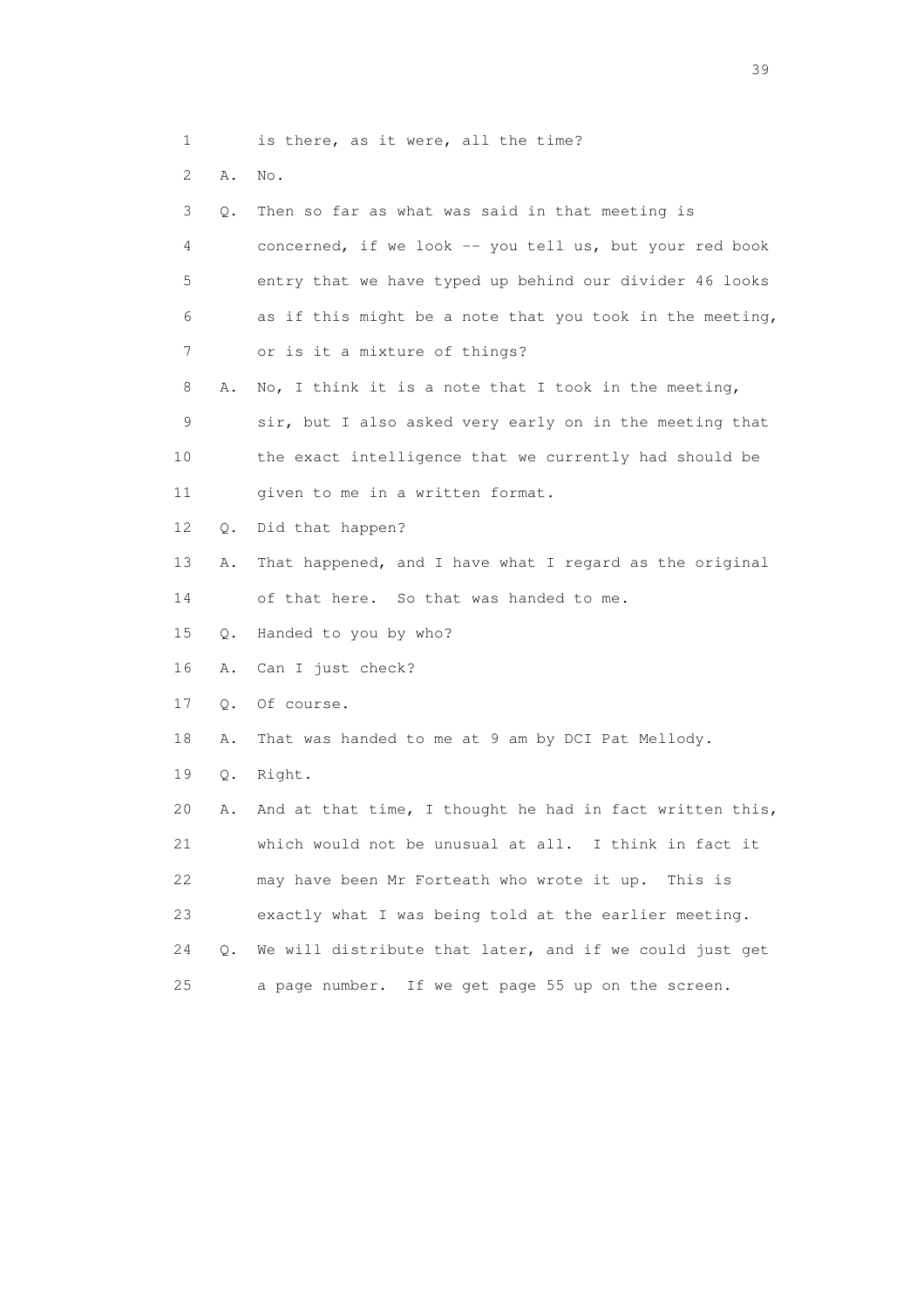1 is there, as it were, all the time?

2 A. No.

3 Q. Then so far as what was said in that meeting is

4 concerned, if we look -- you tell us, but your red book

5 entry that we have typed up behind our divider 46 looks

6 as if this might be a note that you took in the meeting,

7 or is it a mixture of things?

8 A. No, I think it is a note that I took in the meeting,

9 sir, but I also asked very early on in the meeting that

10 the exact intelligence that we currently had should be

11 given to me in a written format.

12 Q. Did that happen?

13 A. That happened, and I have what I regard as the original

14 of that here. So that was handed to me.

15 Q. Handed to you by who?

16 A. Can I just check?

17 Q. Of course.

18 A. That was handed to me at 9 am by DCI Pat Mellody.

19 Q. Right.

20 A. And at that time, I thought he had in fact written this,

21 which would not be unusual at all. I think in fact it

22 may have been Mr Forteath who wrote it up. This is

23 exactly what I was being told at the earlier meeting.

24 Q. We will distribute that later, and if we could just get

25 a page number. If we get page 55 up on the screen.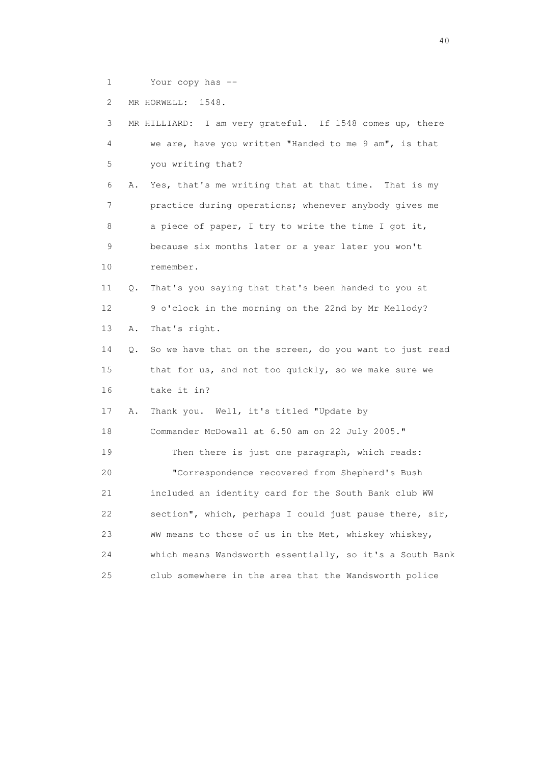1 Your copy has --

2 MR HORWELL: 1548.

3 MR HILLIARD: I am very grateful. If 1548 comes up, there

4 we are, have you written "Handed to me 9 am", is that

5 you writing that?

6 A. Yes, that's me writing that at that time. That is my

7 practice during operations; whenever anybody gives me

8 a piece of paper, I try to write the time I got it,

9 because six months later or a year later you won't

10 remember.

11 Q. That's you saying that that's been handed to you at

12 9 o'clock in the morning on the 22nd by Mr Mellody?

13 A. That's right.

14 Q. So we have that on the screen, do you want to just read

15 that for us, and not too quickly, so we make sure we

16 take it in?

17 A. Thank you. Well, it's titled "Update by

18 Commander McDowall at 6.50 am on 22 July 2005."

19 Then there is just one paragraph, which reads:

20 "Correspondence recovered from Shepherd's Bush

21 included an identity card for the South Bank club WW

22 section", which, perhaps I could just pause there, sir,

23 WW means to those of us in the Met, whiskey whiskey,

24 which means Wandsworth essentially, so it's a South Bank

25 club somewhere in the area that the Wandsworth police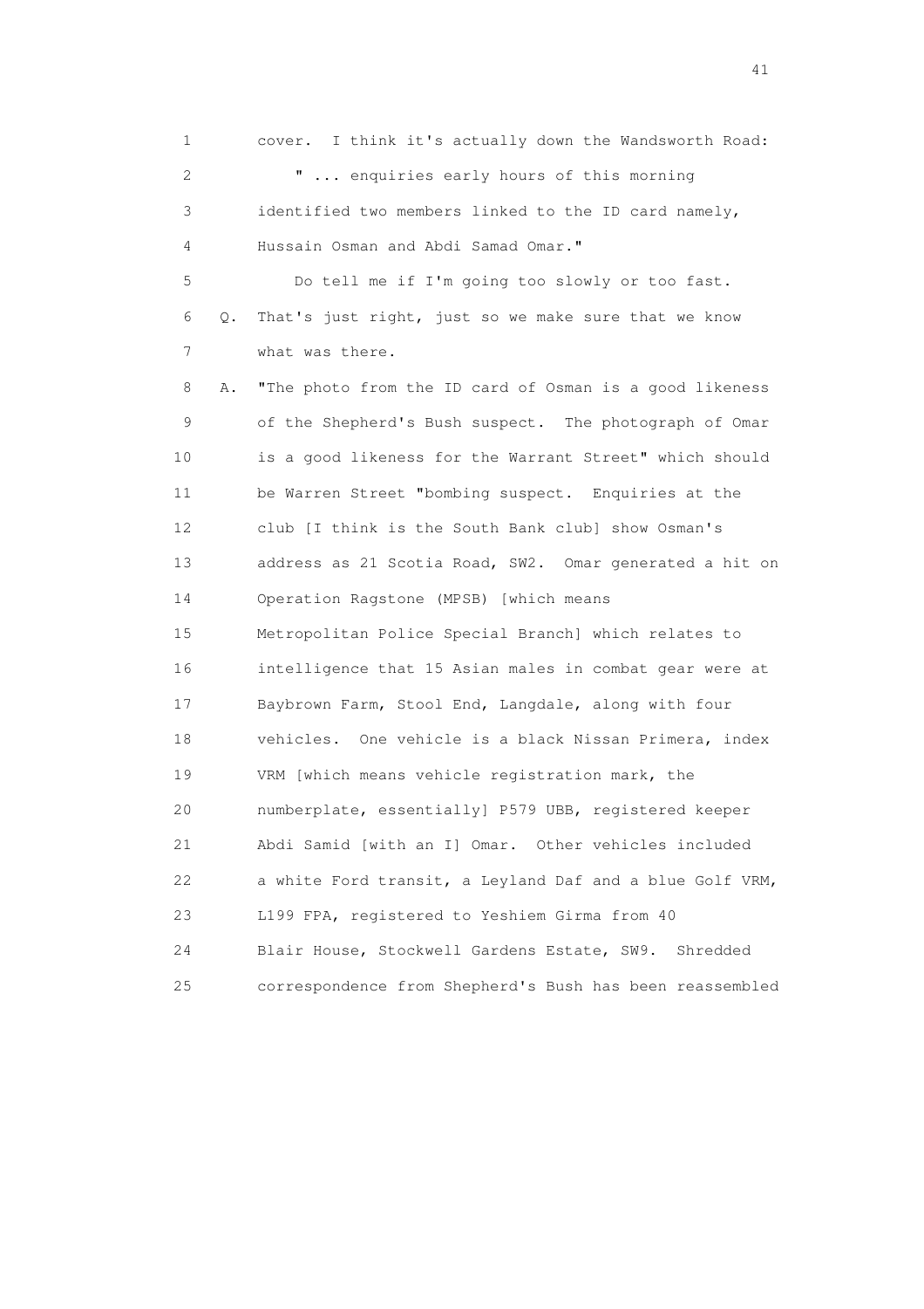1 cover. I think it's actually down the Wandsworth Road:

2 " ... enquiries early hours of this morning

3 identified two members linked to the ID card namely,

4 Hussain Osman and Abdi Samad Omar."

5 Do tell me if I'm going too slowly or too fast.

6 Q. That's just right, just so we make sure that we know

7 what was there.

8 A. "The photo from the ID card of Osman is a good likeness

9 of the Shepherd's Bush suspect. The photograph of Omar

10 is a good likeness for the Warrant Street" which should

11 be Warren Street "bombing suspect. Enquiries at the

12 club [I think is the South Bank club] show Osman's

13 address as 21 Scotia Road, SW2. Omar generated a hit on

14 Operation Ragstone (MPSB) [which means

15 Metropolitan Police Special Branch] which relates to

16 intelligence that 15 Asian males in combat gear were at

17 Baybrown Farm, Stool End, Langdale, along with four

18 vehicles. One vehicle is a black Nissan Primera, index

19 VRM [which means vehicle registration mark, the

20 numberplate, essentially] P579 UBB, registered keeper

21 Abdi Samid [with an I] Omar. Other vehicles included

22 a white Ford transit, a Leyland Daf and a blue Golf VRM,

23 L199 FPA, registered to Yeshiem Girma from 40

24 Blair House, Stockwell Gardens Estate, SW9. Shredded

25 correspondence from Shepherd's Bush has been reassembled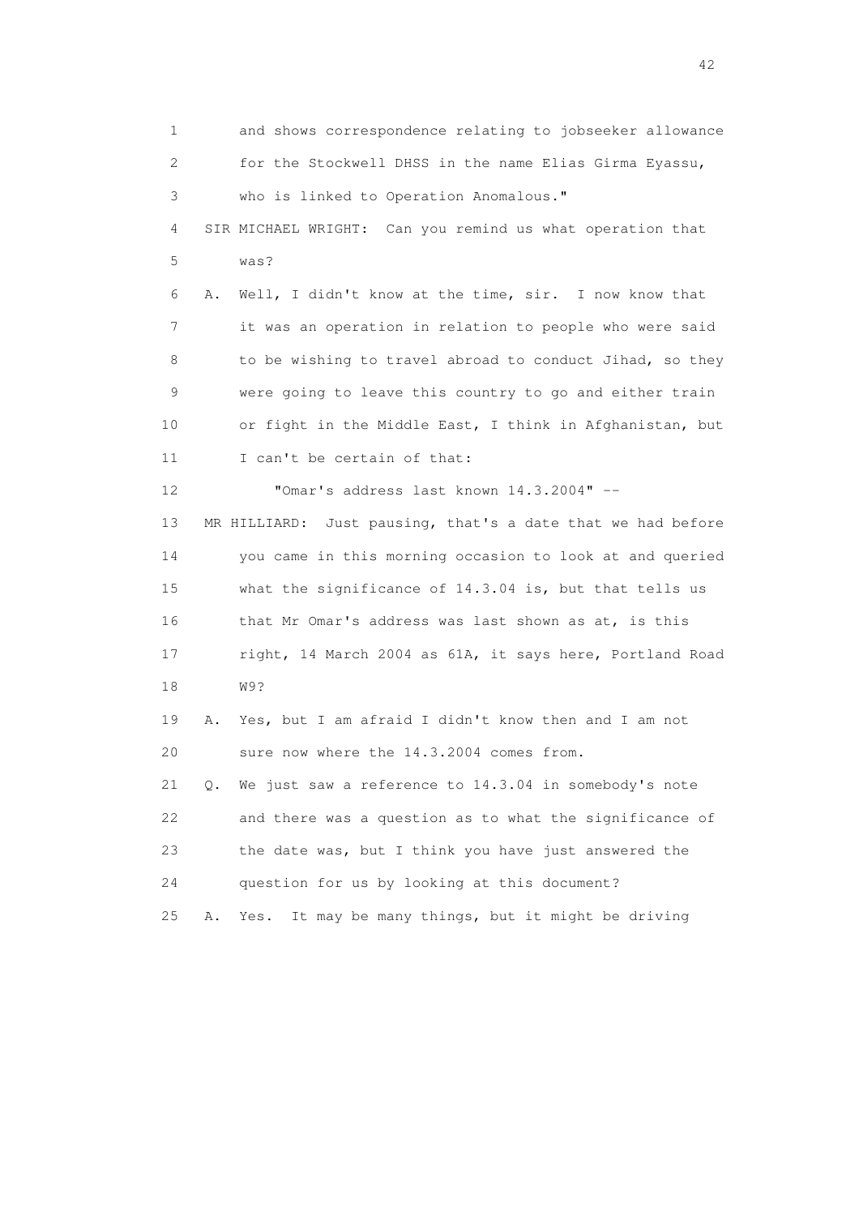1 and shows correspondence relating to jobseeker allowance
2 for the Stockwell DHSS in the name Elias Girma Eyassu,
3 who is linked to Operation Anomalous."
4 SIR MICHAEL WRIGHT: Can you remind us what operation that
5 was?
6 A. Well, I didn't know at the time, sir. I now know that
7 it was an operation in relation to people who were said
8 to be wishing to travel abroad to conduct Jihad, so they
9 were going to leave this country to go and either train
10 or fight in the Middle East, I think in Afghanistan, but
11 I can't be certain of that:
12 "Omar's address last known 14.3.2004" --
13 MR HILLIARD: Just pausing, that's a date that we had before
14 you came in this morning occasion to look at and queried
15 what the significance of 14.3.04 is, but that tells us
16 that Mr Omar's address was last shown as at, is this
17 right, 14 March 2004 as 61A, it says here, Portland Road
18 W9?
19 A. Yes, but I am afraid I didn't know then and I am not
20 sure now where the 14.3.2004 comes from.
21 Q. We just saw a reference to 14.3.04 in somebody's note
22 and there was a question as to what the significance of
23 the date was, but I think you have just answered the
24 question for us by looking at this document?
25 A. Yes. It may be many things, but it might be driving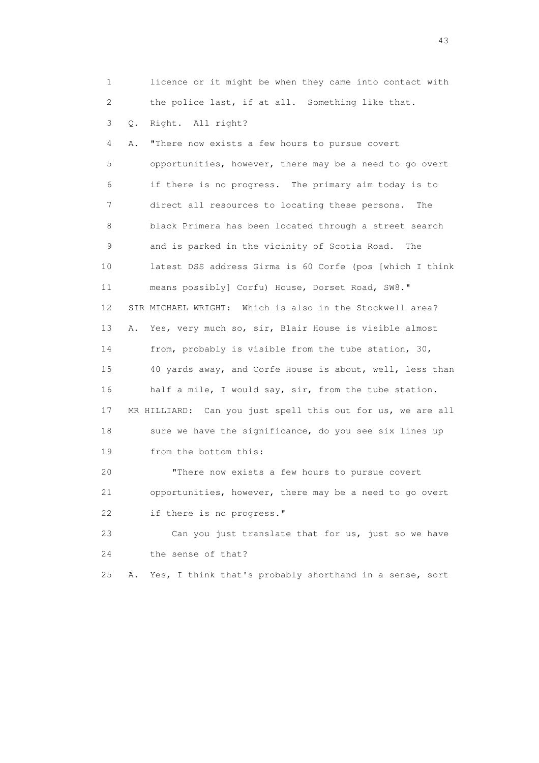1 licence or it might be when they came into contact with
2 the police last, if at all. Something like that.
3 Q. Right. All right?
4 A. "There now exists a few hours to pursue covert
5 opportunities, however, there may be a need to go overt
6 if there is no progress. The primary aim today is to
7 direct all resources to locating these persons. The
8 black Primera has been located through a street search
9 and is parked in the vicinity of Scotia Road. The
10 latest DSS address Girma is 60 Corfe (pos [which I think
11 means possibly] Corfu) House, Dorset Road, SW8."
12 SIR MICHAEL WRIGHT: Which is also in the Stockwell area?
13 A. Yes, very much so, sir, Blair House is visible almost
14 from, probably is visible from the tube station, 30,
15 40 yards away, and Corfe House is about, well, less than
16 half a mile, I would say, sir, from the tube station.
17 MR HILLIARD: Can you just spell this out for us, we are all
18 sure we have the significance, do you see six lines up
19 from the bottom this:
20 "There now exists a few hours to pursue covert
21 opportunities, however, there may be a need to go overt
22 if there is no progress."
23 Can you just translate that for us, just so we have
24 the sense of that?
25 A. Yes, I think that's probably shorthand in a sense, sort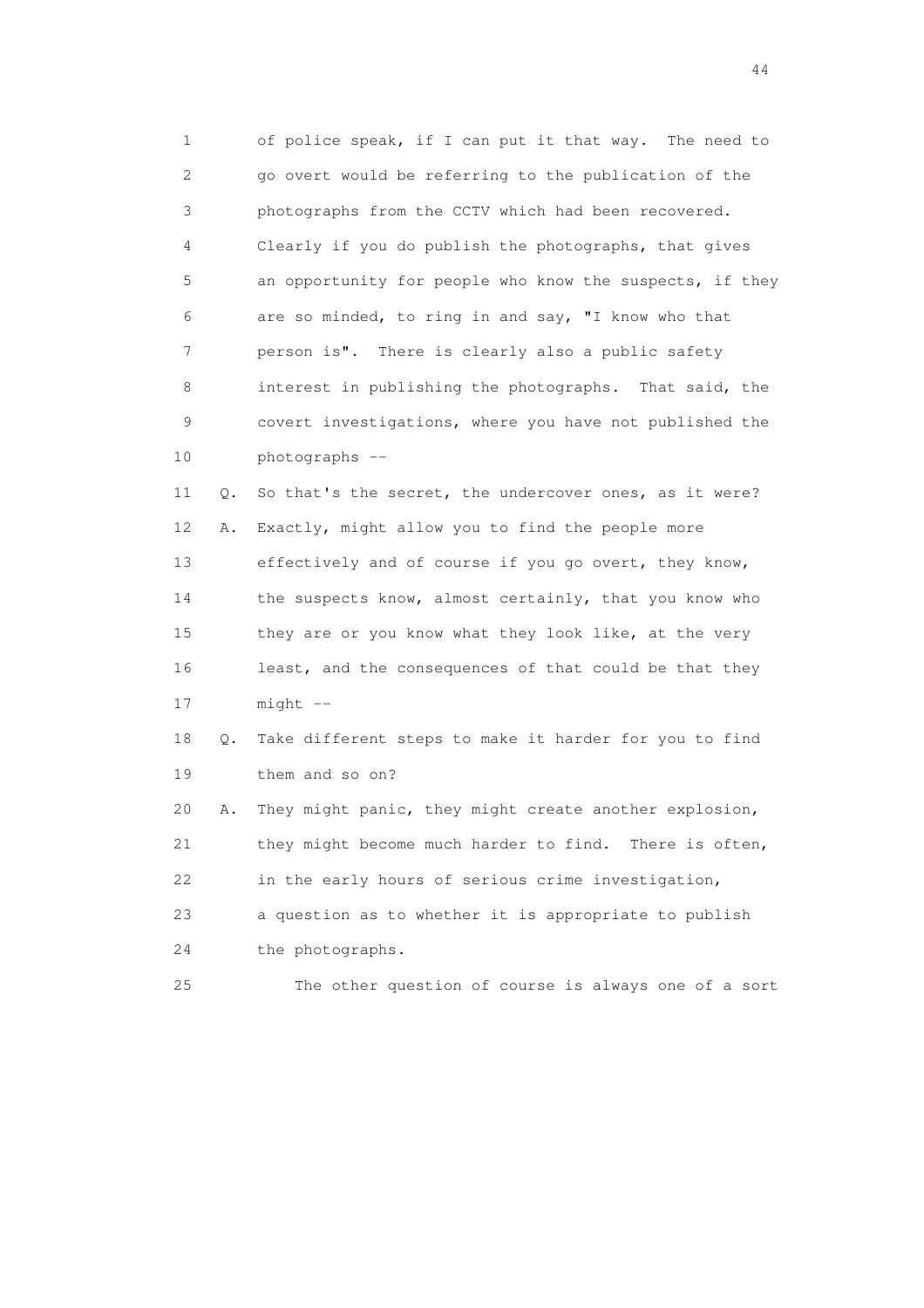1 of police speak, if I can put it that way. The need to
2 go overt would be referring to the publication of the
3 photographs from the CCTV which had been recovered.
4 Clearly if you do publish the photographs, that gives
5 an opportunity for people who know the suspects, if they
6 are so minded, to ring in and say, "I know who that
7 person is". There is clearly also a public safety
8 interest in publishing the photographs. That said, the
9 covert investigations, where you have not published the
10 photographs --

11 Q. So that's the secret, the undercover ones, as it were?

12 A. Exactly, might allow you to find the people more
13 effectively and of course if you go overt, they know,
14 the suspects know, almost certainly, that you know who
15 they are or you know what they look like, at the very
16 least, and the consequences of that could be that they
17 might --

18 Q. Take different steps to make it harder for you to find
19 them and so on?

20 A. They might panic, they might create another explosion,
21 they might become much harder to find. There is often,
22 in the early hours of serious crime investigation,
23 a question as to whether it is appropriate to publish
24 the photographs.

25 The other question of course is always one of a sort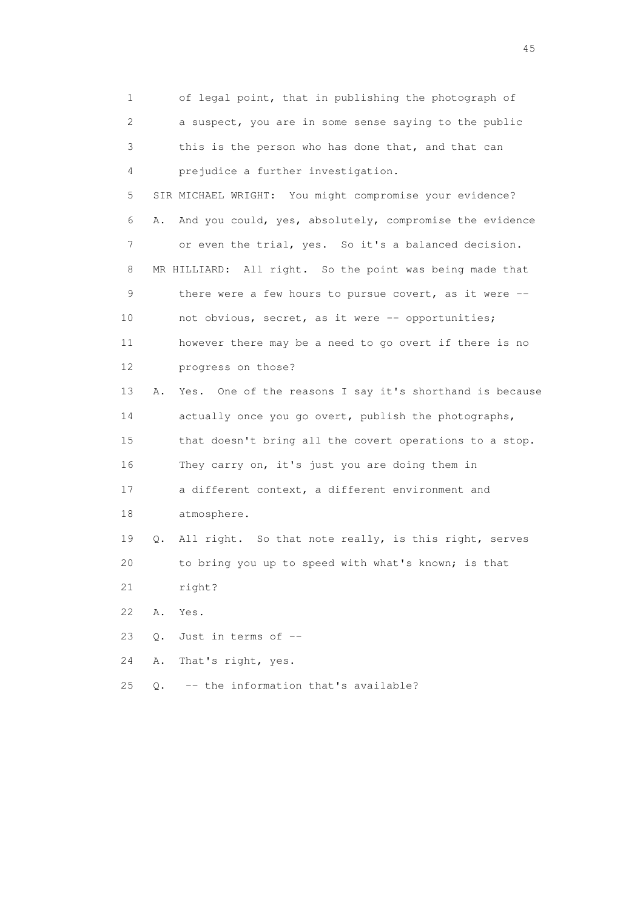1 of legal point, that in publishing the photograph of
2 a suspect, you are in some sense saying to the public
3 this is the person who has done that, and that can
4 prejudice a further investigation.
5 SIR MICHAEL WRIGHT: You might compromise your evidence?
6 A. And you could, yes, absolutely, compromise the evidence
7 or even the trial, yes. So it's a balanced decision.
8 MR HILLIARD: All right. So the point was being made that
9 there were a few hours to pursue covert, as it were --
10 not obvious, secret, as it were -- opportunities;
11 however there may be a need to go overt if there is no
12 progress on those?
13 A. Yes. One of the reasons I say it's shorthand is because
14 actually once you go overt, publish the photographs,
15 that doesn't bring all the covert operations to a stop.
16 They carry on, it's just you are doing them in
17 a different context, a different environment and
18 atmosphere.
19 Q. All right. So that note really, is this right, serves
20 to bring you up to speed with what's known; is that
21 right?
22 A. Yes.
23 Q. Just in terms of --
24 A. That's right, yes.
25 Q. -- the information that's available?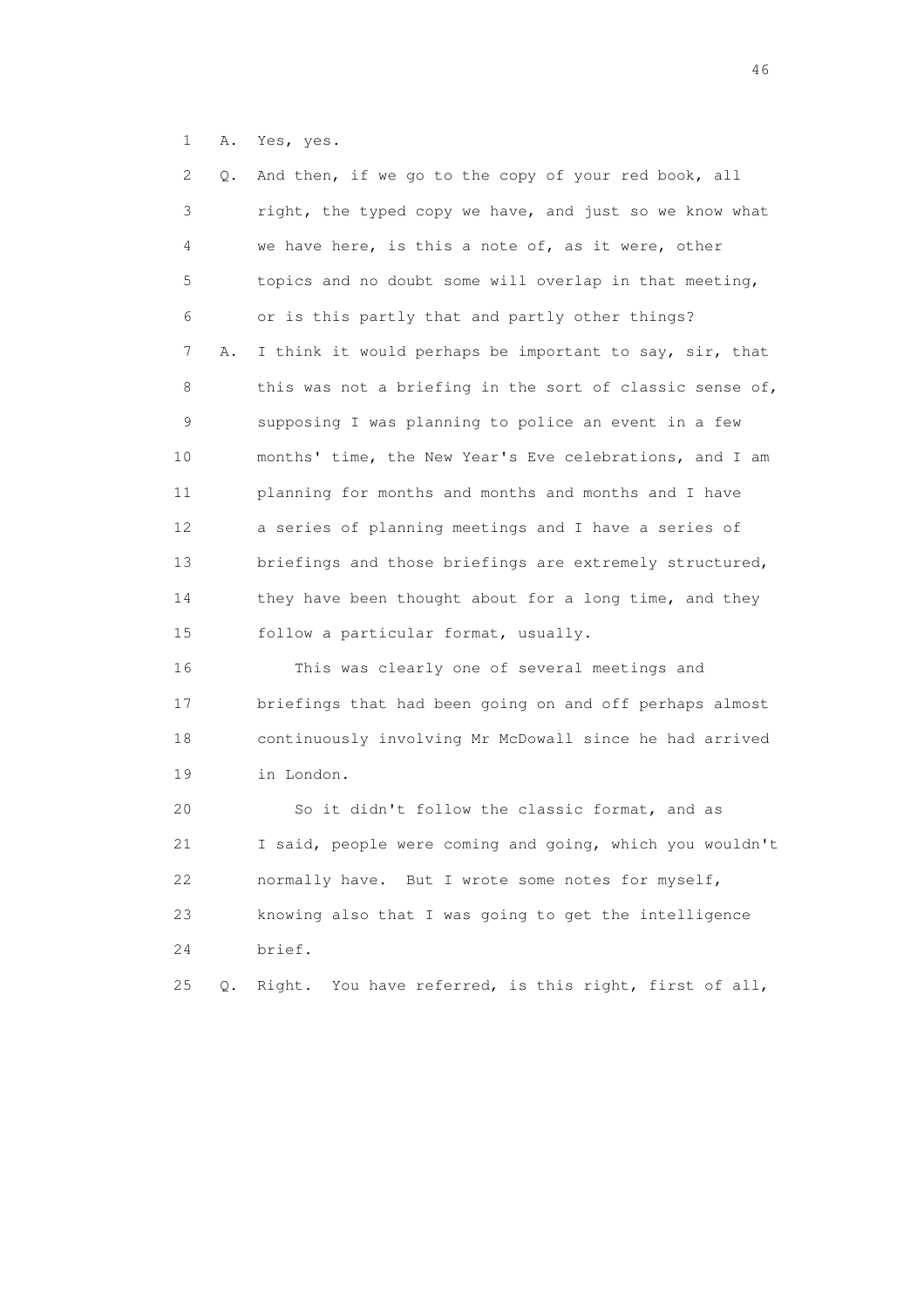1 A. Yes, yes.

2 Q. And then, if we go to the copy of your red book, all
3 right, the typed copy we have, and just so we know what
4 we have here, is this a note of, as it were, other
5 topics and no doubt some will overlap in that meeting,
6 or is this partly that and partly other things?

7 A. I think it would perhaps be important to say, sir, that
8 this was not a briefing in the sort of classic sense of,
9 supposing I was planning to police an event in a few
10 months' time, the New Year's Eve celebrations, and I am
11 planning for months and months and months and I have
12 a series of planning meetings and I have a series of
13 briefings and those briefings are extremely structured,
14 they have been thought about for a long time, and they
15 follow a particular format, usually.

16 This was clearly one of several meetings and
17 briefings that had been going on and off perhaps almost
18 continuously involving Mr McDowall since he had arrived
19 in London.

20 So it didn't follow the classic format, and as
21 I said, people were coming and going, which you wouldn't
22 normally have. But I wrote some notes for myself,
23 knowing also that I was going to get the intelligence
24 brief.

25 Q. Right. You have referred, is this right, first of all,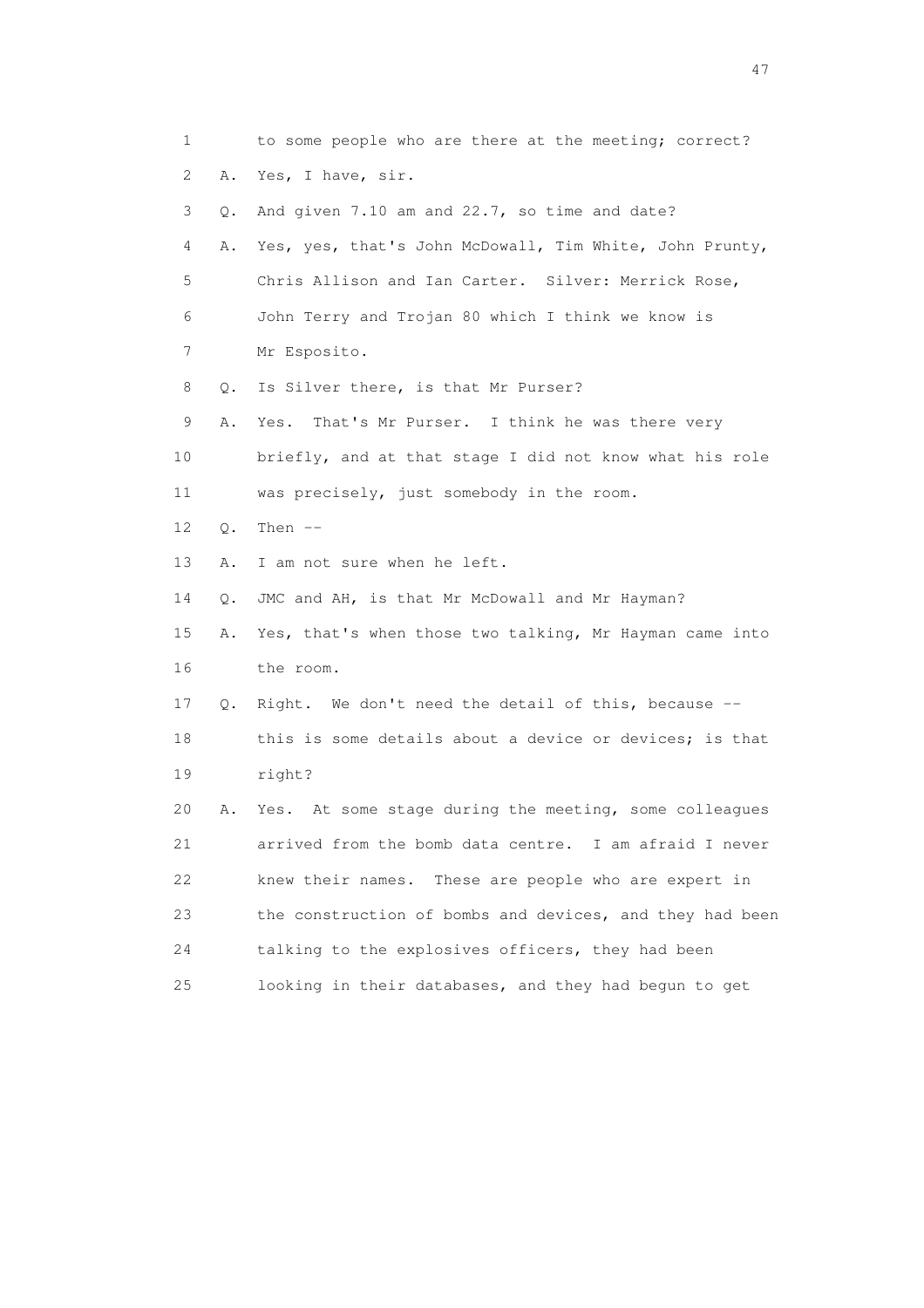1 to some people who are there at the meeting; correct?

2 A. Yes, I have, sir.

3 Q. And given 7.10 am and 22.7, so time and date?

4 A. Yes, yes, that's John McDowall, Tim White, John Prunty,

5 Chris Allison and Ian Carter. Silver: Merrick Rose,

6 John Terry and Trojan 80 which I think we know is

7 Mr Esposito.

8 Q. Is Silver there, is that Mr Purser?

9 A. Yes. That's Mr Purser. I think he was there very

10 briefly, and at that stage I did not know what his role

11 was precisely, just somebody in the room.

12 Q. Then --

13 A. I am not sure when he left.

14 Q. JMC and AH, is that Mr McDowall and Mr Hayman?

15 A. Yes, that's when those two talking, Mr Hayman came into

16 the room.

17 Q. Right. We don't need the detail of this, because --

18 this is some details about a device or devices; is that

19 right?

20 A. Yes. At some stage during the meeting, some colleagues

21 arrived from the bomb data centre. I am afraid I never

22 knew their names. These are people who are expert in

23 the construction of bombs and devices, and they had been

24 talking to the explosives officers, they had been

25 looking in their databases, and they had begun to get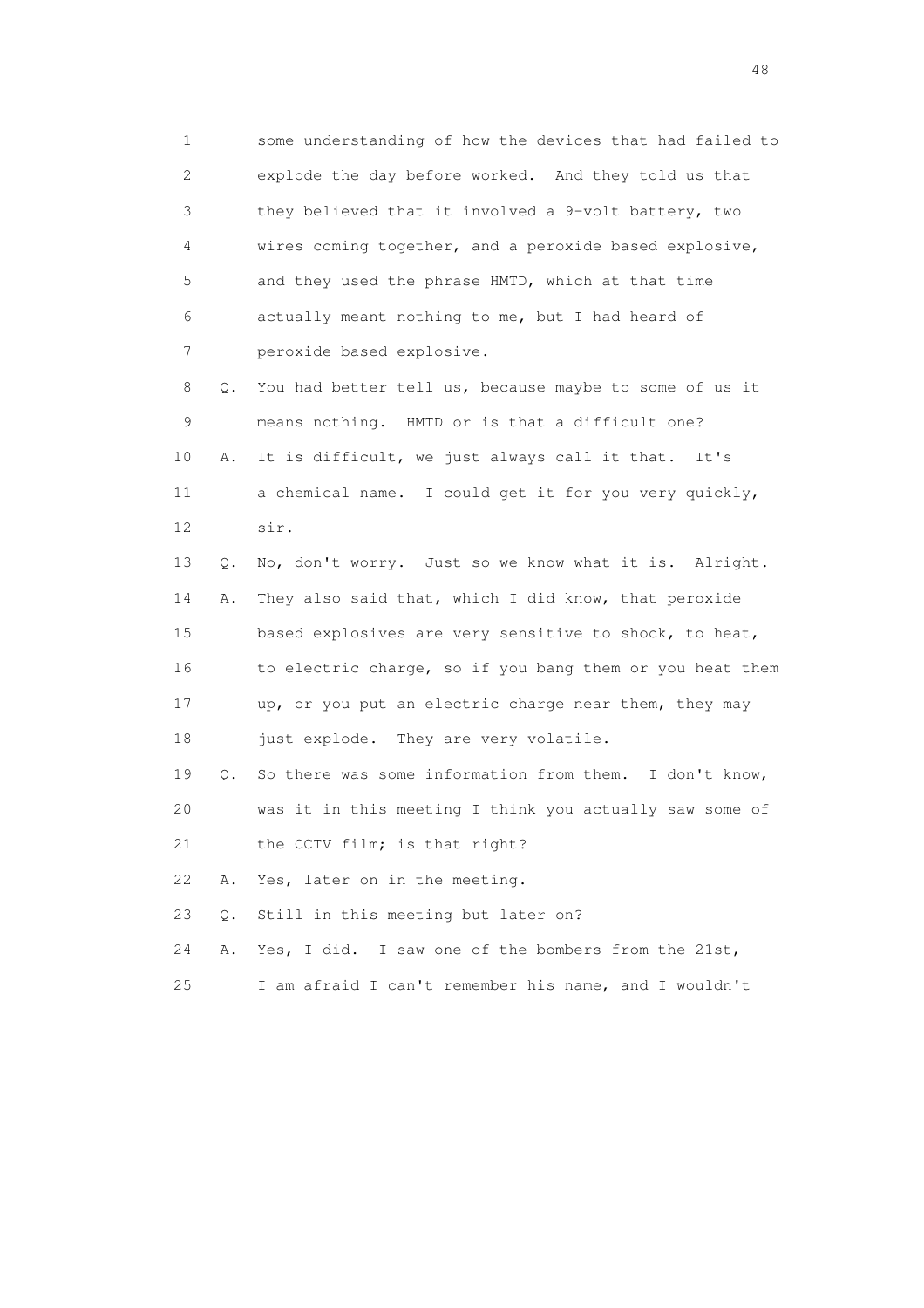1 some understanding of how the devices that had failed to
2 explode the day before worked. And they told us that
3 they believed that it involved a 9-volt battery, two
4 wires coming together, and a peroxide based explosive,
5 and they used the phrase HMTD, which at that time
6 actually meant nothing to me, but I had heard of
7 peroxide based explosive.

8 Q. You had better tell us, because maybe to some of us it
9 means nothing. HMTD or is that a difficult one?

10 A. It is difficult, we just always call it that. It's
11 a chemical name. I could get it for you very quickly,
12 sir.

13 Q. No, don't worry. Just so we know what it is. Alright.

14 A. They also said that, which I did know, that peroxide
15 based explosives are very sensitive to shock, to heat,
16 to electric charge, so if you bang them or you heat them
17 up, or you put an electric charge near them, they may
18 just explode. They are very volatile.

19 Q. So there was some information from them. I don't know,
20 was it in this meeting I think you actually saw some of
21 the CCTV film; is that right?

22 A. Yes, later on in the meeting.

23 Q. Still in this meeting but later on?

24 A. Yes, I did. I saw one of the bombers from the 21st,
25 I am afraid I can't remember his name, and I wouldn't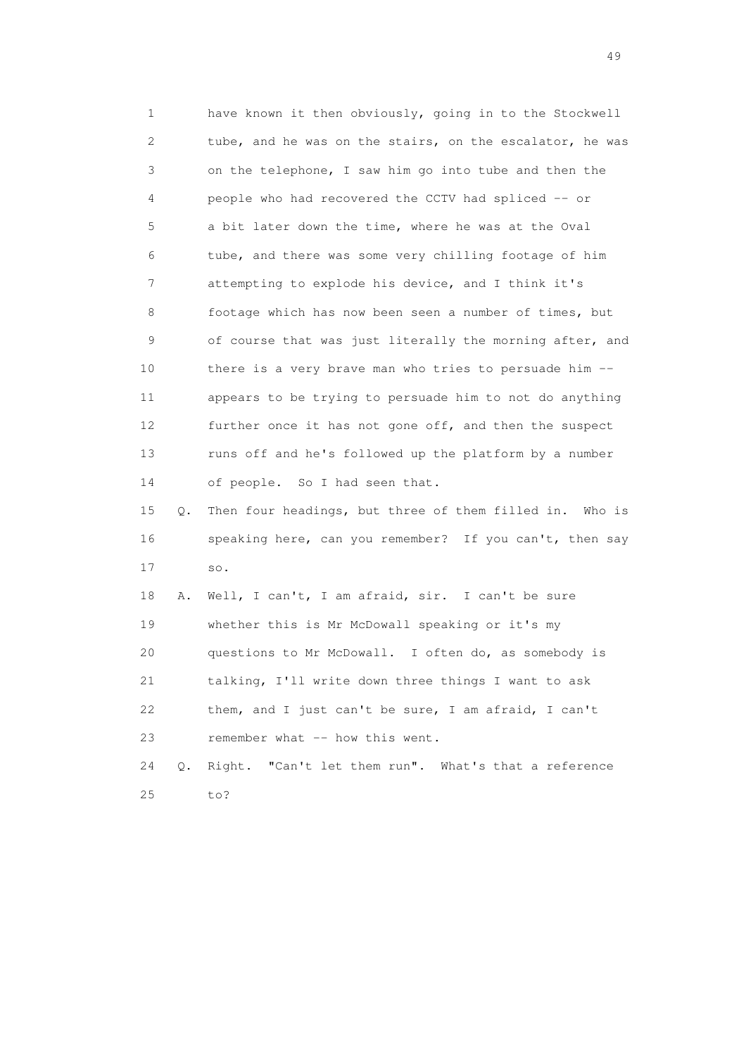1 have known it then obviously, going in to the Stockwell
2 tube, and he was on the stairs, on the escalator, he was
3 on the telephone, I saw him go into tube and then the
4 people who had recovered the CCTV had spliced -- or
5 a bit later down the time, where he was at the Oval
6 tube, and there was some very chilling footage of him
7 attempting to explode his device, and I think it's
8 footage which has now been seen a number of times, but
9 of course that was just literally the morning after, and
10 there is a very brave man who tries to persuade him --
11 appears to be trying to persuade him to not do anything
12 further once it has not gone off, and then the suspect
13 runs off and he's followed up the platform by a number
14 of people. So I had seen that.

15 Q. Then four headings, but three of them filled in. Who is
16 speaking here, can you remember? If you can't, then say
17 so.

18 A. Well, I can't, I am afraid, sir. I can't be sure
19 whether this is Mr McDowall speaking or it's my
20 questions to Mr McDowall. I often do, as somebody is
21 talking, I'll write down three things I want to ask
22 them, and I just can't be sure, I am afraid, I can't
23 remember what -- how this went.

24 Q. Right. "Can't let them run". What's that a reference
25 to?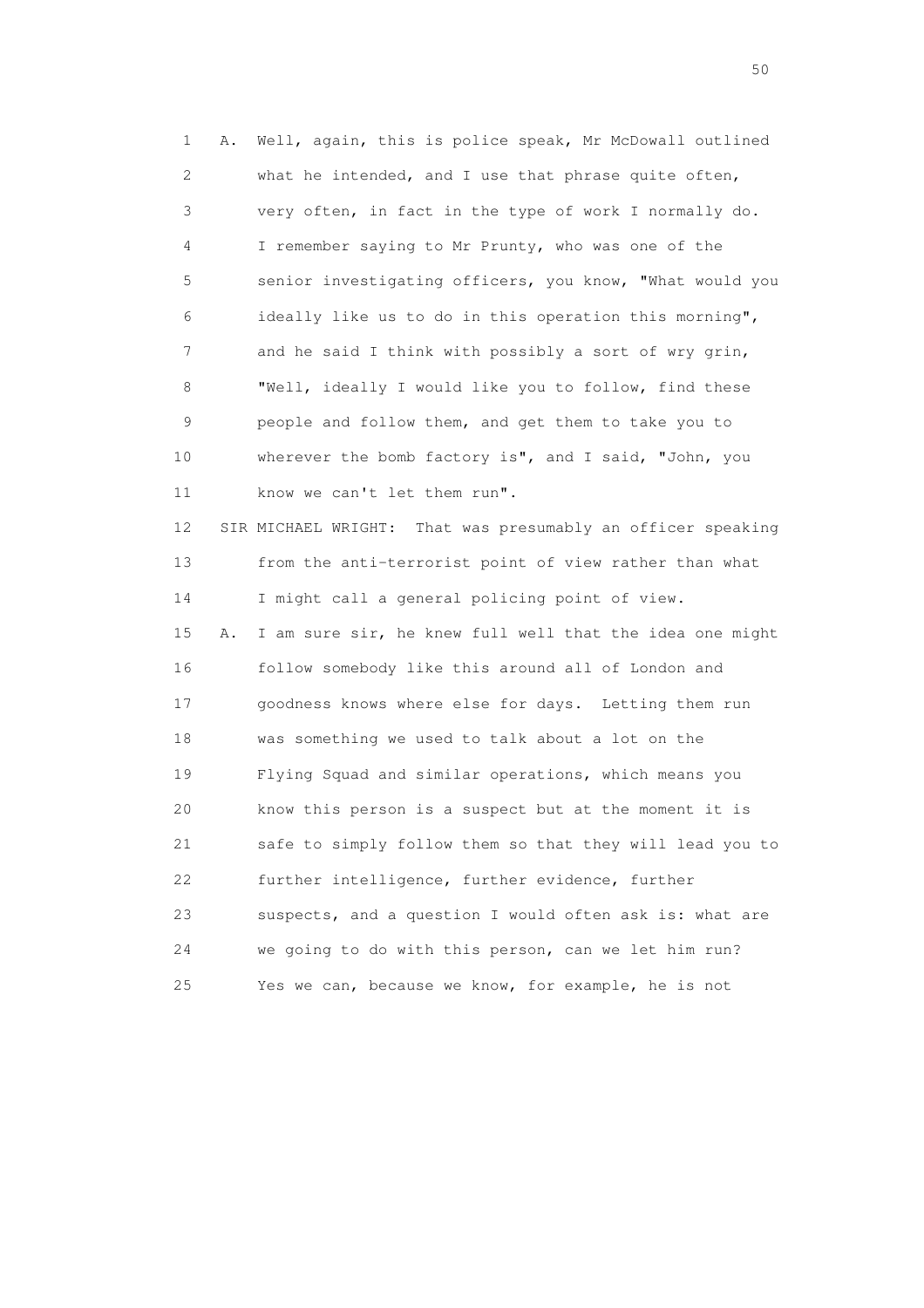1 A. Well, again, this is police speak, Mr McDowall outlined
2 what he intended, and I use that phrase quite often,
3 very often, in fact in the type of work I normally do.
4 I remember saying to Mr Prunty, who was one of the
5 senior investigating officers, you know, "What would you
6 ideally like us to do in this operation this morning",
7 and he said I think with possibly a sort of wry grin,
8 "Well, ideally I would like you to follow, find these
9 people and follow them, and get them to take you to
10 wherever the bomb factory is", and I said, "John, you
11 know we can't let them run".

12 SIR MICHAEL WRIGHT: That was presumably an officer speaking
13 from the anti-terrorist point of view rather than what
14 I might call a general policing point of view.

15 A. I am sure sir, he knew full well that the idea one might
16 follow somebody like this around all of London and
17 goodness knows where else for days. Letting them run
18 was something we used to talk about a lot on the
19 Flying Squad and similar operations, which means you
20 know this person is a suspect but at the moment it is
21 safe to simply follow them so that they will lead you to
22 further intelligence, further evidence, further
23 suspects, and a question I would often ask is: what are
24 we going to do with this person, can we let him run?
25 Yes we can, because we know, for example, he is not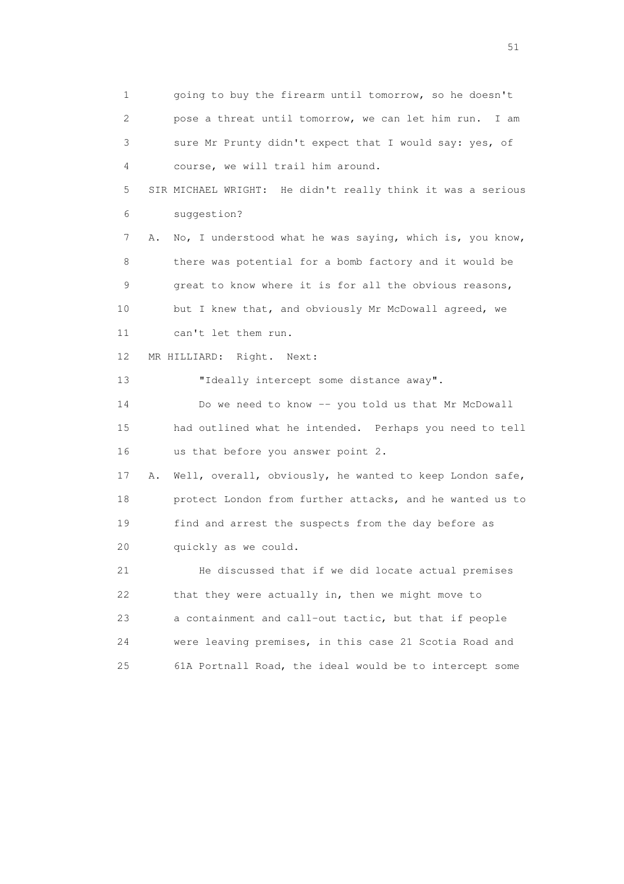1 going to buy the firearm until tomorrow, so he doesn't
2 pose a threat until tomorrow, we can let him run. I am
3 sure Mr Prunty didn't expect that I would say: yes, of
4 course, we will trail him around.

5 SIR MICHAEL WRIGHT: He didn't really think it was a serious
6 suggestion?

7 A. No, I understood what he was saying, which is, you know,
8 there was potential for a bomb factory and it would be
9 great to know where it is for all the obvious reasons,
10 but I knew that, and obviously Mr McDowall agreed, we
11 can't let them run.

12 MR HILLIARD: Right. Next:

13 "Ideally intercept some distance away".

14 Do we need to know -- you told us that Mr McDowall
15 had outlined what he intended. Perhaps you need to tell
16 us that before you answer point 2.

17 A. Well, overall, obviously, he wanted to keep London safe,
18 protect London from further attacks, and he wanted us to
19 find and arrest the suspects from the day before as
20 quickly as we could.

21 He discussed that if we did locate actual premises
22 that they were actually in, then we might move to
23 a containment and call-out tactic, but that if people
24 were leaving premises, in this case 21 Scotia Road and
25 61A Portnall Road, the ideal would be to intercept some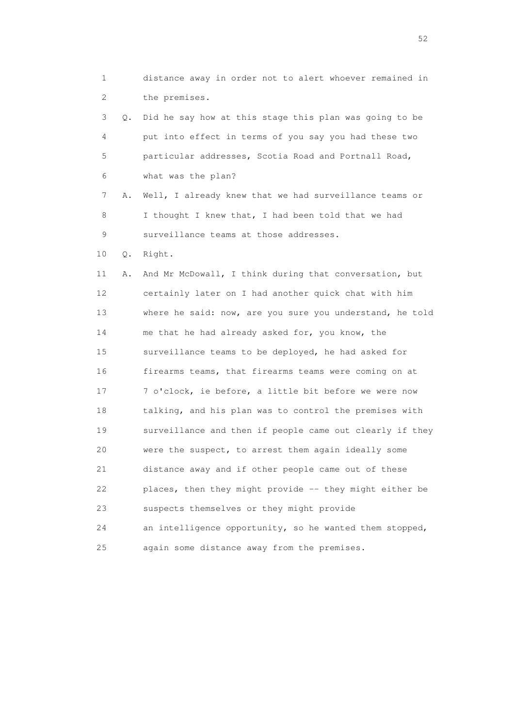1 distance away in order not to alert whoever remained in
2 the premises.

3 Q. Did he say how at this stage this plan was going to be
4 put into effect in terms of you say you had these two
5 particular addresses, Scotia Road and Portnall Road,
6 what was the plan?

7 A. Well, I already knew that we had surveillance teams or
8 I thought I knew that, I had been told that we had
9 surveillance teams at those addresses.

10 Q. Right.

11 A. And Mr McDowall, I think during that conversation, but
12 certainly later on I had another quick chat with him
13 where he said: now, are you sure you understand, he told
14 me that he had already asked for, you know, the
15 surveillance teams to be deployed, he had asked for
16 firearms teams, that firearms teams were coming on at
17 7 o'clock, ie before, a little bit before we were now
18 talking, and his plan was to control the premises with
19 surveillance and then if people came out clearly if they
20 were the suspect, to arrest them again ideally some
21 distance away and if other people came out of these
22 places, then they might provide -- they might either be
23 suspects themselves or they might provide
24 an intelligence opportunity, so he wanted them stopped,
25 again some distance away from the premises.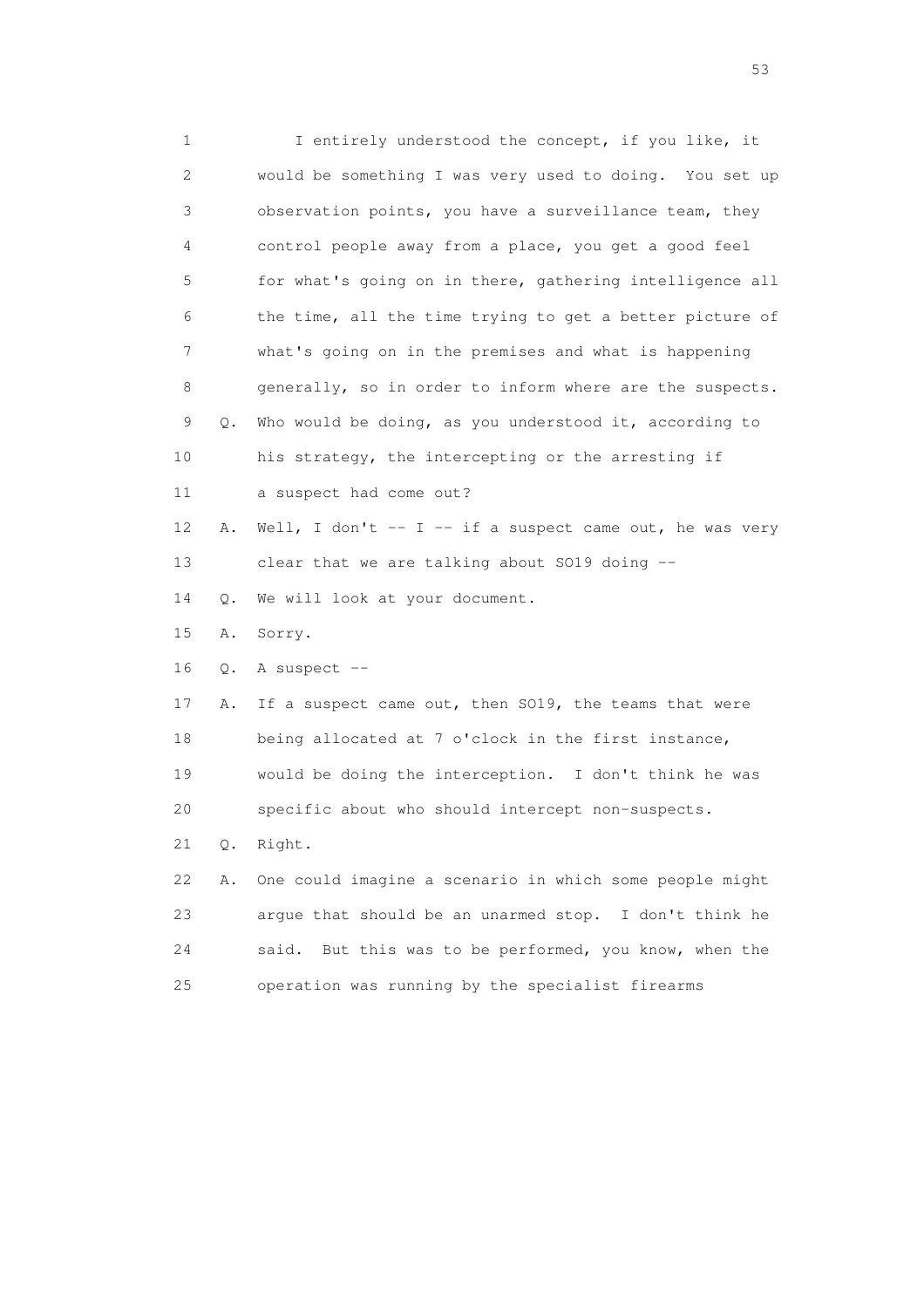1 I entirely understood the concept, if you like, it
2 would be something I was very used to doing. You set up
3 observation points, you have a surveillance team, they
4 control people away from a place, you get a good feel
5 for what's going on in there, gathering intelligence all
6 the time, all the time trying to get a better picture of
7 what's going on in the premises and what is happening
8 generally, so in order to inform where are the suspects.

9 Q. Who would be doing, as you understood it, according to
10 his strategy, the intercepting or the arresting if
11 a suspect had come out?

12 A. Well, I don't -- I -- if a suspect came out, he was very
13 clear that we are talking about SO19 doing --

14 Q. We will look at your document.

15 A. Sorry.

16 Q. A suspect --

17 A. If a suspect came out, then SO19, the teams that were
18 being allocated at 7 o'clock in the first instance,
19 would be doing the interception. I don't think he was
20 specific about who should intercept non-suspects.

21 Q. Right.

22 A. One could imagine a scenario in which some people might
23 argue that should be an unarmed stop. I don't think he
24 said. But this was to be performed, you know, when the
25 operation was running by the specialist firearms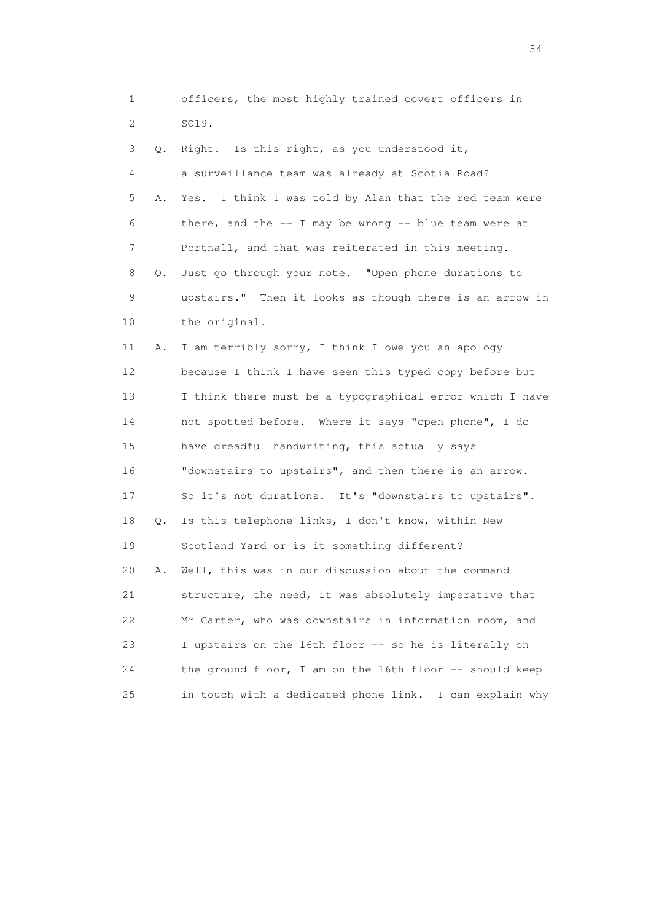1 officers, the most highly trained covert officers in
2 SO19.
3 Q. Right. Is this right, as you understood it,
4 a surveillance team was already at Scotia Road?
5 A. Yes. I think I was told by Alan that the red team were
6 there, and the -- I may be wrong -- blue team were at
7 Portnall, and that was reiterated in this meeting.
8 Q. Just go through your note. "Open phone durations to
9 upstairs." Then it looks as though there is an arrow in
10 the original.
11 A. I am terribly sorry, I think I owe you an apology
12 because I think I have seen this typed copy before but
13 I think there must be a typographical error which I have
14 not spotted before. Where it says "open phone", I do
15 have dreadful handwriting, this actually says
16 "downstairs to upstairs", and then there is an arrow.
17 So it's not durations. It's "downstairs to upstairs".
18 Q. Is this telephone links, I don't know, within New
19 Scotland Yard or is it something different?
20 A. Well, this was in our discussion about the command
21 structure, the need, it was absolutely imperative that
22 Mr Carter, who was downstairs in information room, and
23 I upstairs on the 16th floor -- so he is literally on
24 the ground floor, I am on the 16th floor -- should keep
25 in touch with a dedicated phone link. I can explain why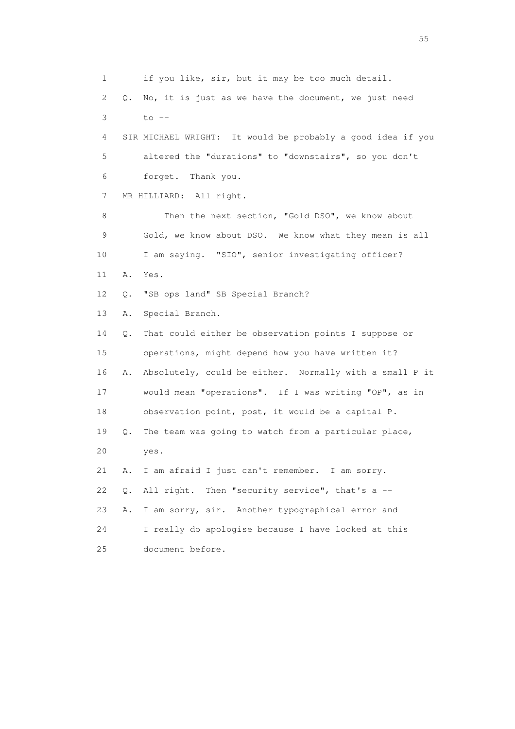1 if you like, sir, but it may be too much detail.

2 Q. No, it is just as we have the document, we just need

3 to --

4 SIR MICHAEL WRIGHT: It would be probably a good idea if you

5 altered the "durations" to "downstairs", so you don't

6 forget. Thank you.

7 MR HILLIARD: All right.

8 Then the next section, "Gold DSO", we know about

9 Gold, we know about DSO. We know what they mean is all

10 I am saying. "SIO", senior investigating officer?

11 A. Yes.

12 Q. "SB ops land" SB Special Branch?

13 A. Special Branch.

14 Q. That could either be observation points I suppose or

15 operations, might depend how you have written it?

16 A. Absolutely, could be either. Normally with a small P it

17 would mean "operations". If I was writing "OP", as in

18 observation point, post, it would be a capital P.

19 Q. The team was going to watch from a particular place,

20 yes.

21 A. I am afraid I just can't remember. I am sorry.

22 Q. All right. Then "security service", that's a --

23 A. I am sorry, sir. Another typographical error and

24 I really do apologise because I have looked at this

25 document before.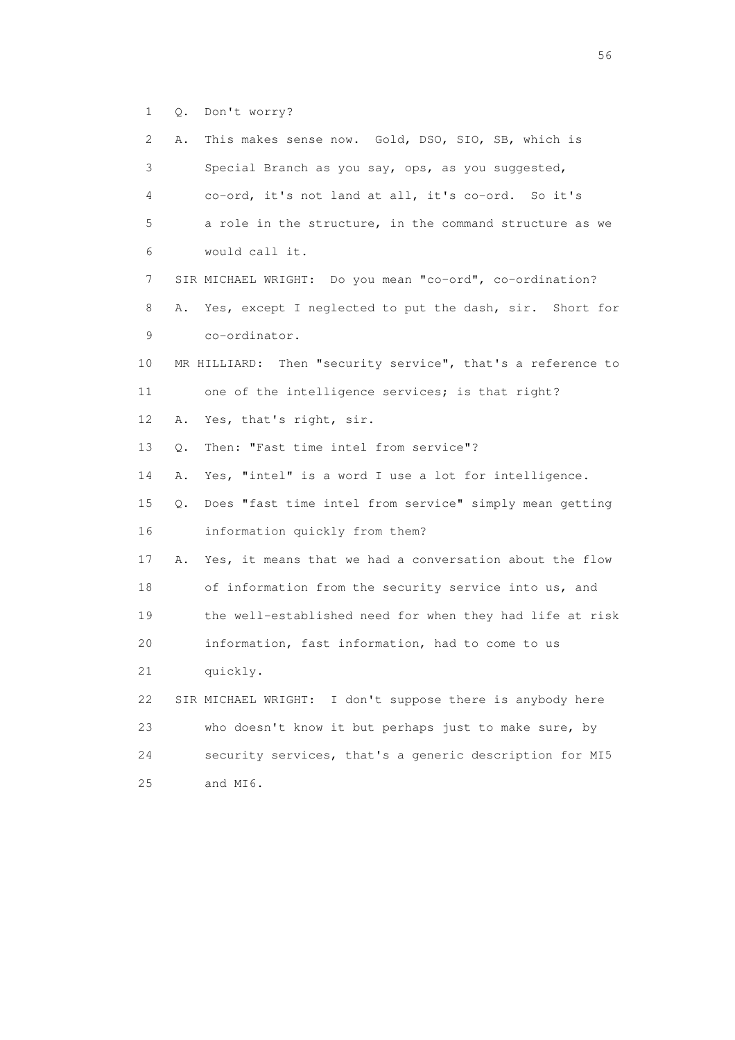1 Q. Don't worry?

2 A. This makes sense now. Gold, DSO, SIO, SB, which is

3 Special Branch as you say, ops, as you suggested,

4 co-ord, it's not land at all, it's co-ord. So it's

5 a role in the structure, in the command structure as we

6 would call it.

7 SIR MICHAEL WRIGHT: Do you mean "co-ord", co-ordination?

8 A. Yes, except I neglected to put the dash, sir. Short for

9 co-ordinator.

10 MR HILLIARD: Then "security service", that's a reference to

11 one of the intelligence services; is that right?

12 A. Yes, that's right, sir.

13 Q. Then: "Fast time intel from service"?

14 A. Yes, "intel" is a word I use a lot for intelligence.

15 Q. Does "fast time intel from service" simply mean getting

16 information quickly from them?

17 A. Yes, it means that we had a conversation about the flow

18 of information from the security service into us, and

19 the well-established need for when they had life at risk

20 information, fast information, had to come to us

21 quickly.

22 SIR MICHAEL WRIGHT: I don't suppose there is anybody here

23 who doesn't know it but perhaps just to make sure, by

24 security services, that's a generic description for MI5

25 and MI6.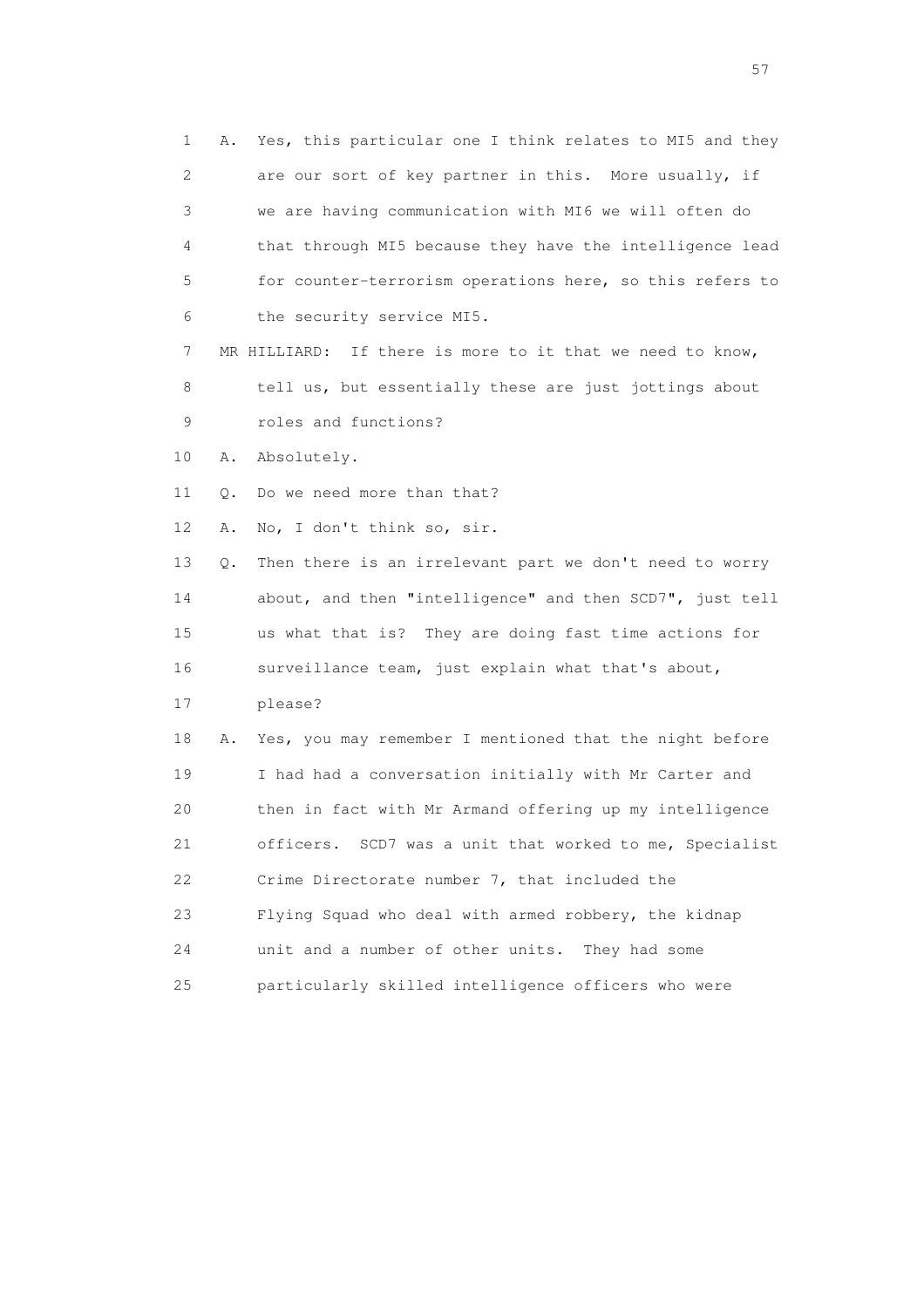1 A. Yes, this particular one I think relates to MI5 and they
2 are our sort of key partner in this. More usually, if
3 we are having communication with MI6 we will often do
4 that through MI5 because they have the intelligence lead
5 for counter-terrorism operations here, so this refers to
6 the security service MI5.

7 MR HILLIARD: If there is more to it that we need to know,
8 tell us, but essentially these are just jottings about
9 roles and functions?

10 A. Absolutely.

11 Q. Do we need more than that?

12 A. No, I don't think so, sir.

13 Q. Then there is an irrelevant part we don't need to worry
14 about, and then "intelligence" and then SCD7", just tell
15 us what that is? They are doing fast time actions for
16 surveillance team, just explain what that's about,
17 please?

18 A. Yes, you may remember I mentioned that the night before
19 I had had a conversation initially with Mr Carter and
20 then in fact with Mr Armand offering up my intelligence
21 officers. SCD7 was a unit that worked to me, Specialist
22 Crime Directorate number 7, that included the
23 Flying Squad who deal with armed robbery, the kidnap
24 unit and a number of other units. They had some
25 particularly skilled intelligence officers who were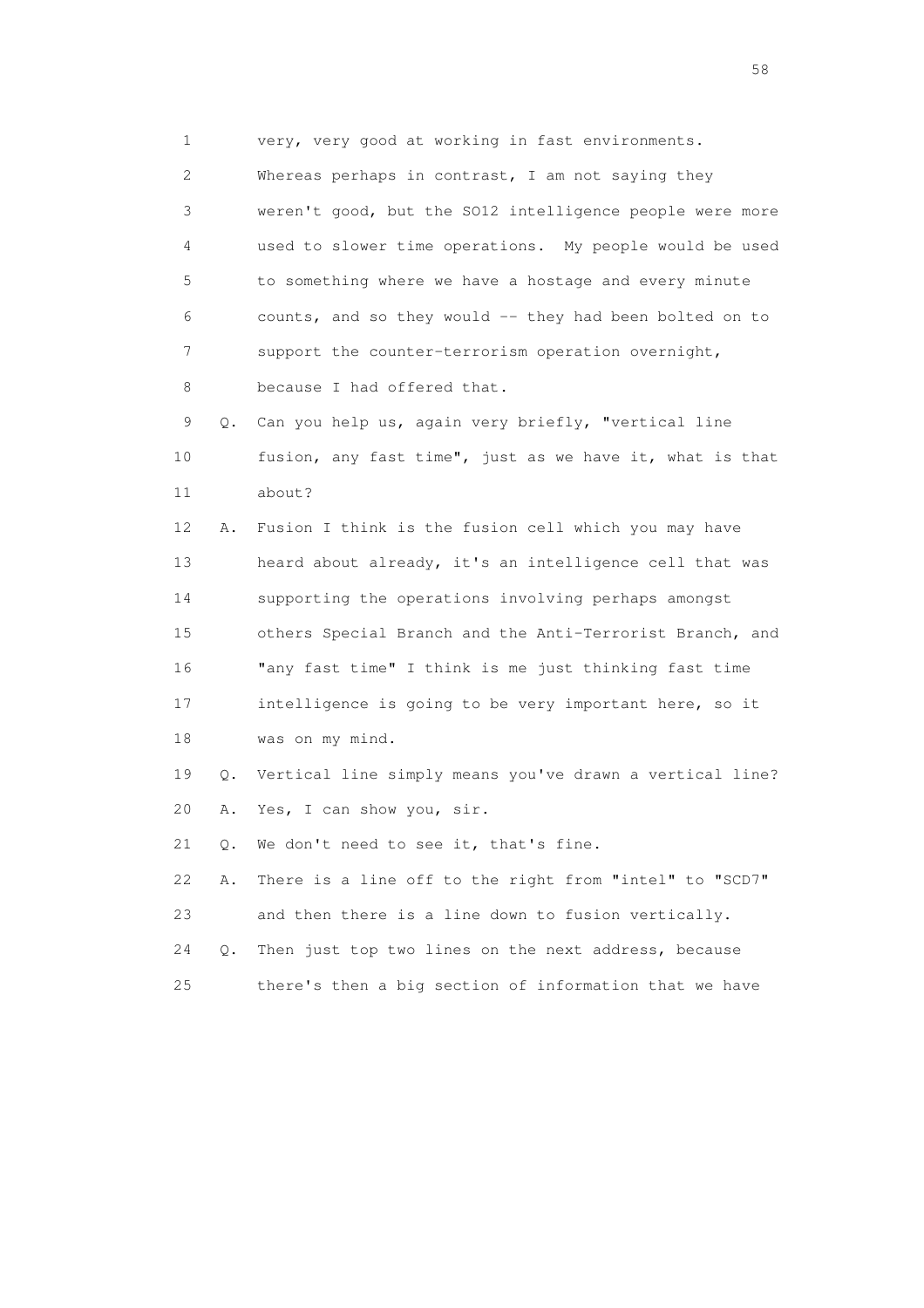1 very, very good at working in fast environments.
2 Whereas perhaps in contrast, I am not saying they
3 weren't good, but the SO12 intelligence people were more
4 used to slower time operations. My people would be used
5 to something where we have a hostage and every minute
6 counts, and so they would -- they had been bolted on to
7 support the counter-terrorism operation overnight,
8 because I had offered that.

9 Q. Can you help us, again very briefly, "vertical line
10 fusion, any fast time", just as we have it, what is that
11 about?

12 A. Fusion I think is the fusion cell which you may have
13 heard about already, it's an intelligence cell that was
14 supporting the operations involving perhaps amongst
15 others Special Branch and the Anti-Terrorist Branch, and
16 "any fast time" I think is me just thinking fast time
17 intelligence is going to be very important here, so it
18 was on my mind.

19 Q. Vertical line simply means you've drawn a vertical line?

20 A. Yes, I can show you, sir.

21 Q. We don't need to see it, that's fine.

22 A. There is a line off to the right from "intel" to "SCD7"
23 and then there is a line down to fusion vertically.

24 Q. Then just top two lines on the next address, because
25 there's then a big section of information that we have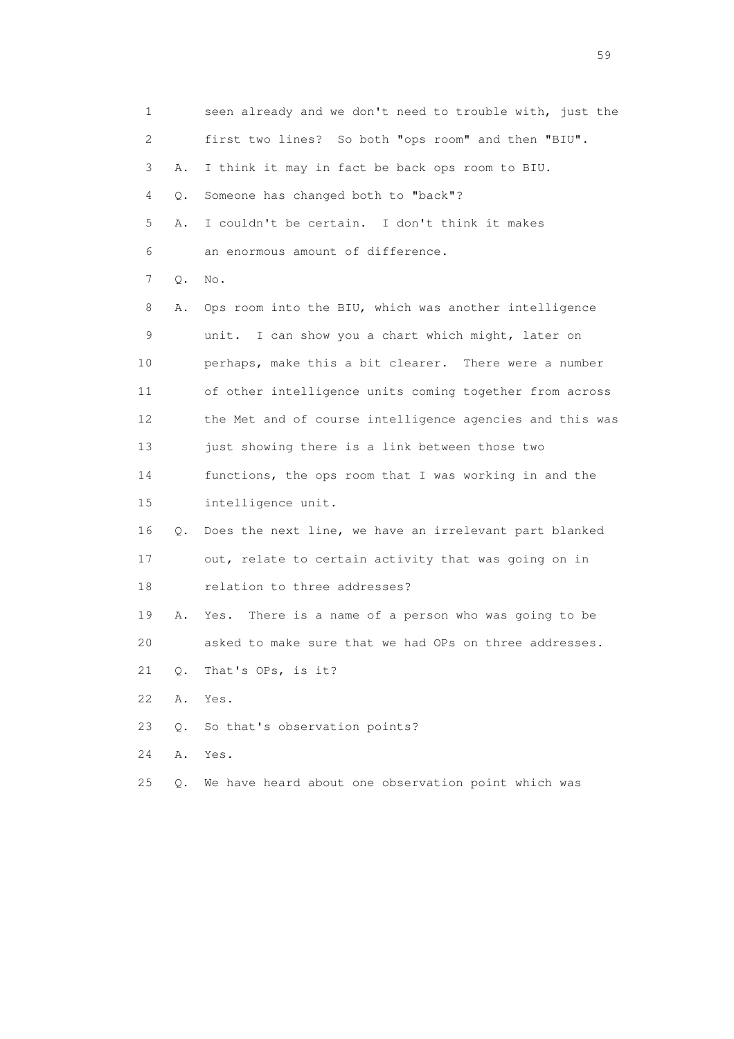1 seen already and we don't need to trouble with, just the
2 first two lines? So both "ops room" and then "BIU".
3 A. I think it may in fact be back ops room to BIU.
4 Q. Someone has changed both to "back"?
5 A. I couldn't be certain. I don't think it makes
6 an enormous amount of difference.
7 Q. No.
8 A. Ops room into the BIU, which was another intelligence
9 unit. I can show you a chart which might, later on
10 perhaps, make this a bit clearer. There were a number
11 of other intelligence units coming together from across
12 the Met and of course intelligence agencies and this was
13 just showing there is a link between those two
14 functions, the ops room that I was working in and the
15 intelligence unit.
16 Q. Does the next line, we have an irrelevant part blanked
17 out, relate to certain activity that was going on in
18 relation to three addresses?
19 A. Yes. There is a name of a person who was going to be
20 asked to make sure that we had OPs on three addresses.
21 Q. That's OPs, is it?
22 A. Yes.
23 Q. So that's observation points?
24 A. Yes.
25 Q. We have heard about one observation point which was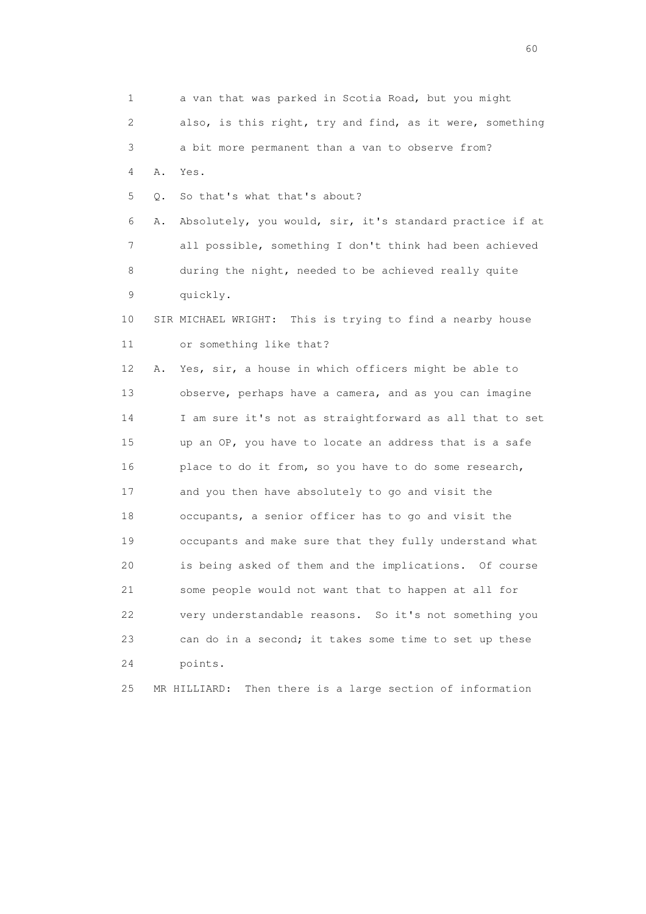1 a van that was parked in Scotia Road, but you might
2 also, is this right, try and find, as it were, something
3 a bit more permanent than a van to observe from?
4 A. Yes.
5 Q. So that's what that's about?
6 A. Absolutely, you would, sir, it's standard practice if at
7 all possible, something I don't think had been achieved
8 during the night, needed to be achieved really quite
9 quickly.
10 SIR MICHAEL WRIGHT: This is trying to find a nearby house
11 or something like that?
12 A. Yes, sir, a house in which officers might be able to
13 observe, perhaps have a camera, and as you can imagine
14 I am sure it's not as straightforward as all that to set
15 up an OP, you have to locate an address that is a safe
16 place to do it from, so you have to do some research,
17 and you then have absolutely to go and visit the
18 occupants, a senior officer has to go and visit the
19 occupants and make sure that they fully understand what
20 is being asked of them and the implications. Of course
21 some people would not want that to happen at all for
22 very understandable reasons. So it's not something you
23 can do in a second; it takes some time to set up these
24 points.
25 MR HILLIARD: Then there is a large section of information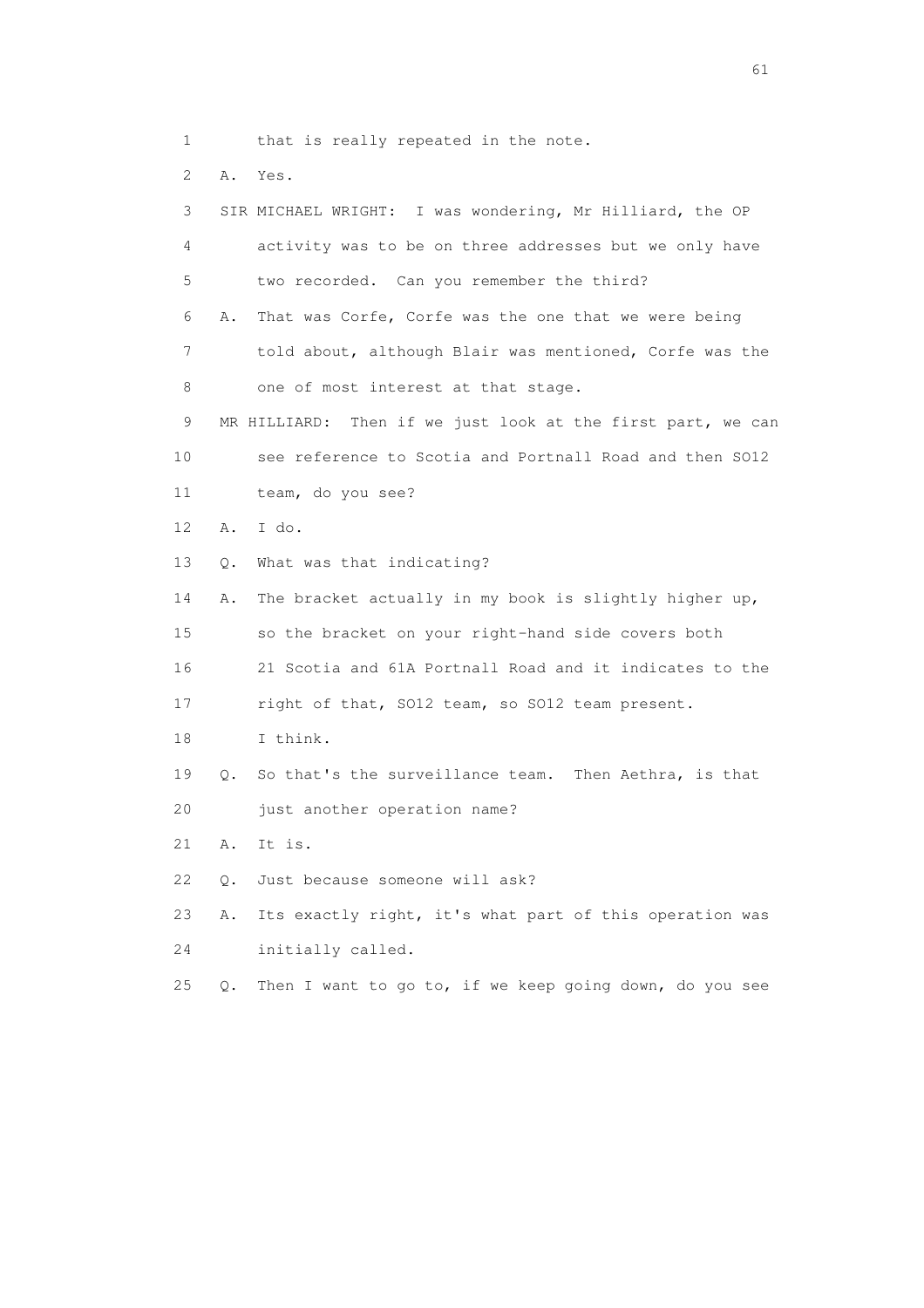1 that is really repeated in the note.

2 A. Yes.

3 SIR MICHAEL WRIGHT: I was wondering, Mr Hilliard, the OP

4 activity was to be on three addresses but we only have

5 two recorded. Can you remember the third?

6 A. That was Corfe, Corfe was the one that we were being

7 told about, although Blair was mentioned, Corfe was the

8 one of most interest at that stage.

9 MR HILLIARD: Then if we just look at the first part, we can

10 see reference to Scotia and Portnall Road and then SO12

11 team, do you see?

12 A. I do.

13 Q. What was that indicating?

14 A. The bracket actually in my book is slightly higher up,

15 so the bracket on your right-hand side covers both

16 21 Scotia and 61A Portnall Road and it indicates to the

17 right of that, SO12 team, so SO12 team present.

18 I think.

19 Q. So that's the surveillance team. Then Aethra, is that

20 just another operation name?

21 A. It is.

22 Q. Just because someone will ask?

23 A. Its exactly right, it's what part of this operation was

24 initially called.

25 Q. Then I want to go to, if we keep going down, do you see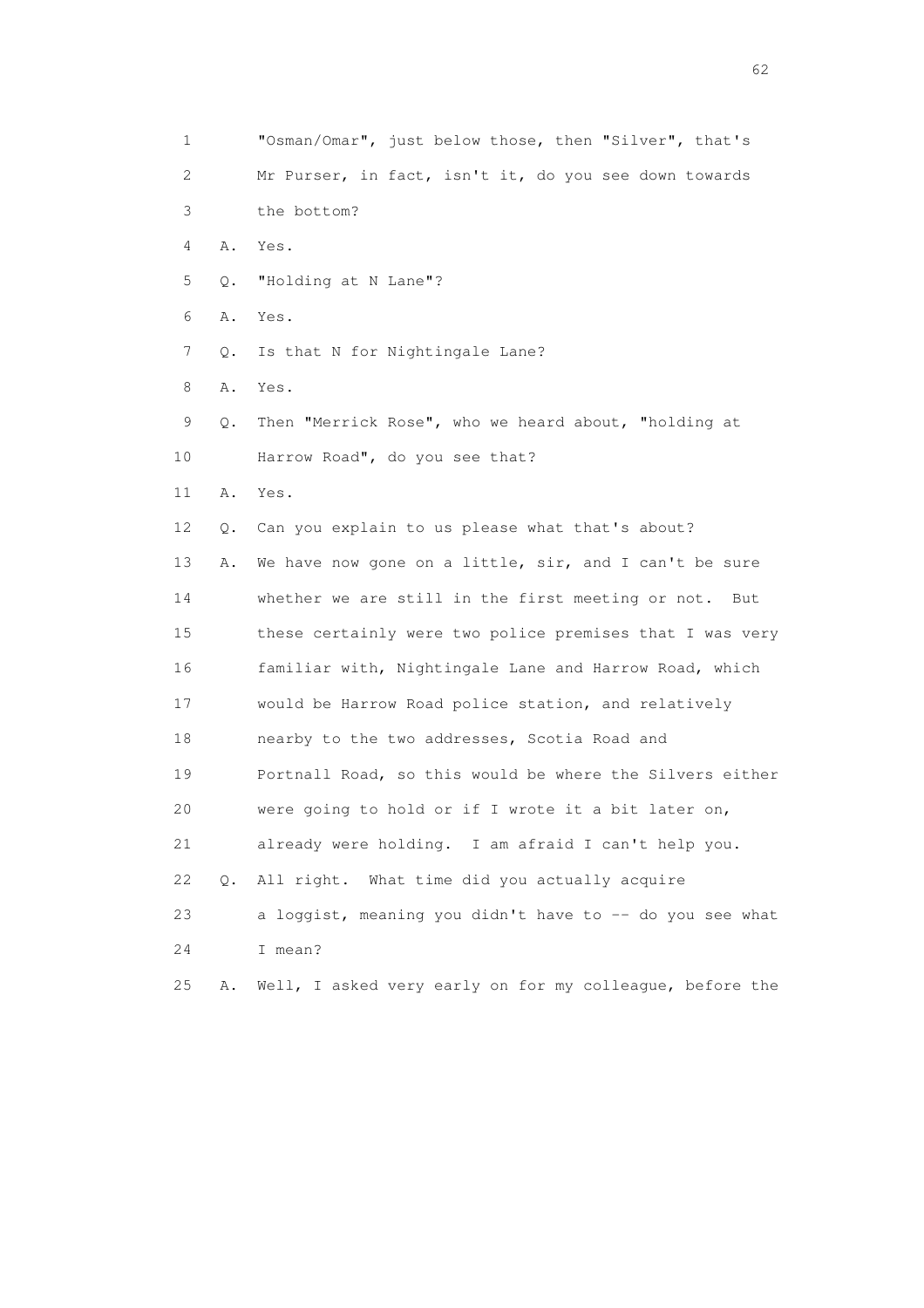1 "Osman/Omar", just below those, then "Silver", that's
2 Mr Purser, in fact, isn't it, do you see down towards
3 the bottom?
4 A. Yes.
5 Q. "Holding at N Lane"?
6 A. Yes.
7 Q. Is that N for Nightingale Lane?
8 A. Yes.
9 Q. Then "Merrick Rose", who we heard about, "holding at
10 Harrow Road", do you see that?
11 A. Yes.
12 Q. Can you explain to us please what that's about?
13 A. We have now gone on a little, sir, and I can't be sure
14 whether we are still in the first meeting or not. But
15 these certainly were two police premises that I was very
16 familiar with, Nightingale Lane and Harrow Road, which
17 would be Harrow Road police station, and relatively
18 nearby to the two addresses, Scotia Road and
19 Portnall Road, so this would be where the Silvers either
20 were going to hold or if I wrote it a bit later on,
21 already were holding. I am afraid I can't help you.
22 Q. All right. What time did you actually acquire
23 a loggist, meaning you didn't have to -- do you see what
24 I mean?
25 A. Well, I asked very early on for my colleague, before the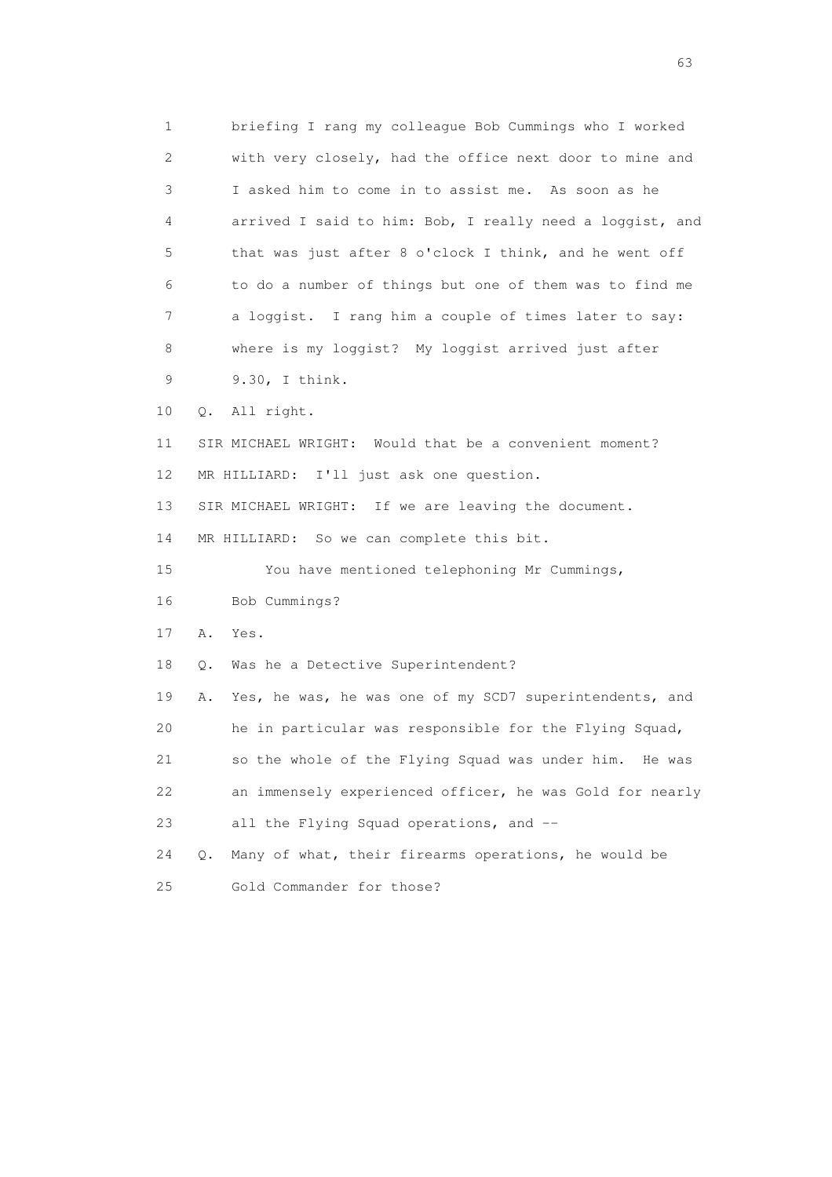1 briefing I rang my colleague Bob Cummings who I worked
2 with very closely, had the office next door to mine and
3 I asked him to come in to assist me. As soon as he
4 arrived I said to him: Bob, I really need a loggist, and
5 that was just after 8 o'clock I think, and he went off
6 to do a number of things but one of them was to find me
7 a loggist. I rang him a couple of times later to say:
8 where is my loggist? My loggist arrived just after
9 9.30, I think.

10 Q. All right.

11 SIR MICHAEL WRIGHT: Would that be a convenient moment?

12 MR HILLIARD: I'll just ask one question.

13 SIR MICHAEL WRIGHT: If we are leaving the document.

14 MR HILLIARD: So we can complete this bit.

15 You have mentioned telephoning Mr Cummings,
16 Bob Cummings?

17 A. Yes.

18 Q. Was he a Detective Superintendent?

19 A. Yes, he was, he was one of my SCD7 superintendents, and
20 he in particular was responsible for the Flying Squad,
21 so the whole of the Flying Squad was under him. He was
22 an immensely experienced officer, he was Gold for nearly
23 all the Flying Squad operations, and --

24 Q. Many of what, their firearms operations, he would be
25 Gold Commander for those?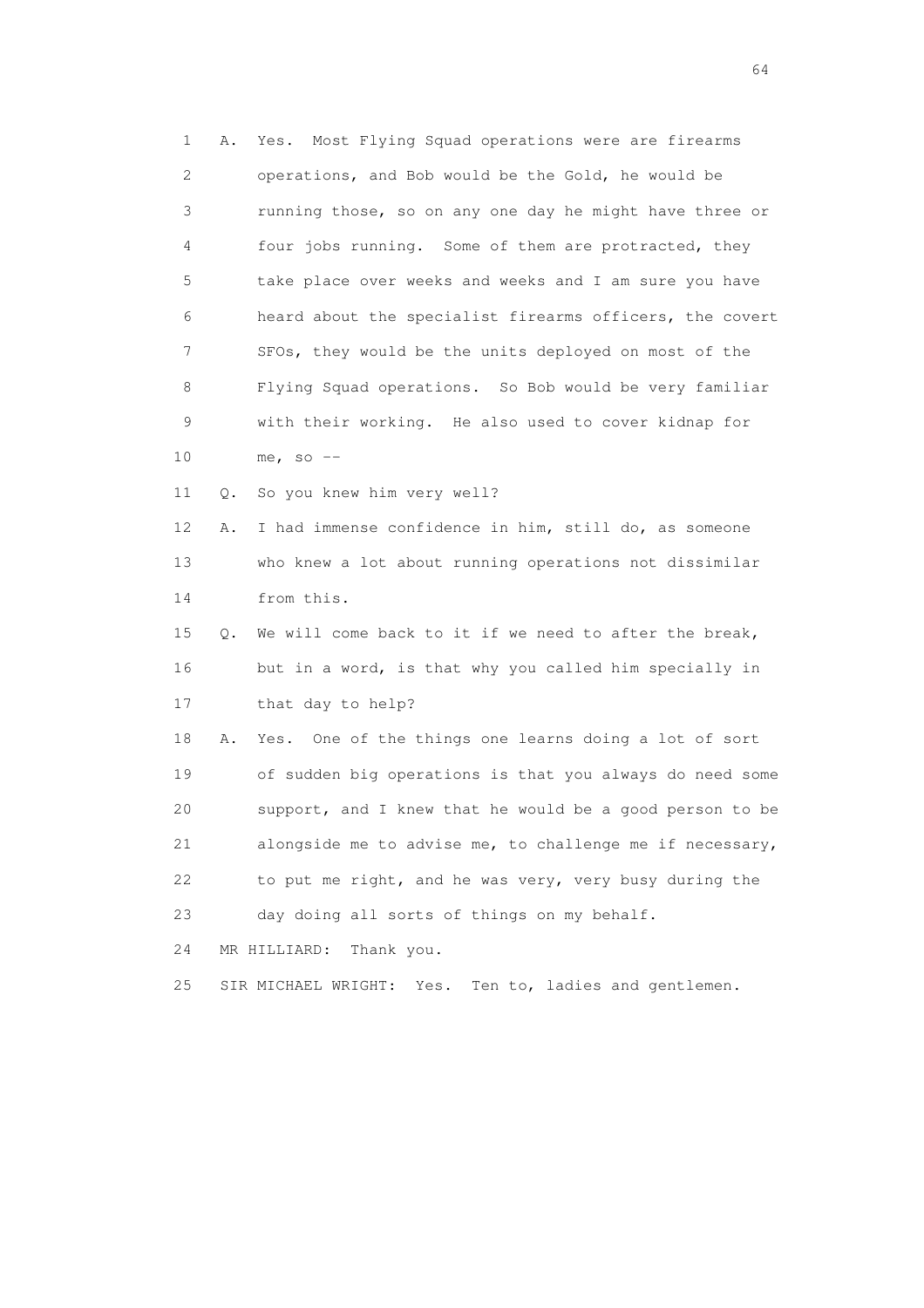1 A. Yes. Most Flying Squad operations were are firearms
2 operations, and Bob would be the Gold, he would be
3 running those, so on any one day he might have three or
4 four jobs running. Some of them are protracted, they
5 take place over weeks and weeks and I am sure you have
6 heard about the specialist firearms officers, the covert
7 SFOs, they would be the units deployed on most of the
8 Flying Squad operations. So Bob would be very familiar
9 with their working. He also used to cover kidnap for
10 me, so --
11 Q. So you knew him very well?
12 A. I had immense confidence in him, still do, as someone
13 who knew a lot about running operations not dissimilar
14 from this.
15 Q. We will come back to it if we need to after the break,
16 but in a word, is that why you called him specially in
17 that day to help?
18 A. Yes. One of the things one learns doing a lot of sort
19 of sudden big operations is that you always do need some
20 support, and I knew that he would be a good person to be
21 alongside me to advise me, to challenge me if necessary,
22 to put me right, and he was very, very busy during the
23 day doing all sorts of things on my behalf.
24 MR HILLIARD: Thank you.
25 SIR MICHAEL WRIGHT: Yes. Ten to, ladies and gentlemen.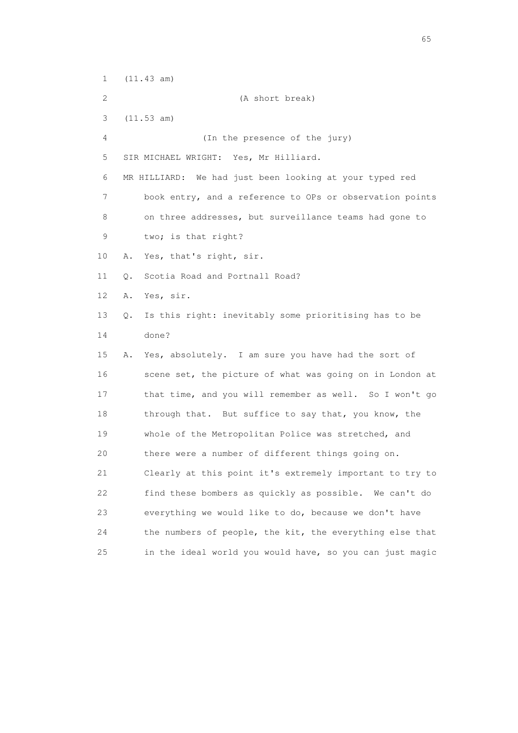1 (11.43 am)

2 (A short break)

3 (11.53 am)

4 (In the presence of the jury)

5 SIR MICHAEL WRIGHT: Yes, Mr Hilliard.

6 MR HILLIARD: We had just been looking at your typed red

7 book entry, and a reference to OPs or observation points

8 on three addresses, but surveillance teams had gone to

9 two; is that right?

10 A. Yes, that's right, sir.

11 Q. Scotia Road and Portnall Road?

12 A. Yes, sir.

13 Q. Is this right: inevitably some prioritising has to be

14 done?

15 A. Yes, absolutely. I am sure you have had the sort of

16 scene set, the picture of what was going on in London at

17 that time, and you will remember as well. So I won't go

18 through that. But suffice to say that, you know, the

19 whole of the Metropolitan Police was stretched, and

20 there were a number of different things going on.

21 Clearly at this point it's extremely important to try to

22 find these bombers as quickly as possible. We can't do

23 everything we would like to do, because we don't have

24 the numbers of people, the kit, the everything else that

25 in the ideal world you would have, so you can just magic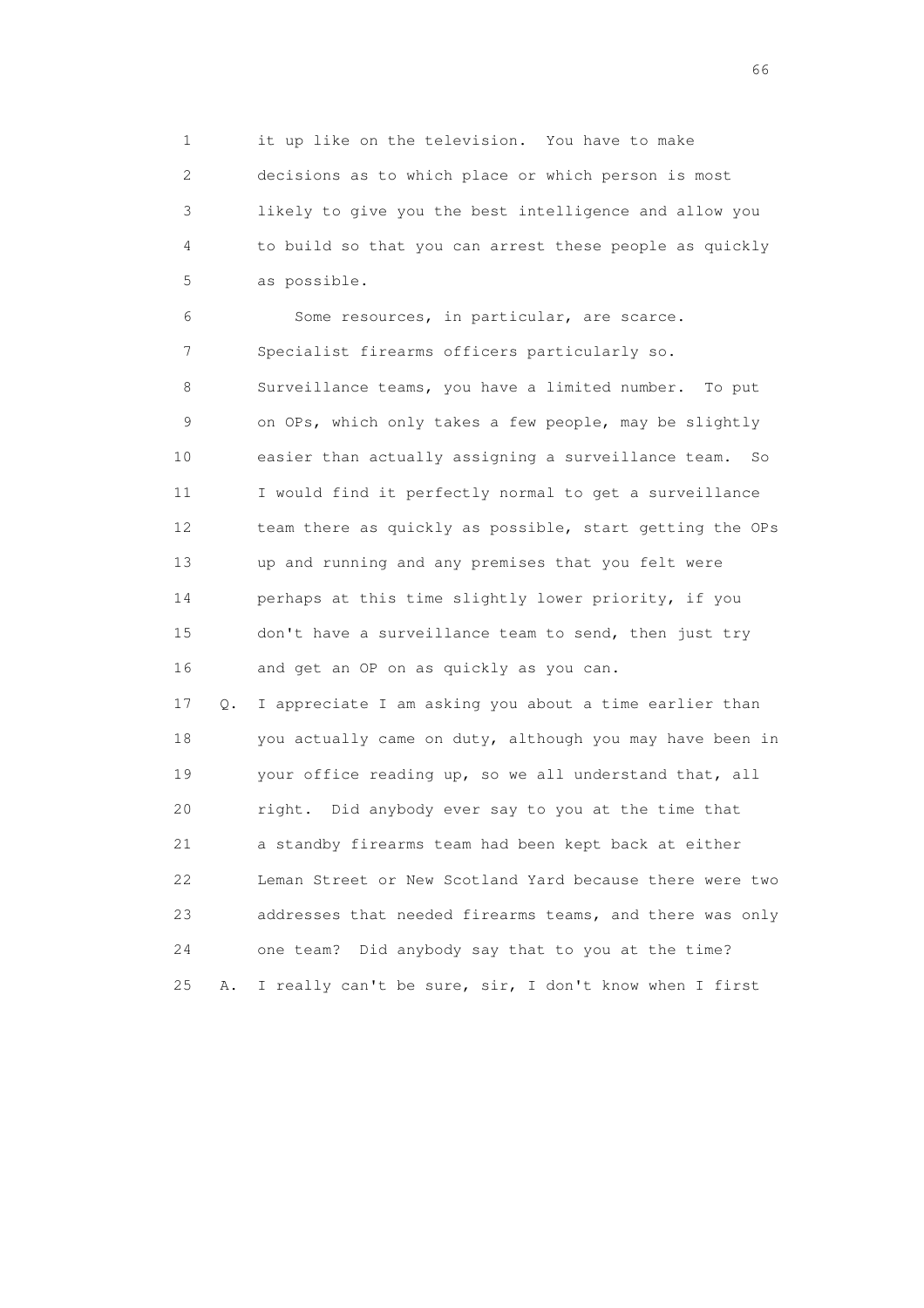1 it up like on the television. You have to make
2 decisions as to which place or which person is most
3 likely to give you the best intelligence and allow you
4 to build so that you can arrest these people as quickly
5 as possible.

6 Some resources, in particular, are scarce.
7 Specialist firearms officers particularly so.
8 Surveillance teams, you have a limited number. To put
9 on OPs, which only takes a few people, may be slightly
10 easier than actually assigning a surveillance team. So
11 I would find it perfectly normal to get a surveillance
12 team there as quickly as possible, start getting the OPs
13 up and running and any premises that you felt were
14 perhaps at this time slightly lower priority, if you
15 don't have a surveillance team to send, then just try
16 and get an OP on as quickly as you can.

17 Q. I appreciate I am asking you about a time earlier than
18 you actually came on duty, although you may have been in
19 your office reading up, so we all understand that, all
20 right. Did anybody ever say to you at the time that
21 a standby firearms team had been kept back at either
22 Leman Street or New Scotland Yard because there were two
23 addresses that needed firearms teams, and there was only
24 one team? Did anybody say that to you at the time?

25 A. I really can't be sure, sir, I don't know when I first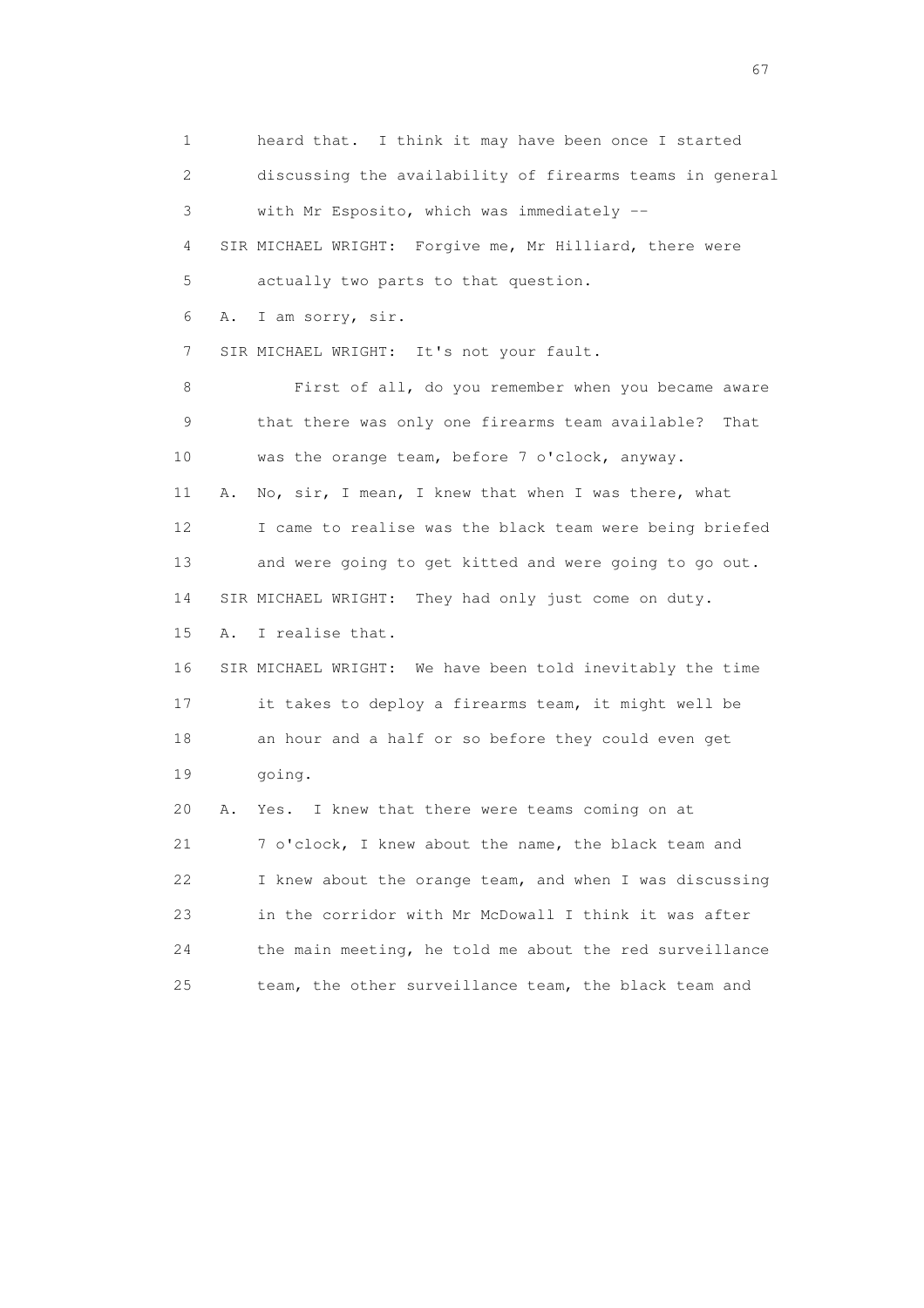1 heard that. I think it may have been once I started

2 discussing the availability of firearms teams in general

3 with Mr Esposito, which was immediately --

4 SIR MICHAEL WRIGHT: Forgive me, Mr Hilliard, there were

5 actually two parts to that question.

6 A. I am sorry, sir.

7 SIR MICHAEL WRIGHT: It's not your fault.

8 First of all, do you remember when you became aware

9 that there was only one firearms team available? That

10 was the orange team, before 7 o'clock, anyway.

11 A. No, sir, I mean, I knew that when I was there, what

12 I came to realise was the black team were being briefed

13 and were going to get kitted and were going to go out.

14 SIR MICHAEL WRIGHT: They had only just come on duty.

15 A. I realise that.

16 SIR MICHAEL WRIGHT: We have been told inevitably the time

17 it takes to deploy a firearms team, it might well be

18 an hour and a half or so before they could even get

19 going.

20 A. Yes. I knew that there were teams coming on at

21 7 o'clock, I knew about the name, the black team and

22 I knew about the orange team, and when I was discussing

23 in the corridor with Mr McDowall I think it was after

24 the main meeting, he told me about the red surveillance

25 team, the other surveillance team, the black team and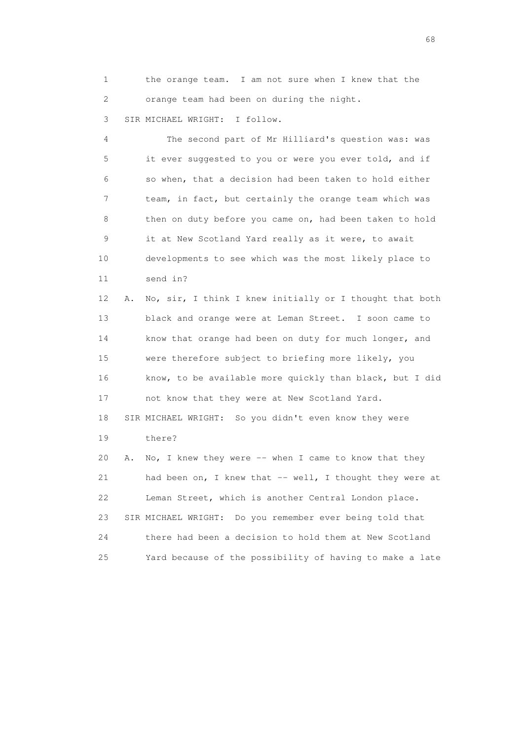1 the orange team. I am not sure when I knew that the
2 orange team had been on during the night.

3 SIR MICHAEL WRIGHT: I follow.

4 The second part of Mr Hilliard's question was: was
5 it ever suggested to you or were you ever told, and if
6 so when, that a decision had been taken to hold either
7 team, in fact, but certainly the orange team which was
8 then on duty before you came on, had been taken to hold
9 it at New Scotland Yard really as it were, to await
10 developments to see which was the most likely place to
11 send in?

12 A. No, sir, I think I knew initially or I thought that both
13 black and orange were at Leman Street. I soon came to
14 know that orange had been on duty for much longer, and
15 were therefore subject to briefing more likely, you
16 know, to be available more quickly than black, but I did
17 not know that they were at New Scotland Yard.

18 SIR MICHAEL WRIGHT: So you didn't even know they were
19 there?

20 A. No, I knew they were -- when I came to know that they
21 had been on, I knew that -- well, I thought they were at
22 Leman Street, which is another Central London place.

23 SIR MICHAEL WRIGHT: Do you remember ever being told that
24 there had been a decision to hold them at New Scotland
25 Yard because of the possibility of having to make a late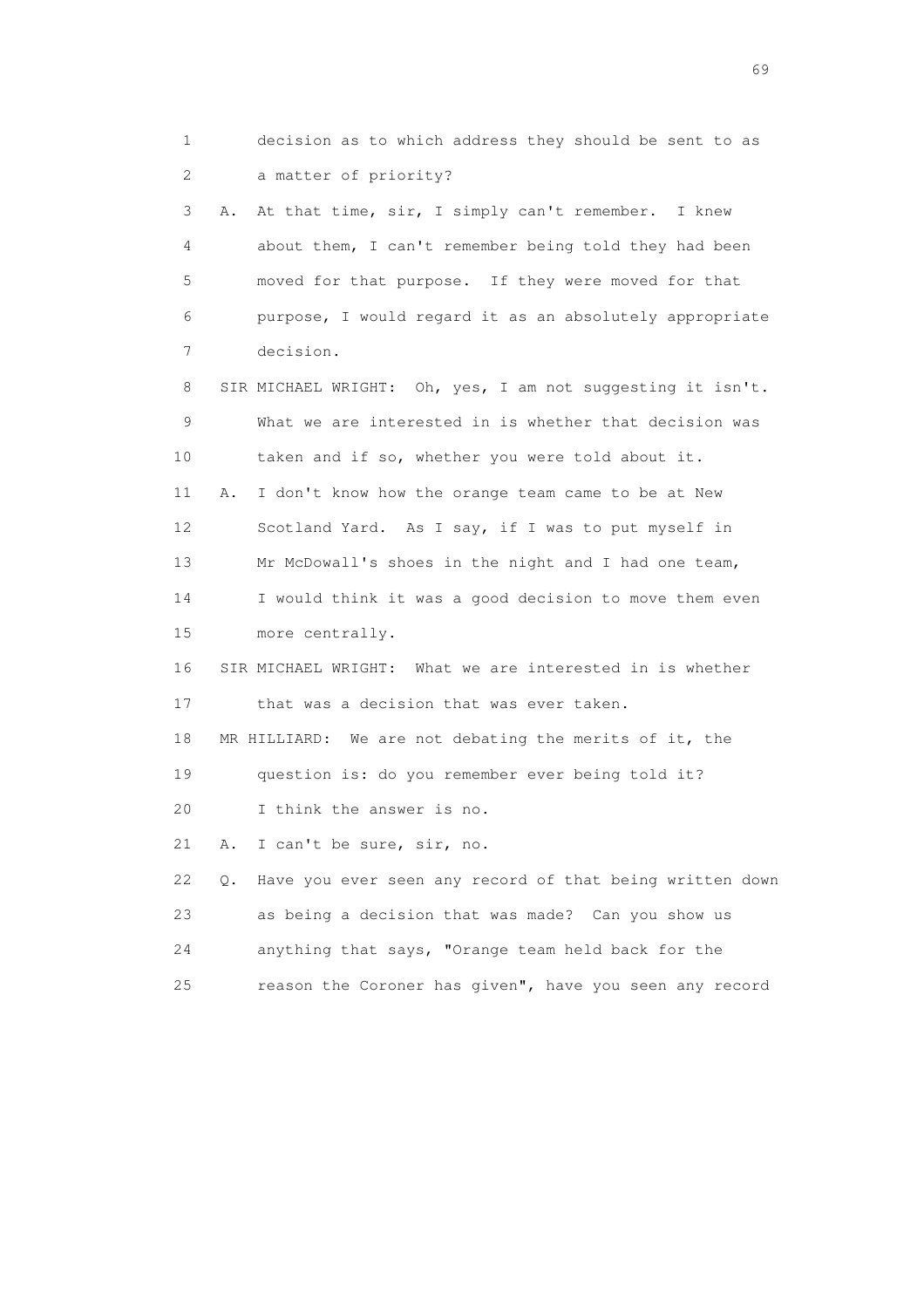1 decision as to which address they should be sent to as
2 a matter of priority?
3 A. At that time, sir, I simply can't remember. I knew
4 about them, I can't remember being told they had been
5 moved for that purpose. If they were moved for that
6 purpose, I would regard it as an absolutely appropriate
7 decision.
8 SIR MICHAEL WRIGHT: Oh, yes, I am not suggesting it isn't.
9 What we are interested in is whether that decision was
10 taken and if so, whether you were told about it.
11 A. I don't know how the orange team came to be at New
12 Scotland Yard. As I say, if I was to put myself in
13 Mr McDowall's shoes in the night and I had one team,
14 I would think it was a good decision to move them even
15 more centrally.
16 SIR MICHAEL WRIGHT: What we are interested in is whether
17 that was a decision that was ever taken.
18 MR HILLIARD: We are not debating the merits of it, the
19 question is: do you remember ever being told it?
20 I think the answer is no.
21 A. I can't be sure, sir, no.
22 Q. Have you ever seen any record of that being written down
23 as being a decision that was made? Can you show us
24 anything that says, "Orange team held back for the
25 reason the Coroner has given", have you seen any record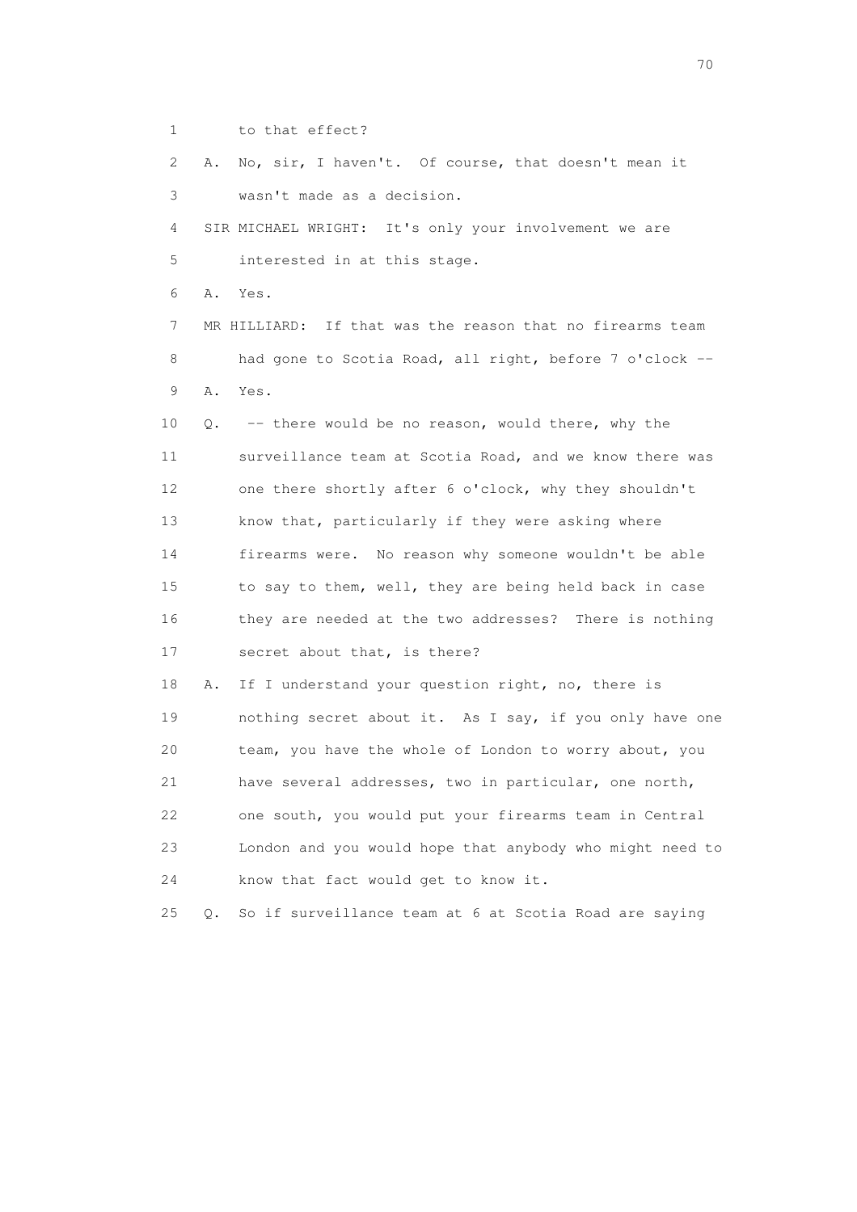1 to that effect?

2 A. No, sir, I haven't. Of course, that doesn't mean it

3 wasn't made as a decision.

4 SIR MICHAEL WRIGHT: It's only your involvement we are

5 interested in at this stage.

6 A. Yes.

7 MR HILLIARD: If that was the reason that no firearms team

8 had gone to Scotia Road, all right, before 7 o'clock --

9 A. Yes.

10 Q. -- there would be no reason, would there, why the

11 surveillance team at Scotia Road, and we know there was

12 one there shortly after 6 o'clock, why they shouldn't

13 know that, particularly if they were asking where

14 firearms were. No reason why someone wouldn't be able

15 to say to them, well, they are being held back in case

16 they are needed at the two addresses? There is nothing

17 secret about that, is there?

18 A. If I understand your question right, no, there is

19 nothing secret about it. As I say, if you only have one

20 team, you have the whole of London to worry about, you

21 have several addresses, two in particular, one north,

22 one south, you would put your firearms team in Central

23 London and you would hope that anybody who might need to

24 know that fact would get to know it.

25 Q. So if surveillance team at 6 at Scotia Road are saying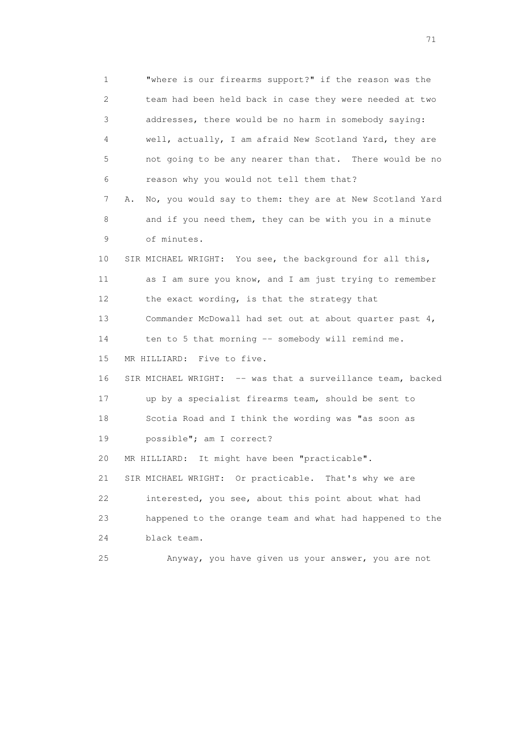1 "where is our firearms support?" if the reason was the
2 team had been held back in case they were needed at two
3 addresses, there would be no harm in somebody saying:
4 well, actually, I am afraid New Scotland Yard, they are
5 not going to be any nearer than that. There would be no
6 reason why you would not tell them that?

7 A. No, you would say to them: they are at New Scotland Yard
8 and if you need them, they can be with you in a minute
9 of minutes.

10 SIR MICHAEL WRIGHT: You see, the background for all this,
11 as I am sure you know, and I am just trying to remember
12 the exact wording, is that the strategy that
13 Commander McDowall had set out at about quarter past 4,
14 ten to 5 that morning -- somebody will remind me.

15 MR HILLIARD: Five to five.

16 SIR MICHAEL WRIGHT: -- was that a surveillance team, backed
17 up by a specialist firearms team, should be sent to
18 Scotia Road and I think the wording was "as soon as
19 possible"; am I correct?

20 MR HILLIARD: It might have been "practicable".

21 SIR MICHAEL WRIGHT: Or practicable. That's why we are
22 interested, you see, about this point about what had
23 happened to the orange team and what had happened to the
24 black team.

25 Anyway, you have given us your answer, you are not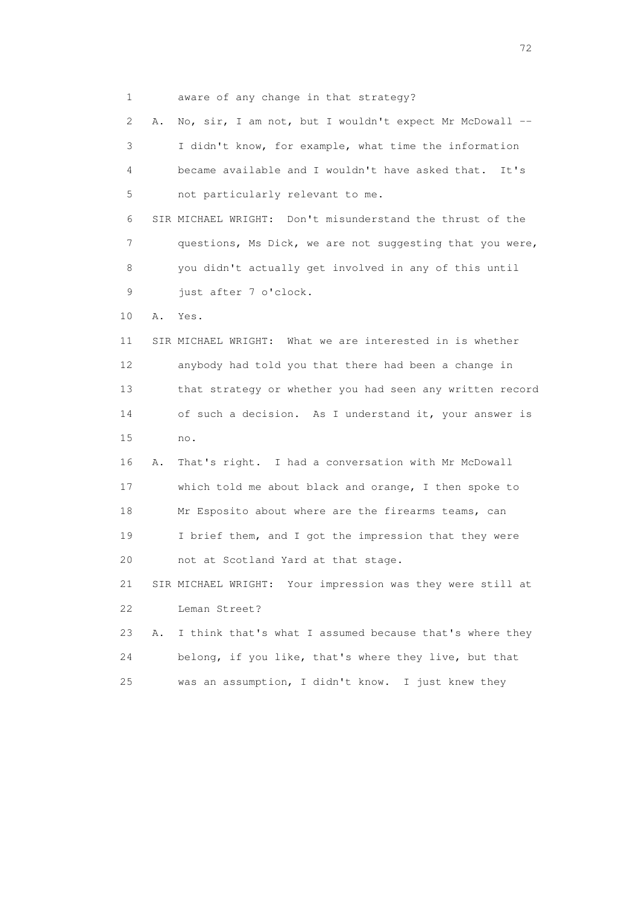1 aware of any change in that strategy?

2 A. No, sir, I am not, but I wouldn't expect Mr McDowall --

3 I didn't know, for example, what time the information

4 became available and I wouldn't have asked that. It's

5 not particularly relevant to me.

6 SIR MICHAEL WRIGHT: Don't misunderstand the thrust of the

7 questions, Ms Dick, we are not suggesting that you were,

8 you didn't actually get involved in any of this until

9 just after 7 o'clock.

10 A. Yes.

11 SIR MICHAEL WRIGHT: What we are interested in is whether

12 anybody had told you that there had been a change in

13 that strategy or whether you had seen any written record

14 of such a decision. As I understand it, your answer is

15 no.

16 A. That's right. I had a conversation with Mr McDowall

17 which told me about black and orange, I then spoke to

18 Mr Esposito about where are the firearms teams, can

19 I brief them, and I got the impression that they were

20 not at Scotland Yard at that stage.

21 SIR MICHAEL WRIGHT: Your impression was they were still at

22 Leman Street?

23 A. I think that's what I assumed because that's where they

24 belong, if you like, that's where they live, but that

25 was an assumption, I didn't know. I just knew they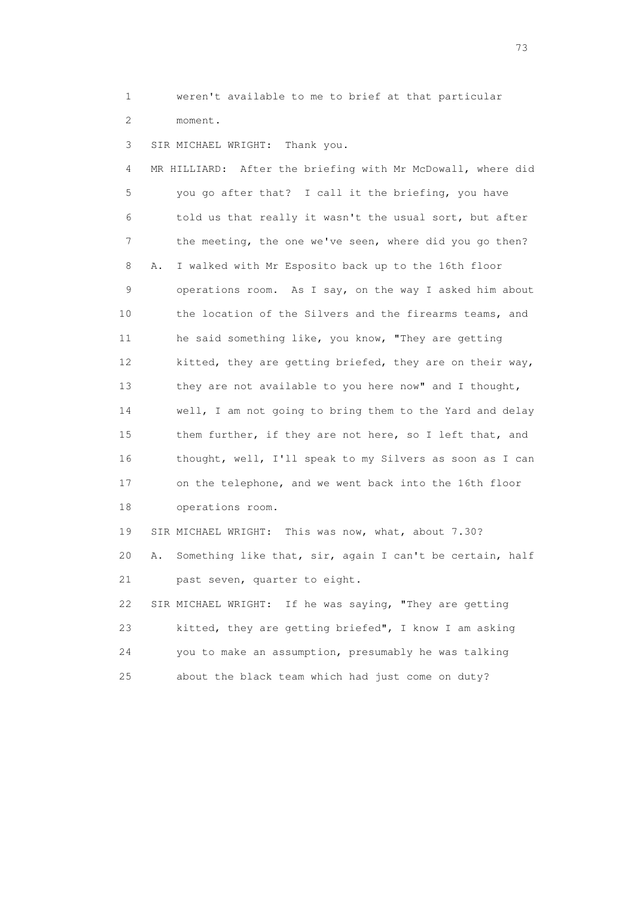1 weren't available to me to brief at that particular
2 moment.

3 SIR MICHAEL WRIGHT: Thank you.

4 MR HILLIARD: After the briefing with Mr McDowall, where did
5 you go after that? I call it the briefing, you have
6 told us that really it wasn't the usual sort, but after
7 the meeting, the one we've seen, where did you go then?

8 A. I walked with Mr Esposito back up to the 16th floor
9 operations room. As I say, on the way I asked him about
10 the location of the Silvers and the firearms teams, and
11 he said something like, you know, "They are getting
12 kitted, they are getting briefed, they are on their way,
13 they are not available to you here now" and I thought,
14 well, I am not going to bring them to the Yard and delay
15 them further, if they are not here, so I left that, and
16 thought, well, I'll speak to my Silvers as soon as I can
17 on the telephone, and we went back into the 16th floor
18 operations room.

19 SIR MICHAEL WRIGHT: This was now, what, about 7.30?

20 A. Something like that, sir, again I can't be certain, half
21 past seven, quarter to eight.

22 SIR MICHAEL WRIGHT: If he was saying, "They are getting
23 kitted, they are getting briefed", I know I am asking
24 you to make an assumption, presumably he was talking
25 about the black team which had just come on duty?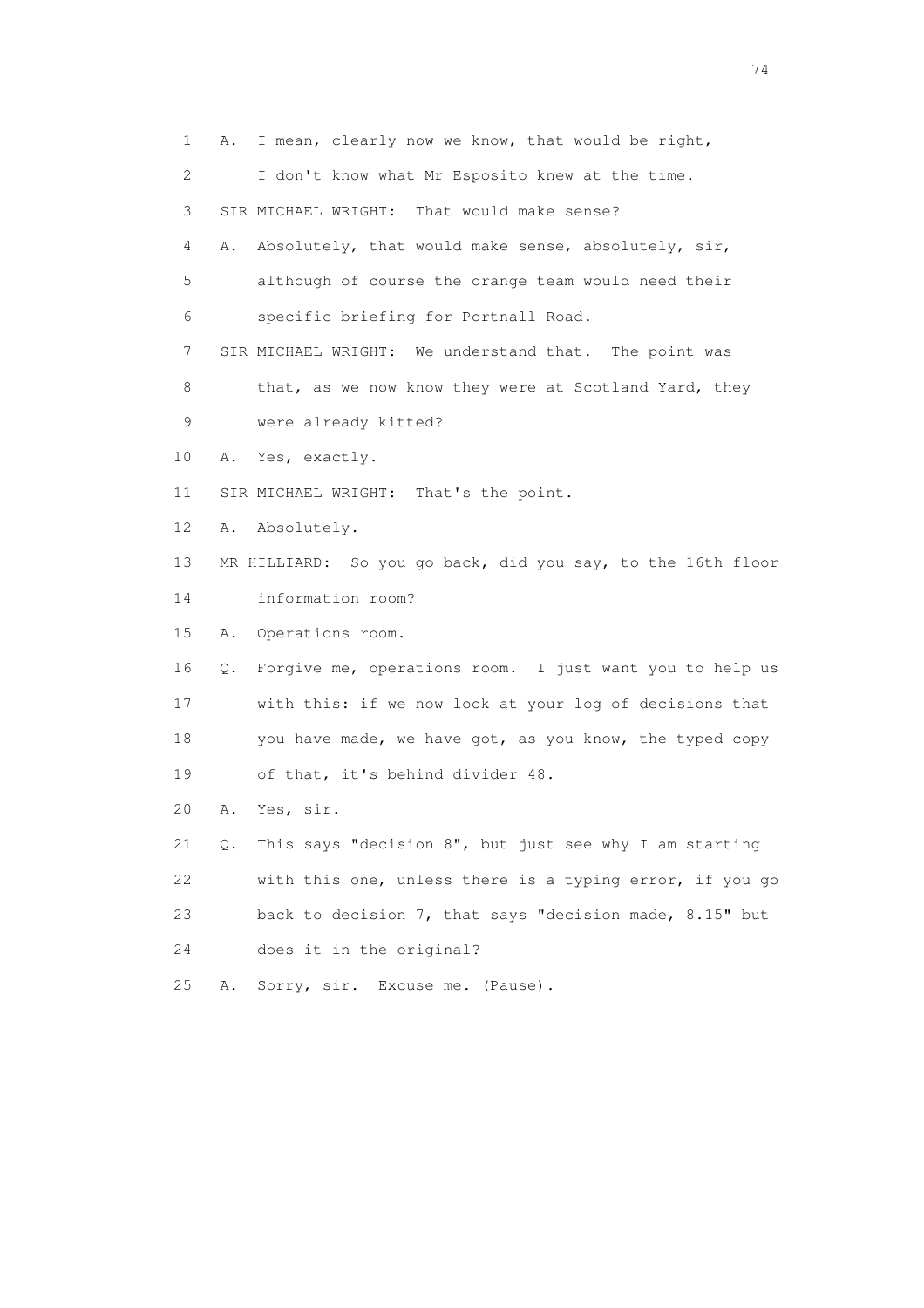1 A. I mean, clearly now we know, that would be right,

2 I don't know what Mr Esposito knew at the time.

3 SIR MICHAEL WRIGHT: That would make sense?

4 A. Absolutely, that would make sense, absolutely, sir,

5 although of course the orange team would need their

6 specific briefing for Portnall Road.

7 SIR MICHAEL WRIGHT: We understand that. The point was

8 that, as we now know they were at Scotland Yard, they

9 were already kitted?

10 A. Yes, exactly.

11 SIR MICHAEL WRIGHT: That's the point.

12 A. Absolutely.

13 MR HILLIARD: So you go back, did you say, to the 16th floor

14 information room?

15 A. Operations room.

16 Q. Forgive me, operations room. I just want you to help us

17 with this: if we now look at your log of decisions that

18 you have made, we have got, as you know, the typed copy

19 of that, it's behind divider 48.

20 A. Yes, sir.

21 Q. This says "decision 8", but just see why I am starting

22 with this one, unless there is a typing error, if you go

23 back to decision 7, that says "decision made, 8.15" but

24 does it in the original?

25 A. Sorry, sir. Excuse me. (Pause).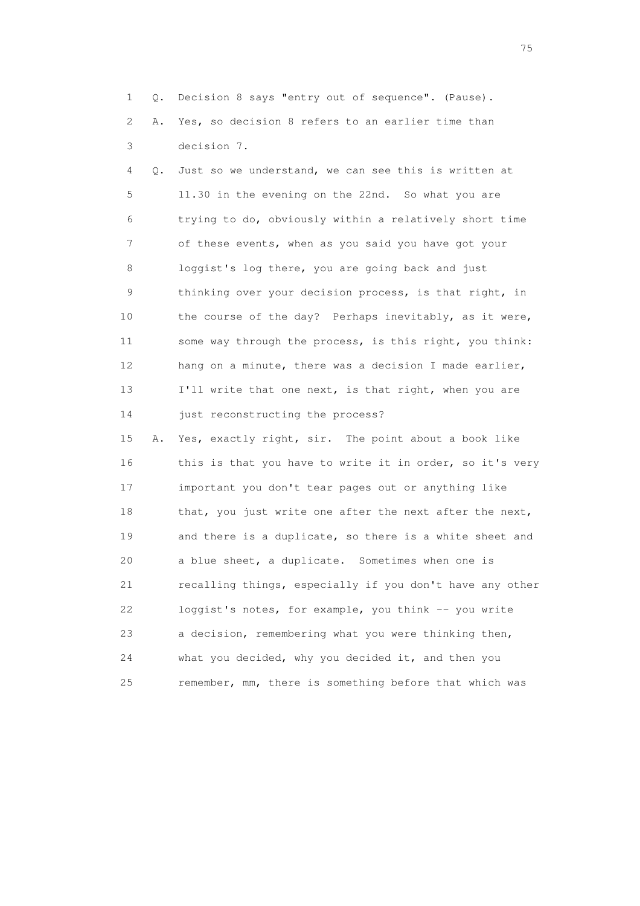1 Q. Decision 8 says "entry out of sequence". (Pause).

2 A. Yes, so decision 8 refers to an earlier time than

3 decision 7.

4 Q. Just so we understand, we can see this is written at

5 11.30 in the evening on the 22nd. So what you are

6 trying to do, obviously within a relatively short time

7 of these events, when as you said you have got your

8 loggist's log there, you are going back and just

9 thinking over your decision process, is that right, in

10 the course of the day? Perhaps inevitably, as it were,

11 some way through the process, is this right, you think:

12 hang on a minute, there was a decision I made earlier,

13 I'll write that one next, is that right, when you are

14 just reconstructing the process?

15 A. Yes, exactly right, sir. The point about a book like

16 this is that you have to write it in order, so it's very

17 important you don't tear pages out or anything like

18 that, you just write one after the next after the next,

19 and there is a duplicate, so there is a white sheet and

20 a blue sheet, a duplicate. Sometimes when one is

21 recalling things, especially if you don't have any other

22 loggist's notes, for example, you think -- you write

23 a decision, remembering what you were thinking then,

24 what you decided, why you decided it, and then you

25 remember, mm, there is something before that which was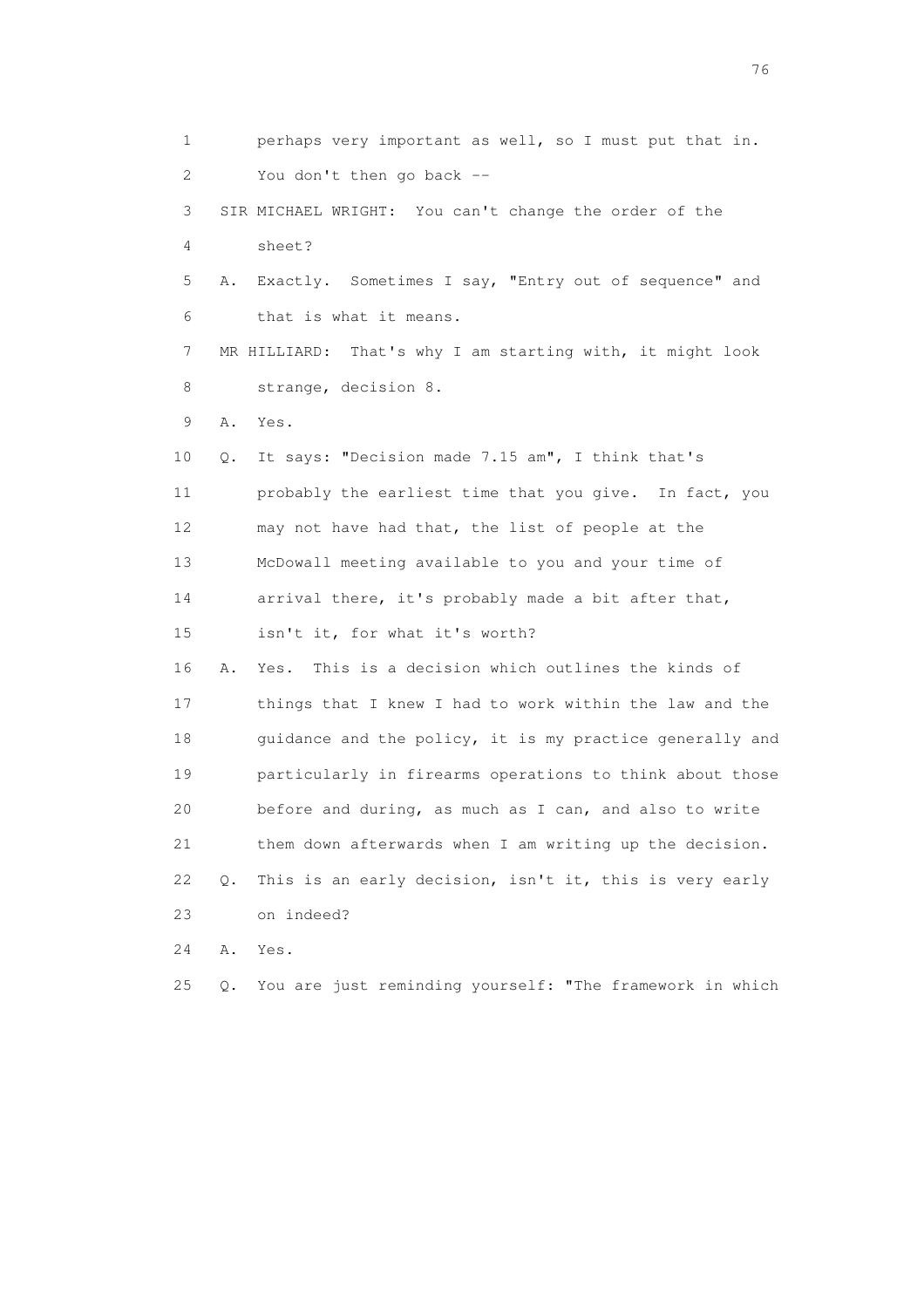1 perhaps very important as well, so I must put that in.
2 You don't then go back --
3 SIR MICHAEL WRIGHT: You can't change the order of the
4 sheet?
5 A. Exactly. Sometimes I say, "Entry out of sequence" and
6 that is what it means.
7 MR HILLIARD: That's why I am starting with, it might look
8 strange, decision 8.
9 A. Yes.
10 Q. It says: "Decision made 7.15 am", I think that's
11 probably the earliest time that you give. In fact, you
12 may not have had that, the list of people at the
13 McDowall meeting available to you and your time of
14 arrival there, it's probably made a bit after that,
15 isn't it, for what it's worth?
16 A. Yes. This is a decision which outlines the kinds of
17 things that I knew I had to work within the law and the
18 guidance and the policy, it is my practice generally and
19 particularly in firearms operations to think about those
20 before and during, as much as I can, and also to write
21 them down afterwards when I am writing up the decision.
22 Q. This is an early decision, isn't it, this is very early
23 on indeed?
24 A. Yes.
25 Q. You are just reminding yourself: "The framework in which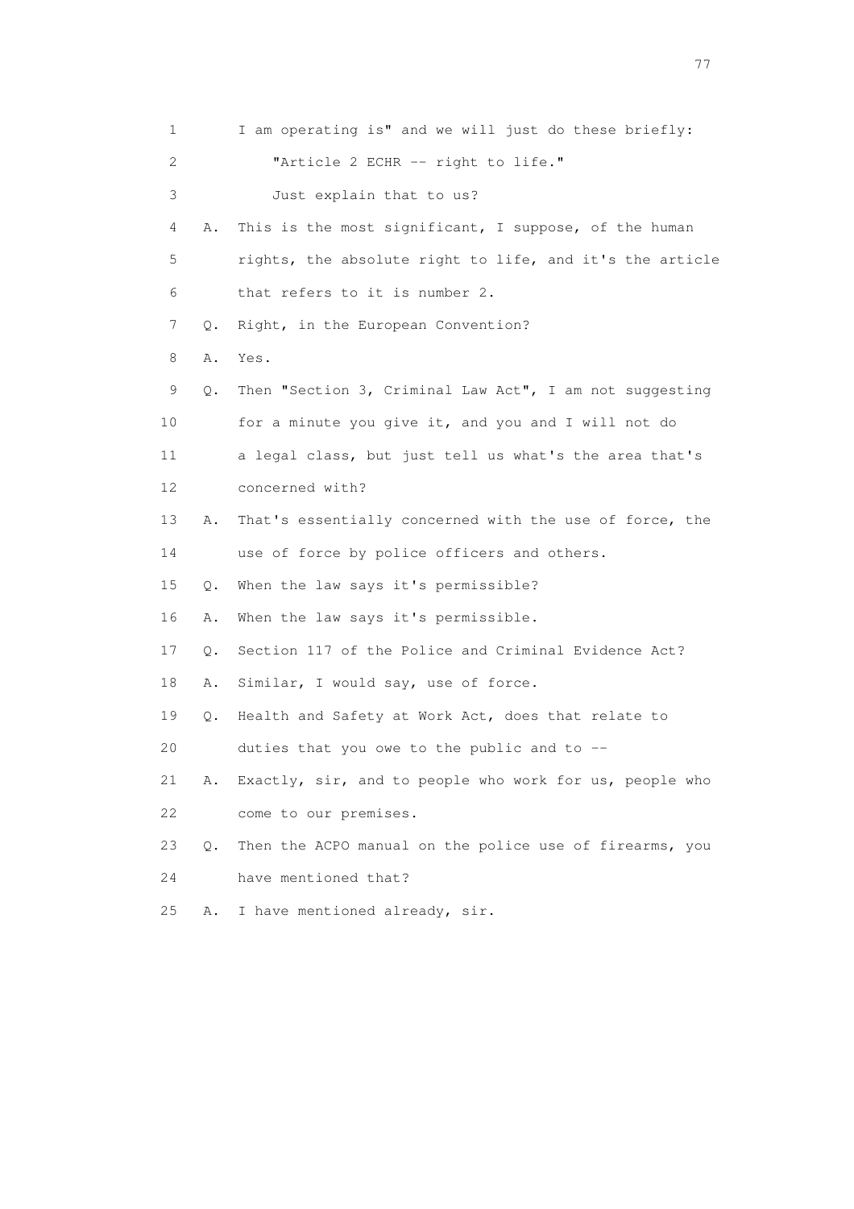1 I am operating is" and we will just do these briefly:

2 "Article 2 ECHR -- right to life."

3 Just explain that to us?

4 A. This is the most significant, I suppose, of the human

5 rights, the absolute right to life, and it's the article

6 that refers to it is number 2.

7 Q. Right, in the European Convention?

8 A. Yes.

9 Q. Then "Section 3, Criminal Law Act", I am not suggesting

10 for a minute you give it, and you and I will not do

11 a legal class, but just tell us what's the area that's

12 concerned with?

13 A. That's essentially concerned with the use of force, the

14 use of force by police officers and others.

15 Q. When the law says it's permissible?

16 A. When the law says it's permissible.

17 Q. Section 117 of the Police and Criminal Evidence Act?

18 A. Similar, I would say, use of force.

19 Q. Health and Safety at Work Act, does that relate to

20 duties that you owe to the public and to --

21 A. Exactly, sir, and to people who work for us, people who

22 come to our premises.

23 Q. Then the ACPO manual on the police use of firearms, you

24 have mentioned that?

25 A. I have mentioned already, sir.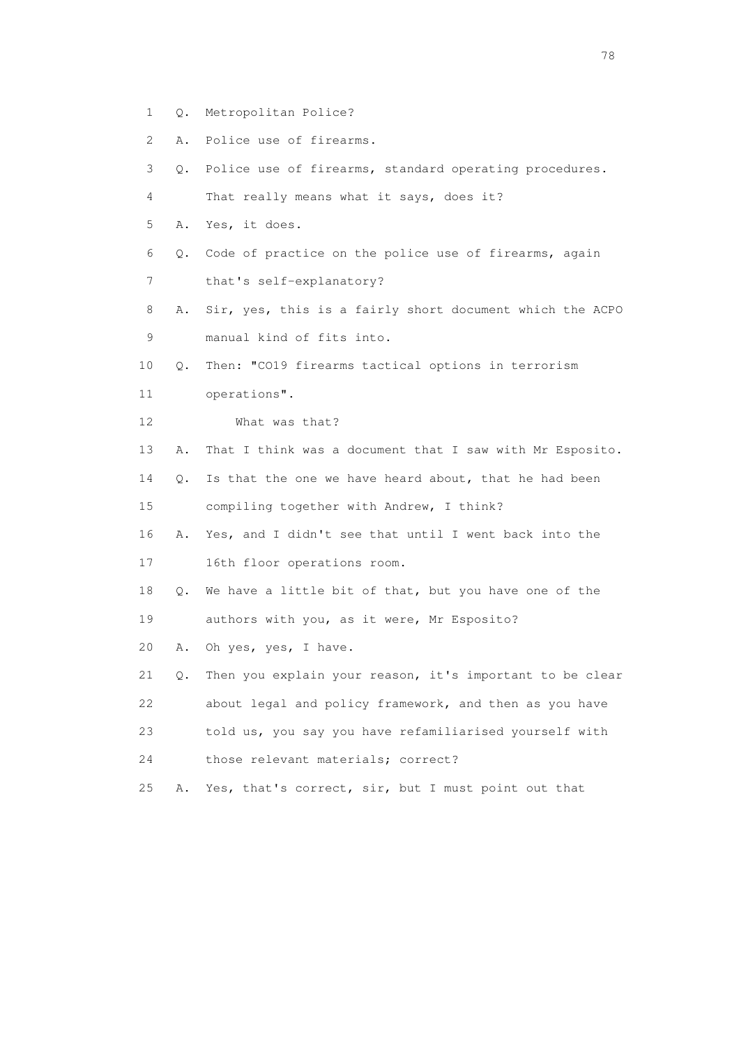1 Q. Metropolitan Police?

2 A. Police use of firearms.

3 Q. Police use of firearms, standard operating procedures.

4 That really means what it says, does it?

5 A. Yes, it does.

6 Q. Code of practice on the police use of firearms, again

7 that's self-explanatory?

8 A. Sir, yes, this is a fairly short document which the ACPO

9 manual kind of fits into.

10 Q. Then: "CO19 firearms tactical options in terrorism

11 operations".

12 What was that?

13 A. That I think was a document that I saw with Mr Esposito.

14 Q. Is that the one we have heard about, that he had been

15 compiling together with Andrew, I think?

16 A. Yes, and I didn't see that until I went back into the

17 16th floor operations room.

18 Q. We have a little bit of that, but you have one of the

19 authors with you, as it were, Mr Esposito?

20 A. Oh yes, yes, I have.

21 Q. Then you explain your reason, it's important to be clear

22 about legal and policy framework, and then as you have

23 told us, you say you have refamiliarised yourself with

24 those relevant materials; correct?

25 A. Yes, that's correct, sir, but I must point out that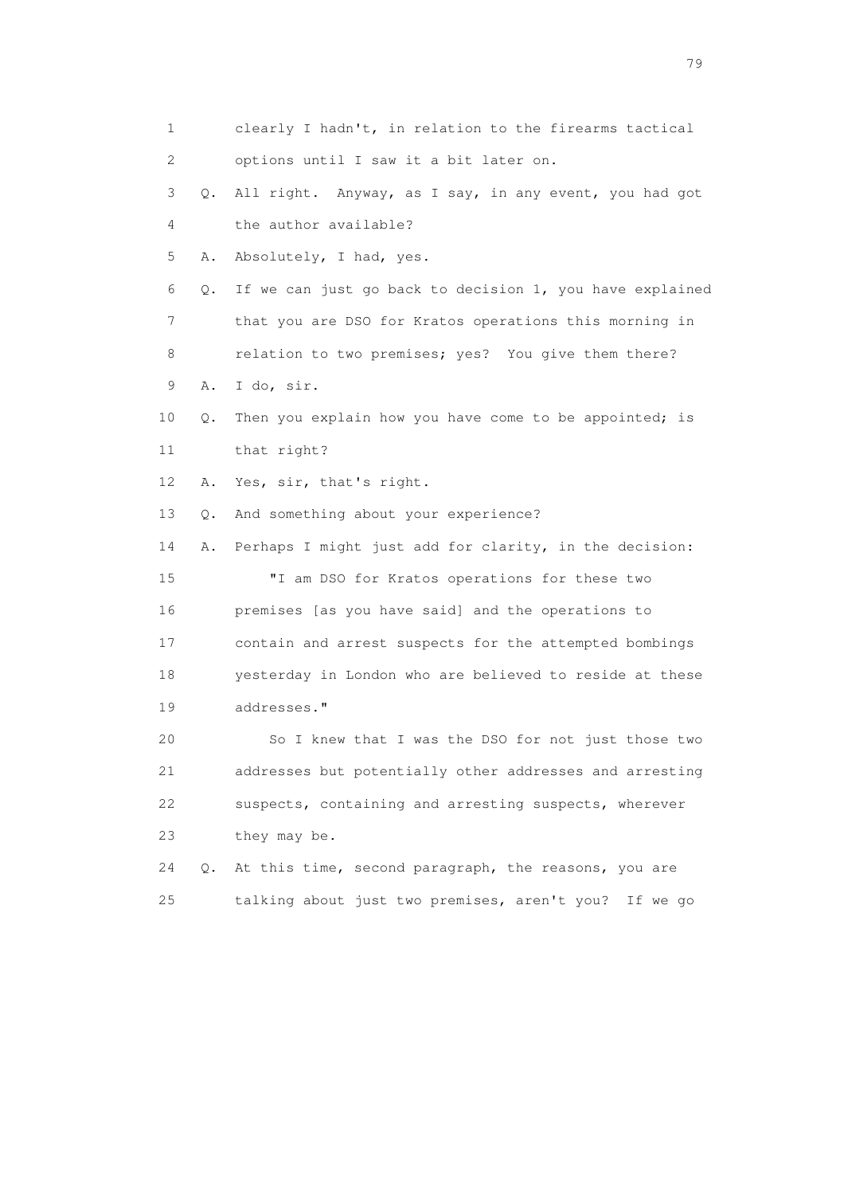1 clearly I hadn't, in relation to the firearms tactical
2 options until I saw it a bit later on.
3 Q. All right. Anyway, as I say, in any event, you had got
4 the author available?
5 A. Absolutely, I had, yes.
6 Q. If we can just go back to decision 1, you have explained
7 that you are DSO for Kratos operations this morning in
8 relation to two premises; yes? You give them there?
9 A. I do, sir.
10 Q. Then you explain how you have come to be appointed; is
11 that right?
12 A. Yes, sir, that's right.
13 Q. And something about your experience?
14 A. Perhaps I might just add for clarity, in the decision:
15 "I am DSO for Kratos operations for these two
16 premises [as you have said] and the operations to
17 contain and arrest suspects for the attempted bombings
18 yesterday in London who are believed to reside at these
19 addresses."
20 So I knew that I was the DSO for not just those two
21 addresses but potentially other addresses and arresting
22 suspects, containing and arresting suspects, wherever
23 they may be.
24 Q. At this time, second paragraph, the reasons, you are
25 talking about just two premises, aren't you? If we go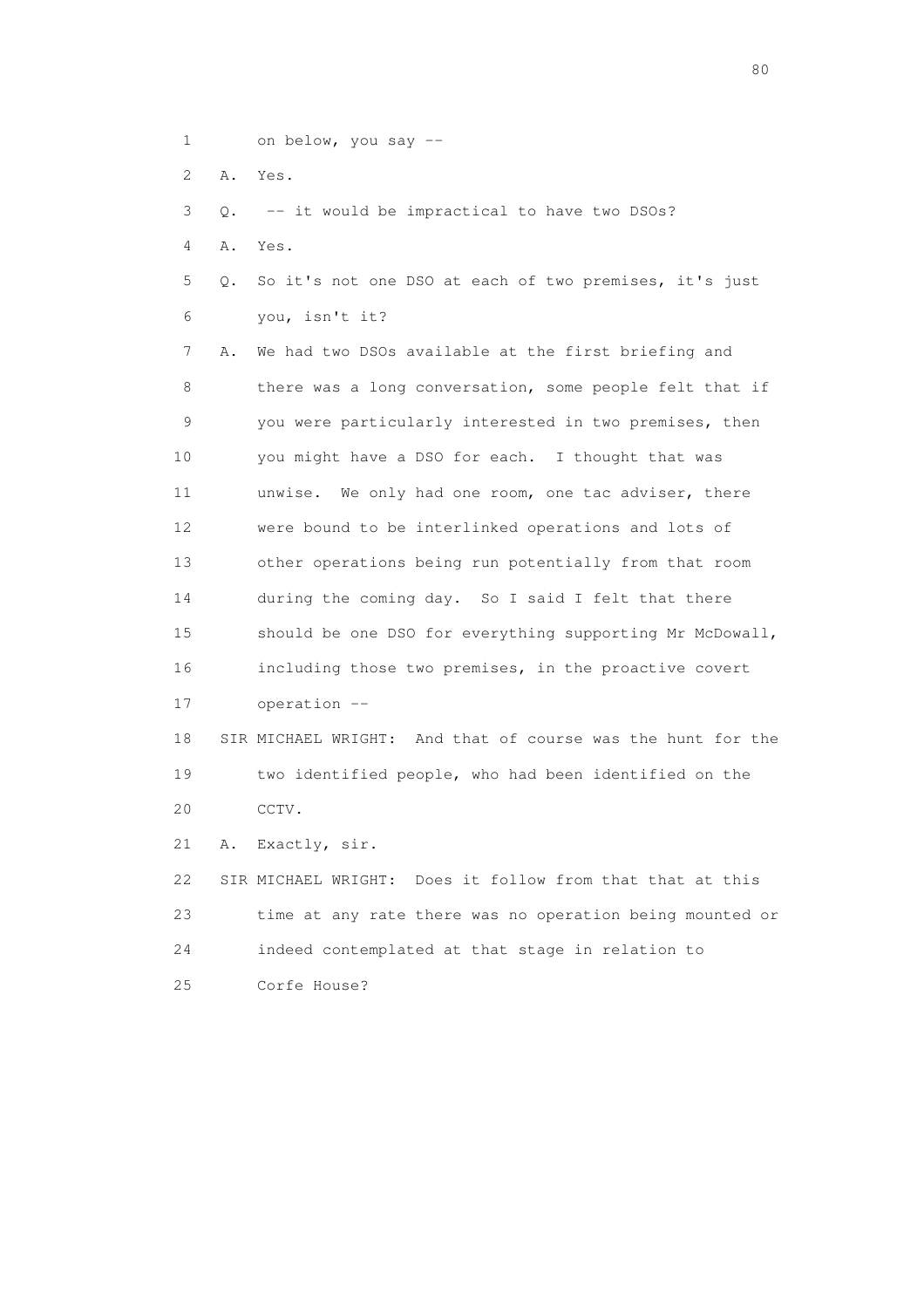1 on below, you say --

2 A. Yes.

3 Q. -- it would be impractical to have two DSOs?

4 A. Yes.

5 Q. So it's not one DSO at each of two premises, it's just
6 you, isn't it?

7 A. We had two DSOs available at the first briefing and
8 there was a long conversation, some people felt that if
9 you were particularly interested in two premises, then
10 you might have a DSO for each. I thought that was
11 unwise. We only had one room, one tac adviser, there
12 were bound to be interlinked operations and lots of
13 other operations being run potentially from that room
14 during the coming day. So I said I felt that there
15 should be one DSO for everything supporting Mr McDowall,
16 including those two premises, in the proactive covert
17 operation --

18 SIR MICHAEL WRIGHT: And that of course was the hunt for the
19 two identified people, who had been identified on the
20 CCTV.

21 A. Exactly, sir.

22 SIR MICHAEL WRIGHT: Does it follow from that that at this
23 time at any rate there was no operation being mounted or
24 indeed contemplated at that stage in relation to
25 Corfe House?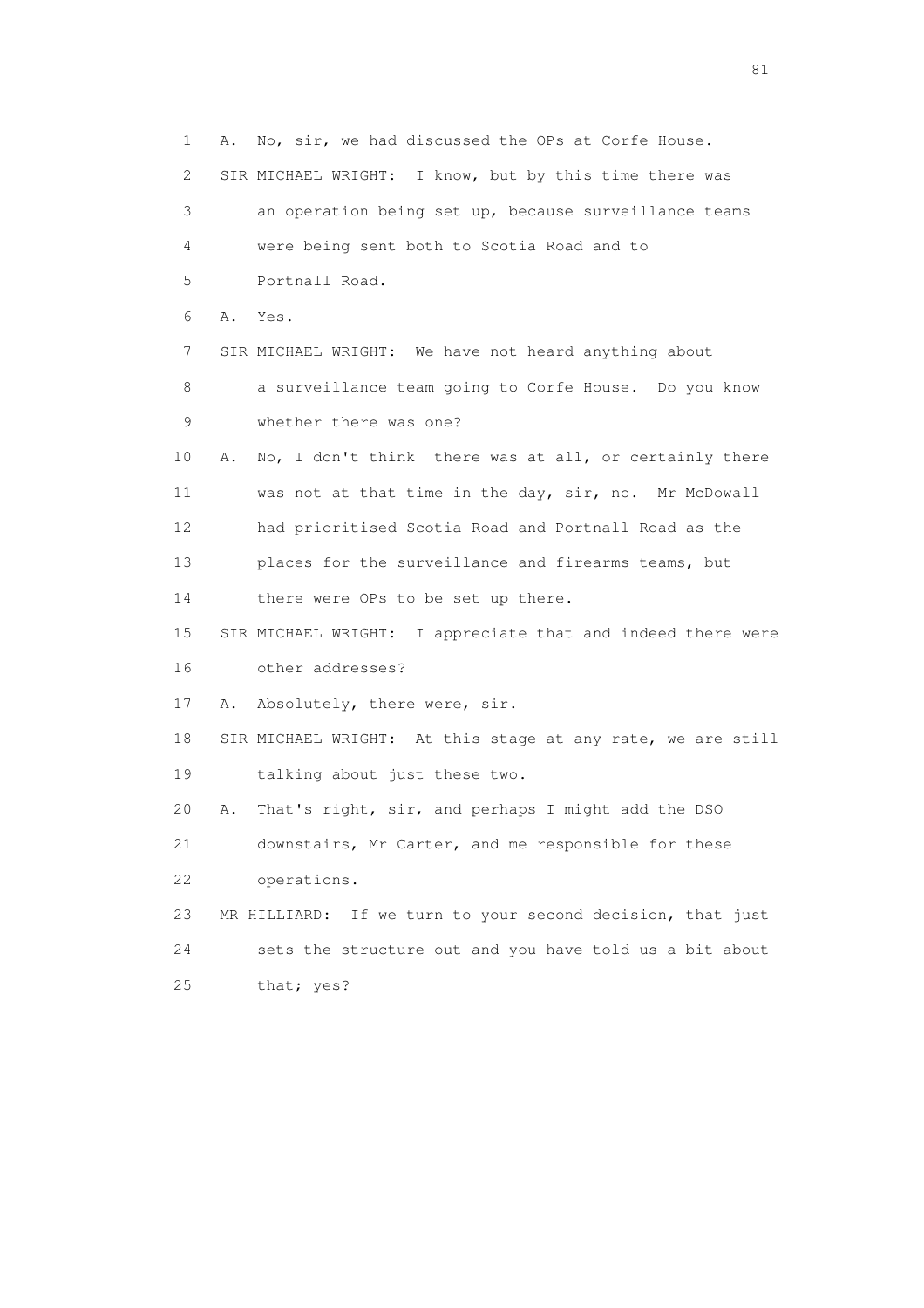1 A. No, sir, we had discussed the OPs at Corfe House.

2 SIR MICHAEL WRIGHT: I know, but by this time there was

3 an operation being set up, because surveillance teams

4 were being sent both to Scotia Road and to

5 Portnall Road.

6 A. Yes.

7 SIR MICHAEL WRIGHT: We have not heard anything about

8 a surveillance team going to Corfe House. Do you know

9 whether there was one?

10 A. No, I don't think there was at all, or certainly there

11 was not at that time in the day, sir, no. Mr McDowall

12 had prioritised Scotia Road and Portnall Road as the

13 places for the surveillance and firearms teams, but

14 there were OPs to be set up there.

15 SIR MICHAEL WRIGHT: I appreciate that and indeed there were

16 other addresses?

17 A. Absolutely, there were, sir.

18 SIR MICHAEL WRIGHT: At this stage at any rate, we are still

19 talking about just these two.

20 A. That's right, sir, and perhaps I might add the DSO

21 downstairs, Mr Carter, and me responsible for these

22 operations.

23 MR HILLIARD: If we turn to your second decision, that just

24 sets the structure out and you have told us a bit about

25 that; yes?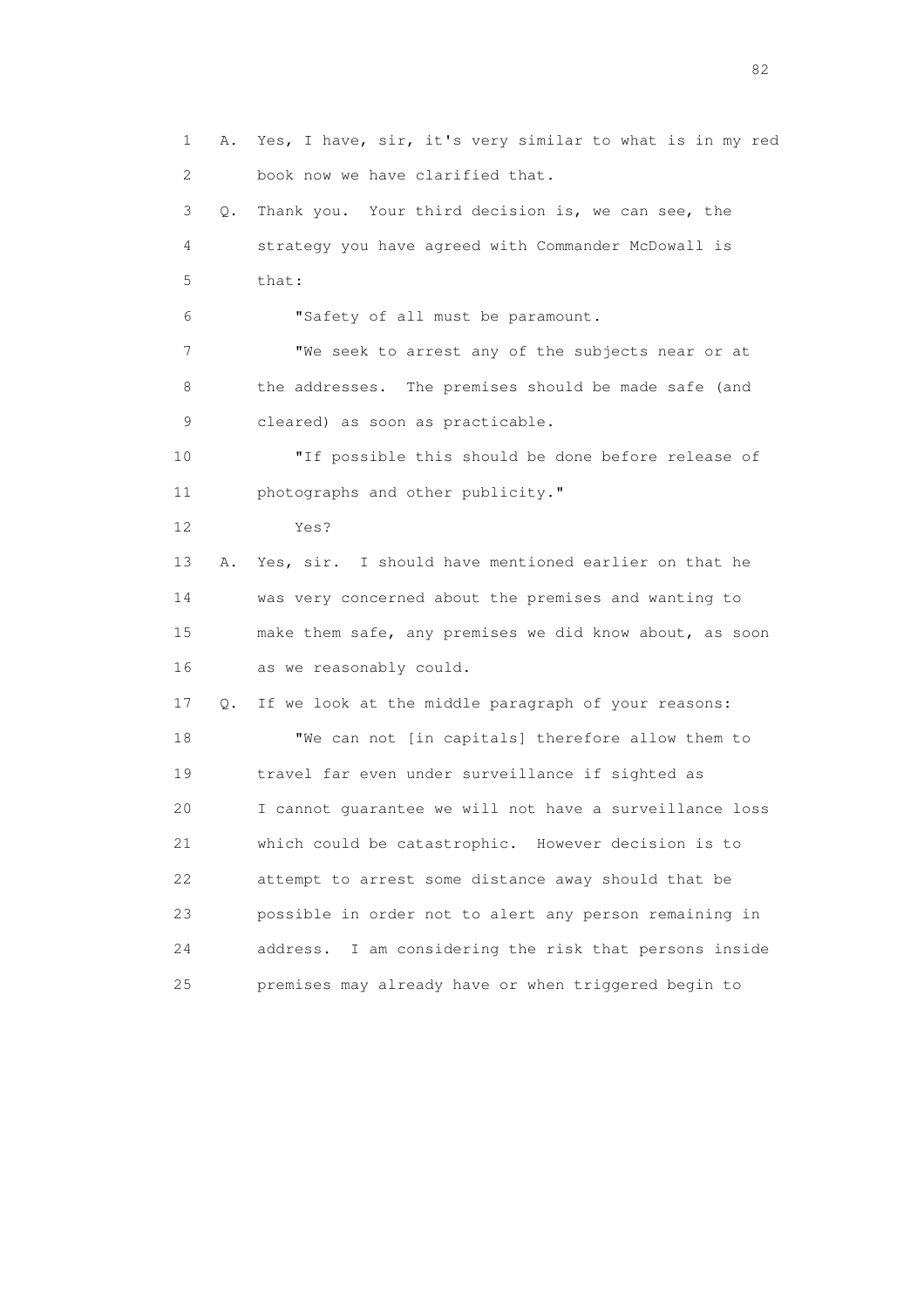1 A. Yes, I have, sir, it's very similar to what is in my red
2 book now we have clarified that.
3 Q. Thank you. Your third decision is, we can see, the
4 strategy you have agreed with Commander McDowall is
5 that:
6 "Safety of all must be paramount.
7 "We seek to arrest any of the subjects near or at
8 the addresses. The premises should be made safe (and
9 cleared) as soon as practicable.
10 "If possible this should be done before release of
11 photographs and other publicity."
12 Yes?
13 A. Yes, sir. I should have mentioned earlier on that he
14 was very concerned about the premises and wanting to
15 make them safe, any premises we did know about, as soon
16 as we reasonably could.
17 Q. If we look at the middle paragraph of your reasons:
18 "We can not [in capitals] therefore allow them to
19 travel far even under surveillance if sighted as
20 I cannot guarantee we will not have a surveillance loss
21 which could be catastrophic. However decision is to
22 attempt to arrest some distance away should that be
23 possible in order not to alert any person remaining in
24 address. I am considering the risk that persons inside
25 premises may already have or when triggered begin to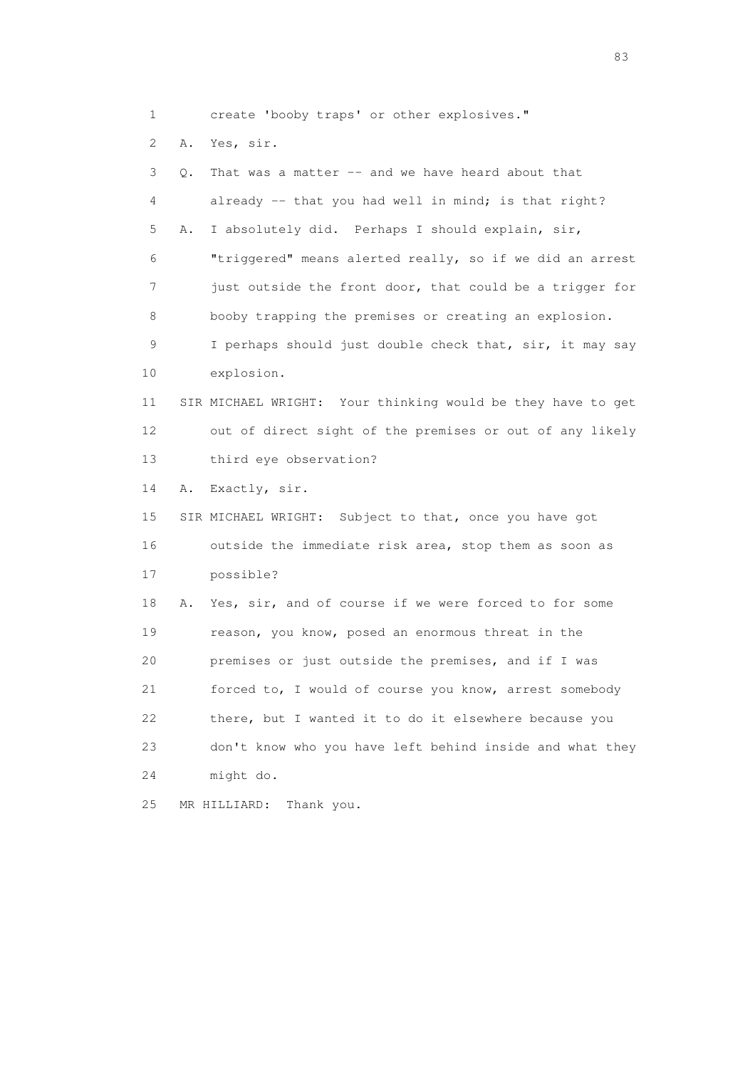1 create 'booby traps' or other explosives."

2 A. Yes, sir.

3 Q. That was a matter -- and we have heard about that

4 already -- that you had well in mind; is that right?

5 A. I absolutely did. Perhaps I should explain, sir,

6 "triggered" means alerted really, so if we did an arrest

7 just outside the front door, that could be a trigger for

8 booby trapping the premises or creating an explosion.

9 I perhaps should just double check that, sir, it may say

10 explosion.

11 SIR MICHAEL WRIGHT: Your thinking would be they have to get

12 out of direct sight of the premises or out of any likely

13 third eye observation?

14 A. Exactly, sir.

15 SIR MICHAEL WRIGHT: Subject to that, once you have got

16 outside the immediate risk area, stop them as soon as

17 possible?

18 A. Yes, sir, and of course if we were forced to for some

19 reason, you know, posed an enormous threat in the

20 premises or just outside the premises, and if I was

21 forced to, I would of course you know, arrest somebody

22 there, but I wanted it to do it elsewhere because you

23 don't know who you have left behind inside and what they

24 might do.

25 MR HILLIARD: Thank you.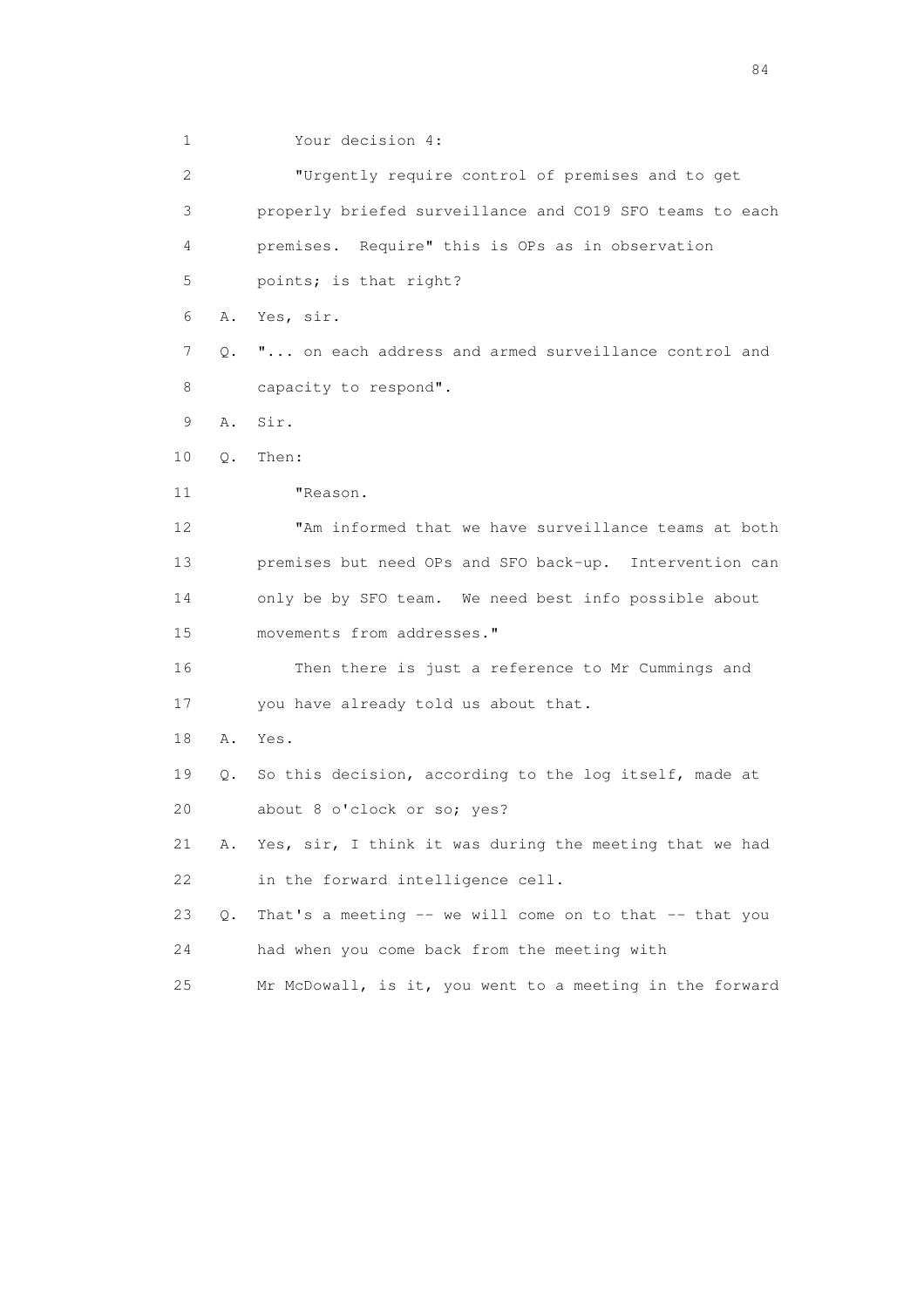1 Your decision 4:

2 "Urgently require control of premises and to get

3 properly briefed surveillance and CO19 SFO teams to each

4 premises. Require" this is OPs as in observation

5 points; is that right?

6 A. Yes, sir.

7 Q. "... on each address and armed surveillance control and

8 capacity to respond".

9 A. Sir.

10 Q. Then:

11 "Reason.

12 "Am informed that we have surveillance teams at both

13 premises but need OPs and SFO back-up. Intervention can

14 only be by SFO team. We need best info possible about

15 movements from addresses."

16 Then there is just a reference to Mr Cummings and

17 you have already told us about that.

18 A. Yes.

19 Q. So this decision, according to the log itself, made at

20 about 8 o'clock or so; yes?

21 A. Yes, sir, I think it was during the meeting that we had

22 in the forward intelligence cell.

23 Q. That's a meeting -- we will come on to that -- that you

24 had when you come back from the meeting with

25 Mr McDowall, is it, you went to a meeting in the forward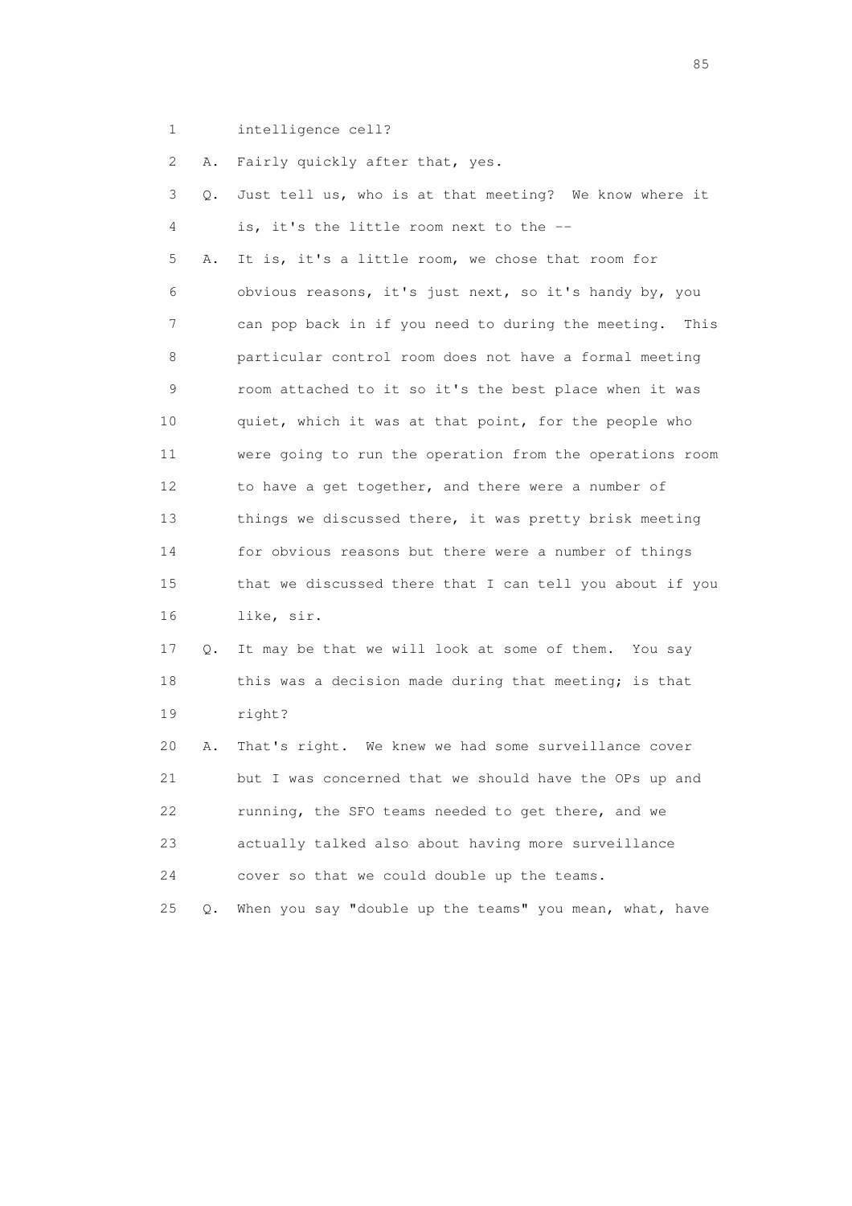1 intelligence cell?

2 A. Fairly quickly after that, yes.

3 Q. Just tell us, who is at that meeting? We know where it

4 is, it's the little room next to the --

5 A. It is, it's a little room, we chose that room for

6 obvious reasons, it's just next, so it's handy by, you

7 can pop back in if you need to during the meeting. This

8 particular control room does not have a formal meeting

9 room attached to it so it's the best place when it was

10 quiet, which it was at that point, for the people who

11 were going to run the operation from the operations room

12 to have a get together, and there were a number of

13 things we discussed there, it was pretty brisk meeting

14 for obvious reasons but there were a number of things

15 that we discussed there that I can tell you about if you

16 like, sir.

17 Q. It may be that we will look at some of them. You say

18 this was a decision made during that meeting; is that

19 right?

20 A. That's right. We knew we had some surveillance cover

21 but I was concerned that we should have the OPs up and

22 running, the SFO teams needed to get there, and we

23 actually talked also about having more surveillance

24 cover so that we could double up the teams.

25 Q. When you say "double up the teams" you mean, what, have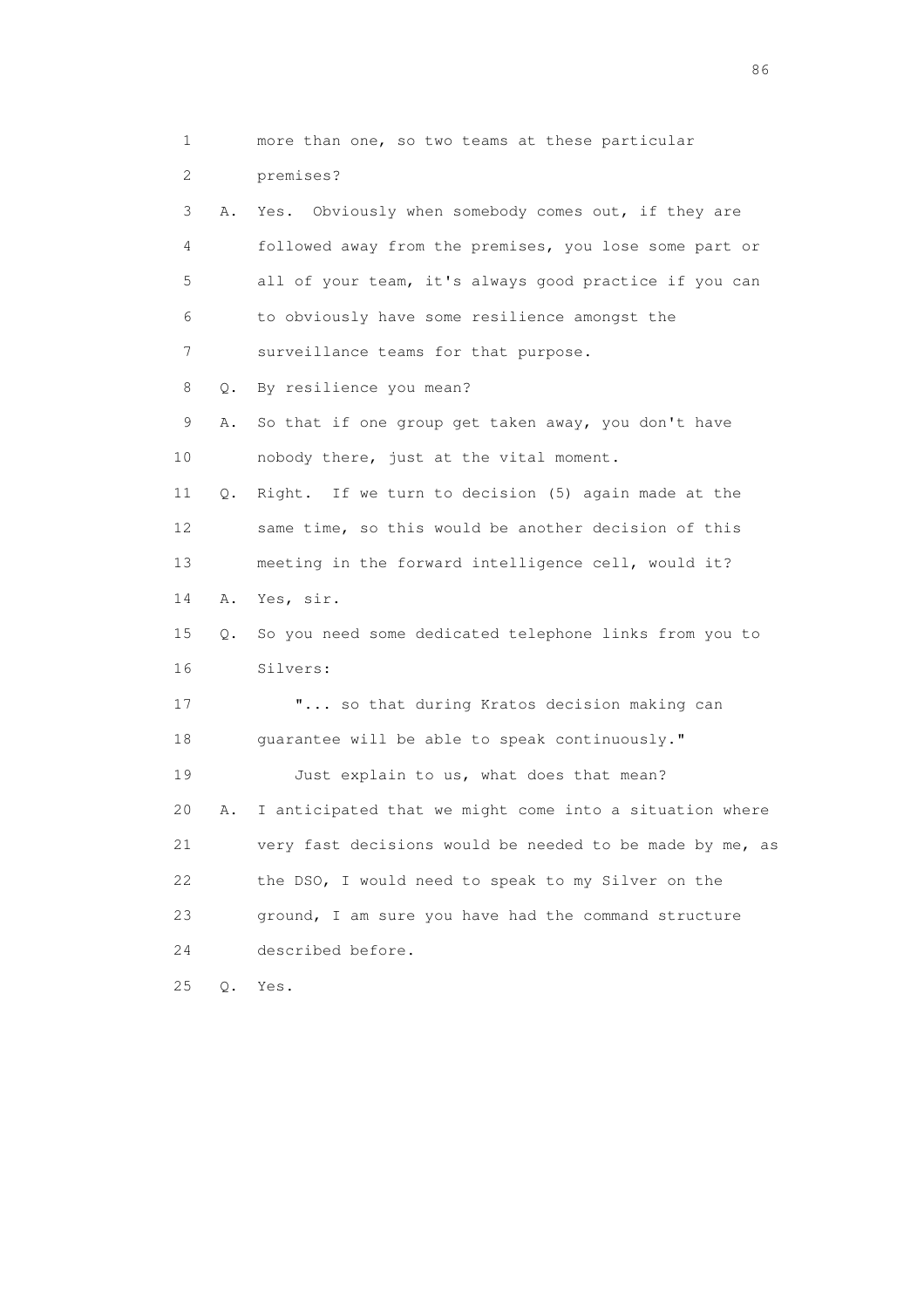1 more than one, so two teams at these particular
2 premises?

3 A. Yes. Obviously when somebody comes out, if they are
4 followed away from the premises, you lose some part or
5 all of your team, it's always good practice if you can
6 to obviously have some resilience amongst the
7 surveillance teams for that purpose.

8 Q. By resilience you mean?

9 A. So that if one group get taken away, you don't have
10 nobody there, just at the vital moment.

11 Q. Right. If we turn to decision (5) again made at the
12 same time, so this would be another decision of this
13 meeting in the forward intelligence cell, would it?

14 A. Yes, sir.

15 Q. So you need some dedicated telephone links from you to
16 Silvers:

17 "... so that during Kratos decision making can
18 guarantee will be able to speak continuously."

19 Just explain to us, what does that mean?

20 A. I anticipated that we might come into a situation where
21 very fast decisions would be needed to be made by me, as
22 the DSO, I would need to speak to my Silver on the
23 ground, I am sure you have had the command structure
24 described before.

25 Q. Yes.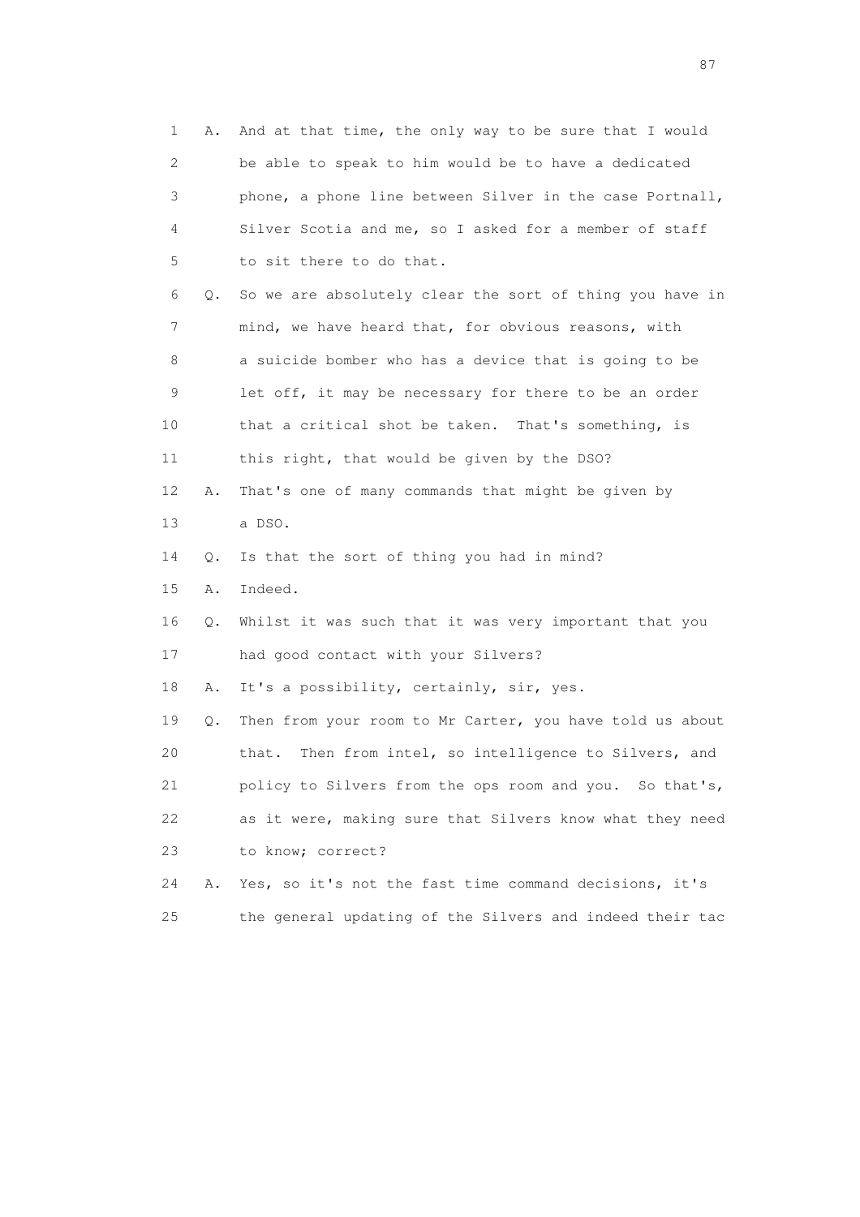1 A. And at that time, the only way to be sure that I would
2 be able to speak to him would be to have a dedicated
3 phone, a phone line between Silver in the case Portnall,
4 Silver Scotia and me, so I asked for a member of staff
5 to sit there to do that.

6 Q. So we are absolutely clear the sort of thing you have in
7 mind, we have heard that, for obvious reasons, with
8 a suicide bomber who has a device that is going to be
9 let off, it may be necessary for there to be an order
10 that a critical shot be taken. That's something, is
11 this right, that would be given by the DSO?

12 A. That's one of many commands that might be given by
13 a DSO.

14 Q. Is that the sort of thing you had in mind?

15 A. Indeed.

16 Q. Whilst it was such that it was very important that you
17 had good contact with your Silvers?

18 A. It's a possibility, certainly, sir, yes.

19 Q. Then from your room to Mr Carter, you have told us about
20 that. Then from intel, so intelligence to Silvers, and
21 policy to Silvers from the ops room and you. So that's,
22 as it were, making sure that Silvers know what they need
23 to know; correct?

24 A. Yes, so it's not the fast time command decisions, it's
25 the general updating of the Silvers and indeed their tac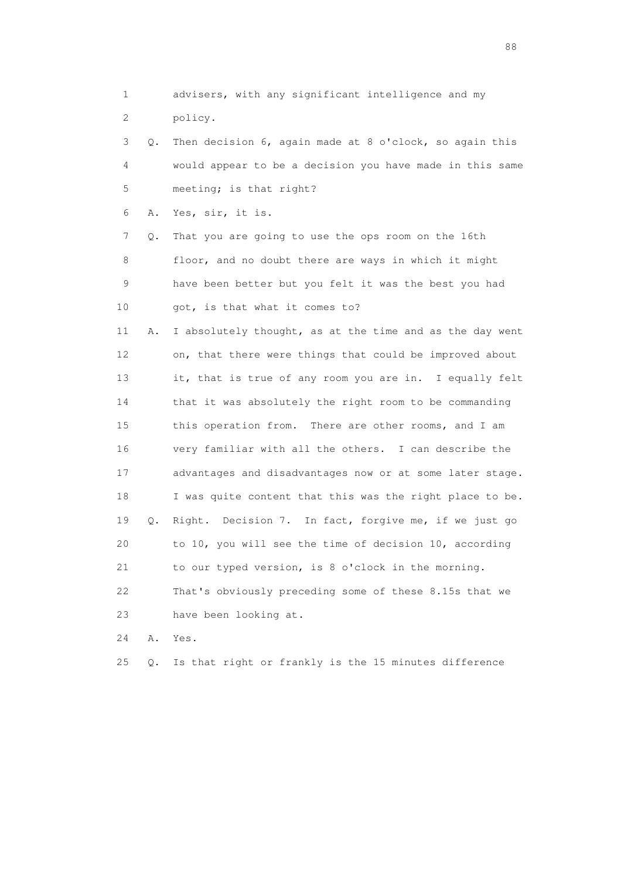1 advisers, with any significant intelligence and my
2 policy.

3 Q. Then decision 6, again made at 8 o'clock, so again this
4 would appear to be a decision you have made in this same
5 meeting; is that right?

6 A. Yes, sir, it is.

7 Q. That you are going to use the ops room on the 16th
8 floor, and no doubt there are ways in which it might
9 have been better but you felt it was the best you had
10 got, is that what it comes to?

11 A. I absolutely thought, as at the time and as the day went
12 on, that there were things that could be improved about
13 it, that is true of any room you are in. I equally felt
14 that it was absolutely the right room to be commanding
15 this operation from. There are other rooms, and I am
16 very familiar with all the others. I can describe the
17 advantages and disadvantages now or at some later stage.
18 I was quite content that this was the right place to be.

19 Q. Right. Decision 7. In fact, forgive me, if we just go
20 to 10, you will see the time of decision 10, according
21 to our typed version, is 8 o'clock in the morning.
22 That's obviously preceding some of these 8.15s that we
23 have been looking at.

24 A. Yes.

25 Q. Is that right or frankly is the 15 minutes difference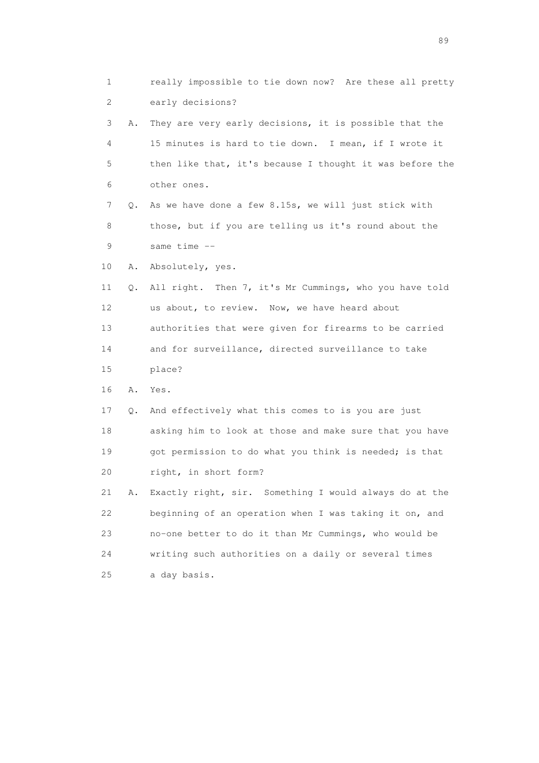1 really impossible to tie down now? Are these all pretty
2 early decisions?
3 A. They are very early decisions, it is possible that the
4 15 minutes is hard to tie down. I mean, if I wrote it
5 then like that, it's because I thought it was before the
6 other ones.
7 Q. As we have done a few 8.15s, we will just stick with
8 those, but if you are telling us it's round about the
9 same time --
10 A. Absolutely, yes.
11 Q. All right. Then 7, it's Mr Cummings, who you have told
12 us about, to review. Now, we have heard about
13 authorities that were given for firearms to be carried
14 and for surveillance, directed surveillance to take
15 place?
16 A. Yes.
17 Q. And effectively what this comes to is you are just
18 asking him to look at those and make sure that you have
19 got permission to do what you think is needed; is that
20 right, in short form?
21 A. Exactly right, sir. Something I would always do at the
22 beginning of an operation when I was taking it on, and
23 no-one better to do it than Mr Cummings, who would be
24 writing such authorities on a daily or several times
25 a day basis.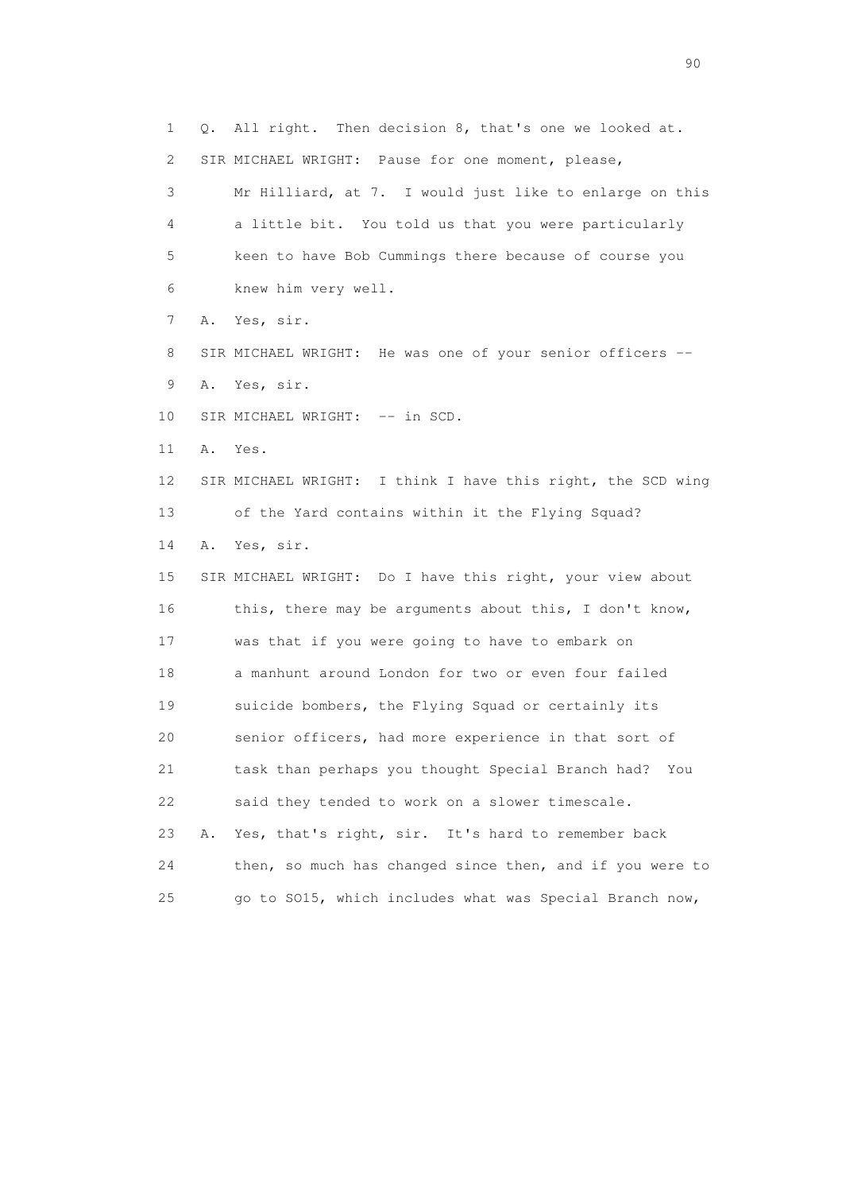1 Q. All right. Then decision 8, that's one we looked at.

2 SIR MICHAEL WRIGHT: Pause for one moment, please,

3 Mr Hilliard, at 7. I would just like to enlarge on this

4 a little bit. You told us that you were particularly

5 keen to have Bob Cummings there because of course you

6 knew him very well.

7 A. Yes, sir.

8 SIR MICHAEL WRIGHT: He was one of your senior officers --

9 A. Yes, sir.

10 SIR MICHAEL WRIGHT: -- in SCD.

11 A. Yes.

12 SIR MICHAEL WRIGHT: I think I have this right, the SCD wing

13 of the Yard contains within it the Flying Squad?

14 A. Yes, sir.

15 SIR MICHAEL WRIGHT: Do I have this right, your view about

16 this, there may be arguments about this, I don't know,

17 was that if you were going to have to embark on

18 a manhunt around London for two or even four failed

19 suicide bombers, the Flying Squad or certainly its

20 senior officers, had more experience in that sort of

21 task than perhaps you thought Special Branch had? You

22 said they tended to work on a slower timescale.

23 A. Yes, that's right, sir. It's hard to remember back

24 then, so much has changed since then, and if you were to

25 go to SO15, which includes what was Special Branch now,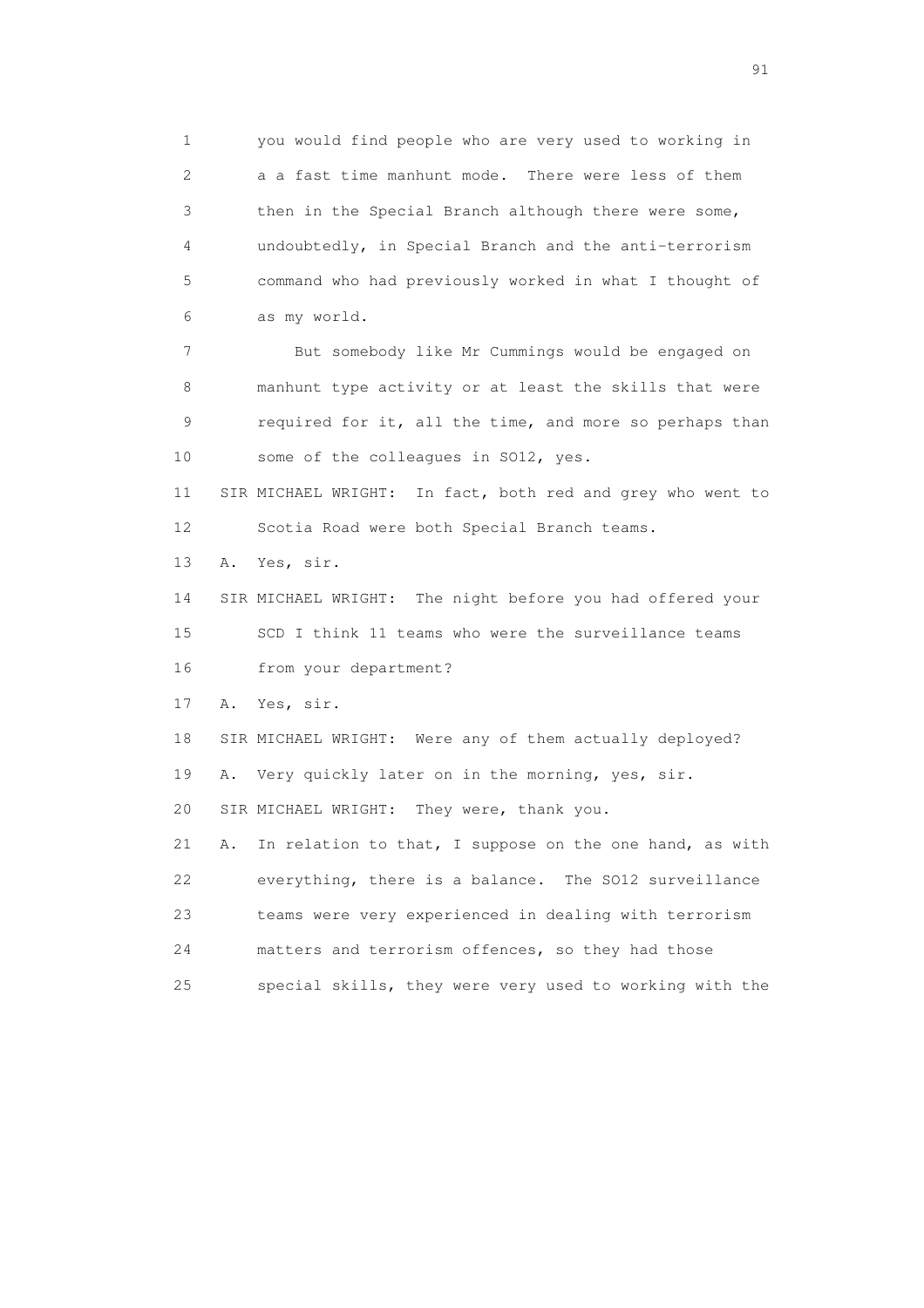1 you would find people who are very used to working in
2 a a fast time manhunt mode. There were less of them
3 then in the Special Branch although there were some,
4 undoubtedly, in Special Branch and the anti-terrorism
5 command who had previously worked in what I thought of
6 as my world.

7 But somebody like Mr Cummings would be engaged on
8 manhunt type activity or at least the skills that were
9 required for it, all the time, and more so perhaps than
10 some of the colleagues in SO12, yes.

11 SIR MICHAEL WRIGHT: In fact, both red and grey who went to
12 Scotia Road were both Special Branch teams.

13 A. Yes, sir.

14 SIR MICHAEL WRIGHT: The night before you had offered your
15 SCD I think 11 teams who were the surveillance teams
16 from your department?

17 A. Yes, sir.

18 SIR MICHAEL WRIGHT: Were any of them actually deployed?

19 A. Very quickly later on in the morning, yes, sir.

20 SIR MICHAEL WRIGHT: They were, thank you.

21 A. In relation to that, I suppose on the one hand, as with
22 everything, there is a balance. The SO12 surveillance
23 teams were very experienced in dealing with terrorism
24 matters and terrorism offences, so they had those
25 special skills, they were very used to working with the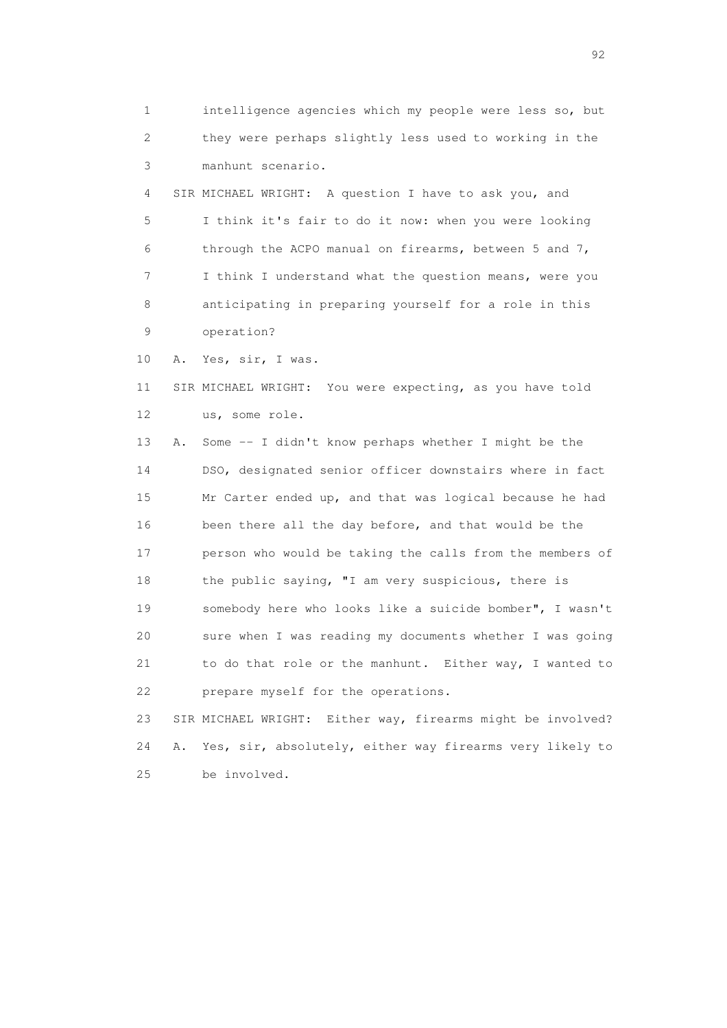1 intelligence agencies which my people were less so, but
2 they were perhaps slightly less used to working in the
3 manhunt scenario.
4 SIR MICHAEL WRIGHT: A question I have to ask you, and
5 I think it's fair to do it now: when you were looking
6 through the ACPO manual on firearms, between 5 and 7,
7 I think I understand what the question means, were you
8 anticipating in preparing yourself for a role in this
9 operation?
10 A. Yes, sir, I was.
11 SIR MICHAEL WRIGHT: You were expecting, as you have told
12 us, some role.
13 A. Some -- I didn't know perhaps whether I might be the
14 DSO, designated senior officer downstairs where in fact
15 Mr Carter ended up, and that was logical because he had
16 been there all the day before, and that would be the
17 person who would be taking the calls from the members of
18 the public saying, "I am very suspicious, there is
19 somebody here who looks like a suicide bomber", I wasn't
20 sure when I was reading my documents whether I was going
21 to do that role or the manhunt. Either way, I wanted to
22 prepare myself for the operations.
23 SIR MICHAEL WRIGHT: Either way, firearms might be involved?
24 A. Yes, sir, absolutely, either way firearms very likely to
25 be involved.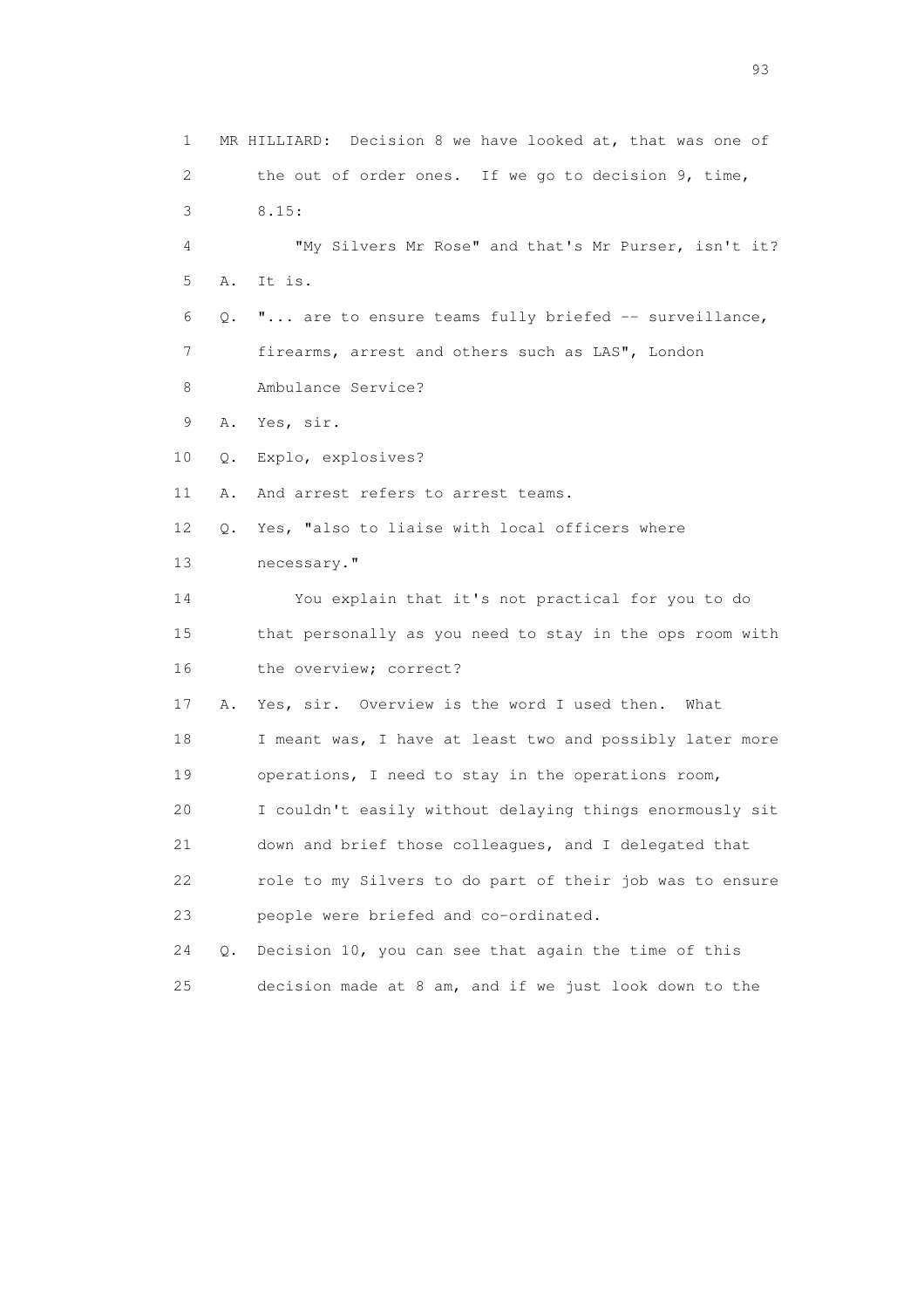1 MR HILLIARD: Decision 8 we have looked at, that was one of
2 the out of order ones. If we go to decision 9, time,
3 8.15:
4 "My Silvers Mr Rose" and that's Mr Purser, isn't it?
5 A. It is.
6 Q. "... are to ensure teams fully briefed -- surveillance,
7 firearms, arrest and others such as LAS", London
8 Ambulance Service?
9 A. Yes, sir.
10 Q. Explo, explosives?
11 A. And arrest refers to arrest teams.
12 Q. Yes, "also to liaise with local officers where
13 necessary."
14 You explain that it's not practical for you to do
15 that personally as you need to stay in the ops room with
16 the overview; correct?
17 A. Yes, sir. Overview is the word I used then. What
18 I meant was, I have at least two and possibly later more
19 operations, I need to stay in the operations room,
20 I couldn't easily without delaying things enormously sit
21 down and brief those colleagues, and I delegated that
22 role to my Silvers to do part of their job was to ensure
23 people were briefed and co-ordinated.
24 Q. Decision 10, you can see that again the time of this
25 decision made at 8 am, and if we just look down to the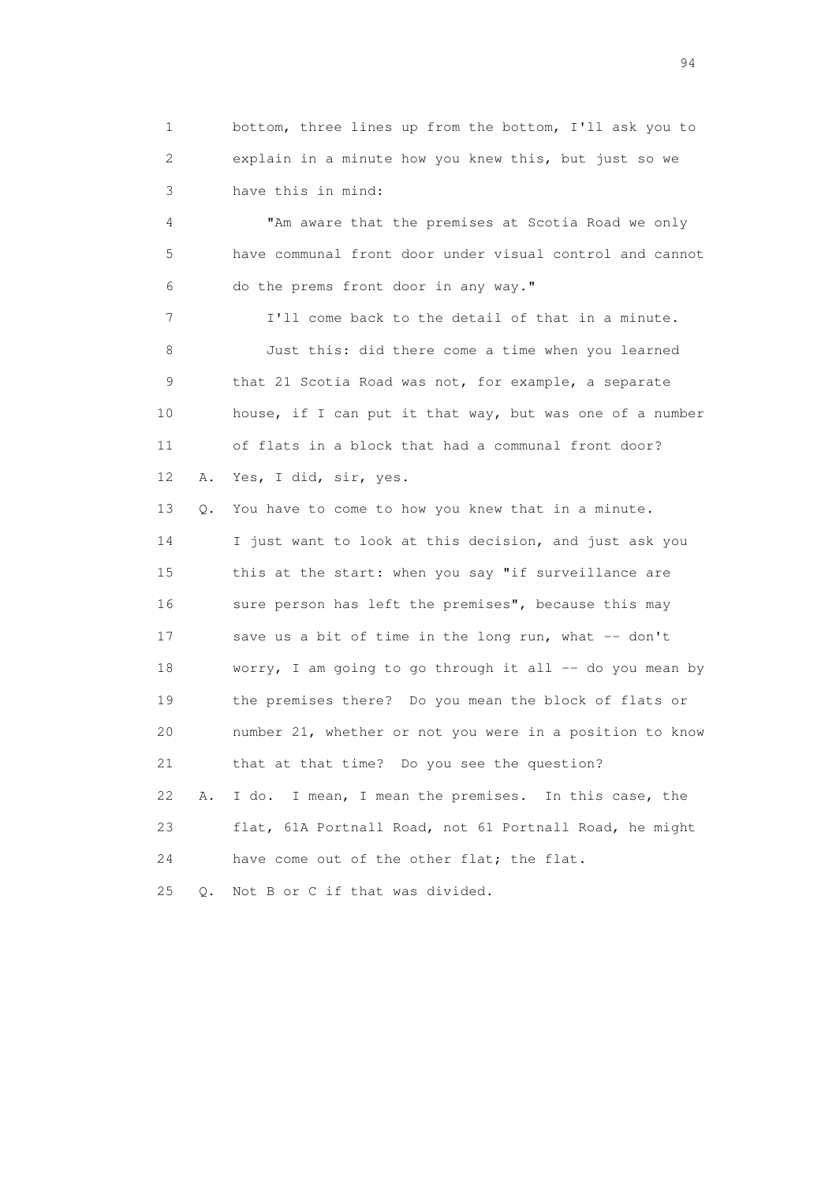1 bottom, three lines up from the bottom, I'll ask you to
2 explain in a minute how you knew this, but just so we
3 have this in mind:

4 "Am aware that the premises at Scotia Road we only
5 have communal front door under visual control and cannot
6 do the prems front door in any way."

7 I'll come back to the detail of that in a minute.

8 Just this: did there come a time when you learned
9 that 21 Scotia Road was not, for example, a separate
10 house, if I can put it that way, but was one of a number
11 of flats in a block that had a communal front door?

12 A. Yes, I did, sir, yes.

13 Q. You have to come to how you knew that in a minute.
14 I just want to look at this decision, and just ask you
15 this at the start: when you say "if surveillance are
16 sure person has left the premises", because this may
17 save us a bit of time in the long run, what -- don't
18 worry, I am going to go through it all -- do you mean by
19 the premises there? Do you mean the block of flats or
20 number 21, whether or not you were in a position to know
21 that at that time? Do you see the question?

22 A. I do. I mean, I mean the premises. In this case, the
23 flat, 61A Portnall Road, not 61 Portnall Road, he might
24 have come out of the other flat; the flat.

25 Q. Not B or C if that was divided.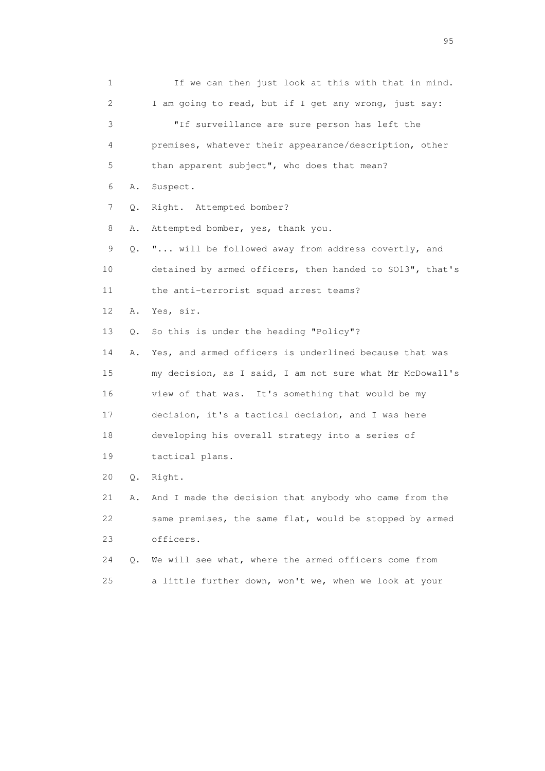1 If we can then just look at this with that in mind.
2 I am going to read, but if I get any wrong, just say:
3 "If surveillance are sure person has left the
4 premises, whatever their appearance/description, other
5 than apparent subject", who does that mean?
6 A. Suspect.
7 Q. Right. Attempted bomber?
8 A. Attempted bomber, yes, thank you.
9 Q. "... will be followed away from address covertly, and
10 detained by armed officers, then handed to SO13", that's
11 the anti-terrorist squad arrest teams?
12 A. Yes, sir.
13 Q. So this is under the heading "Policy"?
14 A. Yes, and armed officers is underlined because that was
15 my decision, as I said, I am not sure what Mr McDowall's
16 view of that was. It's something that would be my
17 decision, it's a tactical decision, and I was here
18 developing his overall strategy into a series of
19 tactical plans.
20 Q. Right.
21 A. And I made the decision that anybody who came from the
22 same premises, the same flat, would be stopped by armed
23 officers.
24 Q. We will see what, where the armed officers come from
25 a little further down, won't we, when we look at your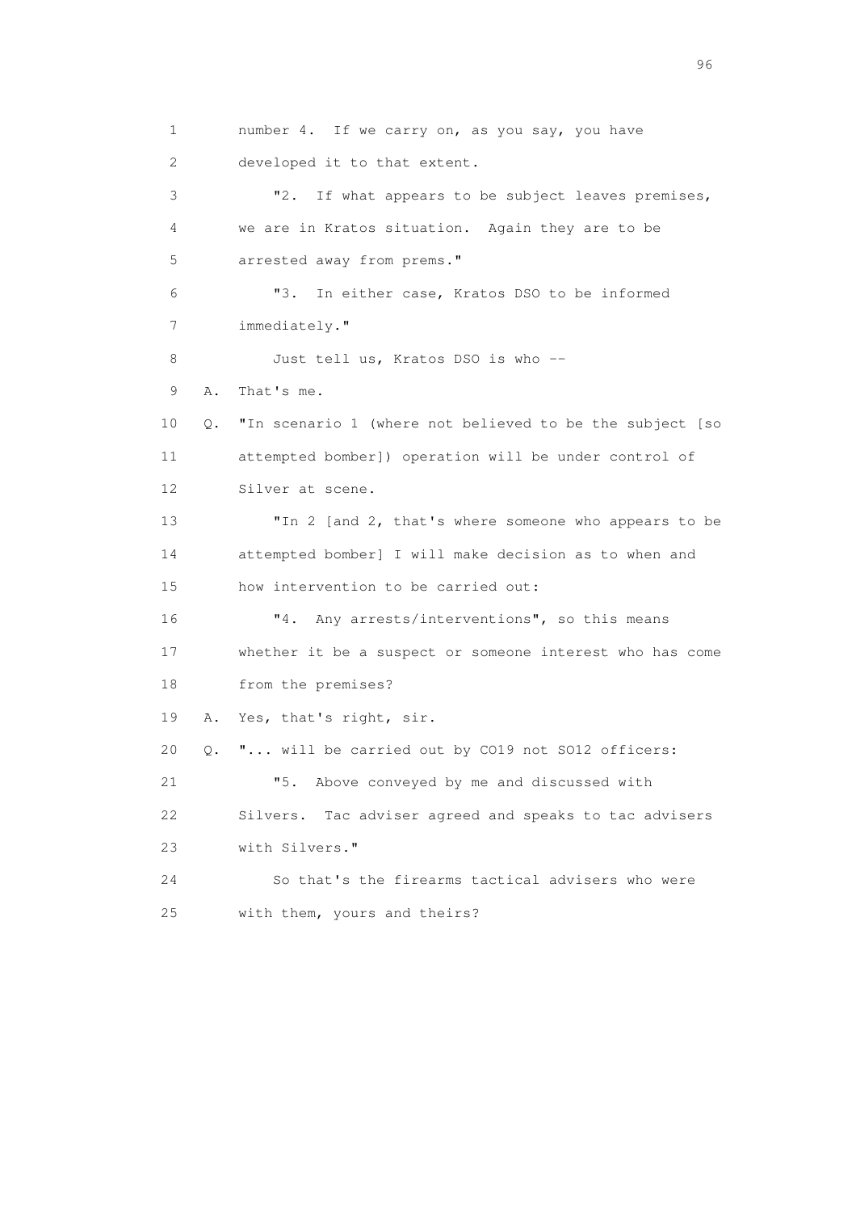1 number 4. If we carry on, as you say, you have
2 developed it to that extent.
3 "2. If what appears to be subject leaves premises,
4 we are in Kratos situation. Again they are to be
5 arrested away from prems."
6 "3. In either case, Kratos DSO to be informed
7 immediately."
8 Just tell us, Kratos DSO is who --
9 A. That's me.
10 Q. "In scenario 1 (where not believed to be the subject [so
11 attempted bomber]) operation will be under control of
12 Silver at scene.
13 "In 2 [and 2, that's where someone who appears to be
14 attempted bomber] I will make decision as to when and
15 how intervention to be carried out:
16 "4. Any arrests/interventions", so this means
17 whether it be a suspect or someone interest who has come
18 from the premises?
19 A. Yes, that's right, sir.
20 Q. "... will be carried out by CO19 not SO12 officers:
21 "5. Above conveyed by me and discussed with
22 Silvers. Tac adviser agreed and speaks to tac advisers
23 with Silvers."
24 So that's the firearms tactical advisers who were
25 with them, yours and theirs?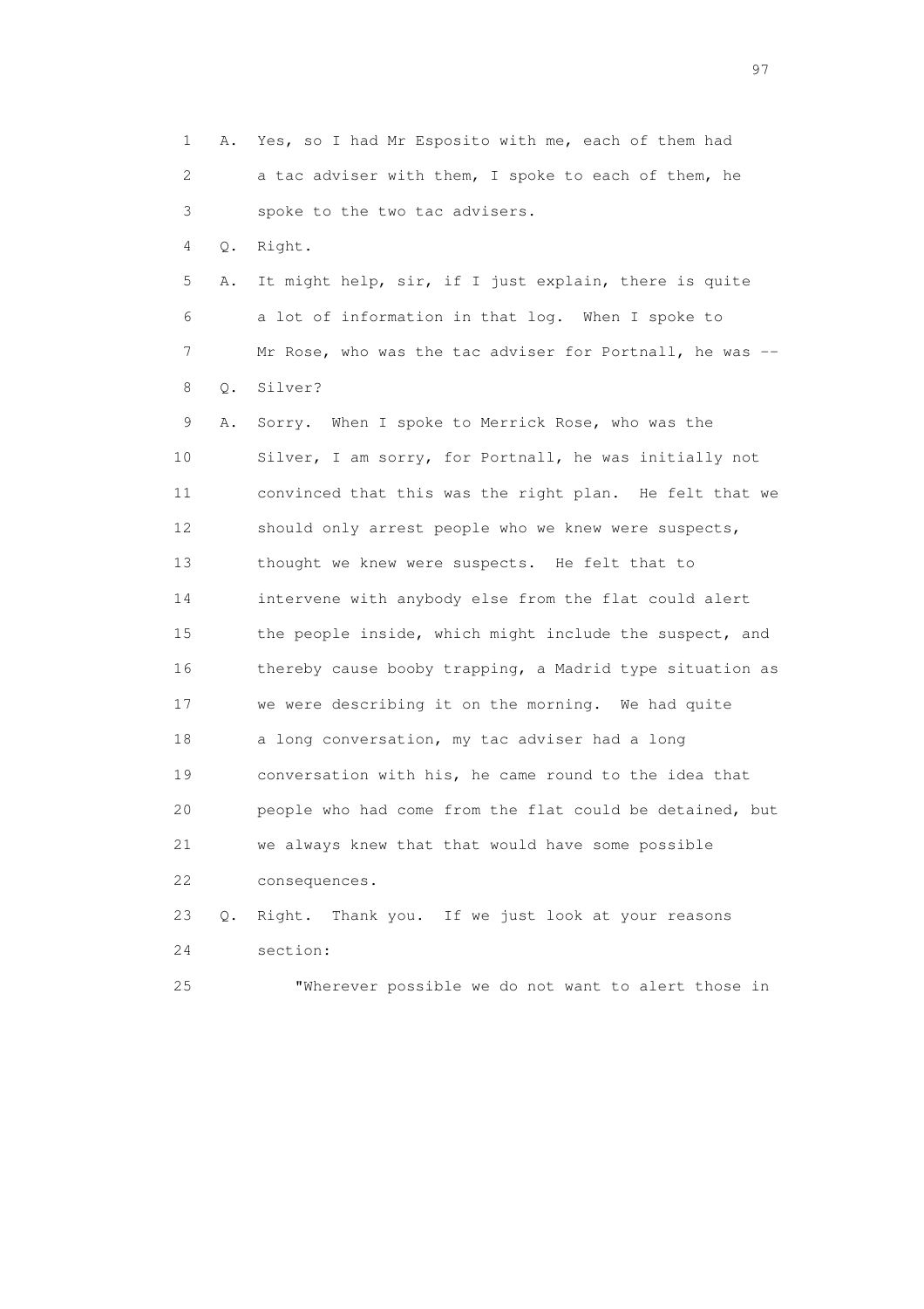1 A. Yes, so I had Mr Esposito with me, each of them had
2 a tac adviser with them, I spoke to each of them, he
3 spoke to the two tac advisers.
4 Q. Right.
5 A. It might help, sir, if I just explain, there is quite
6 a lot of information in that log. When I spoke to
7 Mr Rose, who was the tac adviser for Portnall, he was --
8 Q. Silver?
9 A. Sorry. When I spoke to Merrick Rose, who was the
10 Silver, I am sorry, for Portnall, he was initially not
11 convinced that this was the right plan. He felt that we
12 should only arrest people who we knew were suspects,
13 thought we knew were suspects. He felt that to
14 intervene with anybody else from the flat could alert
15 the people inside, which might include the suspect, and
16 thereby cause booby trapping, a Madrid type situation as
17 we were describing it on the morning. We had quite
18 a long conversation, my tac adviser had a long
19 conversation with his, he came round to the idea that
20 people who had come from the flat could be detained, but
21 we always knew that that would have some possible
22 consequences.
23 Q. Right. Thank you. If we just look at your reasons
24 section:
25 "Wherever possible we do not want to alert those in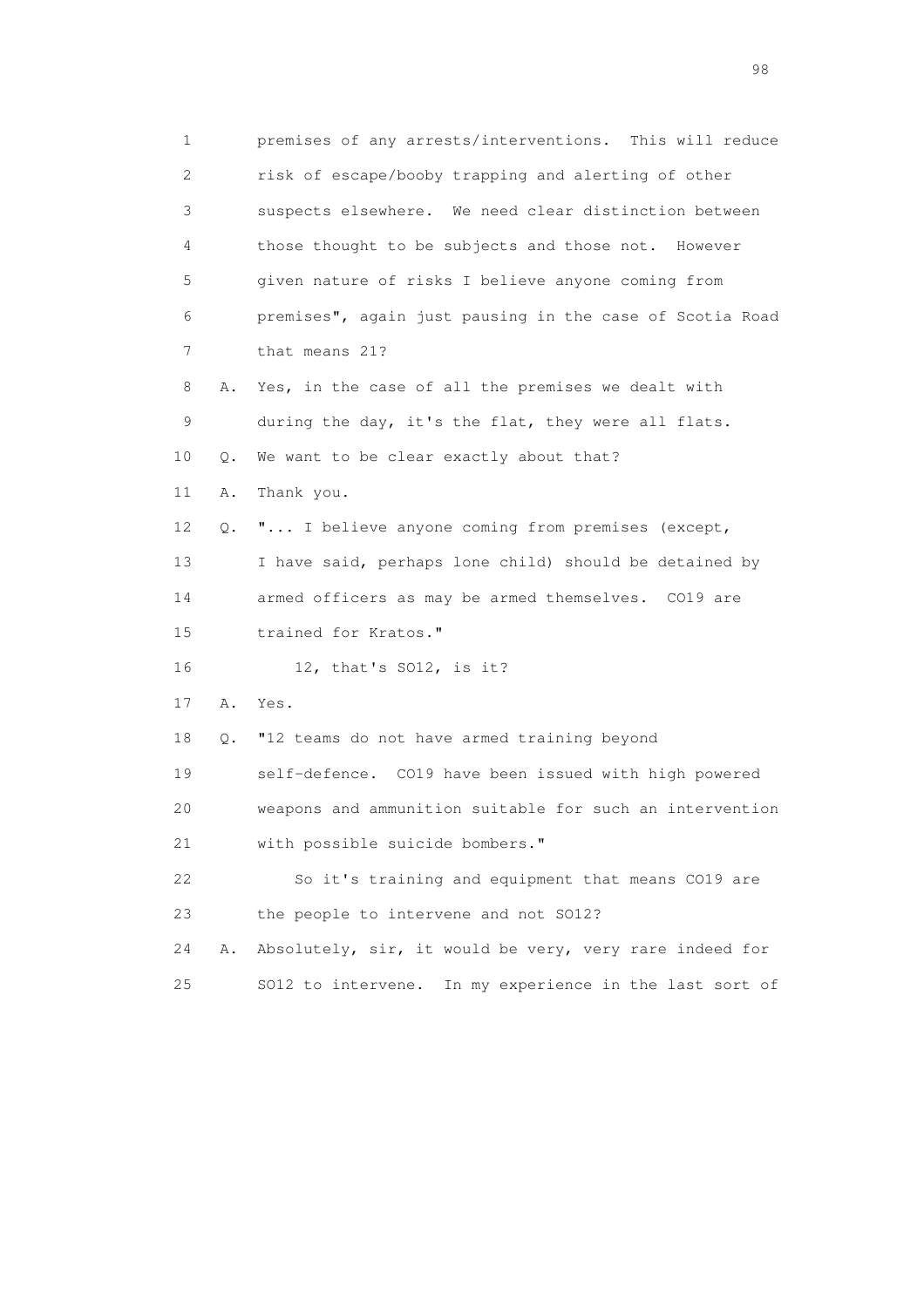1 premises of any arrests/interventions. This will reduce
2 risk of escape/booby trapping and alerting of other
3 suspects elsewhere. We need clear distinction between
4 those thought to be subjects and those not. However
5 given nature of risks I believe anyone coming from
6 premises", again just pausing in the case of Scotia Road
7 that means 21?

8 A. Yes, in the case of all the premises we dealt with
9 during the day, it's the flat, they were all flats.

10 Q. We want to be clear exactly about that?

11 A. Thank you.

12 Q. "... I believe anyone coming from premises (except,
13 I have said, perhaps lone child) should be detained by
14 armed officers as may be armed themselves. CO19 are
15 trained for Kratos."

16 12, that's SO12, is it?

17 A. Yes.

18 Q. "12 teams do not have armed training beyond
19 self-defence. CO19 have been issued with high powered
20 weapons and ammunition suitable for such an intervention
21 with possible suicide bombers."

22 So it's training and equipment that means CO19 are
23 the people to intervene and not SO12?

24 A. Absolutely, sir, it would be very, very rare indeed for
25 SO12 to intervene. In my experience in the last sort of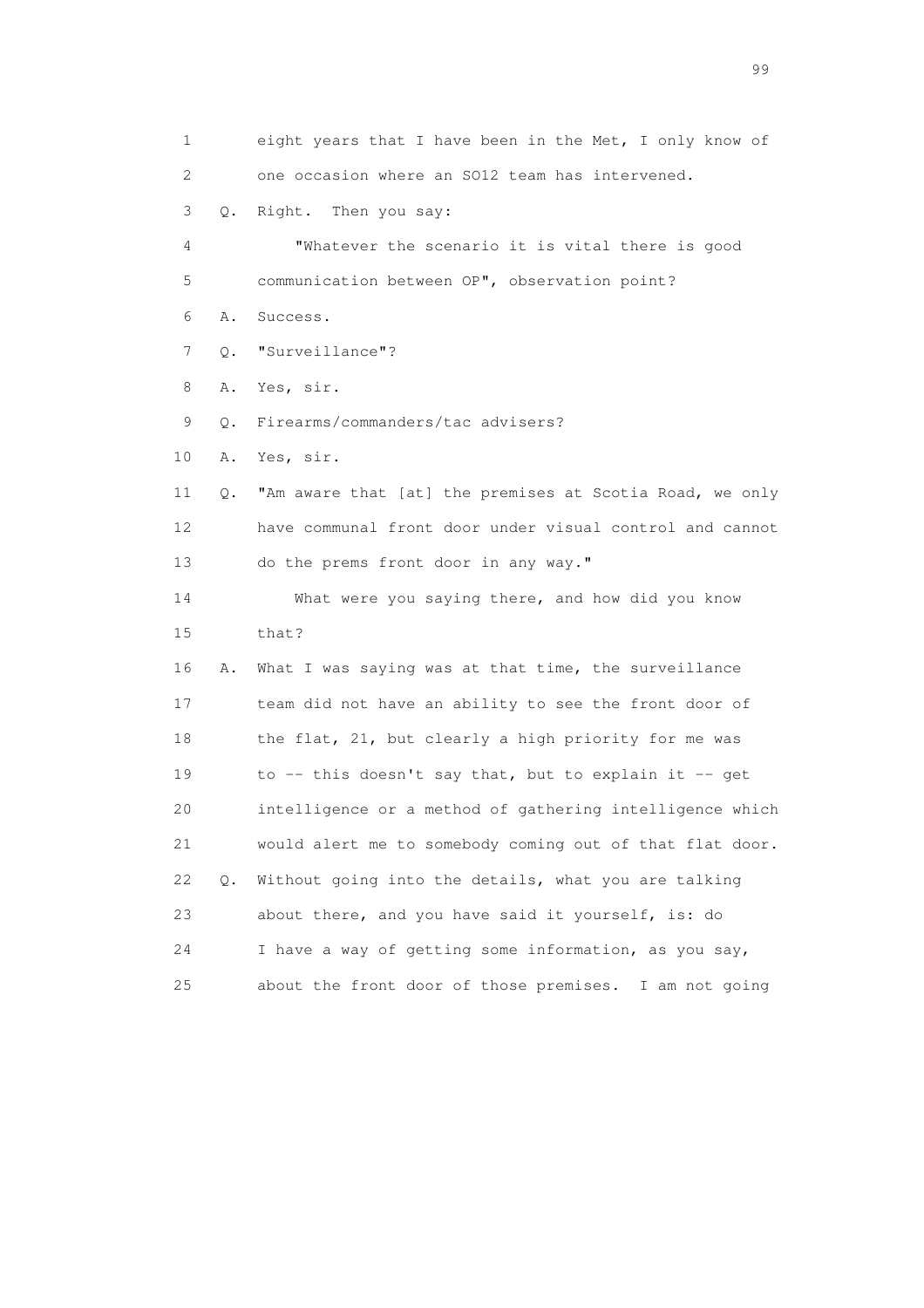1 eight years that I have been in the Met, I only know of
2 one occasion where an SO12 team has intervened.
3 Q. Right. Then you say:
4 "Whatever the scenario it is vital there is good
5 communication between OP", observation point?
6 A. Success.
7 Q. "Surveillance"?
8 A. Yes, sir.
9 Q. Firearms/commanders/tac advisers?
10 A. Yes, sir.
11 Q. "Am aware that [at] the premises at Scotia Road, we only
12 have communal front door under visual control and cannot
13 do the prems front door in any way."
14 What were you saying there, and how did you know
15 that?
16 A. What I was saying was at that time, the surveillance
17 team did not have an ability to see the front door of
18 the flat, 21, but clearly a high priority for me was
19 to -- this doesn't say that, but to explain it -- get
20 intelligence or a method of gathering intelligence which
21 would alert me to somebody coming out of that flat door.
22 Q. Without going into the details, what you are talking
23 about there, and you have said it yourself, is: do
24 I have a way of getting some information, as you say,
25 about the front door of those premises. I am not going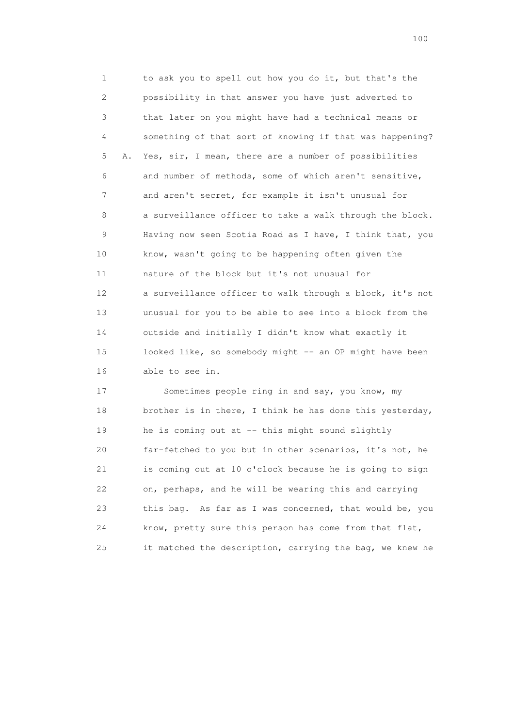1 to ask you to spell out how you do it, but that's the
2 possibility in that answer you have just adverted to
3 that later on you might have had a technical means or
4 something of that sort of knowing if that was happening?
5 A. Yes, sir, I mean, there are a number of possibilities
6 and number of methods, some of which aren't sensitive,
7 and aren't secret, for example it isn't unusual for
8 a surveillance officer to take a walk through the block.
9 Having now seen Scotia Road as I have, I think that, you
10 know, wasn't going to be happening often given the
11 nature of the block but it's not unusual for
12 a surveillance officer to walk through a block, it's not
13 unusual for you to be able to see into a block from the
14 outside and initially I didn't know what exactly it
15 looked like, so somebody might -- an OP might have been
16 able to see in.
17 Sometimes people ring in and say, you know, my
18 brother is in there, I think he has done this yesterday,
19 he is coming out at -- this might sound slightly
20 far-fetched to you but in other scenarios, it's not, he
21 is coming out at 10 o'clock because he is going to sign
22 on, perhaps, and he will be wearing this and carrying
23 this bag. As far as I was concerned, that would be, you
24 know, pretty sure this person has come from that flat,
25 it matched the description, carrying the bag, we knew he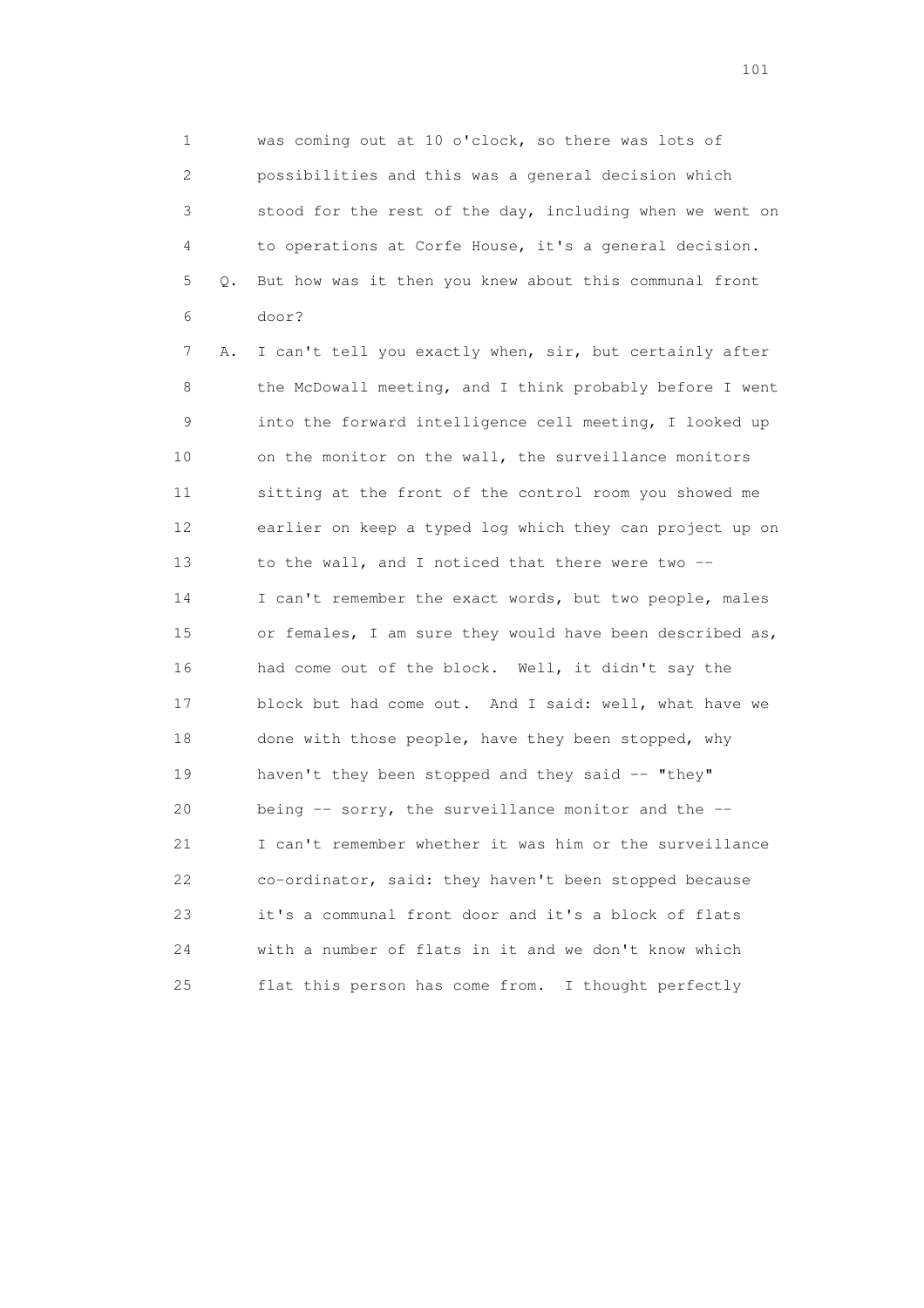1 was coming out at 10 o'clock, so there was lots of
2 possibilities and this was a general decision which
3 stood for the rest of the day, including when we went on
4 to operations at Corfe House, it's a general decision.
5 Q. But how was it then you knew about this communal front
6 door?
7 A. I can't tell you exactly when, sir, but certainly after
8 the McDowall meeting, and I think probably before I went
9 into the forward intelligence cell meeting, I looked up
10 on the monitor on the wall, the surveillance monitors
11 sitting at the front of the control room you showed me
12 earlier on keep a typed log which they can project up on
13 to the wall, and I noticed that there were two --
14 I can't remember the exact words, but two people, males
15 or females, I am sure they would have been described as,
16 had come out of the block. Well, it didn't say the
17 block but had come out. And I said: well, what have we
18 done with those people, have they been stopped, why
19 haven't they been stopped and they said -- "they"
20 being -- sorry, the surveillance monitor and the --
21 I can't remember whether it was him or the surveillance
22 co-ordinator, said: they haven't been stopped because
23 it's a communal front door and it's a block of flats
24 with a number of flats in it and we don't know which
25 flat this person has come from. I thought perfectly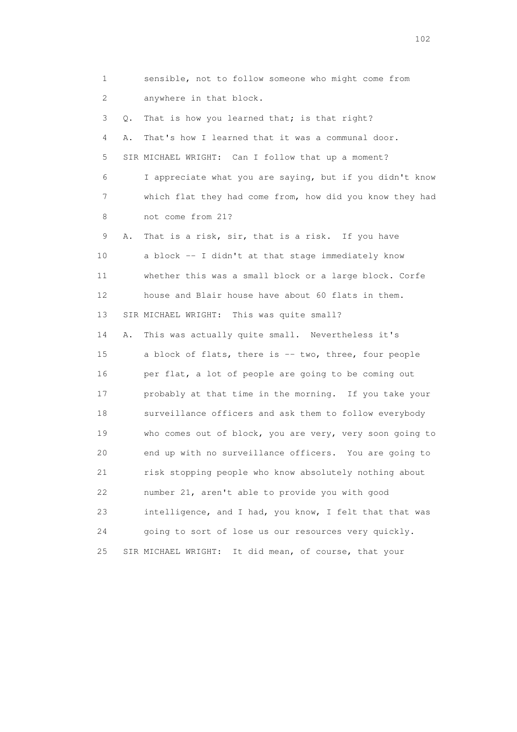1 sensible, not to follow someone who might come from
2 anywhere in that block.
3 Q. That is how you learned that; is that right?
4 A. That's how I learned that it was a communal door.
5 SIR MICHAEL WRIGHT: Can I follow that up a moment?
6 I appreciate what you are saying, but if you didn't know
7 which flat they had come from, how did you know they had
8 not come from 21?
9 A. That is a risk, sir, that is a risk. If you have
10 a block -- I didn't at that stage immediately know
11 whether this was a small block or a large block. Corfe
12 house and Blair house have about 60 flats in them.
13 SIR MICHAEL WRIGHT: This was quite small?
14 A. This was actually quite small. Nevertheless it's
15 a block of flats, there is -- two, three, four people
16 per flat, a lot of people are going to be coming out
17 probably at that time in the morning. If you take your
18 surveillance officers and ask them to follow everybody
19 who comes out of block, you are very, very soon going to
20 end up with no surveillance officers. You are going to
21 risk stopping people who know absolutely nothing about
22 number 21, aren't able to provide you with good
23 intelligence, and I had, you know, I felt that that was
24 going to sort of lose us our resources very quickly.
25 SIR MICHAEL WRIGHT: It did mean, of course, that your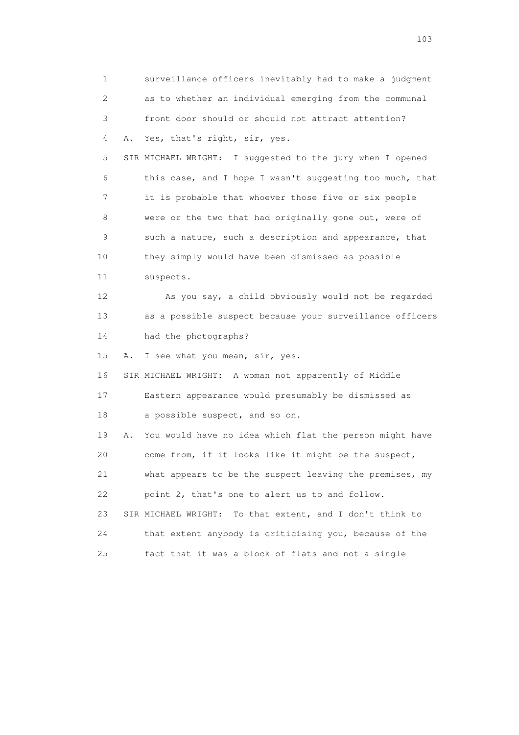1 surveillance officers inevitably had to make a judgment
2 as to whether an individual emerging from the communal
3 front door should or should not attract attention?
4 A. Yes, that's right, sir, yes.
5 SIR MICHAEL WRIGHT: I suggested to the jury when I opened
6 this case, and I hope I wasn't suggesting too much, that
7 it is probable that whoever those five or six people
8 were or the two that had originally gone out, were of
9 such a nature, such a description and appearance, that
10 they simply would have been dismissed as possible
11 suspects.
12 As you say, a child obviously would not be regarded
13 as a possible suspect because your surveillance officers
14 had the photographs?
15 A. I see what you mean, sir, yes.
16 SIR MICHAEL WRIGHT: A woman not apparently of Middle
17 Eastern appearance would presumably be dismissed as
18 a possible suspect, and so on.
19 A. You would have no idea which flat the person might have
20 come from, if it looks like it might be the suspect,
21 what appears to be the suspect leaving the premises, my
22 point 2, that's one to alert us to and follow.
23 SIR MICHAEL WRIGHT: To that extent, and I don't think to
24 that extent anybody is criticising you, because of the
25 fact that it was a block of flats and not a single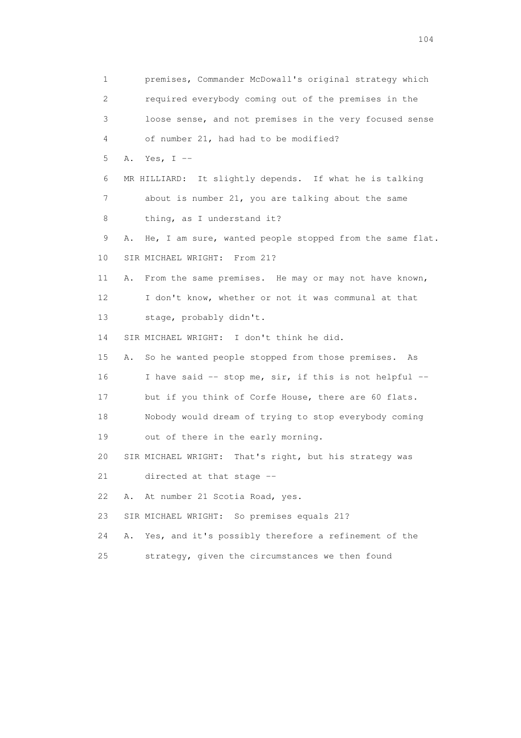1 premises, Commander McDowall's original strategy which
2 required everybody coming out of the premises in the
3 loose sense, and not premises in the very focused sense
4 of number 21, had had to be modified?

5 A. Yes, I --

6 MR HILLIARD: It slightly depends. If what he is talking
7 about is number 21, you are talking about the same
8 thing, as I understand it?

9 A. He, I am sure, wanted people stopped from the same flat.

10 SIR MICHAEL WRIGHT: From 21?

11 A. From the same premises. He may or may not have known,
12 I don't know, whether or not it was communal at that
13 stage, probably didn't.

14 SIR MICHAEL WRIGHT: I don't think he did.

15 A. So he wanted people stopped from those premises. As
16 I have said -- stop me, sir, if this is not helpful --
17 but if you think of Corfe House, there are 60 flats.
18 Nobody would dream of trying to stop everybody coming
19 out of there in the early morning.

20 SIR MICHAEL WRIGHT: That's right, but his strategy was
21 directed at that stage --

22 A. At number 21 Scotia Road, yes.

23 SIR MICHAEL WRIGHT: So premises equals 21?

24 A. Yes, and it's possibly therefore a refinement of the
25 strategy, given the circumstances we then found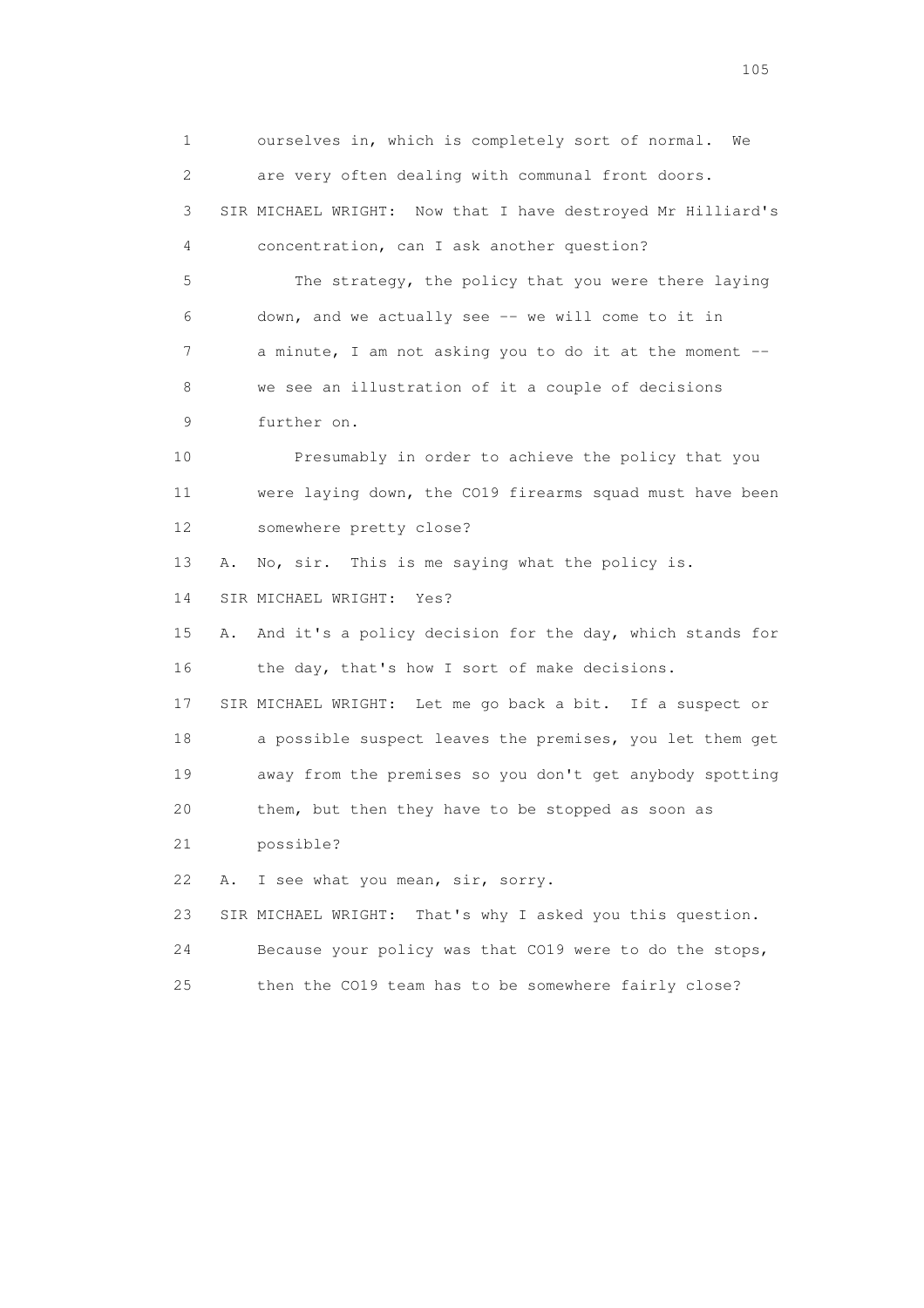1 ourselves in, which is completely sort of normal. We
2 are very often dealing with communal front doors.
3 SIR MICHAEL WRIGHT: Now that I have destroyed Mr Hilliard's
4 concentration, can I ask another question?
5 The strategy, the policy that you were there laying
6 down, and we actually see -- we will come to it in
7 a minute, I am not asking you to do it at the moment --
8 we see an illustration of it a couple of decisions
9 further on.
10 Presumably in order to achieve the policy that you
11 were laying down, the CO19 firearms squad must have been
12 somewhere pretty close?
13 A. No, sir. This is me saying what the policy is.
14 SIR MICHAEL WRIGHT: Yes?
15 A. And it's a policy decision for the day, which stands for
16 the day, that's how I sort of make decisions.
17 SIR MICHAEL WRIGHT: Let me go back a bit. If a suspect or
18 a possible suspect leaves the premises, you let them get
19 away from the premises so you don't get anybody spotting
20 them, but then they have to be stopped as soon as
21 possible?
22 A. I see what you mean, sir, sorry.
23 SIR MICHAEL WRIGHT: That's why I asked you this question.
24 Because your policy was that CO19 were to do the stops,
25 then the CO19 team has to be somewhere fairly close?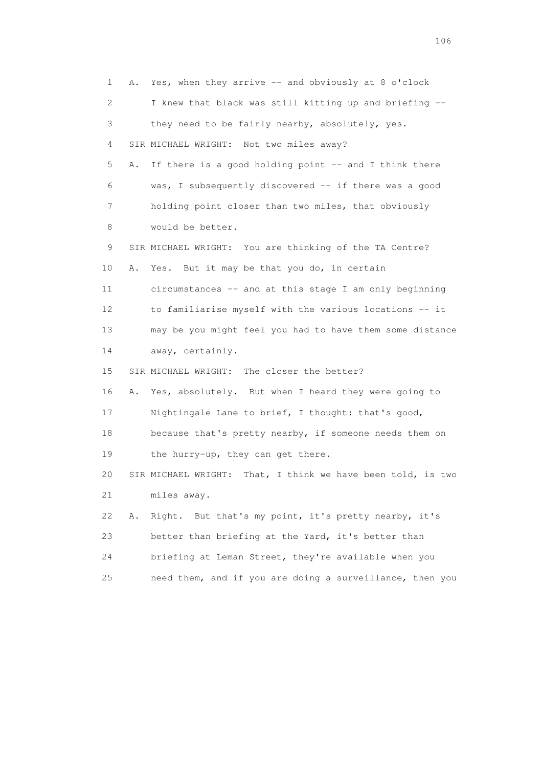1 A. Yes, when they arrive -- and obviously at 8 o'clock
2 I knew that black was still kitting up and briefing --
3 they need to be fairly nearby, absolutely, yes.
4 SIR MICHAEL WRIGHT: Not two miles away?
5 A. If there is a good holding point -- and I think there
6 was, I subsequently discovered -- if there was a good
7 holding point closer than two miles, that obviously
8 would be better.
9 SIR MICHAEL WRIGHT: You are thinking of the TA Centre?
10 A. Yes. But it may be that you do, in certain
11 circumstances -- and at this stage I am only beginning
12 to familiarise myself with the various locations -- it
13 may be you might feel you had to have them some distance
14 away, certainly.
15 SIR MICHAEL WRIGHT: The closer the better?
16 A. Yes, absolutely. But when I heard they were going to
17 Nightingale Lane to brief, I thought: that's good,
18 because that's pretty nearby, if someone needs them on
19 the hurry-up, they can get there.
20 SIR MICHAEL WRIGHT: That, I think we have been told, is two
21 miles away.
22 A. Right. But that's my point, it's pretty nearby, it's
23 better than briefing at the Yard, it's better than
24 briefing at Leman Street, they're available when you
25 need them, and if you are doing a surveillance, then you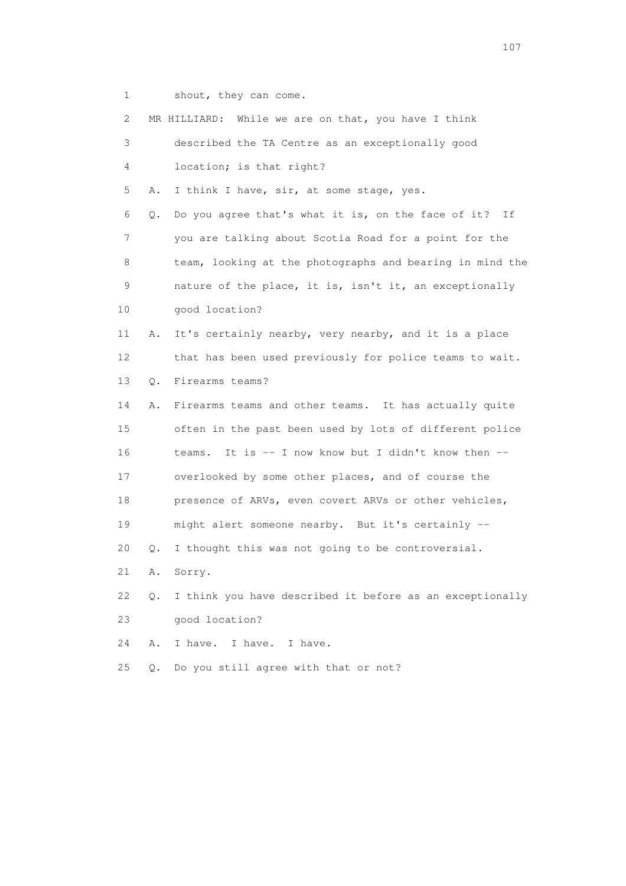1 shout, they can come.

2 MR HILLIARD: While we are on that, you have I think

3 described the TA Centre as an exceptionally good

4 location; is that right?

5 A. I think I have, sir, at some stage, yes.

6 Q. Do you agree that's what it is, on the face of it? If

7 you are talking about Scotia Road for a point for the

8 team, looking at the photographs and bearing in mind the

9 nature of the place, it is, isn't it, an exceptionally

10 good location?

11 A. It's certainly nearby, very nearby, and it is a place

12 that has been used previously for police teams to wait.

13 Q. Firearms teams?

14 A. Firearms teams and other teams. It has actually quite

15 often in the past been used by lots of different police

16 teams. It is -- I now know but I didn't know then --

17 overlooked by some other places, and of course the

18 presence of ARVs, even covert ARVs or other vehicles,

19 might alert someone nearby. But it's certainly --

20 Q. I thought this was not going to be controversial.

21 A. Sorry.

22 Q. I think you have described it before as an exceptionally

23 good location?

24 A. I have. I have. I have.

25 Q. Do you still agree with that or not?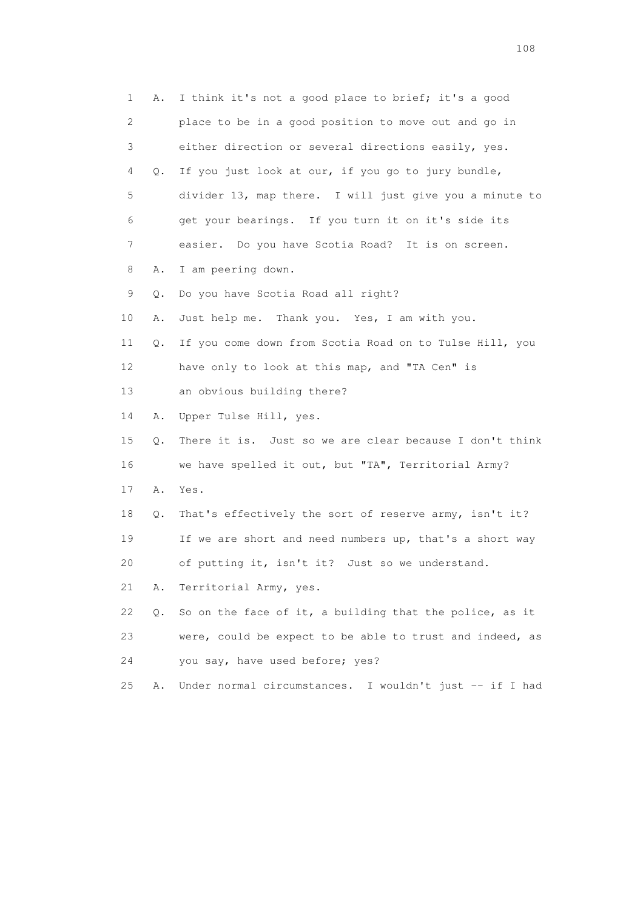1 A. I think it's not a good place to brief; it's a good
2 place to be in a good position to move out and go in
3 either direction or several directions easily, yes.
4 Q. If you just look at our, if you go to jury bundle,
5 divider 13, map there. I will just give you a minute to
6 get your bearings. If you turn it on it's side its
7 easier. Do you have Scotia Road? It is on screen.
8 A. I am peering down.
9 Q. Do you have Scotia Road all right?
10 A. Just help me. Thank you. Yes, I am with you.
11 Q. If you come down from Scotia Road on to Tulse Hill, you
12 have only to look at this map, and "TA Cen" is
13 an obvious building there?
14 A. Upper Tulse Hill, yes.
15 Q. There it is. Just so we are clear because I don't think
16 we have spelled it out, but "TA", Territorial Army?
17 A. Yes.
18 Q. That's effectively the sort of reserve army, isn't it?
19 If we are short and need numbers up, that's a short way
20 of putting it, isn't it? Just so we understand.
21 A. Territorial Army, yes.
22 Q. So on the face of it, a building that the police, as it
23 were, could be expect to be able to trust and indeed, as
24 you say, have used before; yes?
25 A. Under normal circumstances. I wouldn't just -- if I had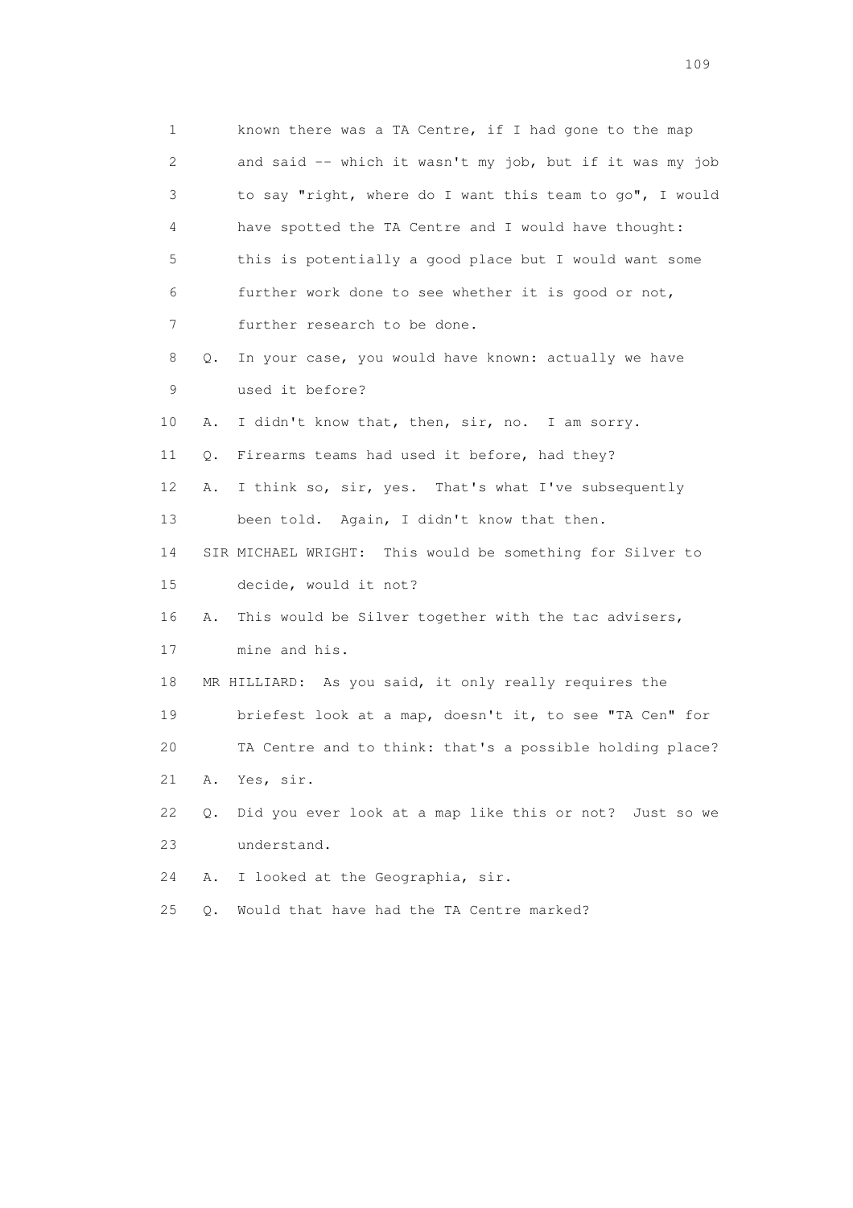1 known there was a TA Centre, if I had gone to the map
2 and said -- which it wasn't my job, but if it was my job
3 to say "right, where do I want this team to go", I would
4 have spotted the TA Centre and I would have thought:
5 this is potentially a good place but I would want some
6 further work done to see whether it is good or not,
7 further research to be done.

8 Q. In your case, you would have known: actually we have
9 used it before?

10 A. I didn't know that, then, sir, no. I am sorry.

11 Q. Firearms teams had used it before, had they?

12 A. I think so, sir, yes. That's what I've subsequently
13 been told. Again, I didn't know that then.

14 SIR MICHAEL WRIGHT: This would be something for Silver to
15 decide, would it not?

16 A. This would be Silver together with the tac advisers,
17 mine and his.

18 MR HILLIARD: As you said, it only really requires the
19 briefest look at a map, doesn't it, to see "TA Cen" for
20 TA Centre and to think: that's a possible holding place?

21 A. Yes, sir.

22 Q. Did you ever look at a map like this or not? Just so we
23 understand.

24 A. I looked at the Geographia, sir.

25 Q. Would that have had the TA Centre marked?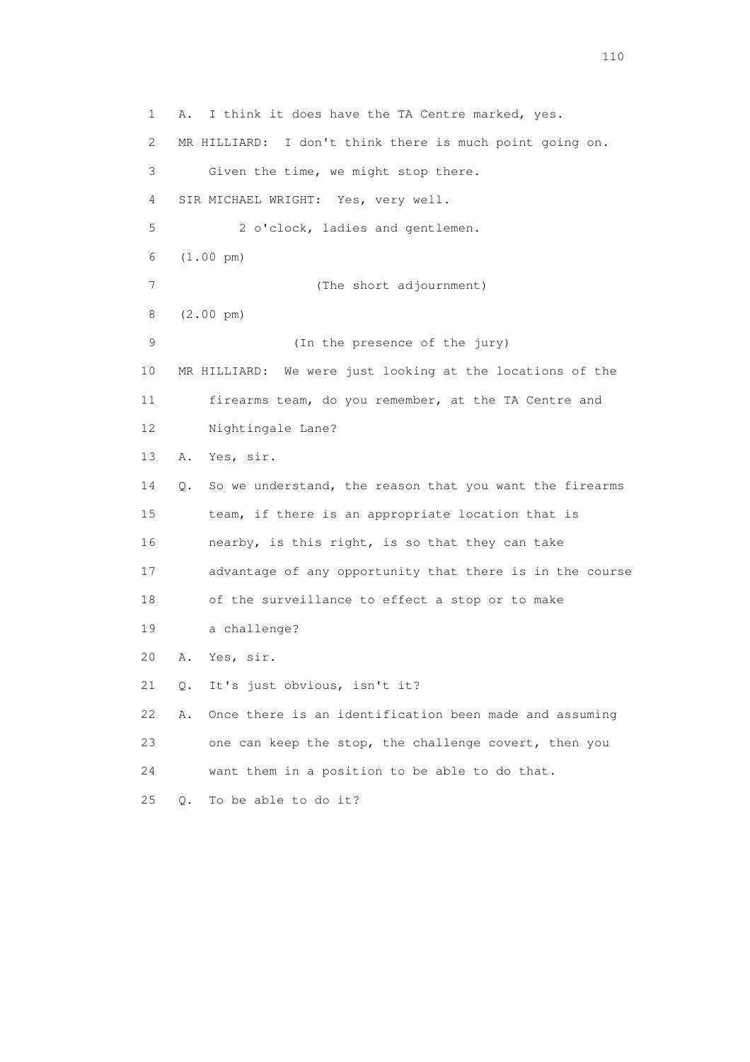1 A. I think it does have the TA Centre marked, yes.

2 MR HILLIARD: I don't think there is much point going on.

3 Given the time, we might stop there.

4 SIR MICHAEL WRIGHT: Yes, very well.

5 2 o'clock, ladies and gentlemen.

6 (1.00 pm)

7 (The short adjournment)

8 (2.00 pm)

9 (In the presence of the jury)

10 MR HILLIARD: We were just looking at the locations of the

11 firearms team, do you remember, at the TA Centre and

12 Nightingale Lane?

13 A. Yes, sir.

14 Q. So we understand, the reason that you want the firearms

15 team, if there is an appropriate location that is

16 nearby, is this right, is so that they can take

17 advantage of any opportunity that there is in the course

18 of the surveillance to effect a stop or to make

19 a challenge?

20 A. Yes, sir.

21 Q. It's just obvious, isn't it?

22 A. Once there is an identification been made and assuming

23 one can keep the stop, the challenge covert, then you

24 want them in a position to be able to do that.

25 Q. To be able to do it?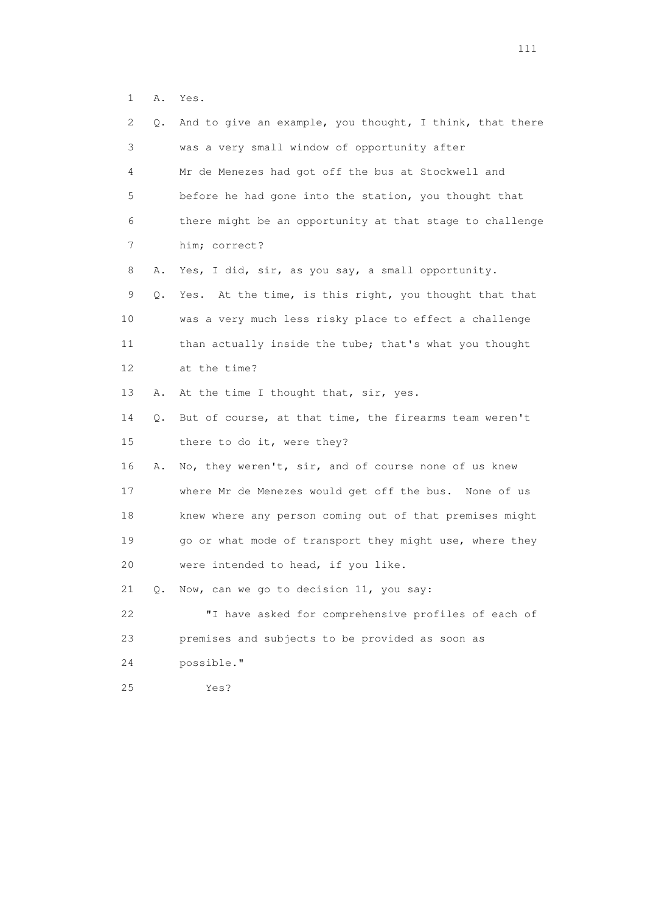1 A. Yes.

2 Q. And to give an example, you thought, I think, that there

3 was a very small window of opportunity after

4 Mr de Menezes had got off the bus at Stockwell and

5 before he had gone into the station, you thought that

6 there might be an opportunity at that stage to challenge

7 him; correct?

8 A. Yes, I did, sir, as you say, a small opportunity.

9 Q. Yes. At the time, is this right, you thought that that

10 was a very much less risky place to effect a challenge

11 than actually inside the tube; that's what you thought

12 at the time?

13 A. At the time I thought that, sir, yes.

14 Q. But of course, at that time, the firearms team weren't

15 there to do it, were they?

16 A. No, they weren't, sir, and of course none of us knew

17 where Mr de Menezes would get off the bus. None of us

18 knew where any person coming out of that premises might

19 go or what mode of transport they might use, where they

20 were intended to head, if you like.

21 Q. Now, can we go to decision 11, you say:

22 "I have asked for comprehensive profiles of each of

23 premises and subjects to be provided as soon as

24 possible."

25 Yes?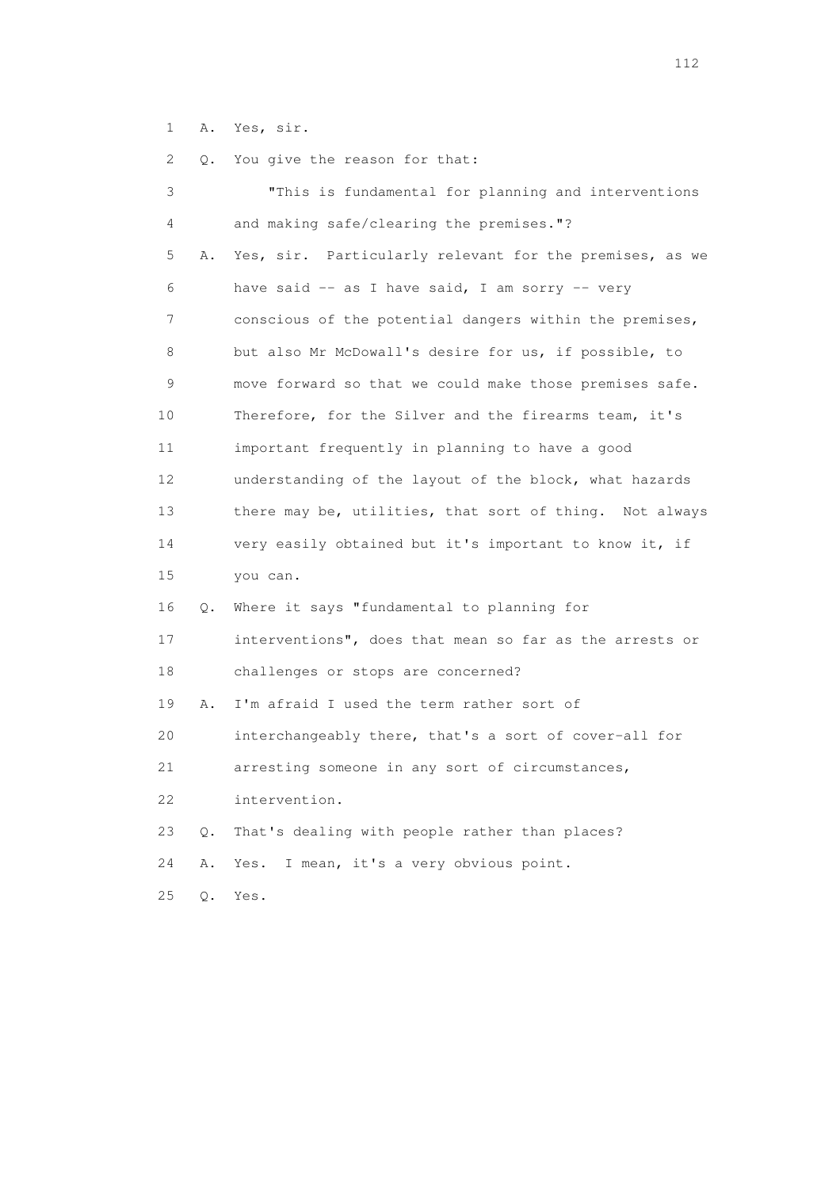1 A. Yes, sir.

2 Q. You give the reason for that:

3 "This is fundamental for planning and interventions

4 and making safe/clearing the premises."?

5 A. Yes, sir. Particularly relevant for the premises, as we

6 have said -- as I have said, I am sorry -- very

7 conscious of the potential dangers within the premises,

8 but also Mr McDowall's desire for us, if possible, to

9 move forward so that we could make those premises safe.

10 Therefore, for the Silver and the firearms team, it's

11 important frequently in planning to have a good

12 understanding of the layout of the block, what hazards

13 there may be, utilities, that sort of thing. Not always

14 very easily obtained but it's important to know it, if

15 you can.

16 Q. Where it says "fundamental to planning for

17 interventions", does that mean so far as the arrests or

18 challenges or stops are concerned?

19 A. I'm afraid I used the term rather sort of

20 interchangeably there, that's a sort of cover-all for

21 arresting someone in any sort of circumstances,

22 intervention.

23 Q. That's dealing with people rather than places?

24 A. Yes. I mean, it's a very obvious point.

25 Q. Yes.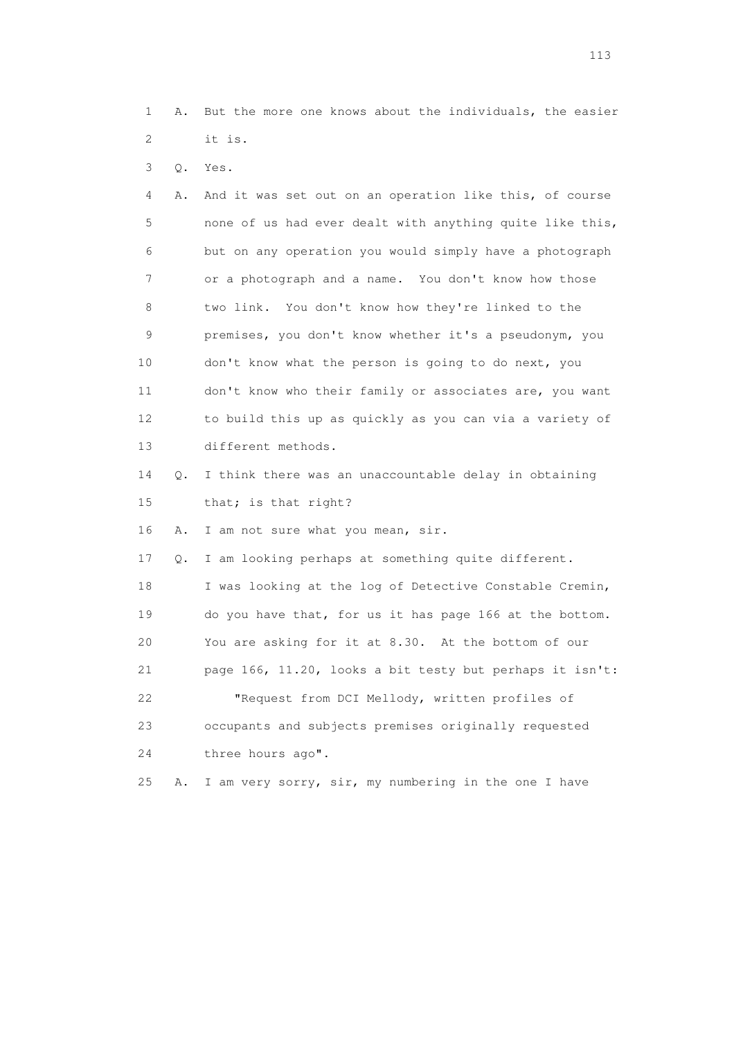1 A. But the more one knows about the individuals, the easier
2 it is.

3 Q. Yes.

4 A. And it was set out on an operation like this, of course
5 none of us had ever dealt with anything quite like this,
6 but on any operation you would simply have a photograph
7 or a photograph and a name. You don't know how those
8 two link. You don't know how they're linked to the
9 premises, you don't know whether it's a pseudonym, you
10 don't know what the person is going to do next, you
11 don't know who their family or associates are, you want
12 to build this up as quickly as you can via a variety of
13 different methods.

14 Q. I think there was an unaccountable delay in obtaining
15 that; is that right?

16 A. I am not sure what you mean, sir.

17 Q. I am looking perhaps at something quite different.
18 I was looking at the log of Detective Constable Cremin,
19 do you have that, for us it has page 166 at the bottom.
20 You are asking for it at 8.30. At the bottom of our
21 page 166, 11.20, looks a bit testy but perhaps it isn't:
22 "Request from DCI Mellody, written profiles of
23 occupants and subjects premises originally requested
24 three hours ago".

25 A. I am very sorry, sir, my numbering in the one I have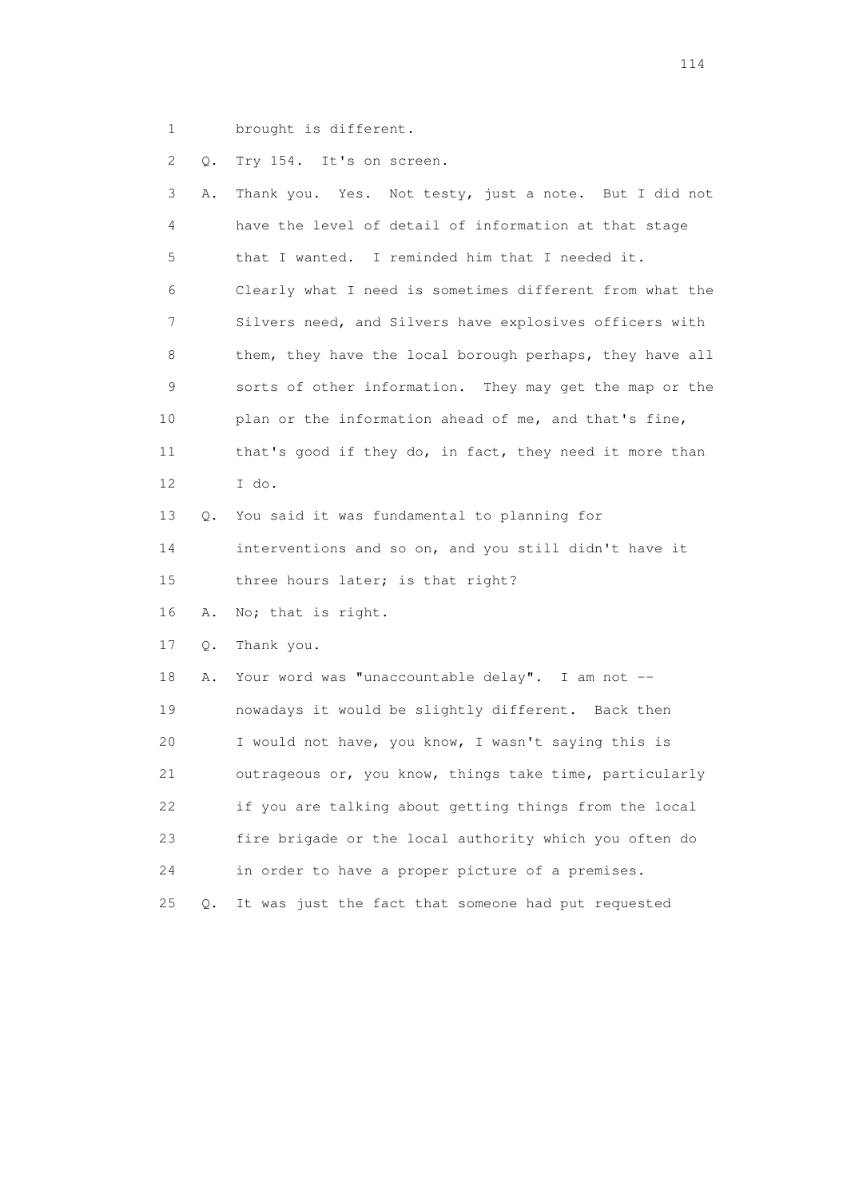1 brought is different.

2 Q. Try 154. It's on screen.

3 A. Thank you. Yes. Not testy, just a note. But I did not
4 have the level of detail of information at that stage
5 that I wanted. I reminded him that I needed it.
6 Clearly what I need is sometimes different from what the
7 Silvers need, and Silvers have explosives officers with
8 them, they have the local borough perhaps, they have all
9 sorts of other information. They may get the map or the
10 plan or the information ahead of me, and that's fine,
11 that's good if they do, in fact, they need it more than
12 I do.

13 Q. You said it was fundamental to planning for
14 interventions and so on, and you still didn't have it
15 three hours later; is that right?

16 A. No; that is right.

17 Q. Thank you.

18 A. Your word was "unaccountable delay". I am not --
19 nowadays it would be slightly different. Back then
20 I would not have, you know, I wasn't saying this is
21 outrageous or, you know, things take time, particularly
22 if you are talking about getting things from the local
23 fire brigade or the local authority which you often do
24 in order to have a proper picture of a premises.

25 Q. It was just the fact that someone had put requested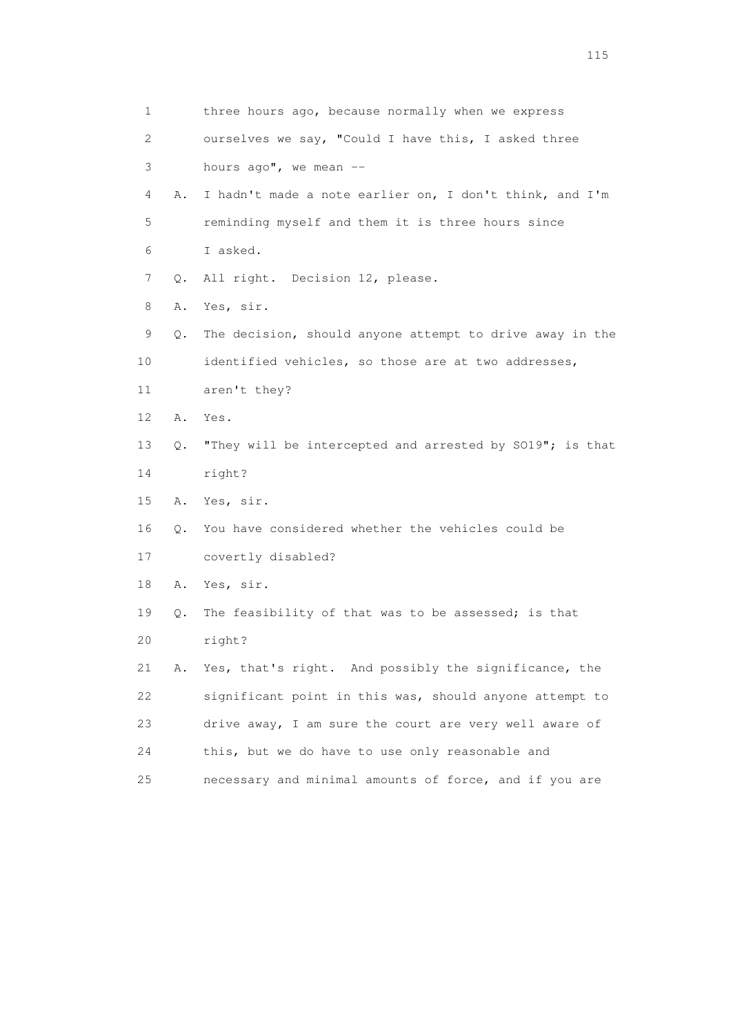1 three hours ago, because normally when we express
2 ourselves we say, "Could I have this, I asked three
3 hours ago", we mean --
4 A. I hadn't made a note earlier on, I don't think, and I'm
5 reminding myself and them it is three hours since
6 I asked.
7 Q. All right. Decision 12, please.
8 A. Yes, sir.
9 Q. The decision, should anyone attempt to drive away in the
10 identified vehicles, so those are at two addresses,
11 aren't they?
12 A. Yes.
13 Q. "They will be intercepted and arrested by SO19"; is that
14 right?
15 A. Yes, sir.
16 Q. You have considered whether the vehicles could be
17 covertly disabled?
18 A. Yes, sir.
19 Q. The feasibility of that was to be assessed; is that
20 right?
21 A. Yes, that's right. And possibly the significance, the
22 significant point in this was, should anyone attempt to
23 drive away, I am sure the court are very well aware of
24 this, but we do have to use only reasonable and
25 necessary and minimal amounts of force, and if you are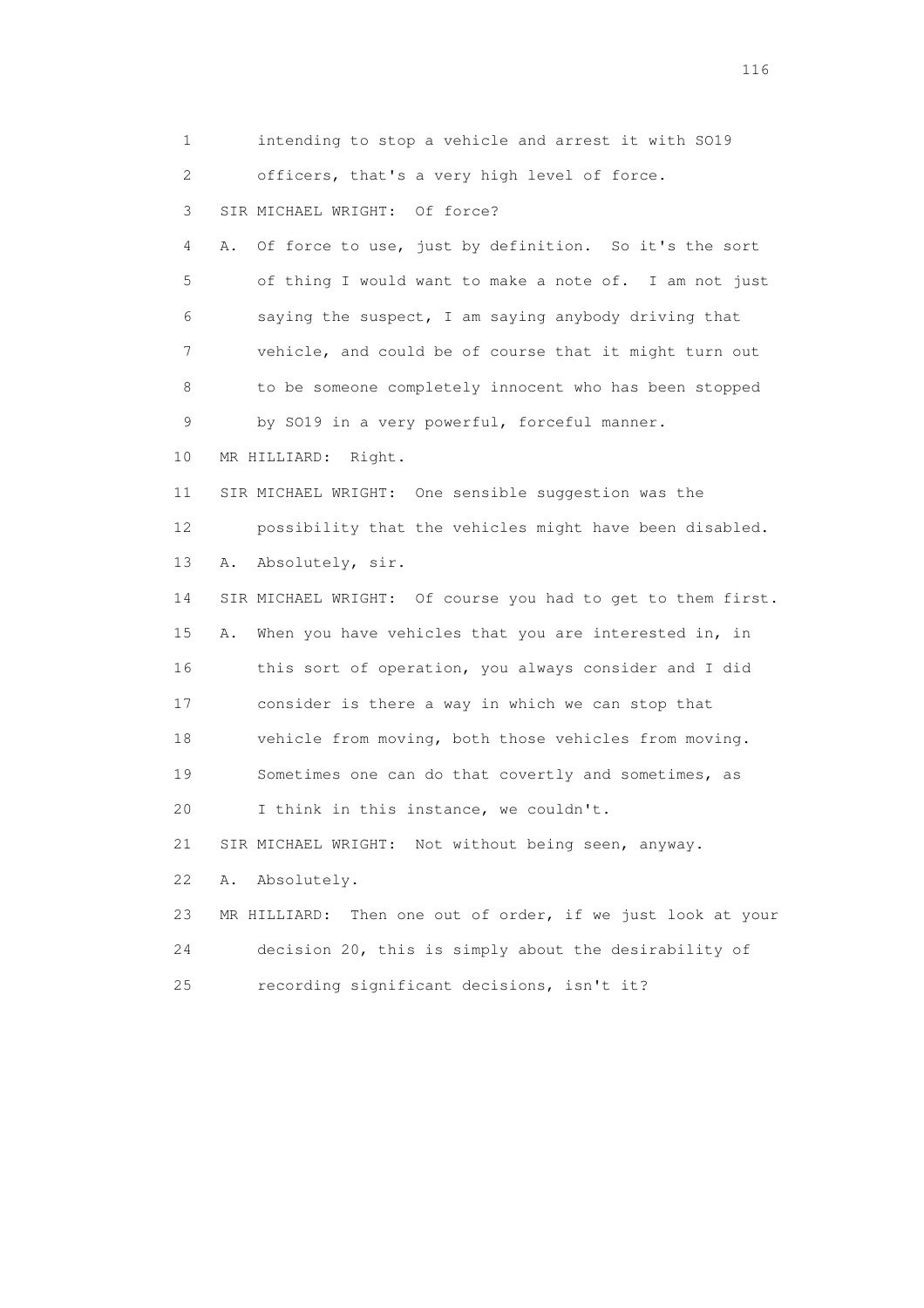1 intending to stop a vehicle and arrest it with SO19
2 officers, that's a very high level of force.
3 SIR MICHAEL WRIGHT: Of force?
4 A. Of force to use, just by definition. So it's the sort
5 of thing I would want to make a note of. I am not just
6 saying the suspect, I am saying anybody driving that
7 vehicle, and could be of course that it might turn out
8 to be someone completely innocent who has been stopped
9 by SO19 in a very powerful, forceful manner.
10 MR HILLIARD: Right.
11 SIR MICHAEL WRIGHT: One sensible suggestion was the
12 possibility that the vehicles might have been disabled.
13 A. Absolutely, sir.
14 SIR MICHAEL WRIGHT: Of course you had to get to them first.
15 A. When you have vehicles that you are interested in, in
16 this sort of operation, you always consider and I did
17 consider is there a way in which we can stop that
18 vehicle from moving, both those vehicles from moving.
19 Sometimes one can do that covertly and sometimes, as
20 I think in this instance, we couldn't.
21 SIR MICHAEL WRIGHT: Not without being seen, anyway.
22 A. Absolutely.
23 MR HILLIARD: Then one out of order, if we just look at your
24 decision 20, this is simply about the desirability of
25 recording significant decisions, isn't it?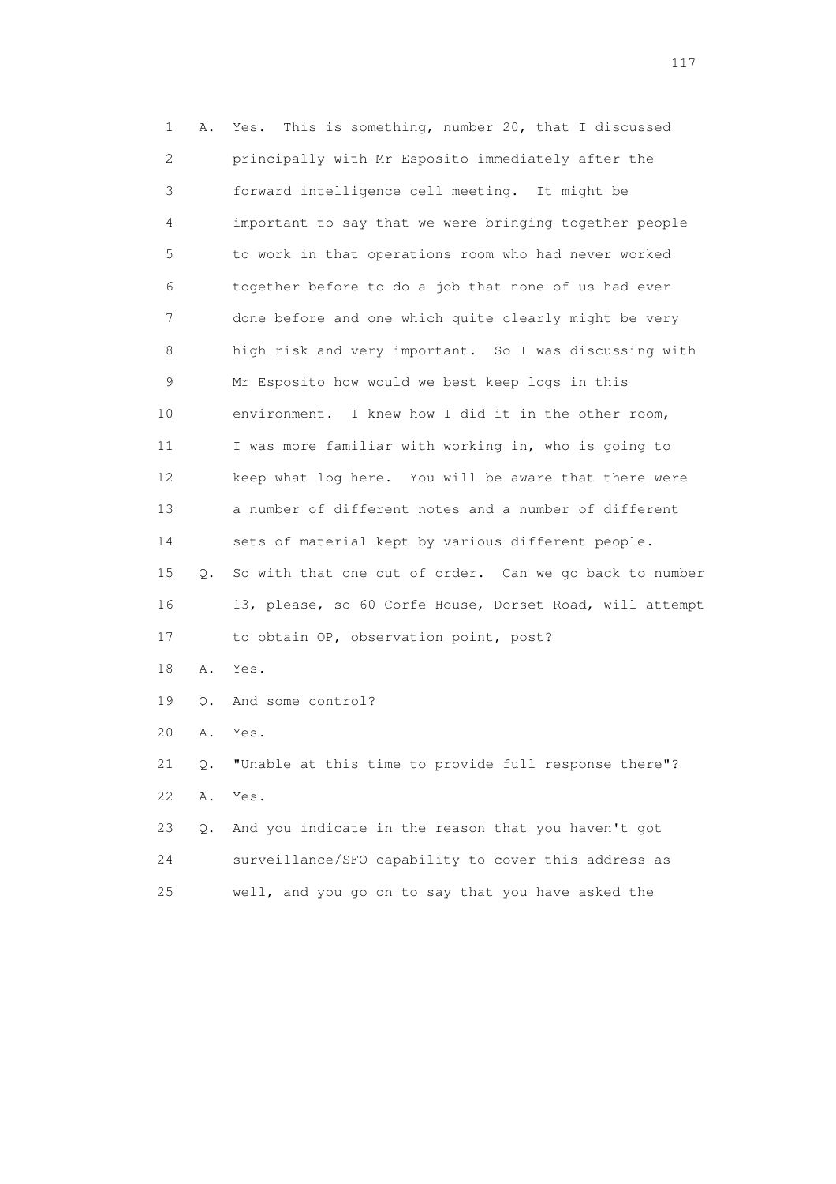1 A. Yes. This is something, number 20, that I discussed
2 principally with Mr Esposito immediately after the
3 forward intelligence cell meeting. It might be
4 important to say that we were bringing together people
5 to work in that operations room who had never worked
6 together before to do a job that none of us had ever
7 done before and one which quite clearly might be very
8 high risk and very important. So I was discussing with
9 Mr Esposito how would we best keep logs in this
10 environment. I knew how I did it in the other room,
11 I was more familiar with working in, who is going to
12 keep what log here. You will be aware that there were
13 a number of different notes and a number of different
14 sets of material kept by various different people.
15 Q. So with that one out of order. Can we go back to number
16 13, please, so 60 Corfe House, Dorset Road, will attempt
17 to obtain OP, observation point, post?
18 A. Yes.
19 Q. And some control?
20 A. Yes.
21 Q. "Unable at this time to provide full response there"?
22 A. Yes.
23 Q. And you indicate in the reason that you haven't got
24 surveillance/SFO capability to cover this address as
25 well, and you go on to say that you have asked the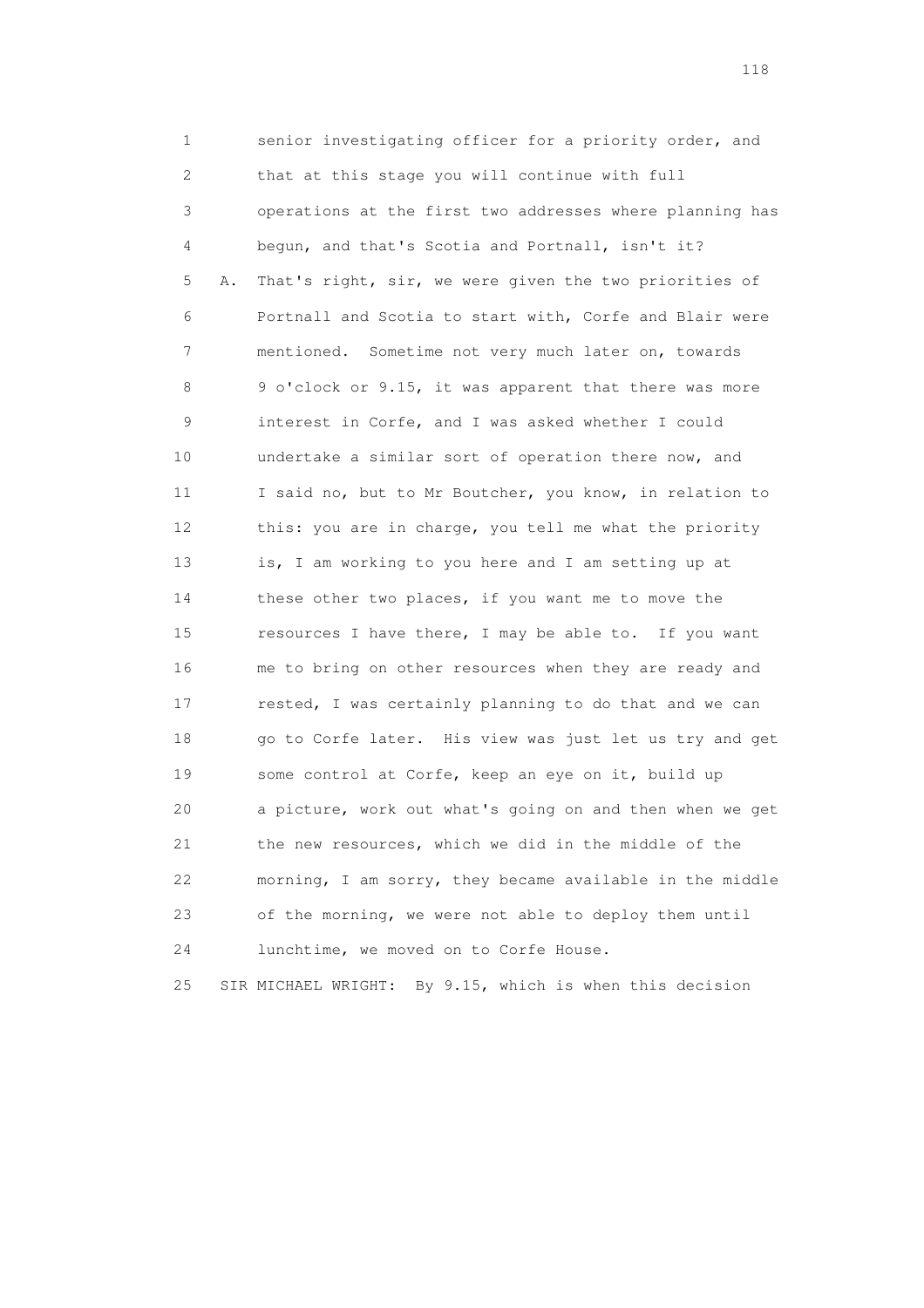1 senior investigating officer for a priority order, and
2 that at this stage you will continue with full
3 operations at the first two addresses where planning has
4 begun, and that's Scotia and Portnall, isn't it?
5 A. That's right, sir, we were given the two priorities of
6 Portnall and Scotia to start with, Corfe and Blair were
7 mentioned. Sometime not very much later on, towards
8 9 o'clock or 9.15, it was apparent that there was more
9 interest in Corfe, and I was asked whether I could
10 undertake a similar sort of operation there now, and
11 I said no, but to Mr Boutcher, you know, in relation to
12 this: you are in charge, you tell me what the priority
13 is, I am working to you here and I am setting up at
14 these other two places, if you want me to move the
15 resources I have there, I may be able to. If you want
16 me to bring on other resources when they are ready and
17 rested, I was certainly planning to do that and we can
18 go to Corfe later. His view was just let us try and get
19 some control at Corfe, keep an eye on it, build up
20 a picture, work out what's going on and then when we get
21 the new resources, which we did in the middle of the
22 morning, I am sorry, they became available in the middle
23 of the morning, we were not able to deploy them until
24 lunchtime, we moved on to Corfe House.
25 SIR MICHAEL WRIGHT: By 9.15, which is when this decision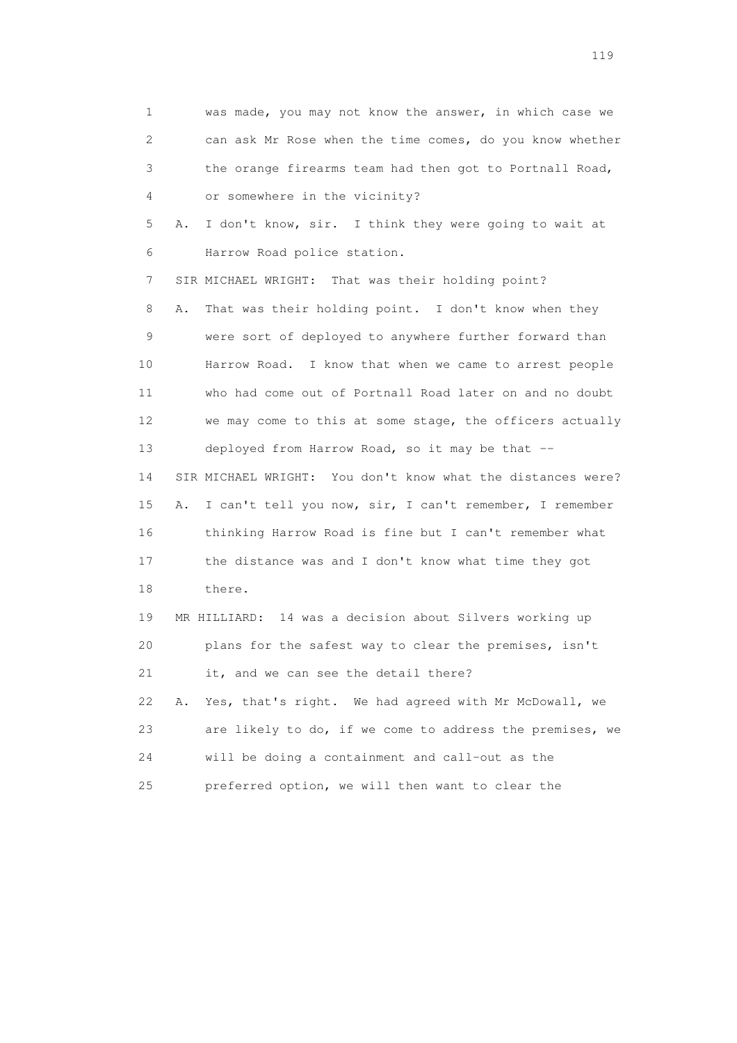1 was made, you may not know the answer, in which case we
2 can ask Mr Rose when the time comes, do you know whether
3 the orange firearms team had then got to Portnall Road,
4 or somewhere in the vicinity?

5 A. I don't know, sir. I think they were going to wait at
6 Harrow Road police station.

7 SIR MICHAEL WRIGHT: That was their holding point?

8 A. That was their holding point. I don't know when they
9 were sort of deployed to anywhere further forward than
10 Harrow Road. I know that when we came to arrest people
11 who had come out of Portnall Road later on and no doubt
12 we may come to this at some stage, the officers actually
13 deployed from Harrow Road, so it may be that --

14 SIR MICHAEL WRIGHT: You don't know what the distances were?

15 A. I can't tell you now, sir, I can't remember, I remember
16 thinking Harrow Road is fine but I can't remember what
17 the distance was and I don't know what time they got
18 there.

19 MR HILLIARD: 14 was a decision about Silvers working up
20 plans for the safest way to clear the premises, isn't
21 it, and we can see the detail there?

22 A. Yes, that's right. We had agreed with Mr McDowall, we
23 are likely to do, if we come to address the premises, we
24 will be doing a containment and call-out as the
25 preferred option, we will then want to clear the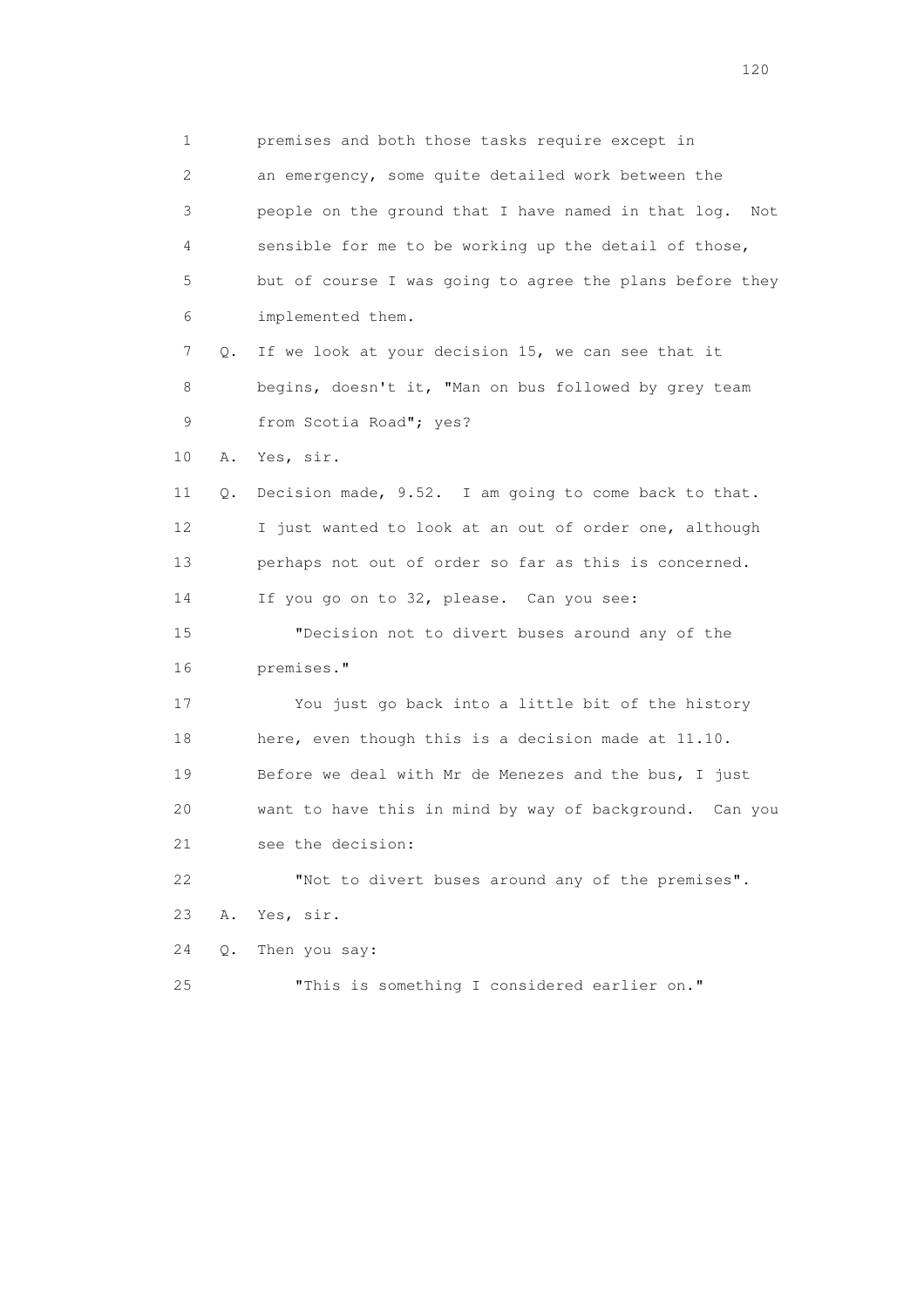1 premises and both those tasks require except in
2 an emergency, some quite detailed work between the
3 people on the ground that I have named in that log. Not
4 sensible for me to be working up the detail of those,
5 but of course I was going to agree the plans before they
6 implemented them.

7 Q. If we look at your decision 15, we can see that it
8 begins, doesn't it, "Man on bus followed by grey team
9 from Scotia Road"; yes?

10 A. Yes, sir.

11 Q. Decision made, 9.52. I am going to come back to that.
12 I just wanted to look at an out of order one, although
13 perhaps not out of order so far as this is concerned.
14 If you go on to 32, please. Can you see:

15 "Decision not to divert buses around any of the
16 premises."

17 You just go back into a little bit of the history
18 here, even though this is a decision made at 11.10.
19 Before we deal with Mr de Menezes and the bus, I just
20 want to have this in mind by way of background. Can you
21 see the decision:

22 "Not to divert buses around any of the premises".

23 A. Yes, sir.

24 Q. Then you say:

25 "This is something I considered earlier on."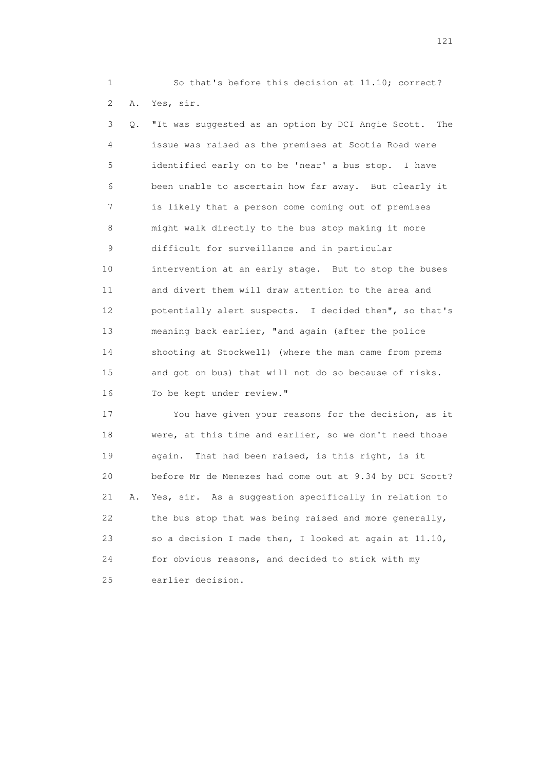1 So that's before this decision at 11.10; correct?

2 A. Yes, sir.

3 Q. "It was suggested as an option by DCI Angie Scott. The

4 issue was raised as the premises at Scotia Road were

5 identified early on to be 'near' a bus stop. I have

6 been unable to ascertain how far away. But clearly it

7 is likely that a person come coming out of premises

8 might walk directly to the bus stop making it more

9 difficult for surveillance and in particular

10 intervention at an early stage. But to stop the buses

11 and divert them will draw attention to the area and

12 potentially alert suspects. I decided then", so that's

13 meaning back earlier, "and again (after the police

14 shooting at Stockwell) (where the man came from prems

15 and got on bus) that will not do so because of risks.

16 To be kept under review."

17 You have given your reasons for the decision, as it

18 were, at this time and earlier, so we don't need those

19 again. That had been raised, is this right, is it

20 before Mr de Menezes had come out at 9.34 by DCI Scott?

21 A. Yes, sir. As a suggestion specifically in relation to

22 the bus stop that was being raised and more generally,

23 so a decision I made then, I looked at again at 11.10,

24 for obvious reasons, and decided to stick with my

25 earlier decision.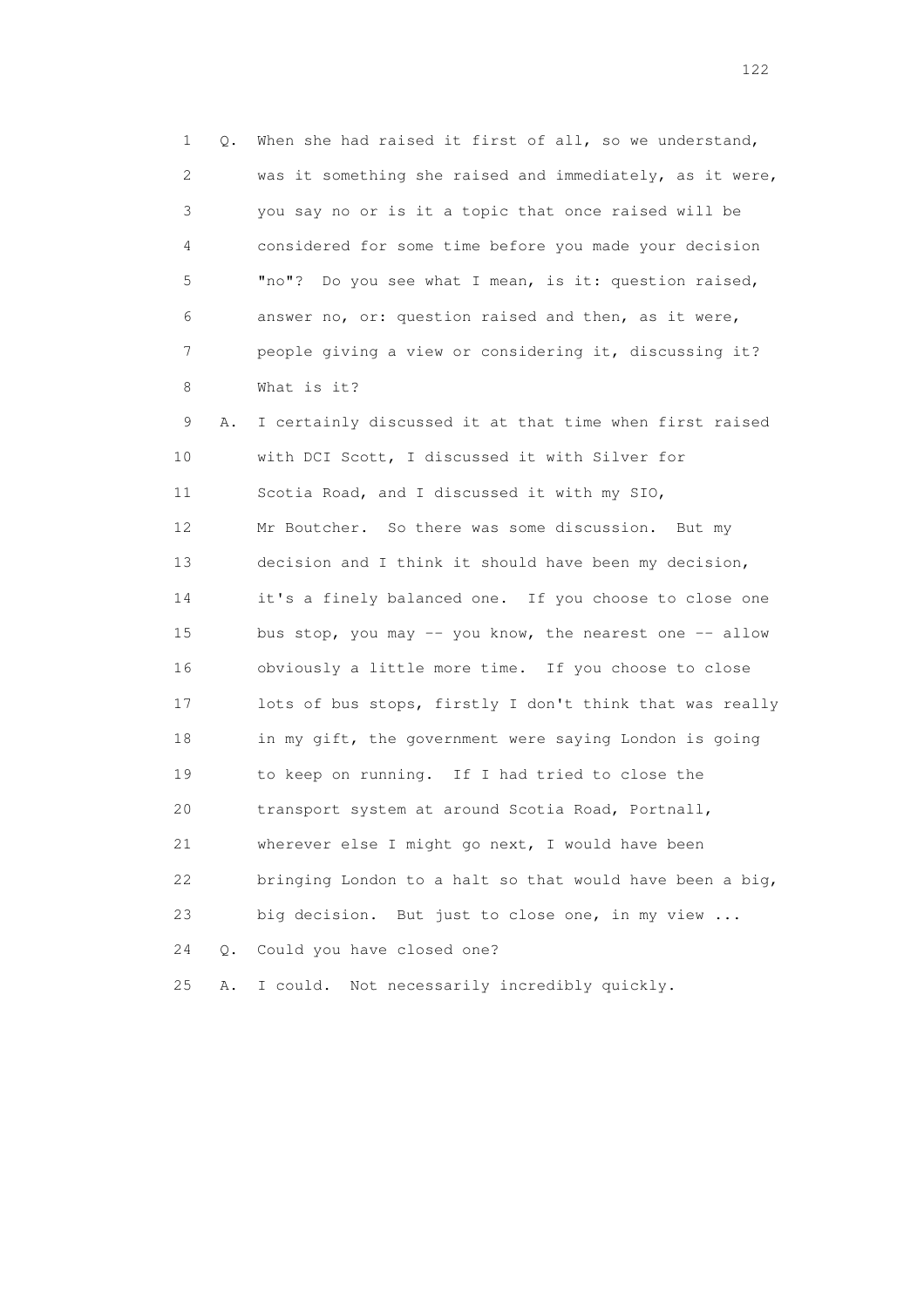1 Q. When she had raised it first of all, so we understand,
2 was it something she raised and immediately, as it were,
3 you say no or is it a topic that once raised will be
4 considered for some time before you made your decision
5 "no"? Do you see what I mean, is it: question raised,
6 answer no, or: question raised and then, as it were,
7 people giving a view or considering it, discussing it?
8 What is it?

9 A. I certainly discussed it at that time when first raised
10 with DCI Scott, I discussed it with Silver for
11 Scotia Road, and I discussed it with my SIO,
12 Mr Boutcher. So there was some discussion. But my
13 decision and I think it should have been my decision,
14 it's a finely balanced one. If you choose to close one
15 bus stop, you may -- you know, the nearest one -- allow
16 obviously a little more time. If you choose to close
17 lots of bus stops, firstly I don't think that was really
18 in my gift, the government were saying London is going
19 to keep on running. If I had tried to close the
20 transport system at around Scotia Road, Portnall,
21 wherever else I might go next, I would have been
22 bringing London to a halt so that would have been a big,
23 big decision. But just to close one, in my view ...

24 Q. Could you have closed one?

25 A. I could. Not necessarily incredibly quickly.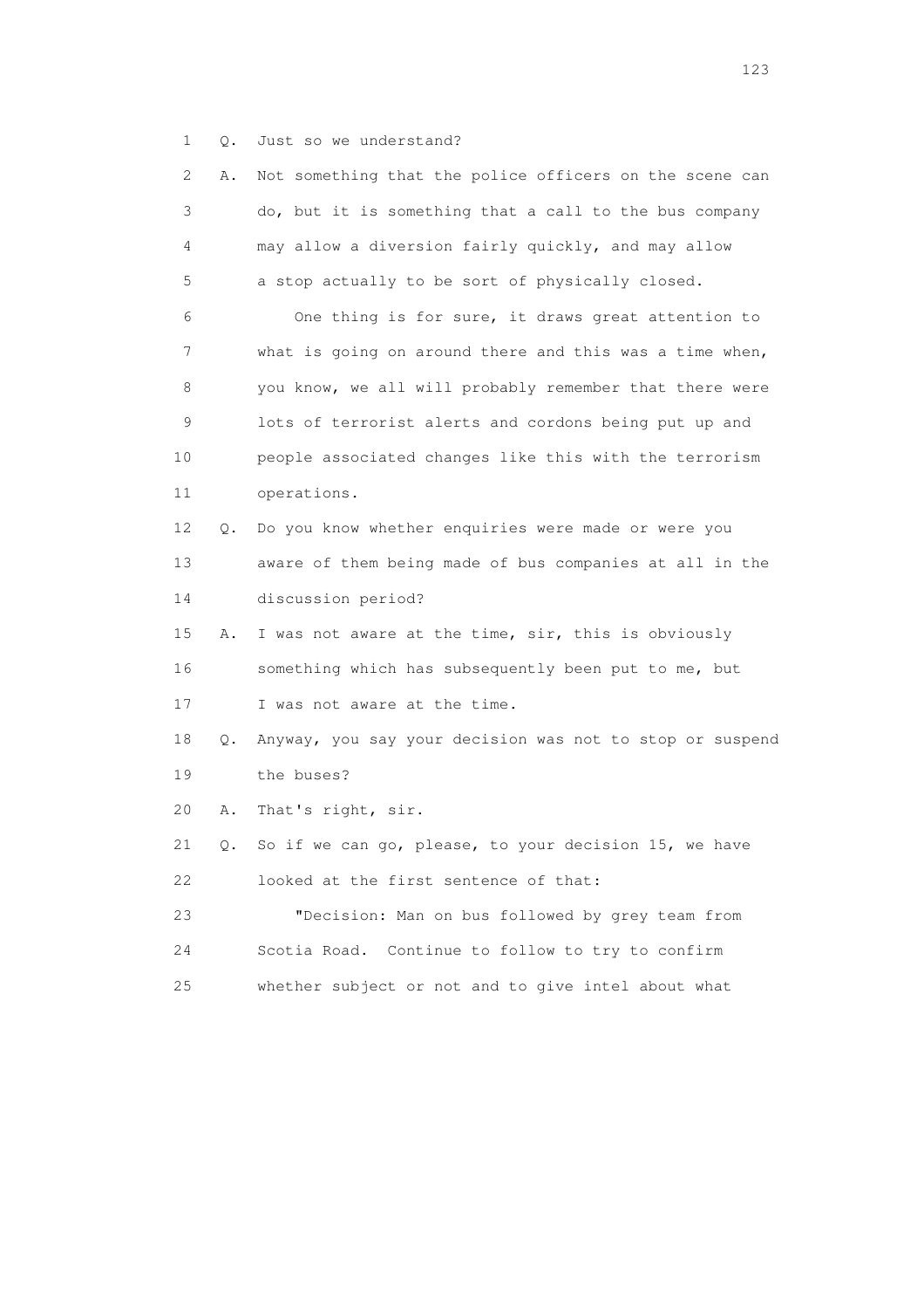1 Q. Just so we understand?

2 A. Not something that the police officers on the scene can
3 do, but it is something that a call to the bus company
4 may allow a diversion fairly quickly, and may allow
5 a stop actually to be sort of physically closed.

6 One thing is for sure, it draws great attention to
7 what is going on around there and this was a time when,
8 you know, we all will probably remember that there were
9 lots of terrorist alerts and cordons being put up and
10 people associated changes like this with the terrorism
11 operations.

12 Q. Do you know whether enquiries were made or were you
13 aware of them being made of bus companies at all in the
14 discussion period?

15 A. I was not aware at the time, sir, this is obviously
16 something which has subsequently been put to me, but
17 I was not aware at the time.

18 Q. Anyway, you say your decision was not to stop or suspend
19 the buses?

20 A. That's right, sir.

21 Q. So if we can go, please, to your decision 15, we have
22 looked at the first sentence of that:

23 "Decision: Man on bus followed by grey team from
24 Scotia Road. Continue to follow to try to confirm
25 whether subject or not and to give intel about what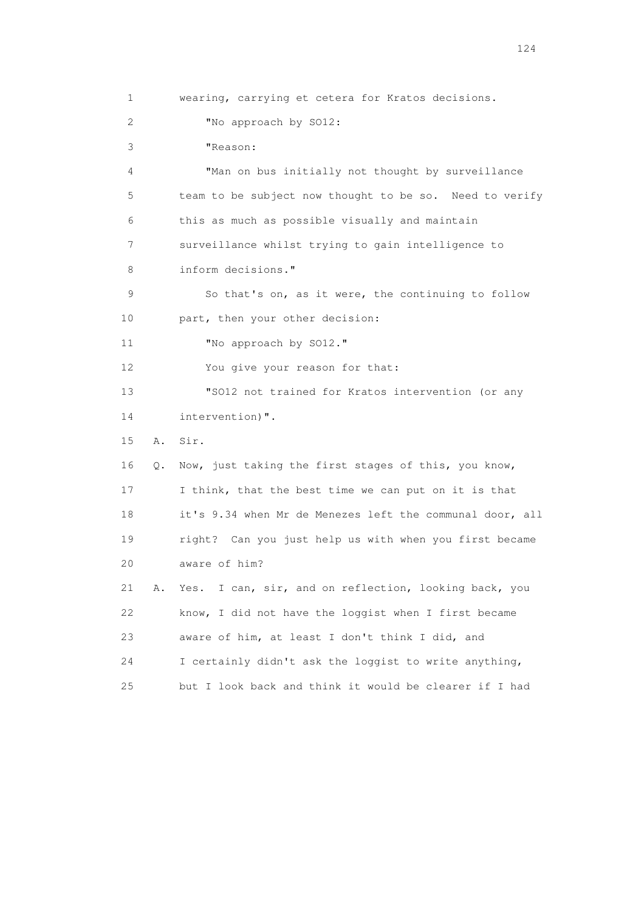1 wearing, carrying et cetera for Kratos decisions.

2 "No approach by SO12:

3 "Reason:

4 "Man on bus initially not thought by surveillance

5 team to be subject now thought to be so. Need to verify

6 this as much as possible visually and maintain

7 surveillance whilst trying to gain intelligence to

8 inform decisions."

9 So that's on, as it were, the continuing to follow

10 part, then your other decision:

11 "No approach by SO12."

12 You give your reason for that:

13 "SO12 not trained for Kratos intervention (or any

14 intervention)".

15 A. Sir.

16 Q. Now, just taking the first stages of this, you know,

17 I think, that the best time we can put on it is that

18 it's 9.34 when Mr de Menezes left the communal door, all

19 right? Can you just help us with when you first became

20 aware of him?

21 A. Yes. I can, sir, and on reflection, looking back, you

22 know, I did not have the loggist when I first became

23 aware of him, at least I don't think I did, and

24 I certainly didn't ask the loggist to write anything,

25 but I look back and think it would be clearer if I had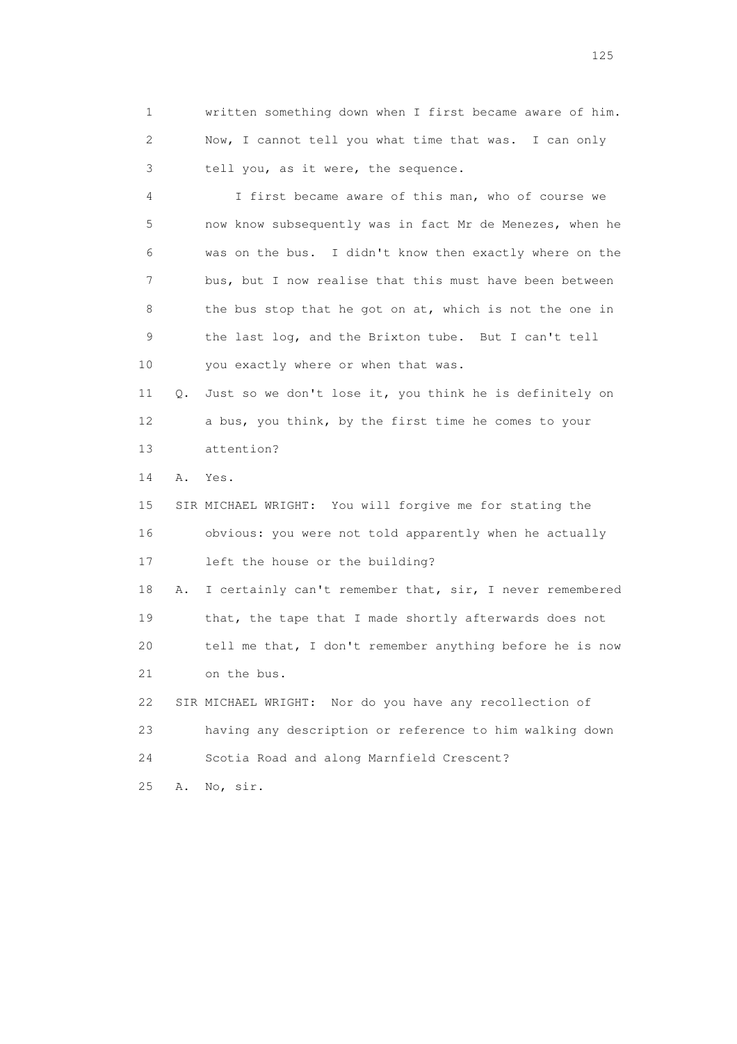1 written something down when I first became aware of him.
2 Now, I cannot tell you what time that was. I can only
3 tell you, as it were, the sequence.

4 I first became aware of this man, who of course we
5 now know subsequently was in fact Mr de Menezes, when he
6 was on the bus. I didn't know then exactly where on the
7 bus, but I now realise that this must have been between
8 the bus stop that he got on at, which is not the one in
9 the last log, and the Brixton tube. But I can't tell
10 you exactly where or when that was.

11 Q. Just so we don't lose it, you think he is definitely on
12 a bus, you think, by the first time he comes to your
13 attention?

14 A. Yes.

15 SIR MICHAEL WRIGHT: You will forgive me for stating the
16 obvious: you were not told apparently when he actually
17 left the house or the building?

18 A. I certainly can't remember that, sir, I never remembered
19 that, the tape that I made shortly afterwards does not
20 tell me that, I don't remember anything before he is now
21 on the bus.

22 SIR MICHAEL WRIGHT: Nor do you have any recollection of
23 having any description or reference to him walking down
24 Scotia Road and along Marnfield Crescent?

25 A. No, sir.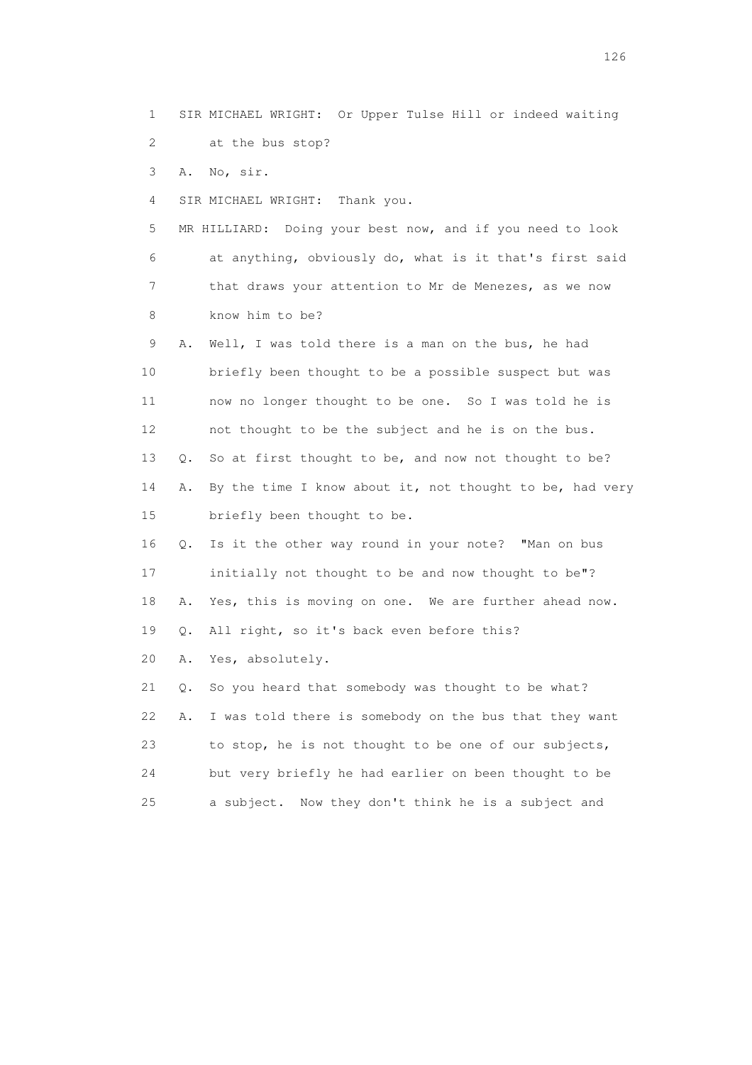1 SIR MICHAEL WRIGHT: Or Upper Tulse Hill or indeed waiting
2 at the bus stop?
3 A. No, sir.
4 SIR MICHAEL WRIGHT: Thank you.
5 MR HILLIARD: Doing your best now, and if you need to look
6 at anything, obviously do, what is it that's first said
7 that draws your attention to Mr de Menezes, as we now
8 know him to be?
9 A. Well, I was told there is a man on the bus, he had
10 briefly been thought to be a possible suspect but was
11 now no longer thought to be one. So I was told he is
12 not thought to be the subject and he is on the bus.
13 Q. So at first thought to be, and now not thought to be?
14 A. By the time I know about it, not thought to be, had very
15 briefly been thought to be.
16 Q. Is it the other way round in your note? "Man on bus
17 initially not thought to be and now thought to be"?
18 A. Yes, this is moving on one. We are further ahead now.
19 Q. All right, so it's back even before this?
20 A. Yes, absolutely.
21 Q. So you heard that somebody was thought to be what?
22 A. I was told there is somebody on the bus that they want
23 to stop, he is not thought to be one of our subjects,
24 but very briefly he had earlier on been thought to be
25 a subject. Now they don't think he is a subject and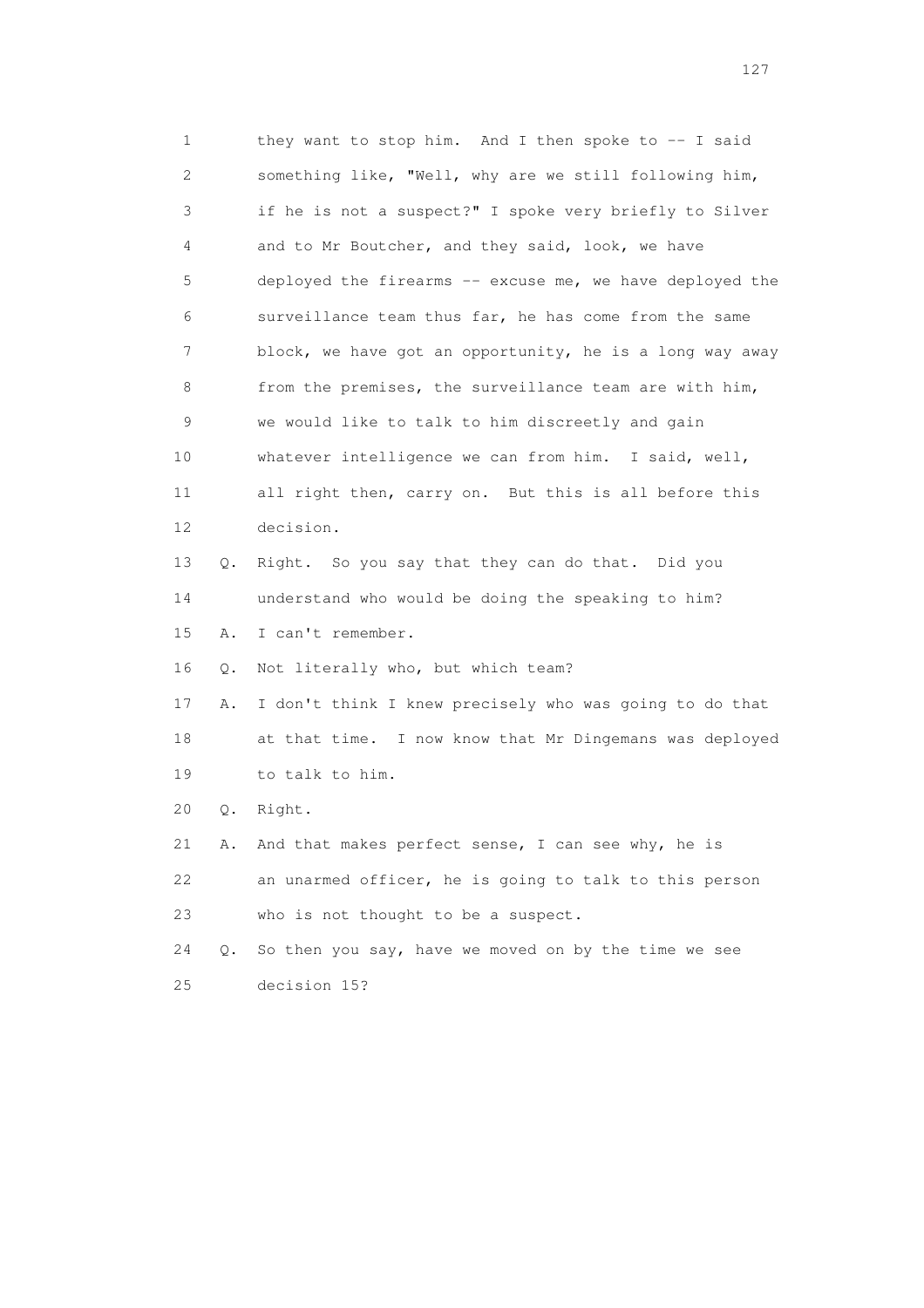1 they want to stop him. And I then spoke to -- I said
2 something like, "Well, why are we still following him,
3 if he is not a suspect?" I spoke very briefly to Silver
4 and to Mr Boutcher, and they said, look, we have
5 deployed the firearms -- excuse me, we have deployed the
6 surveillance team thus far, he has come from the same
7 block, we have got an opportunity, he is a long way away
8 from the premises, the surveillance team are with him,
9 we would like to talk to him discreetly and gain
10 whatever intelligence we can from him. I said, well,
11 all right then, carry on. But this is all before this
12 decision.

13 Q. Right. So you say that they can do that. Did you
14 understand who would be doing the speaking to him?

15 A. I can't remember.

16 Q. Not literally who, but which team?

17 A. I don't think I knew precisely who was going to do that
18 at that time. I now know that Mr Dingemans was deployed
19 to talk to him.

20 Q. Right.

21 A. And that makes perfect sense, I can see why, he is
22 an unarmed officer, he is going to talk to this person
23 who is not thought to be a suspect.

24 Q. So then you say, have we moved on by the time we see
25 decision 15?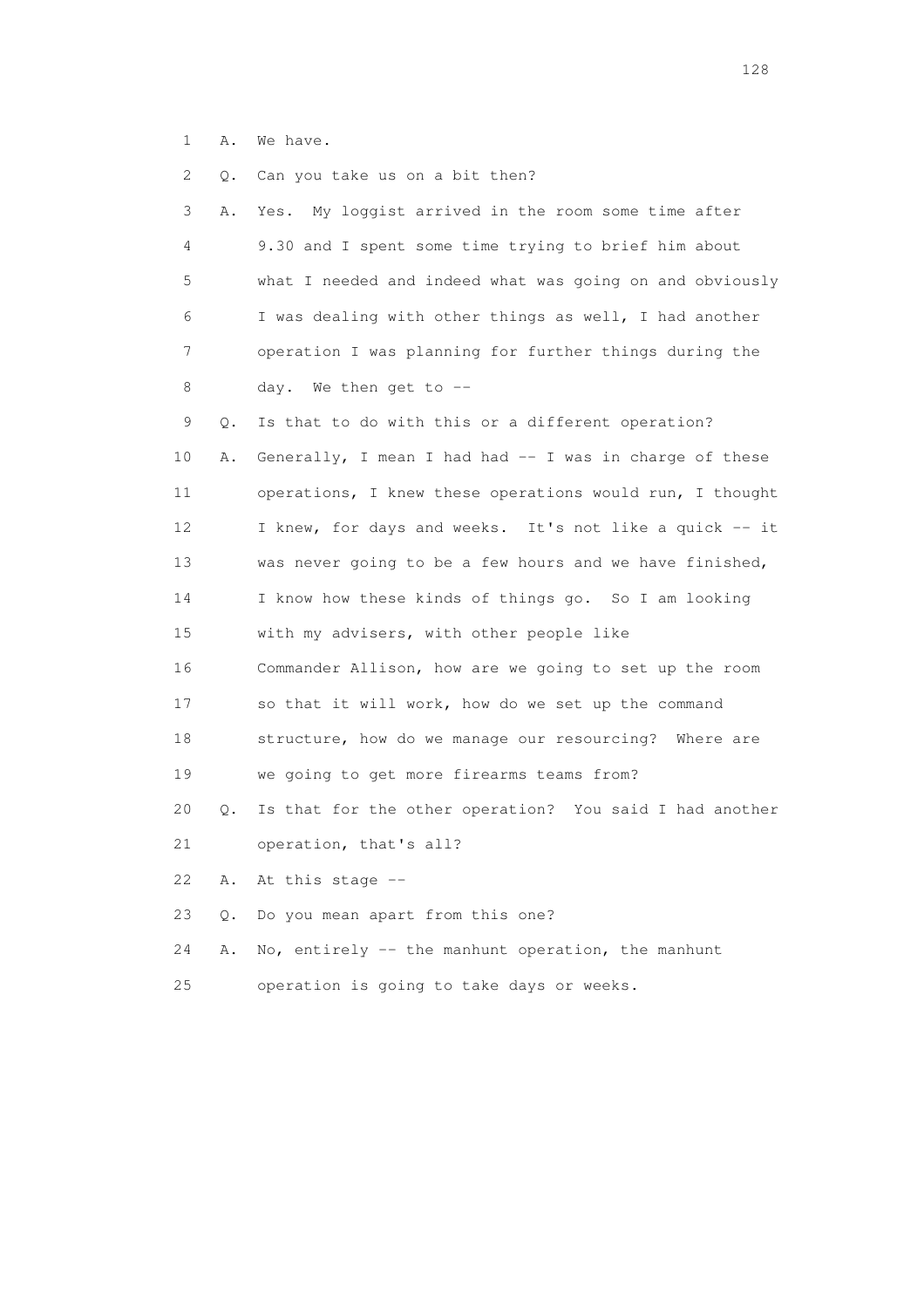1 A. We have.

2 Q. Can you take us on a bit then?

3 A. Yes. My loggist arrived in the room some time after

4 9.30 and I spent some time trying to brief him about

5 what I needed and indeed what was going on and obviously

6 I was dealing with other things as well, I had another

7 operation I was planning for further things during the

8 day. We then get to --

9 Q. Is that to do with this or a different operation?

10 A. Generally, I mean I had had -- I was in charge of these

11 operations, I knew these operations would run, I thought

12 I knew, for days and weeks. It's not like a quick -- it

13 was never going to be a few hours and we have finished,

14 I know how these kinds of things go. So I am looking

15 with my advisers, with other people like

16 Commander Allison, how are we going to set up the room

17 so that it will work, how do we set up the command

18 structure, how do we manage our resourcing? Where are

19 we going to get more firearms teams from?

20 Q. Is that for the other operation? You said I had another

21 operation, that's all?

22 A. At this stage --

23 Q. Do you mean apart from this one?

24 A. No, entirely -- the manhunt operation, the manhunt

25 operation is going to take days or weeks.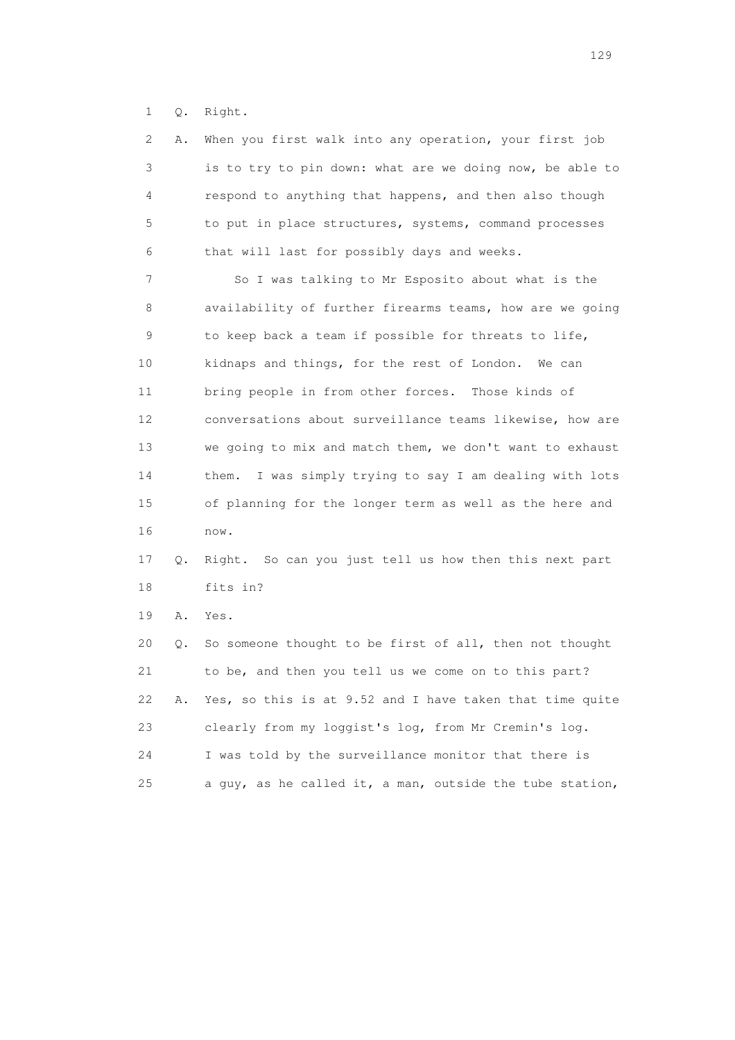1 Q. Right.

2 A. When you first walk into any operation, your first job
3 is to try to pin down: what are we doing now, be able to
4 respond to anything that happens, and then also though
5 to put in place structures, systems, command processes
6 that will last for possibly days and weeks.

7 So I was talking to Mr Esposito about what is the
8 availability of further firearms teams, how are we going
9 to keep back a team if possible for threats to life,
10 kidnaps and things, for the rest of London. We can
11 bring people in from other forces. Those kinds of
12 conversations about surveillance teams likewise, how are
13 we going to mix and match them, we don't want to exhaust
14 them. I was simply trying to say I am dealing with lots
15 of planning for the longer term as well as the here and
16 now.

17 Q. Right. So can you just tell us how then this next part
18 fits in?

19 A. Yes.

20 Q. So someone thought to be first of all, then not thought
21 to be, and then you tell us we come on to this part?

22 A. Yes, so this is at 9.52 and I have taken that time quite
23 clearly from my loggist's log, from Mr Cremin's log.
24 I was told by the surveillance monitor that there is
25 a guy, as he called it, a man, outside the tube station,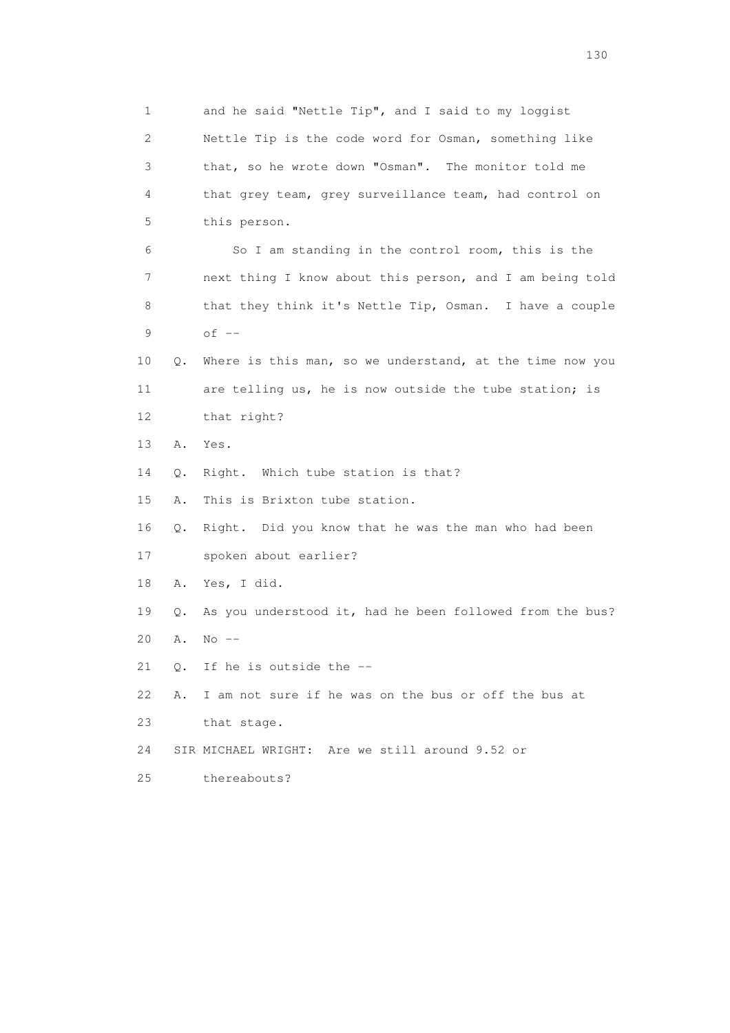1 and he said "Nettle Tip", and I said to my loggist
2 Nettle Tip is the code word for Osman, something like
3 that, so he wrote down "Osman". The monitor told me
4 that grey team, grey surveillance team, had control on
5 this person.

6 So I am standing in the control room, this is the
7 next thing I know about this person, and I am being told
8 that they think it's Nettle Tip, Osman. I have a couple
9 of --

10 Q. Where is this man, so we understand, at the time now you
11 are telling us, he is now outside the tube station; is
12 that right?

13 A. Yes.

14 Q. Right. Which tube station is that?

15 A. This is Brixton tube station.

16 Q. Right. Did you know that he was the man who had been
17 spoken about earlier?

18 A. Yes, I did.

19 Q. As you understood it, had he been followed from the bus?

20 A. No --

21 Q. If he is outside the --

22 A. I am not sure if he was on the bus or off the bus at
23 that stage.

24 SIR MICHAEL WRIGHT: Are we still around 9.52 or
25 thereabouts?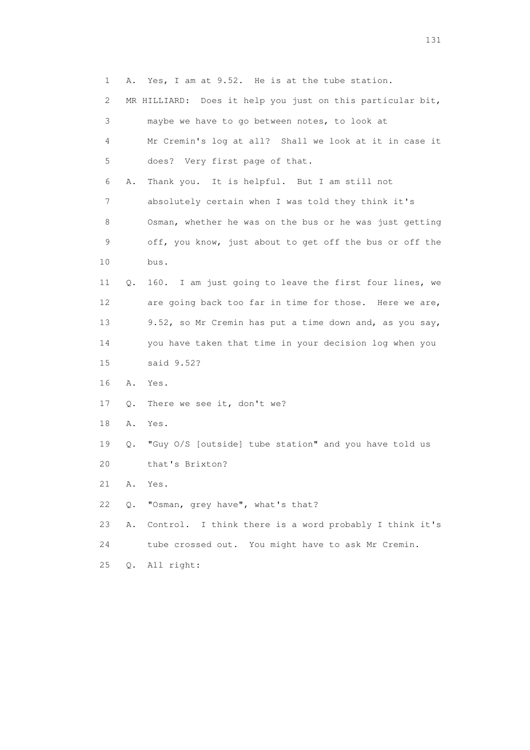1 A. Yes, I am at 9.52. He is at the tube station.

2 MR HILLIARD: Does it help you just on this particular bit,

3 maybe we have to go between notes, to look at

4 Mr Cremin's log at all? Shall we look at it in case it

5 does? Very first page of that.

6 A. Thank you. It is helpful. But I am still not

7 absolutely certain when I was told they think it's

8 Osman, whether he was on the bus or he was just getting

9 off, you know, just about to get off the bus or off the

10 bus.

11 Q. 160. I am just going to leave the first four lines, we

12 are going back too far in time for those. Here we are,

13 9.52, so Mr Cremin has put a time down and, as you say,

14 you have taken that time in your decision log when you

15 said 9.52?

16 A. Yes.

17 Q. There we see it, don't we?

18 A. Yes.

19 Q. "Guy O/S [outside] tube station" and you have told us

20 that's Brixton?

21 A. Yes.

22 Q. "Osman, grey have", what's that?

23 A. Control. I think there is a word probably I think it's

24 tube crossed out. You might have to ask Mr Cremin.

25 Q. All right: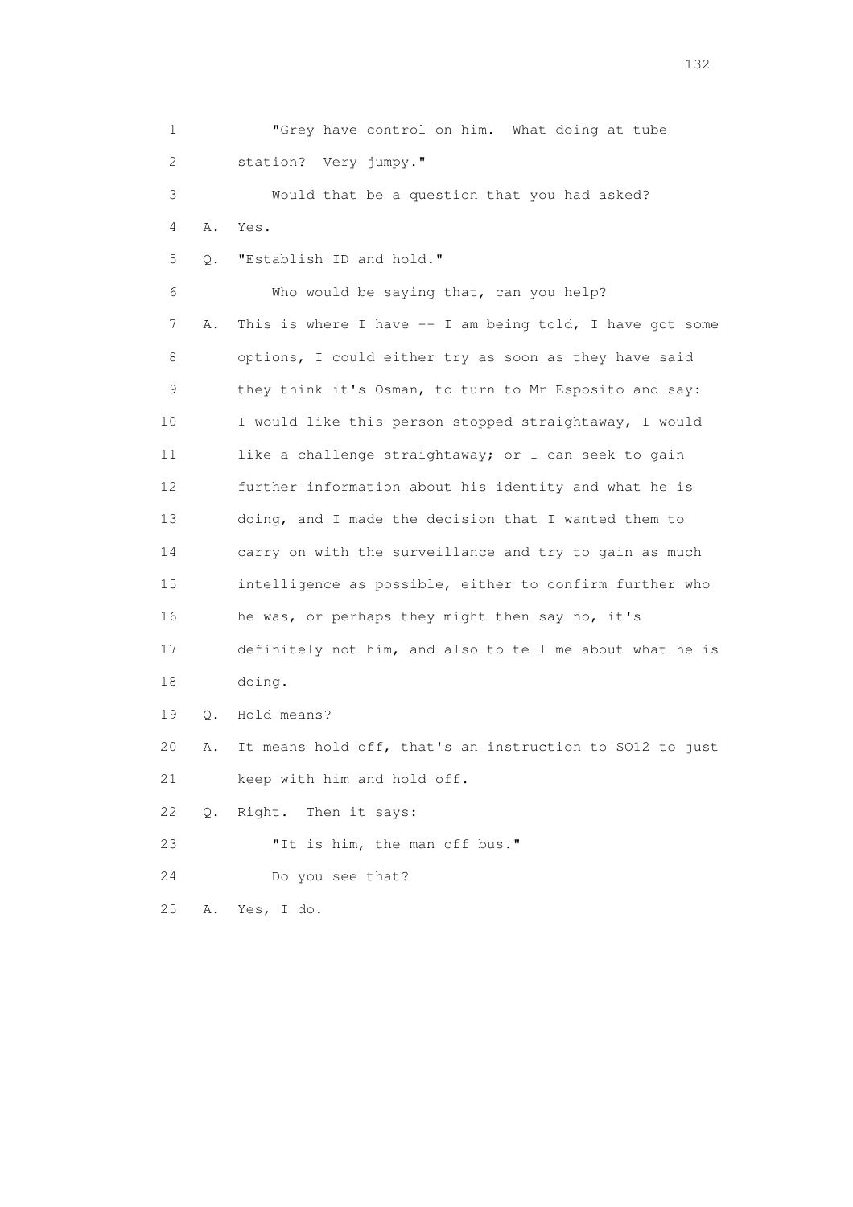1 "Grey have control on him. What doing at tube
2 station? Very jumpy."
3 Would that be a question that you had asked?
4 A. Yes.
5 Q. "Establish ID and hold."
6 Who would be saying that, can you help?
7 A. This is where I have -- I am being told, I have got some
8 options, I could either try as soon as they have said
9 they think it's Osman, to turn to Mr Esposito and say:
10 I would like this person stopped straightaway, I would
11 like a challenge straightaway; or I can seek to gain
12 further information about his identity and what he is
13 doing, and I made the decision that I wanted them to
14 carry on with the surveillance and try to gain as much
15 intelligence as possible, either to confirm further who
16 he was, or perhaps they might then say no, it's
17 definitely not him, and also to tell me about what he is
18 doing.
19 Q. Hold means?
20 A. It means hold off, that's an instruction to SO12 to just
21 keep with him and hold off.
22 Q. Right. Then it says:
23 "It is him, the man off bus."
24 Do you see that?
25 A. Yes, I do.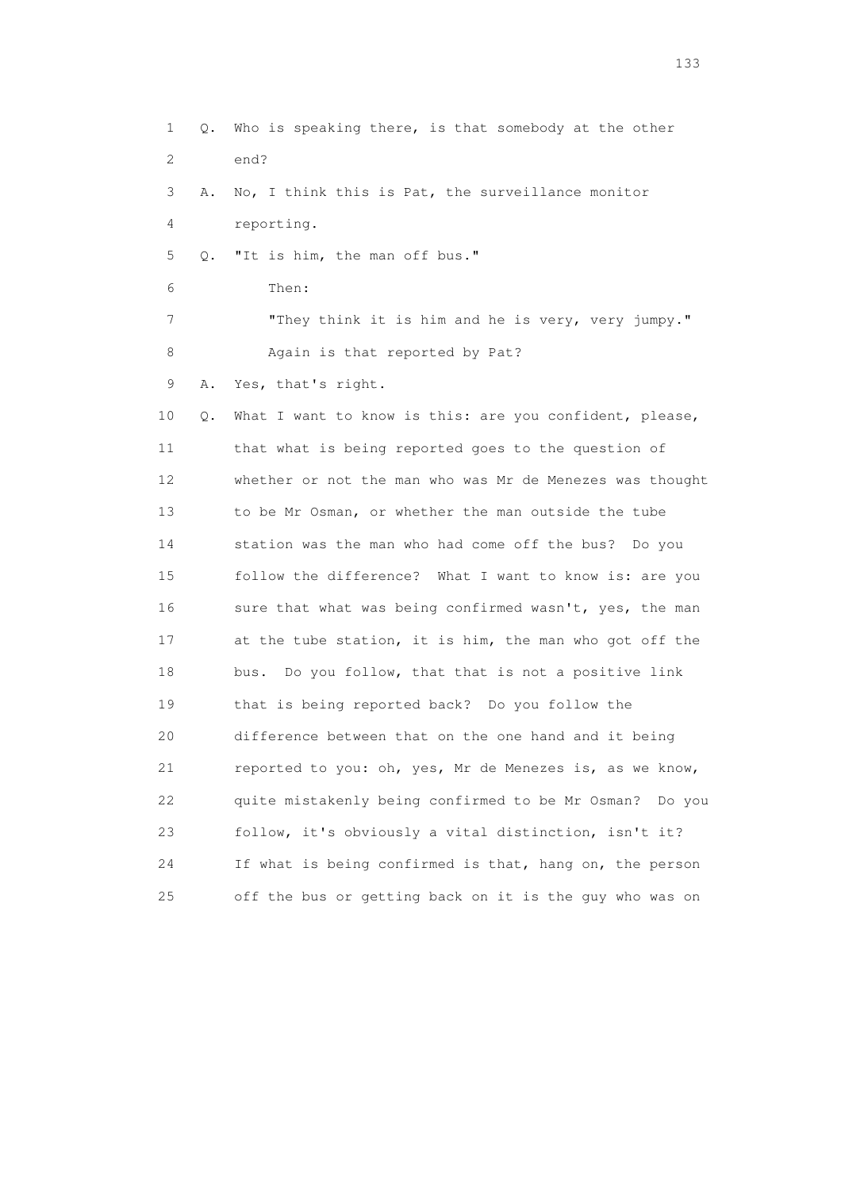1 Q. Who is speaking there, is that somebody at the other
2 end?
3 A. No, I think this is Pat, the surveillance monitor
4 reporting.
5 Q. "It is him, the man off bus."
6 Then:
7 "They think it is him and he is very, very jumpy."
8 Again is that reported by Pat?
9 A. Yes, that's right.
10 Q. What I want to know is this: are you confident, please,
11 that what is being reported goes to the question of
12 whether or not the man who was Mr de Menezes was thought
13 to be Mr Osman, or whether the man outside the tube
14 station was the man who had come off the bus? Do you
15 follow the difference? What I want to know is: are you
16 sure that what was being confirmed wasn't, yes, the man
17 at the tube station, it is him, the man who got off the
18 bus. Do you follow, that that is not a positive link
19 that is being reported back? Do you follow the
20 difference between that on the one hand and it being
21 reported to you: oh, yes, Mr de Menezes is, as we know,
22 quite mistakenly being confirmed to be Mr Osman? Do you
23 follow, it's obviously a vital distinction, isn't it?
24 If what is being confirmed is that, hang on, the person
25 off the bus or getting back on it is the guy who was on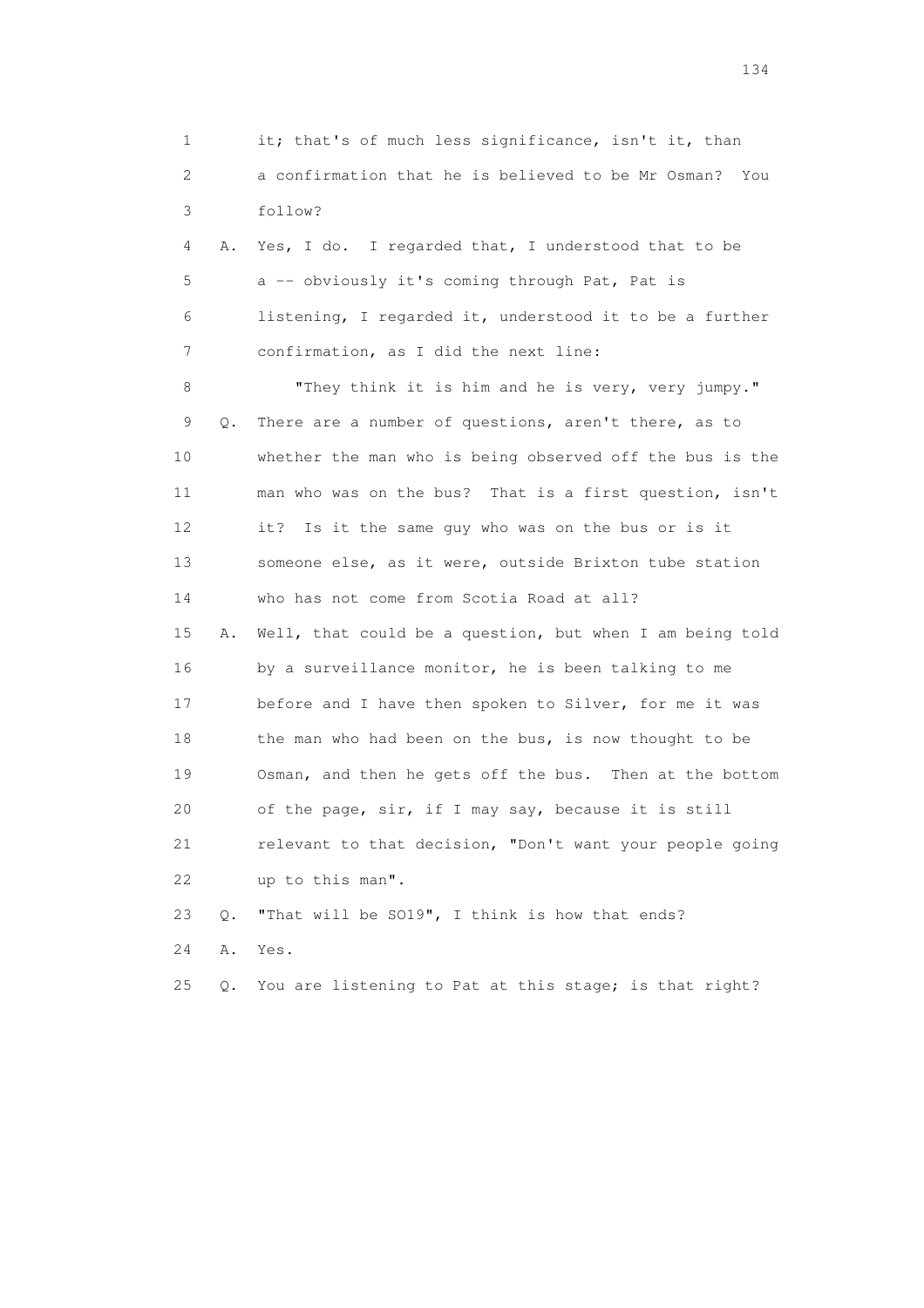1 it; that's of much less significance, isn't it, than
2 a confirmation that he is believed to be Mr Osman? You
3 follow?

4 A. Yes, I do. I regarded that, I understood that to be
5 a -- obviously it's coming through Pat, Pat is
6 listening, I regarded it, understood it to be a further
7 confirmation, as I did the next line:

8 "They think it is him and he is very, very jumpy."

9 Q. There are a number of questions, aren't there, as to
10 whether the man who is being observed off the bus is the
11 man who was on the bus? That is a first question, isn't
12 it? Is it the same guy who was on the bus or is it
13 someone else, as it were, outside Brixton tube station
14 who has not come from Scotia Road at all?

15 A. Well, that could be a question, but when I am being told
16 by a surveillance monitor, he is been talking to me
17 before and I have then spoken to Silver, for me it was
18 the man who had been on the bus, is now thought to be
19 Osman, and then he gets off the bus. Then at the bottom
20 of the page, sir, if I may say, because it is still
21 relevant to that decision, "Don't want your people going
22 up to this man".

23 Q. "That will be SO19", I think is how that ends?

24 A. Yes.

25 Q. You are listening to Pat at this stage; is that right?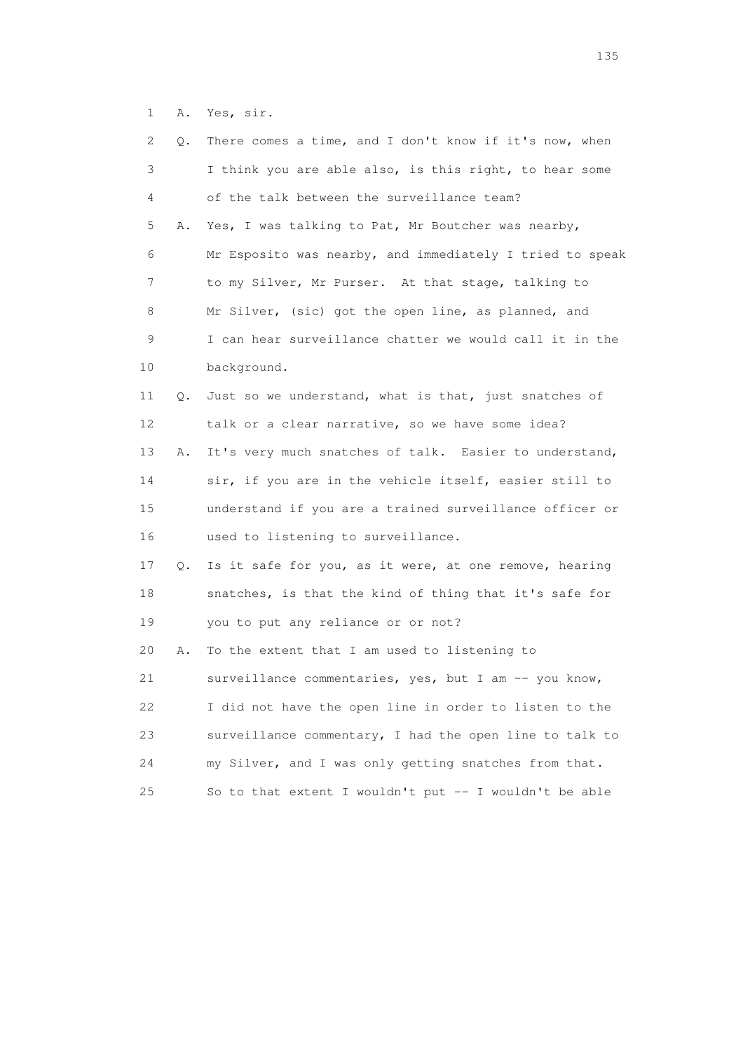1 A. Yes, sir.

2 Q. There comes a time, and I don't know if it's now, when

3 I think you are able also, is this right, to hear some

4 of the talk between the surveillance team?

5 A. Yes, I was talking to Pat, Mr Boutcher was nearby,

6 Mr Esposito was nearby, and immediately I tried to speak

7 to my Silver, Mr Purser. At that stage, talking to

8 Mr Silver, (sic) got the open line, as planned, and

9 I can hear surveillance chatter we would call it in the

10 background.

11 Q. Just so we understand, what is that, just snatches of

12 talk or a clear narrative, so we have some idea?

13 A. It's very much snatches of talk. Easier to understand,

14 sir, if you are in the vehicle itself, easier still to

15 understand if you are a trained surveillance officer or

16 used to listening to surveillance.

17 Q. Is it safe for you, as it were, at one remove, hearing

18 snatches, is that the kind of thing that it's safe for

19 you to put any reliance or or not?

20 A. To the extent that I am used to listening to

21 surveillance commentaries, yes, but I am -- you know,

22 I did not have the open line in order to listen to the

23 surveillance commentary, I had the open line to talk to

24 my Silver, and I was only getting snatches from that.

25 So to that extent I wouldn't put -- I wouldn't be able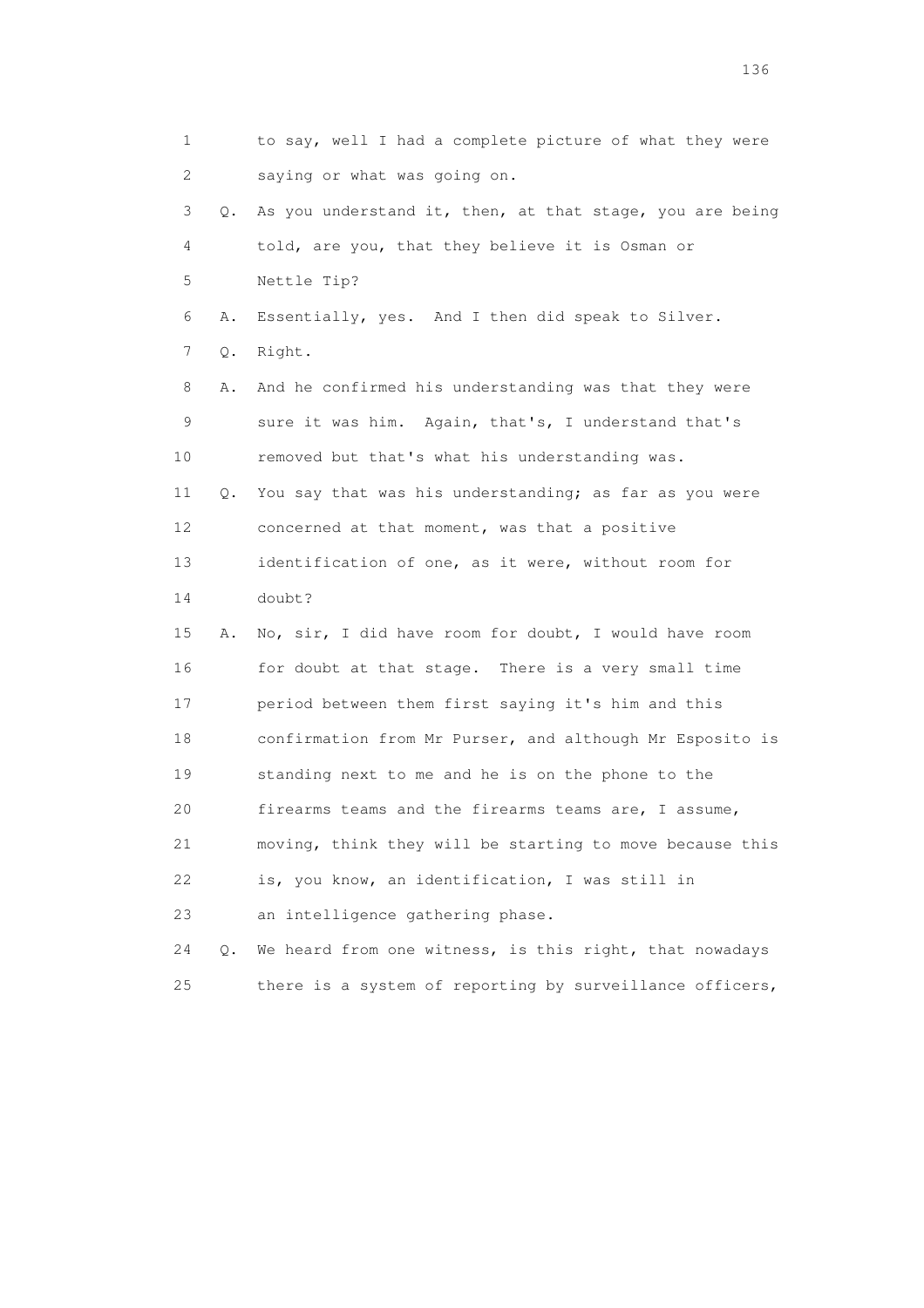1 to say, well I had a complete picture of what they were
2 saying or what was going on.

3 Q. As you understand it, then, at that stage, you are being
4 told, are you, that they believe it is Osman or
5 Nettle Tip?

6 A. Essentially, yes. And I then did speak to Silver.

7 Q. Right.

8 A. And he confirmed his understanding was that they were
9 sure it was him. Again, that's, I understand that's
10 removed but that's what his understanding was.

11 Q. You say that was his understanding; as far as you were
12 concerned at that moment, was that a positive
13 identification of one, as it were, without room for
14 doubt?

15 A. No, sir, I did have room for doubt, I would have room
16 for doubt at that stage. There is a very small time
17 period between them first saying it's him and this
18 confirmation from Mr Purser, and although Mr Esposito is
19 standing next to me and he is on the phone to the
20 firearms teams and the firearms teams are, I assume,
21 moving, think they will be starting to move because this
22 is, you know, an identification, I was still in
23 an intelligence gathering phase.

24 Q. We heard from one witness, is this right, that nowadays
25 there is a system of reporting by surveillance officers,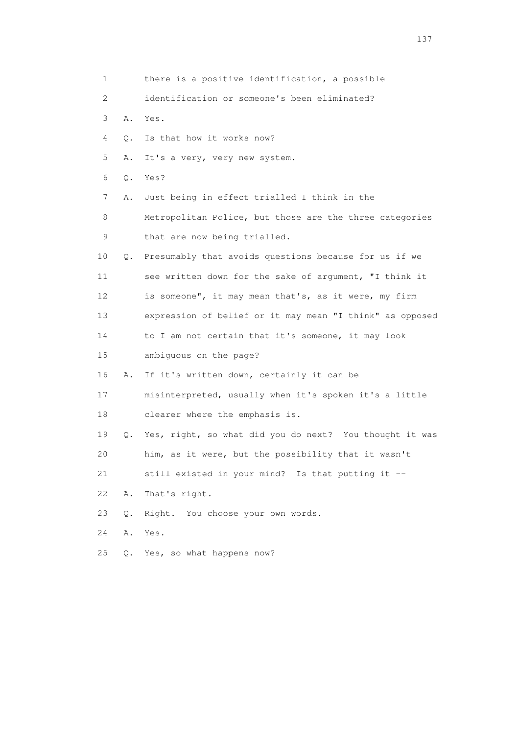1 there is a positive identification, a possible

2 identification or someone's been eliminated?

3 A. Yes.

4 Q. Is that how it works now?

5 A. It's a very, very new system.

6 Q. Yes?

7 A. Just being in effect trialled I think in the

8 Metropolitan Police, but those are the three categories

9 that are now being trialled.

10 Q. Presumably that avoids questions because for us if we

11 see written down for the sake of argument, "I think it

12 is someone", it may mean that's, as it were, my firm

13 expression of belief or it may mean "I think" as opposed

14 to I am not certain that it's someone, it may look

15 ambiguous on the page?

16 A. If it's written down, certainly it can be

17 misinterpreted, usually when it's spoken it's a little

18 clearer where the emphasis is.

19 Q. Yes, right, so what did you do next? You thought it was

20 him, as it were, but the possibility that it wasn't

21 still existed in your mind? Is that putting it --

22 A. That's right.

23 Q. Right. You choose your own words.

24 A. Yes.

25 Q. Yes, so what happens now?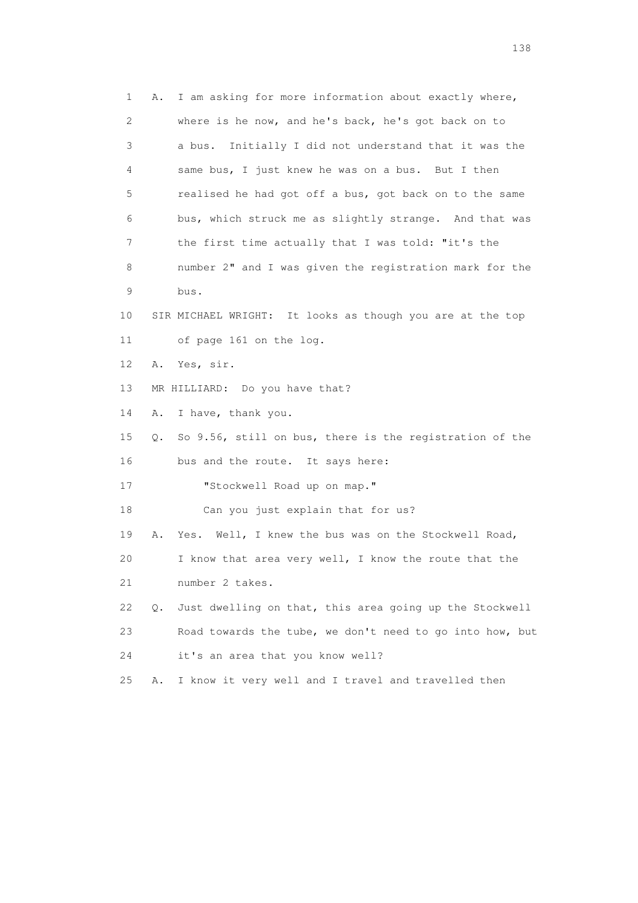1 A. I am asking for more information about exactly where,
2 where is he now, and he's back, he's got back on to
3 a bus. Initially I did not understand that it was the
4 same bus, I just knew he was on a bus. But I then
5 realised he had got off a bus, got back on to the same
6 bus, which struck me as slightly strange. And that was
7 the first time actually that I was told: "it's the
8 number 2" and I was given the registration mark for the
9 bus.

10 SIR MICHAEL WRIGHT: It looks as though you are at the top
11 of page 161 on the log.

12 A. Yes, sir.

13 MR HILLIARD: Do you have that?

14 A. I have, thank you.

15 Q. So 9.56, still on bus, there is the registration of the
16 bus and the route. It says here:

17 "Stockwell Road up on map."

18 Can you just explain that for us?

19 A. Yes. Well, I knew the bus was on the Stockwell Road,
20 I know that area very well, I know the route that the
21 number 2 takes.

22 Q. Just dwelling on that, this area going up the Stockwell
23 Road towards the tube, we don't need to go into how, but
24 it's an area that you know well?

25 A. I know it very well and I travel and travelled then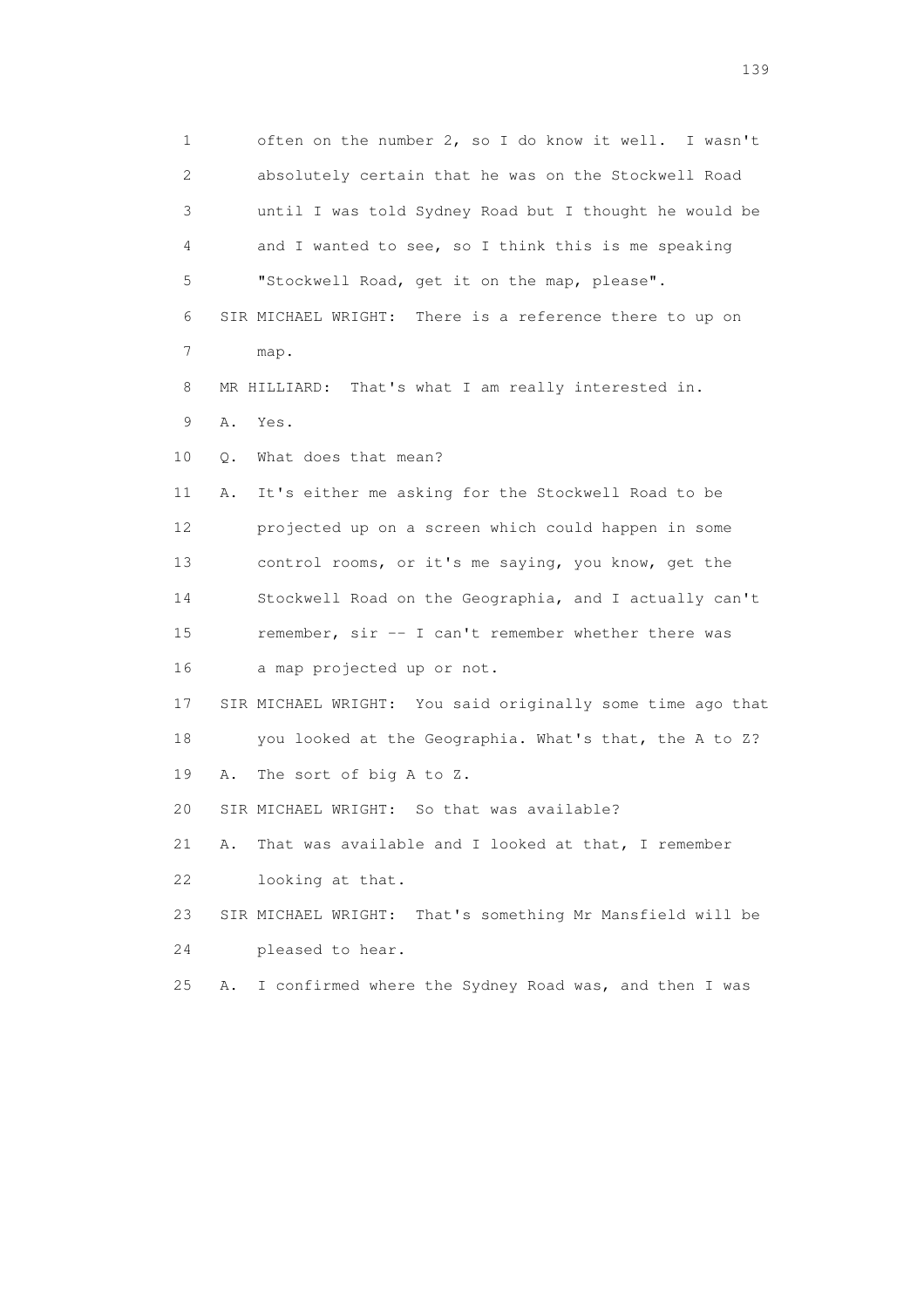1 often on the number 2, so I do know it well. I wasn't
2 absolutely certain that he was on the Stockwell Road
3 until I was told Sydney Road but I thought he would be
4 and I wanted to see, so I think this is me speaking
5 "Stockwell Road, get it on the map, please".
6 SIR MICHAEL WRIGHT: There is a reference there to up on
7 map.
8 MR HILLIARD: That's what I am really interested in.
9 A. Yes.
10 Q. What does that mean?
11 A. It's either me asking for the Stockwell Road to be
12 projected up on a screen which could happen in some
13 control rooms, or it's me saying, you know, get the
14 Stockwell Road on the Geographia, and I actually can't
15 remember, sir -- I can't remember whether there was
16 a map projected up or not.
17 SIR MICHAEL WRIGHT: You said originally some time ago that
18 you looked at the Geographia. What's that, the A to Z?
19 A. The sort of big A to Z.
20 SIR MICHAEL WRIGHT: So that was available?
21 A. That was available and I looked at that, I remember
22 looking at that.
23 SIR MICHAEL WRIGHT: That's something Mr Mansfield will be
24 pleased to hear.
25 A. I confirmed where the Sydney Road was, and then I was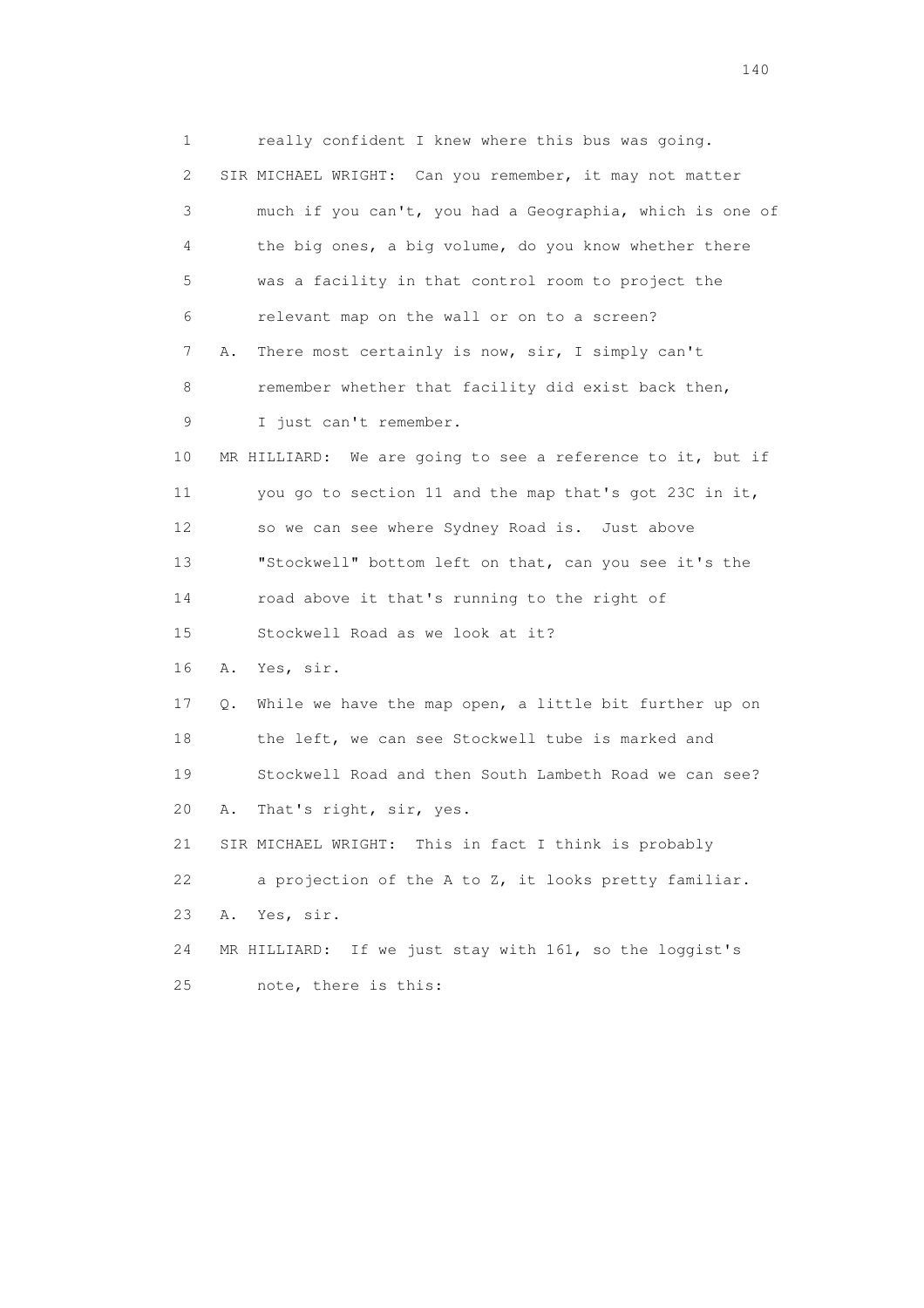1 really confident I knew where this bus was going.

2 SIR MICHAEL WRIGHT: Can you remember, it may not matter

3 much if you can't, you had a Geographia, which is one of

4 the big ones, a big volume, do you know whether there

5 was a facility in that control room to project the

6 relevant map on the wall or on to a screen?

7 A. There most certainly is now, sir, I simply can't

8 remember whether that facility did exist back then,

9 I just can't remember.

10 MR HILLIARD: We are going to see a reference to it, but if

11 you go to section 11 and the map that's got 23C in it,

12 so we can see where Sydney Road is. Just above

13 "Stockwell" bottom left on that, can you see it's the

14 road above it that's running to the right of

15 Stockwell Road as we look at it?

16 A. Yes, sir.

17 Q. While we have the map open, a little bit further up on

18 the left, we can see Stockwell tube is marked and

19 Stockwell Road and then South Lambeth Road we can see?

20 A. That's right, sir, yes.

21 SIR MICHAEL WRIGHT: This in fact I think is probably

22 a projection of the A to Z, it looks pretty familiar.

23 A. Yes, sir.

24 MR HILLIARD: If we just stay with 161, so the loggist's

25 note, there is this: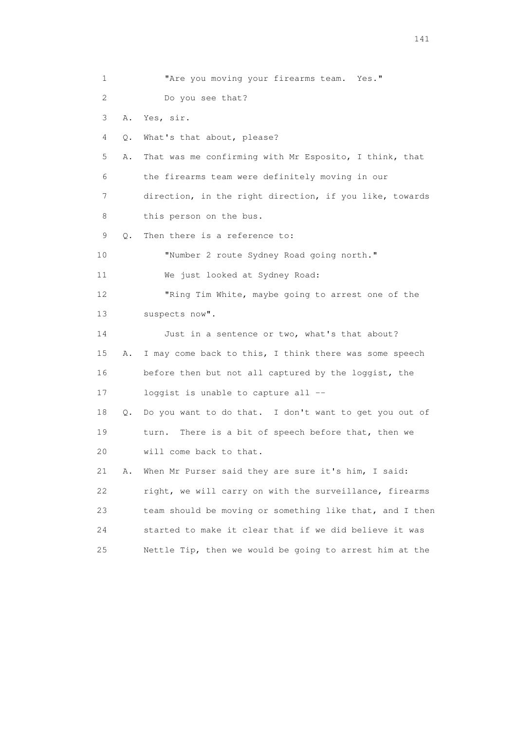1 "Are you moving your firearms team. Yes."

2 Do you see that?

3 A. Yes, sir.

4 Q. What's that about, please?

5 A. That was me confirming with Mr Esposito, I think, that

6 the firearms team were definitely moving in our

7 direction, in the right direction, if you like, towards

8 this person on the bus.

9 Q. Then there is a reference to:

10 "Number 2 route Sydney Road going north."

11 We just looked at Sydney Road:

12 "Ring Tim White, maybe going to arrest one of the

13 suspects now".

14 Just in a sentence or two, what's that about?

15 A. I may come back to this, I think there was some speech

16 before then but not all captured by the loggist, the

17 loggist is unable to capture all --

18 Q. Do you want to do that. I don't want to get you out of

19 turn. There is a bit of speech before that, then we

20 will come back to that.

21 A. When Mr Purser said they are sure it's him, I said:

22 right, we will carry on with the surveillance, firearms

23 team should be moving or something like that, and I then

24 started to make it clear that if we did believe it was

25 Nettle Tip, then we would be going to arrest him at the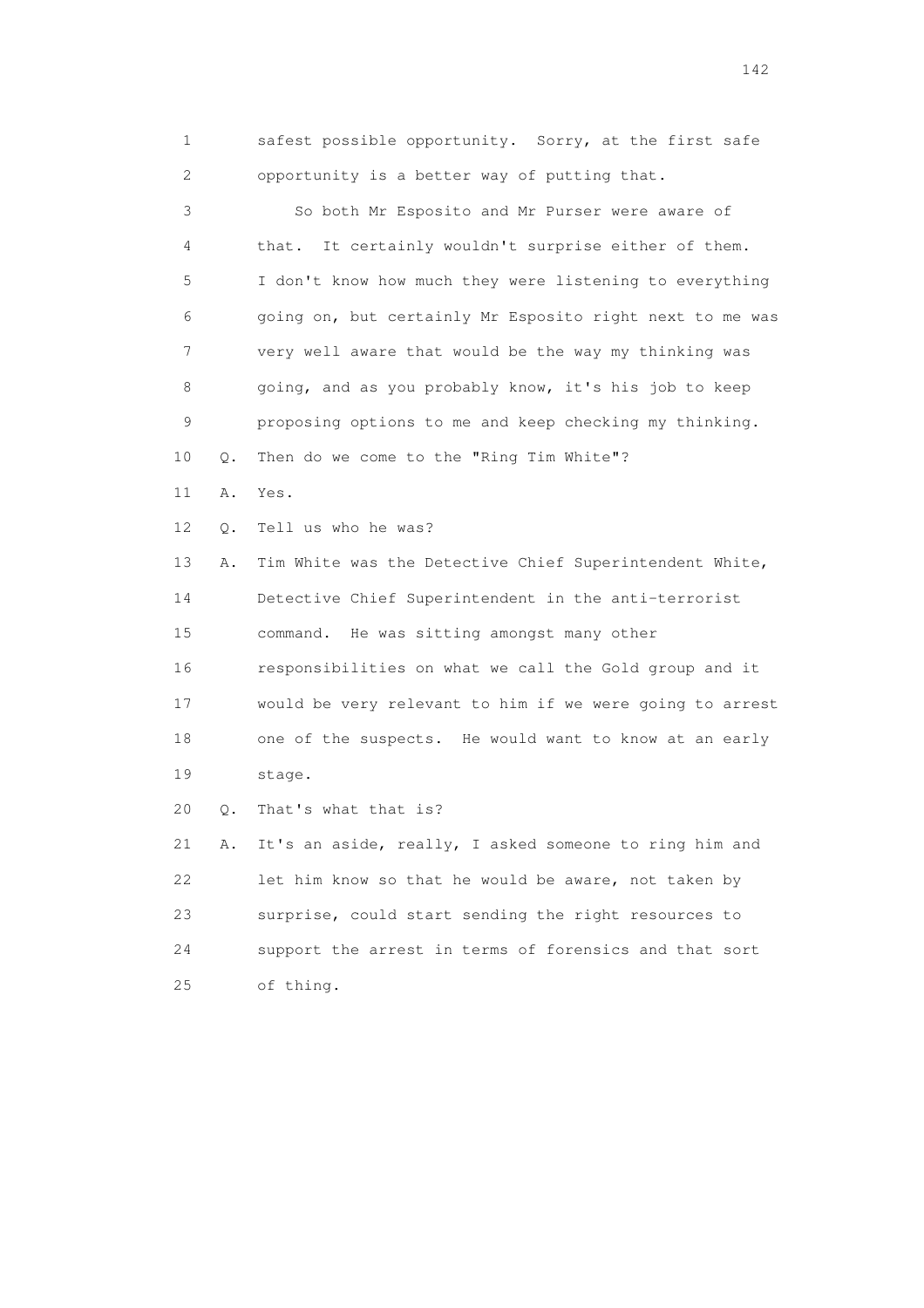1 safest possible opportunity. Sorry, at the first safe
2 opportunity is a better way of putting that.
3 So both Mr Esposito and Mr Purser were aware of
4 that. It certainly wouldn't surprise either of them.
5 I don't know how much they were listening to everything
6 going on, but certainly Mr Esposito right next to me was
7 very well aware that would be the way my thinking was
8 going, and as you probably know, it's his job to keep
9 proposing options to me and keep checking my thinking.
10 Q. Then do we come to the "Ring Tim White"?
11 A. Yes.
12 Q. Tell us who he was?
13 A. Tim White was the Detective Chief Superintendent White,
14 Detective Chief Superintendent in the anti-terrorist
15 command. He was sitting amongst many other
16 responsibilities on what we call the Gold group and it
17 would be very relevant to him if we were going to arrest
18 one of the suspects. He would want to know at an early
19 stage.
20 Q. That's what that is?
21 A. It's an aside, really, I asked someone to ring him and
22 let him know so that he would be aware, not taken by
23 surprise, could start sending the right resources to
24 support the arrest in terms of forensics and that sort
25 of thing.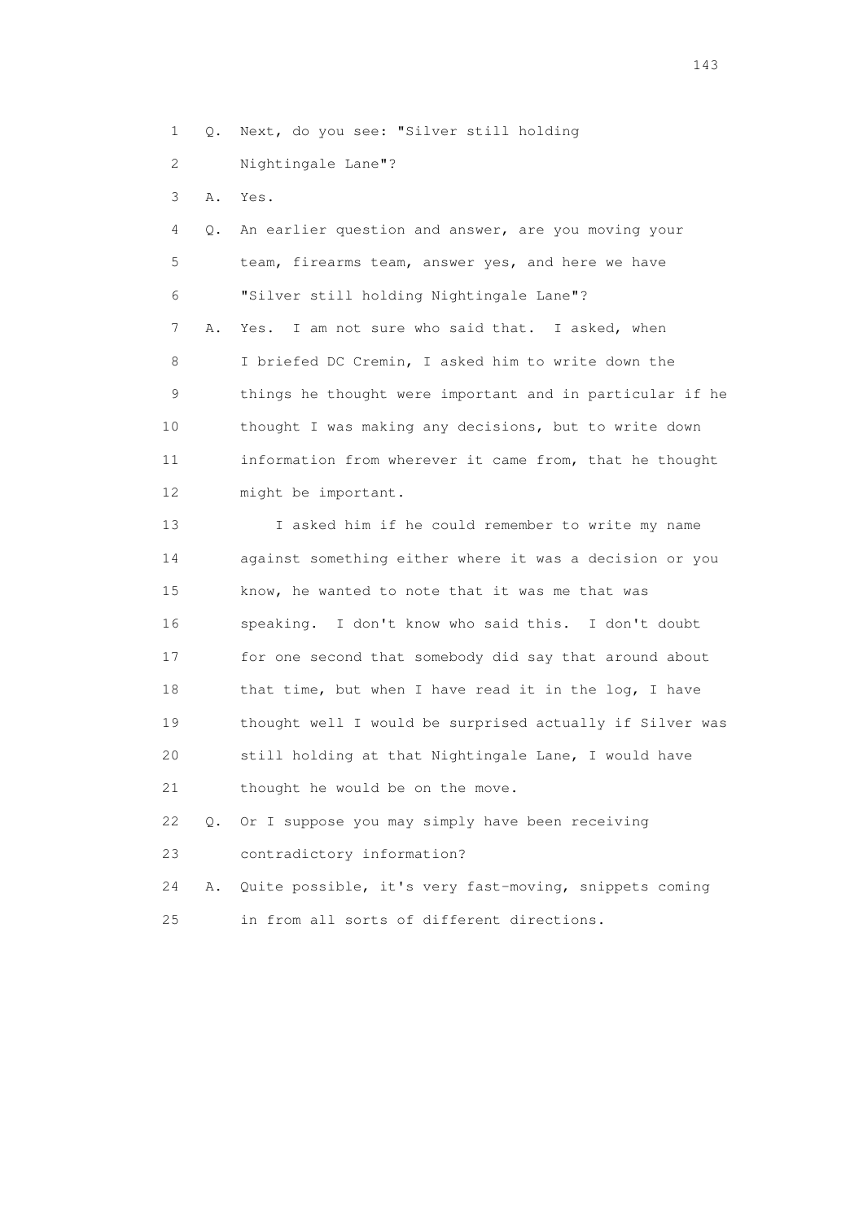1 Q. Next, do you see: "Silver still holding
2 Nightingale Lane"?
3 A. Yes.
4 Q. An earlier question and answer, are you moving your
5 team, firearms team, answer yes, and here we have
6 "Silver still holding Nightingale Lane"?
7 A. Yes. I am not sure who said that. I asked, when
8 I briefed DC Cremin, I asked him to write down the
9 things he thought were important and in particular if he
10 thought I was making any decisions, but to write down
11 information from wherever it came from, that he thought
12 might be important.
13 I asked him if he could remember to write my name
14 against something either where it was a decision or you
15 know, he wanted to note that it was me that was
16 speaking. I don't know who said this. I don't doubt
17 for one second that somebody did say that around about
18 that time, but when I have read it in the log, I have
19 thought well I would be surprised actually if Silver was
20 still holding at that Nightingale Lane, I would have
21 thought he would be on the move.
22 Q. Or I suppose you may simply have been receiving
23 contradictory information?
24 A. Quite possible, it's very fast-moving, snippets coming
25 in from all sorts of different directions.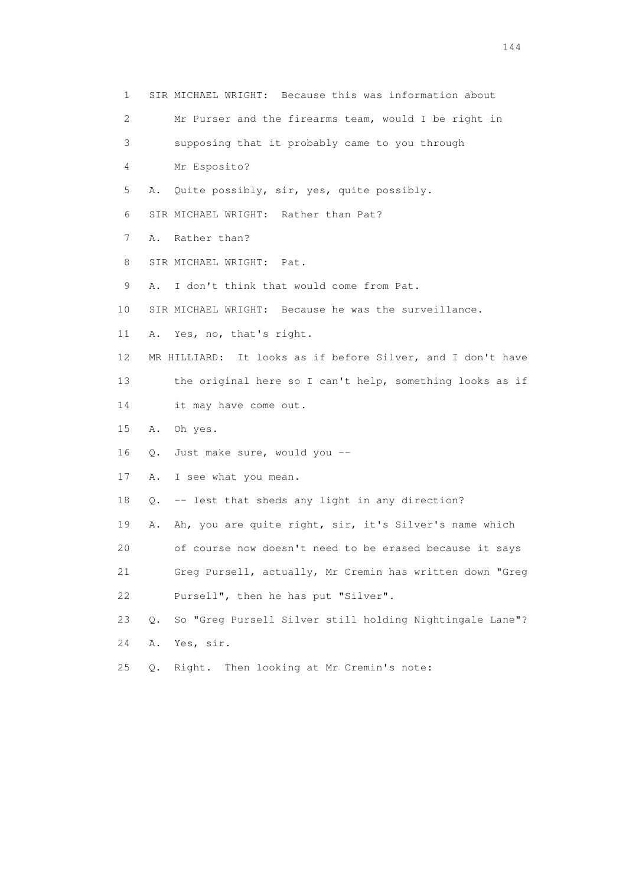1 SIR MICHAEL WRIGHT: Because this was information about

2 Mr Purser and the firearms team, would I be right in

3 supposing that it probably came to you through

4 Mr Esposito?

5 A. Quite possibly, sir, yes, quite possibly.

6 SIR MICHAEL WRIGHT: Rather than Pat?

7 A. Rather than?

8 SIR MICHAEL WRIGHT: Pat.

9 A. I don't think that would come from Pat.

10 SIR MICHAEL WRIGHT: Because he was the surveillance.

11 A. Yes, no, that's right.

12 MR HILLIARD: It looks as if before Silver, and I don't have

13 the original here so I can't help, something looks as if

14 it may have come out.

15 A. Oh yes.

16 Q. Just make sure, would you --

17 A. I see what you mean.

18 Q. -- lest that sheds any light in any direction?

19 A. Ah, you are quite right, sir, it's Silver's name which

20 of course now doesn't need to be erased because it says

21 Greg Pursell, actually, Mr Cremin has written down "Greg

22 Pursell", then he has put "Silver".

23 Q. So "Greg Pursell Silver still holding Nightingale Lane"?

24 A. Yes, sir.

25 Q. Right. Then looking at Mr Cremin's note: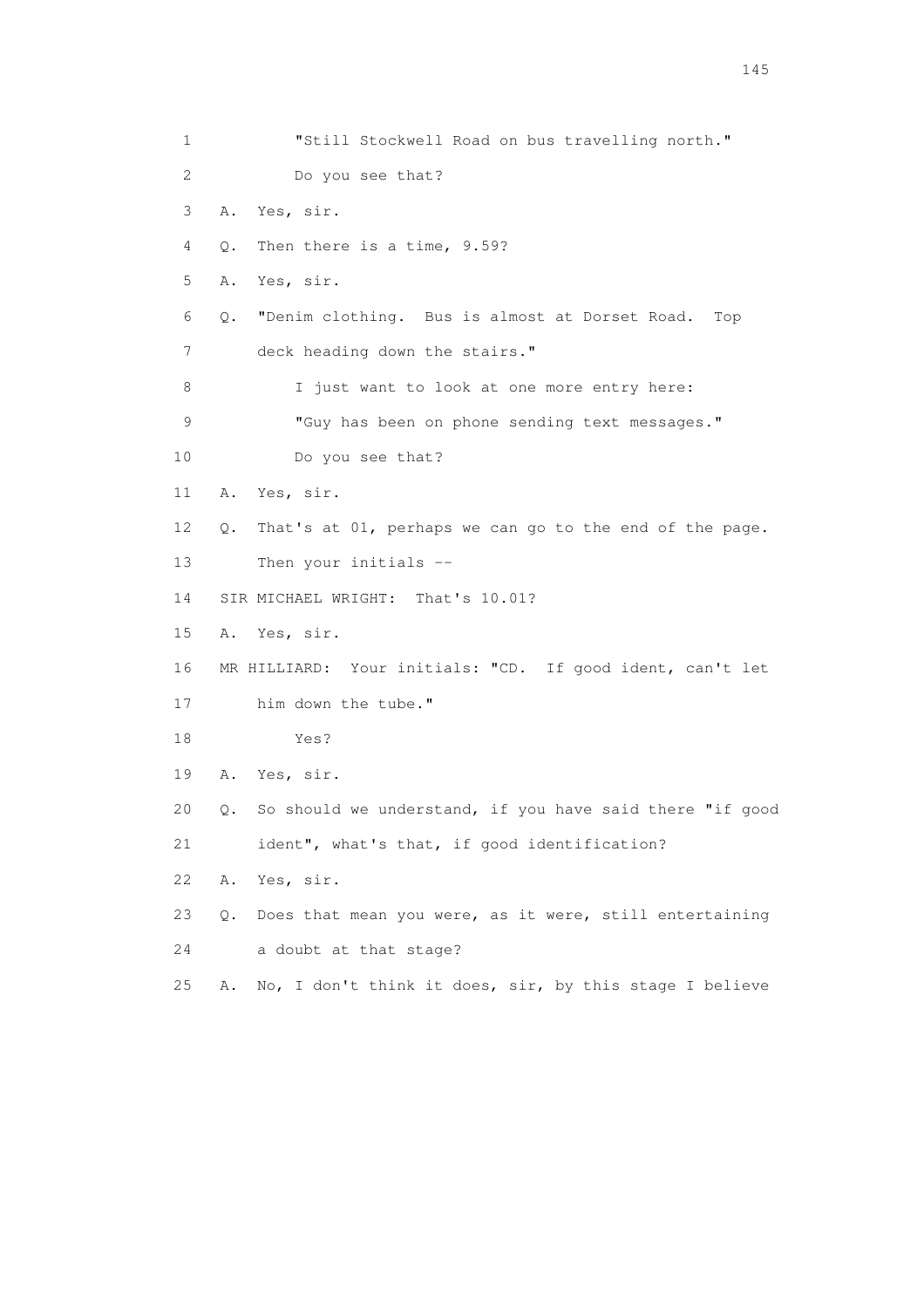1 "Still Stockwell Road on bus travelling north."

2 Do you see that?

3 A. Yes, sir.

4 Q. Then there is a time, 9.59?

5 A. Yes, sir.

6 Q. "Denim clothing. Bus is almost at Dorset Road. Top

7 deck heading down the stairs."

8 I just want to look at one more entry here:

9 "Guy has been on phone sending text messages."

10 Do you see that?

11 A. Yes, sir.

12 Q. That's at 01, perhaps we can go to the end of the page.

13 Then your initials --

14 SIR MICHAEL WRIGHT: That's 10.01?

15 A. Yes, sir.

16 MR HILLIARD: Your initials: "CD. If good ident, can't let

17 him down the tube."

18 Yes?

19 A. Yes, sir.

20 Q. So should we understand, if you have said there "if good

21 ident", what's that, if good identification?

22 A. Yes, sir.

23 Q. Does that mean you were, as it were, still entertaining

24 a doubt at that stage?

25 A. No, I don't think it does, sir, by this stage I believe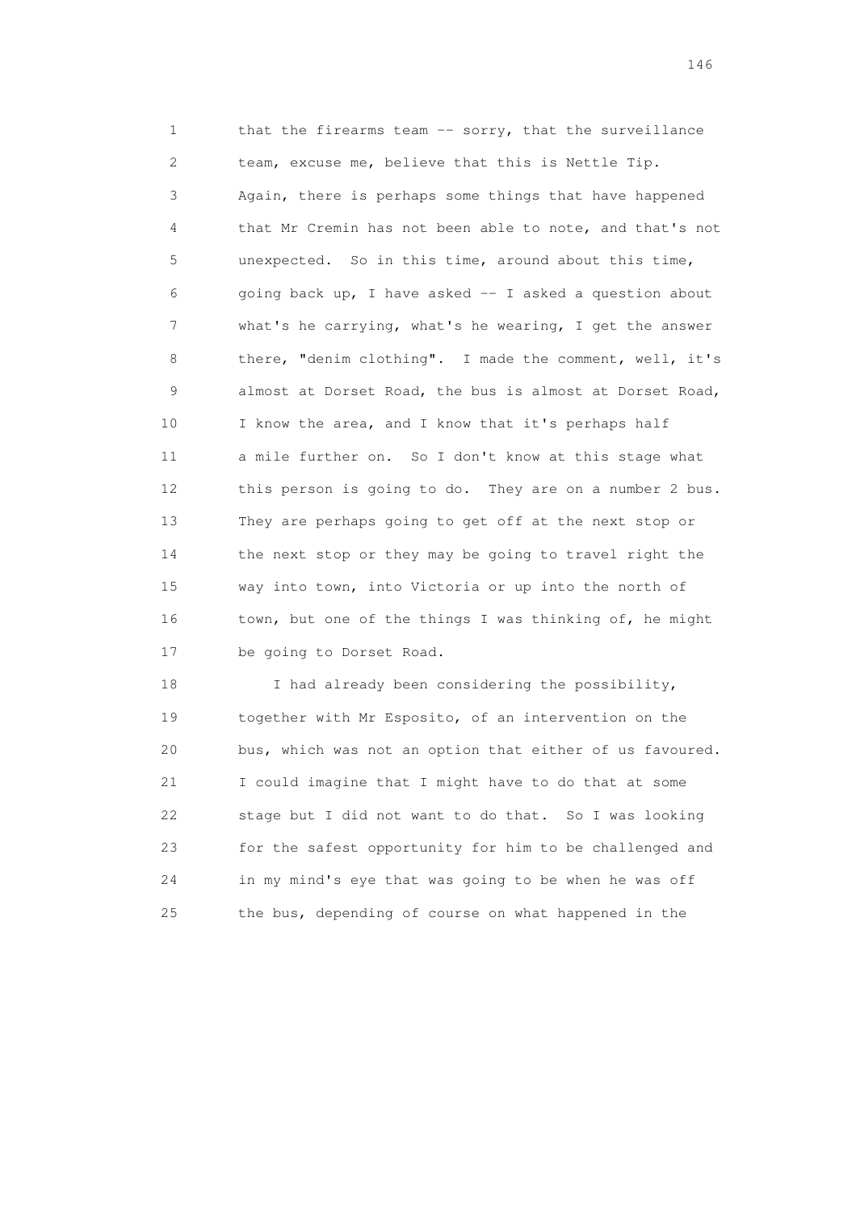that the firearms team -- sorry, that the surveillance team, excuse me, believe that this is Nettle Tip. Again, there is perhaps some things that have happened that Mr Cremin has not been able to note, and that's not unexpected. So in this time, around about this time, going back up, I have asked -- I asked a question about what's he carrying, what's he wearing, I get the answer there, "denim clothing". I made the comment, well, it's almost at Dorset Road, the bus is almost at Dorset Road, I know the area, and I know that it's perhaps half a mile further on. So I don't know at this stage what this person is going to do. They are on a number 2 bus. They are perhaps going to get off at the next stop or the next stop or they may be going to travel right the way into town, into Victoria or up into the north of town, but one of the things I was thinking of, he might be going to Dorset Road.

I had already been considering the possibility, together with Mr Esposito, of an intervention on the bus, which was not an option that either of us favoured. I could imagine that I might have to do that at some stage but I did not want to do that. So I was looking for the safest opportunity for him to be challenged and in my mind's eye that was going to be when he was off the bus, depending of course on what happened in the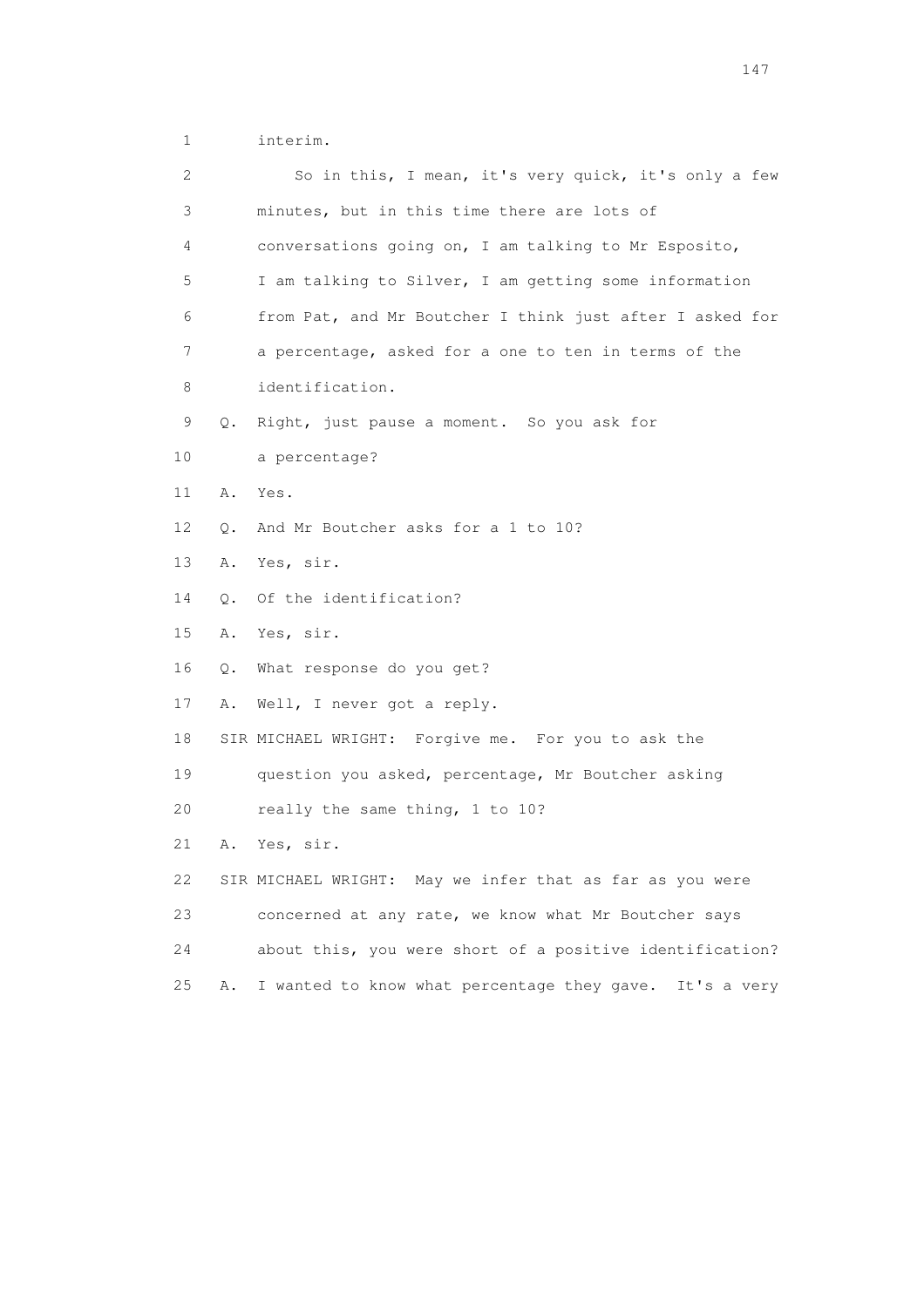1 interim.

2 So in this, I mean, it's very quick, it's only a few

3 minutes, but in this time there are lots of

4 conversations going on, I am talking to Mr Esposito,

5 I am talking to Silver, I am getting some information

6 from Pat, and Mr Boutcher I think just after I asked for

7 a percentage, asked for a one to ten in terms of the

8 identification.

9 Q. Right, just pause a moment. So you ask for

10 a percentage?

11 A. Yes.

12 Q. And Mr Boutcher asks for a 1 to 10?

13 A. Yes, sir.

14 Q. Of the identification?

15 A. Yes, sir.

16 Q. What response do you get?

17 A. Well, I never got a reply.

18 SIR MICHAEL WRIGHT: Forgive me. For you to ask the

19 question you asked, percentage, Mr Boutcher asking

20 really the same thing, 1 to 10?

21 A. Yes, sir.

22 SIR MICHAEL WRIGHT: May we infer that as far as you were

23 concerned at any rate, we know what Mr Boutcher says

24 about this, you were short of a positive identification?

25 A. I wanted to know what percentage they gave. It's a very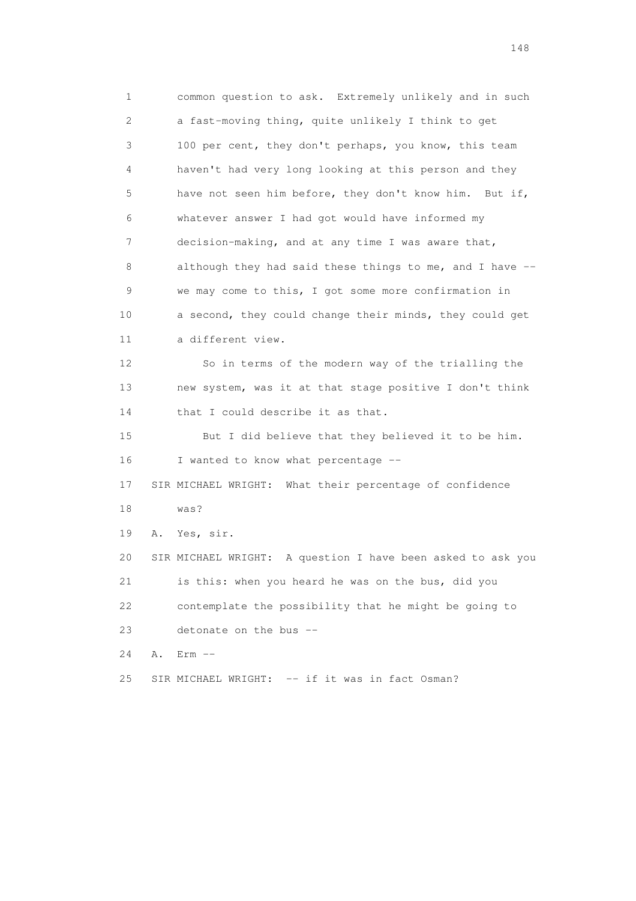1 common question to ask. Extremely unlikely and in such
2 a fast-moving thing, quite unlikely I think to get
3 100 per cent, they don't perhaps, you know, this team
4 haven't had very long looking at this person and they
5 have not seen him before, they don't know him. But if,
6 whatever answer I had got would have informed my
7 decision-making, and at any time I was aware that,
8 although they had said these things to me, and I have --
9 we may come to this, I got some more confirmation in
10 a second, they could change their minds, they could get
11 a different view.

12 So in terms of the modern way of the trialling the
13 new system, was it at that stage positive I don't think
14 that I could describe it as that.

15 But I did believe that they believed it to be him.
16 I wanted to know what percentage --

17 SIR MICHAEL WRIGHT: What their percentage of confidence
18 was?

19 A. Yes, sir.

20 SIR MICHAEL WRIGHT: A question I have been asked to ask you
21 is this: when you heard he was on the bus, did you
22 contemplate the possibility that he might be going to
23 detonate on the bus --

24 A. Erm --

25 SIR MICHAEL WRIGHT: -- if it was in fact Osman?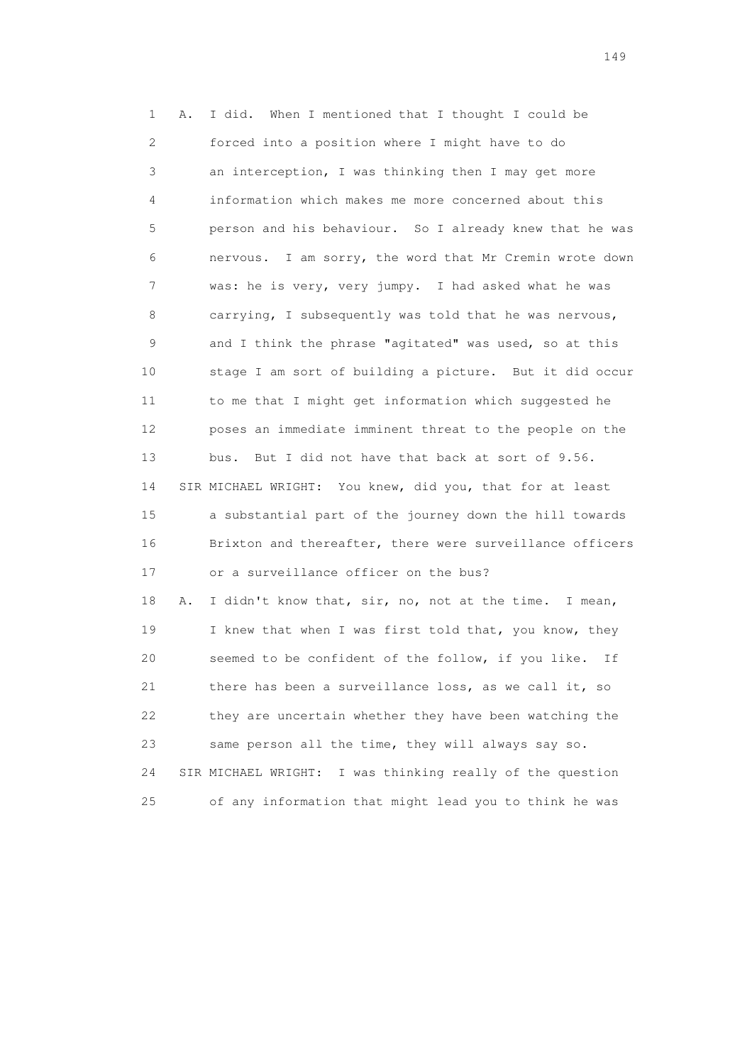1 A. I did. When I mentioned that I thought I could be
2 forced into a position where I might have to do
3 an interception, I was thinking then I may get more
4 information which makes me more concerned about this
5 person and his behaviour. So I already knew that he was
6 nervous. I am sorry, the word that Mr Cremin wrote down
7 was: he is very, very jumpy. I had asked what he was
8 carrying, I subsequently was told that he was nervous,
9 and I think the phrase "agitated" was used, so at this
10 stage I am sort of building a picture. But it did occur
11 to me that I might get information which suggested he
12 poses an immediate imminent threat to the people on the
13 bus. But I did not have that back at sort of 9.56.
14 SIR MICHAEL WRIGHT: You knew, did you, that for at least
15 a substantial part of the journey down the hill towards
16 Brixton and thereafter, there were surveillance officers
17 or a surveillance officer on the bus?
18 A. I didn't know that, sir, no, not at the time. I mean,
19 I knew that when I was first told that, you know, they
20 seemed to be confident of the follow, if you like. If
21 there has been a surveillance loss, as we call it, so
22 they are uncertain whether they have been watching the
23 same person all the time, they will always say so.
24 SIR MICHAEL WRIGHT: I was thinking really of the question
25 of any information that might lead you to think he was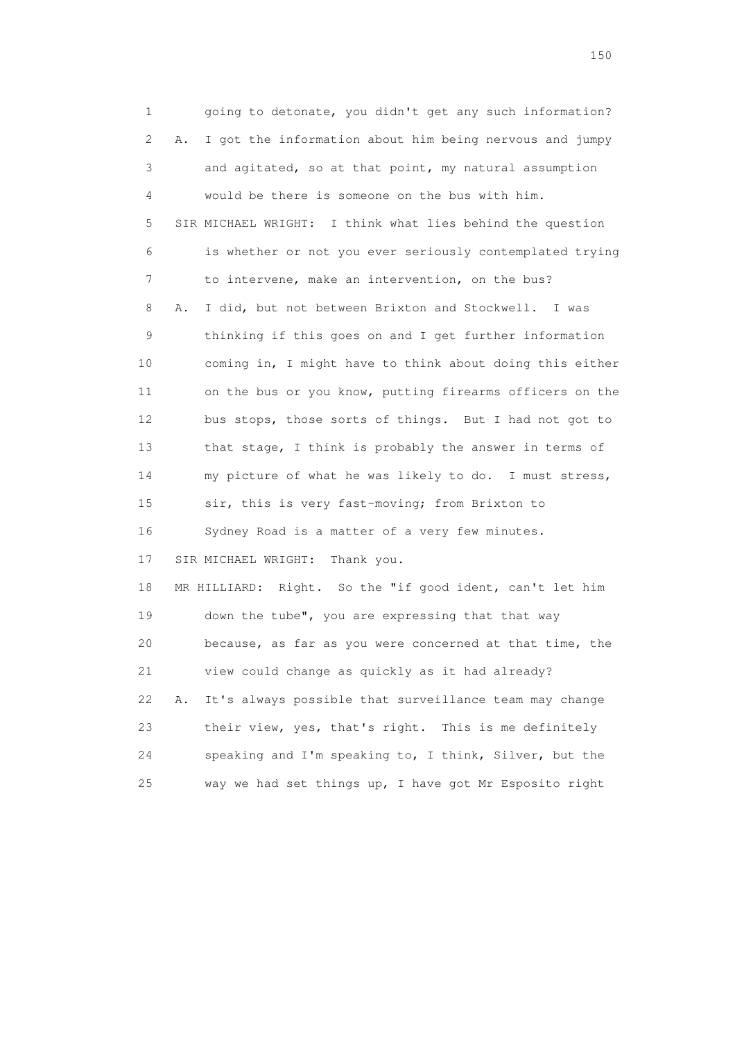1 going to detonate, you didn't get any such information?

2 A. I got the information about him being nervous and jumpy

3 and agitated, so at that point, my natural assumption

4 would be there is someone on the bus with him.

5 SIR MICHAEL WRIGHT: I think what lies behind the question

6 is whether or not you ever seriously contemplated trying

7 to intervene, make an intervention, on the bus?

8 A. I did, but not between Brixton and Stockwell. I was

9 thinking if this goes on and I get further information

10 coming in, I might have to think about doing this either

11 on the bus or you know, putting firearms officers on the

12 bus stops, those sorts of things. But I had not got to

13 that stage, I think is probably the answer in terms of

14 my picture of what he was likely to do. I must stress,

15 sir, this is very fast-moving; from Brixton to

16 Sydney Road is a matter of a very few minutes.

17 SIR MICHAEL WRIGHT: Thank you.

18 MR HILLIARD: Right. So the "if good ident, can't let him

19 down the tube", you are expressing that that way

20 because, as far as you were concerned at that time, the

21 view could change as quickly as it had already?

22 A. It's always possible that surveillance team may change

23 their view, yes, that's right. This is me definitely

24 speaking and I'm speaking to, I think, Silver, but the

25 way we had set things up, I have got Mr Esposito right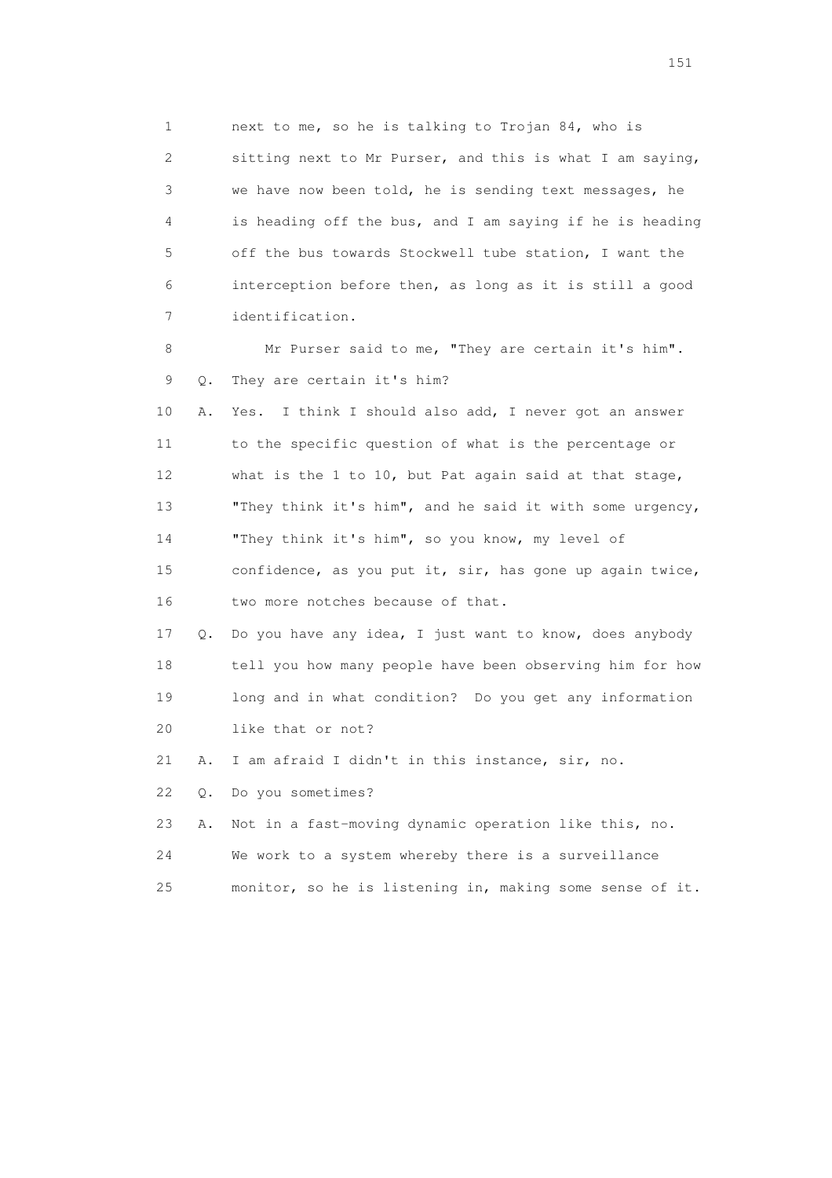1 next to me, so he is talking to Trojan 84, who is
2 sitting next to Mr Purser, and this is what I am saying,
3 we have now been told, he is sending text messages, he
4 is heading off the bus, and I am saying if he is heading
5 off the bus towards Stockwell tube station, I want the
6 interception before then, as long as it is still a good
7 identification.

8 Mr Purser said to me, "They are certain it's him".

9 Q. They are certain it's him?

10 A. Yes. I think I should also add, I never got an answer
11 to the specific question of what is the percentage or
12 what is the 1 to 10, but Pat again said at that stage,
13 "They think it's him", and he said it with some urgency,
14 "They think it's him", so you know, my level of
15 confidence, as you put it, sir, has gone up again twice,
16 two more notches because of that.

17 Q. Do you have any idea, I just want to know, does anybody
18 tell you how many people have been observing him for how
19 long and in what condition? Do you get any information
20 like that or not?

21 A. I am afraid I didn't in this instance, sir, no.

22 Q. Do you sometimes?

23 A. Not in a fast-moving dynamic operation like this, no.
24 We work to a system whereby there is a surveillance
25 monitor, so he is listening in, making some sense of it.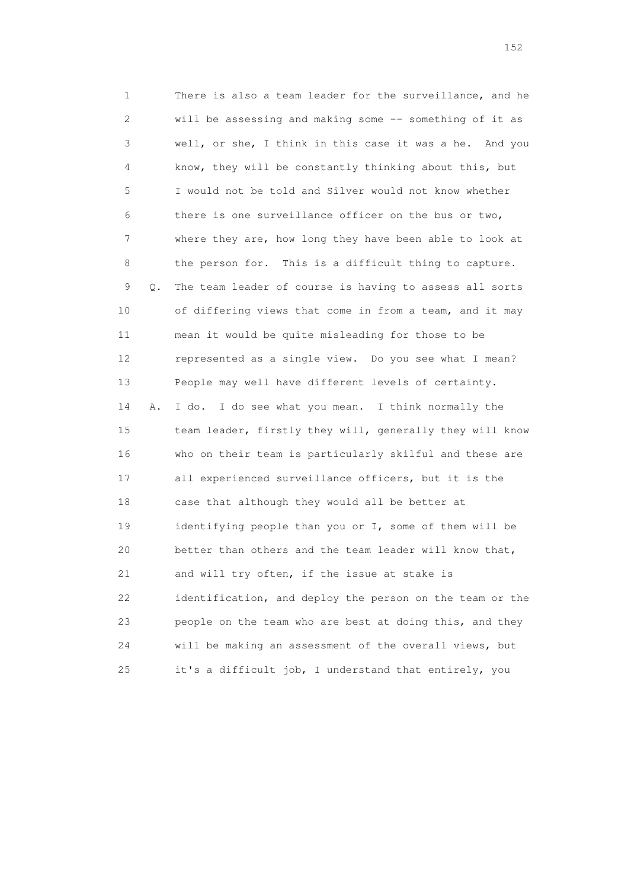1 There is also a team leader for the surveillance, and he
2 will be assessing and making some -- something of it as
3 well, or she, I think in this case it was a he. And you
4 know, they will be constantly thinking about this, but
5 I would not be told and Silver would not know whether
6 there is one surveillance officer on the bus or two,
7 where they are, how long they have been able to look at
8 the person for. This is a difficult thing to capture.
9 Q. The team leader of course is having to assess all sorts
10 of differing views that come in from a team, and it may
11 mean it would be quite misleading for those to be
12 represented as a single view. Do you see what I mean?
13 People may well have different levels of certainty.
14 A. I do. I do see what you mean. I think normally the
15 team leader, firstly they will, generally they will know
16 who on their team is particularly skilful and these are
17 all experienced surveillance officers, but it is the
18 case that although they would all be better at
19 identifying people than you or I, some of them will be
20 better than others and the team leader will know that,
21 and will try often, if the issue at stake is
22 identification, and deploy the person on the team or the
23 people on the team who are best at doing this, and they
24 will be making an assessment of the overall views, but
25 it's a difficult job, I understand that entirely, you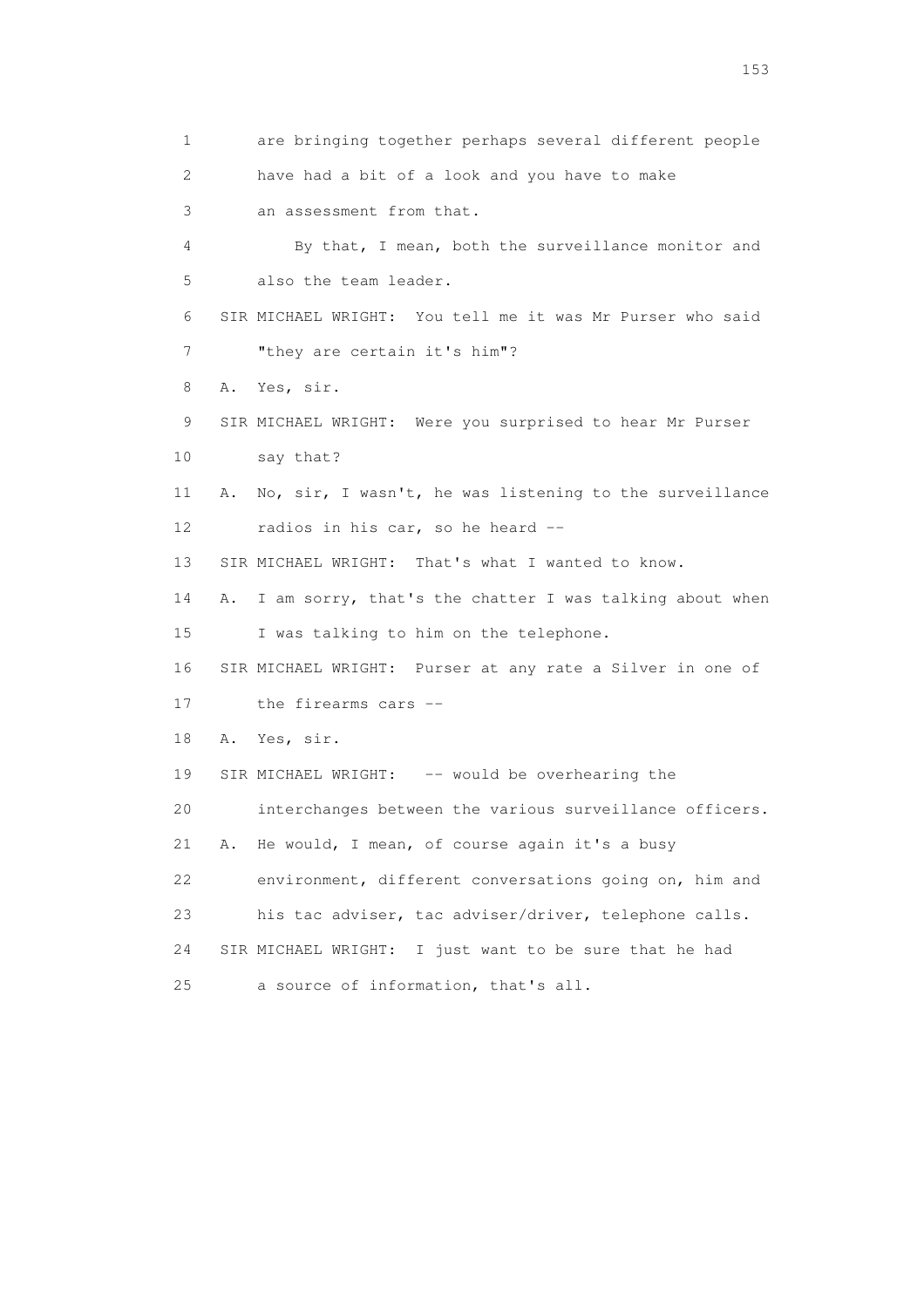1 are bringing together perhaps several different people
2 have had a bit of a look and you have to make
3 an assessment from that.
4 By that, I mean, both the surveillance monitor and
5 also the team leader.
6 SIR MICHAEL WRIGHT: You tell me it was Mr Purser who said
7 "they are certain it's him"?
8 A. Yes, sir.
9 SIR MICHAEL WRIGHT: Were you surprised to hear Mr Purser
10 say that?
11 A. No, sir, I wasn't, he was listening to the surveillance
12 radios in his car, so he heard --
13 SIR MICHAEL WRIGHT: That's what I wanted to know.
14 A. I am sorry, that's the chatter I was talking about when
15 I was talking to him on the telephone.
16 SIR MICHAEL WRIGHT: Purser at any rate a Silver in one of
17 the firearms cars --
18 A. Yes, sir.
19 SIR MICHAEL WRIGHT: -- would be overhearing the
20 interchanges between the various surveillance officers.
21 A. He would, I mean, of course again it's a busy
22 environment, different conversations going on, him and
23 his tac adviser, tac adviser/driver, telephone calls.
24 SIR MICHAEL WRIGHT: I just want to be sure that he had
25 a source of information, that's all.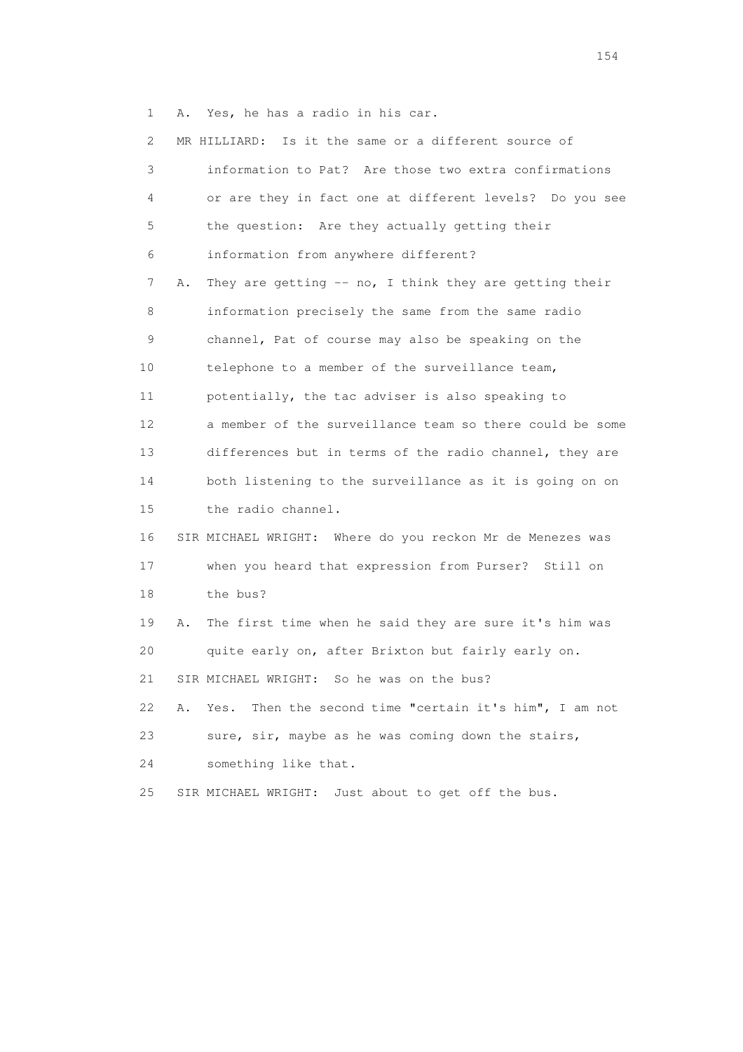1 A. Yes, he has a radio in his car.

2 MR HILLIARD: Is it the same or a different source of

3 information to Pat? Are those two extra confirmations

4 or are they in fact one at different levels? Do you see

5 the question: Are they actually getting their

6 information from anywhere different?

7 A. They are getting -- no, I think they are getting their

8 information precisely the same from the same radio

9 channel, Pat of course may also be speaking on the

10 telephone to a member of the surveillance team,

11 potentially, the tac adviser is also speaking to

12 a member of the surveillance team so there could be some

13 differences but in terms of the radio channel, they are

14 both listening to the surveillance as it is going on on

15 the radio channel.

16 SIR MICHAEL WRIGHT: Where do you reckon Mr de Menezes was

17 when you heard that expression from Purser? Still on

18 the bus?

19 A. The first time when he said they are sure it's him was

20 quite early on, after Brixton but fairly early on.

21 SIR MICHAEL WRIGHT: So he was on the bus?

22 A. Yes. Then the second time "certain it's him", I am not

23 sure, sir, maybe as he was coming down the stairs,

24 something like that.

25 SIR MICHAEL WRIGHT: Just about to get off the bus.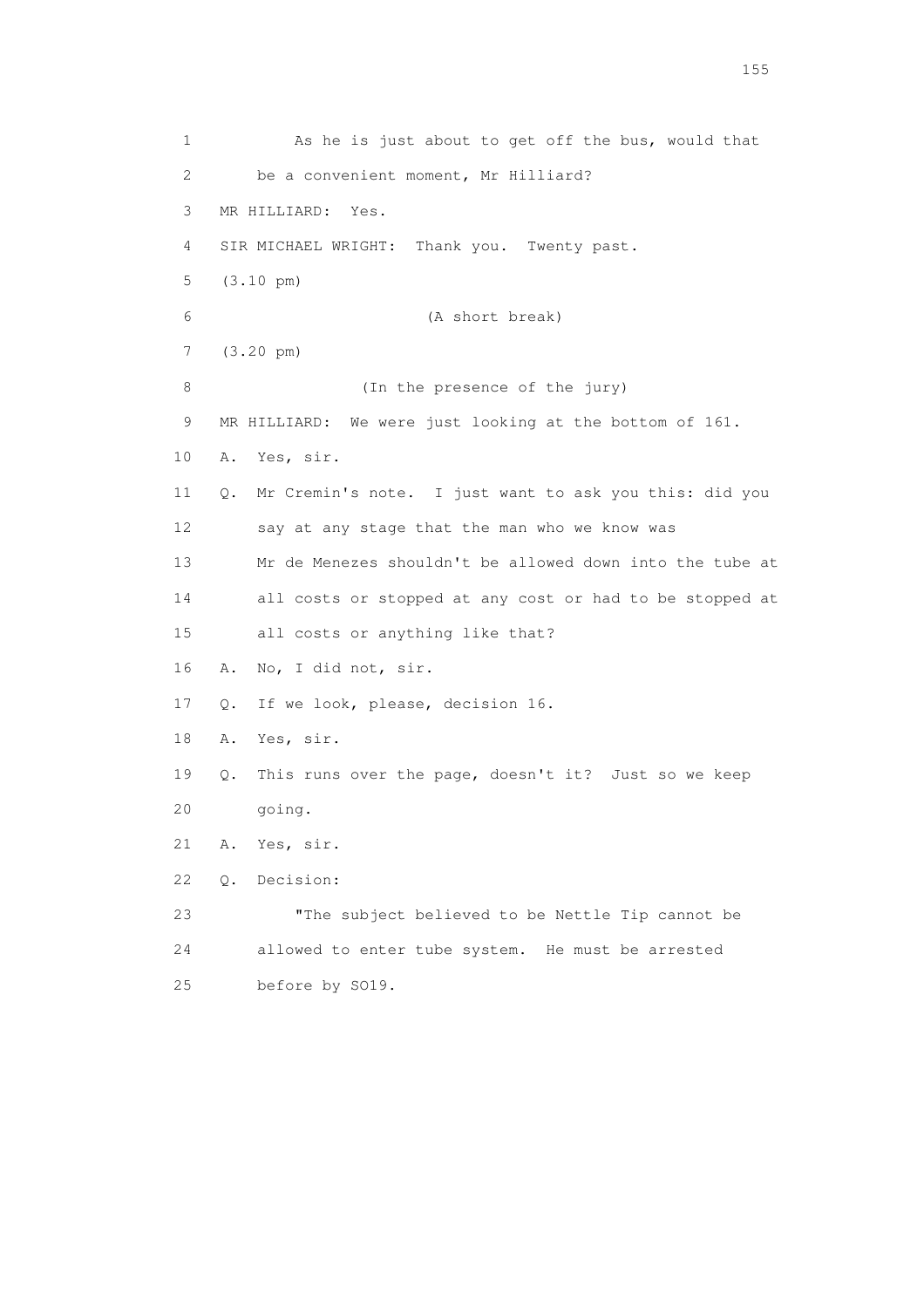1 As he is just about to get off the bus, would that
2 be a convenient moment, Mr Hilliard?
3 MR HILLIARD: Yes.
4 SIR MICHAEL WRIGHT: Thank you. Twenty past.
5 (3.10 pm)
6 (A short break)
7 (3.20 pm)
8 (In the presence of the jury)
9 MR HILLIARD: We were just looking at the bottom of 161.
10 A. Yes, sir.
11 Q. Mr Cremin's note. I just want to ask you this: did you
12 say at any stage that the man who we know was
13 Mr de Menezes shouldn't be allowed down into the tube at
14 all costs or stopped at any cost or had to be stopped at
15 all costs or anything like that?
16 A. No, I did not, sir.
17 Q. If we look, please, decision 16.
18 A. Yes, sir.
19 Q. This runs over the page, doesn't it? Just so we keep
20 going.
21 A. Yes, sir.
22 Q. Decision:
23 "The subject believed to be Nettle Tip cannot be
24 allowed to enter tube system. He must be arrested
25 before by SO19.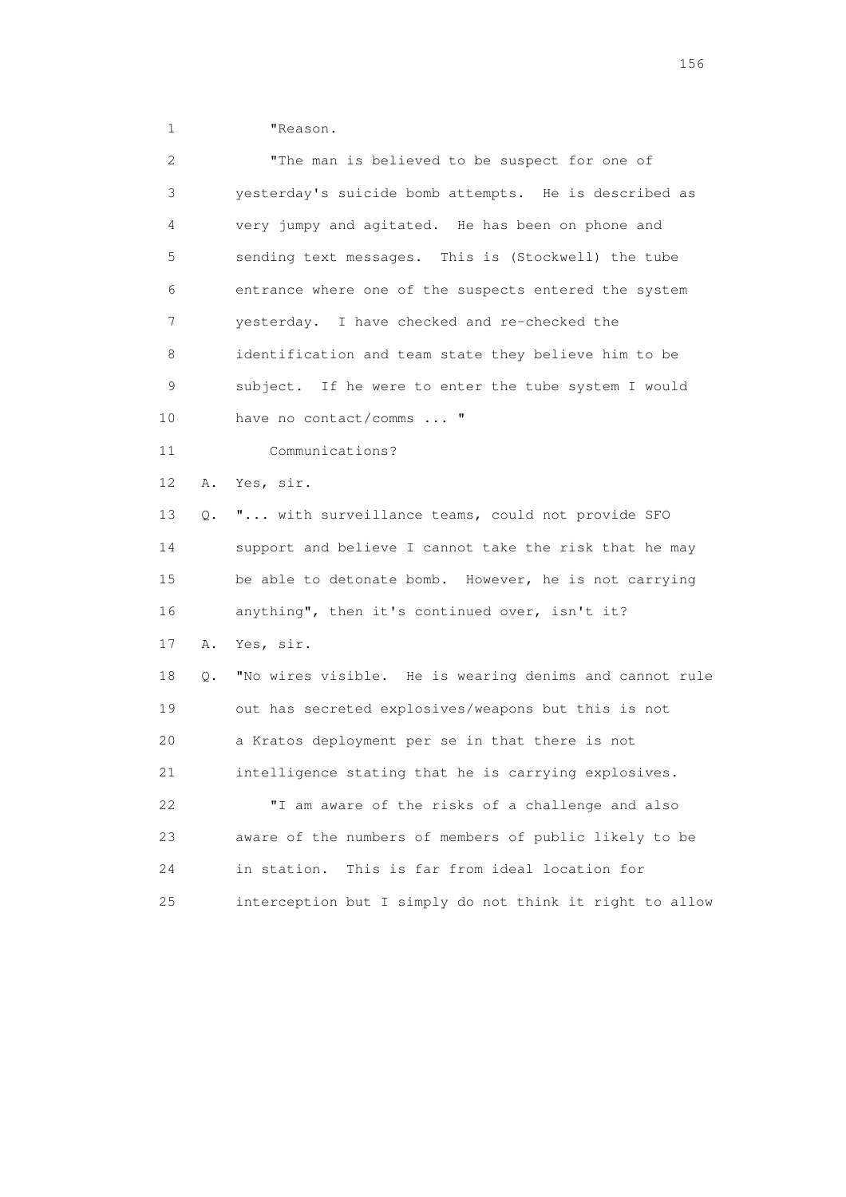1 "Reason.

2 "The man is believed to be suspect for one of
3 yesterday's suicide bomb attempts. He is described as
4 very jumpy and agitated. He has been on phone and
5 sending text messages. This is (Stockwell) the tube
6 entrance where one of the suspects entered the system
7 yesterday. I have checked and re-checked the
8 identification and team state they believe him to be
9 subject. If he were to enter the tube system I would
10 have no contact/comms ... "

11 Communications?

12 A. Yes, sir.

13 Q. "... with surveillance teams, could not provide SFO
14 support and believe I cannot take the risk that he may
15 be able to detonate bomb. However, he is not carrying
16 anything", then it's continued over, isn't it?

17 A. Yes, sir.

18 Q. "No wires visible. He is wearing denims and cannot rule
19 out has secreted explosives/weapons but this is not
20 a Kratos deployment per se in that there is not
21 intelligence stating that he is carrying explosives.

22 "I am aware of the risks of a challenge and also
23 aware of the numbers of members of public likely to be
24 in station. This is far from ideal location for
25 interception but I simply do not think it right to allow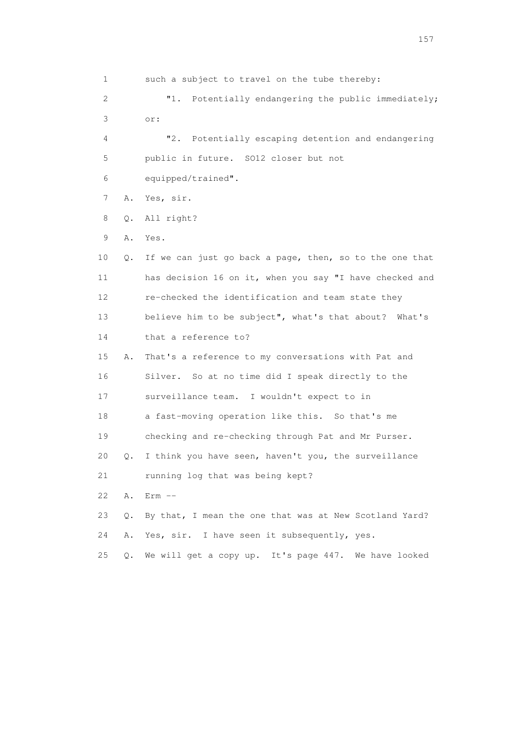1 such a subject to travel on the tube thereby:

2 "1. Potentially endangering the public immediately;

3 or:

4 "2. Potentially escaping detention and endangering

5 public in future. SO12 closer but not

6 equipped/trained".

7 A. Yes, sir.

8 Q. All right?

9 A. Yes.

10 Q. If we can just go back a page, then, so to the one that

11 has decision 16 on it, when you say "I have checked and

12 re-checked the identification and team state they

13 believe him to be subject", what's that about? What's

14 that a reference to?

15 A. That's a reference to my conversations with Pat and

16 Silver. So at no time did I speak directly to the

17 surveillance team. I wouldn't expect to in

18 a fast-moving operation like this. So that's me

19 checking and re-checking through Pat and Mr Purser.

20 Q. I think you have seen, haven't you, the surveillance

21 running log that was being kept?

22 A. Erm --

23 Q. By that, I mean the one that was at New Scotland Yard?

24 A. Yes, sir. I have seen it subsequently, yes.

25 Q. We will get a copy up. It's page 447. We have looked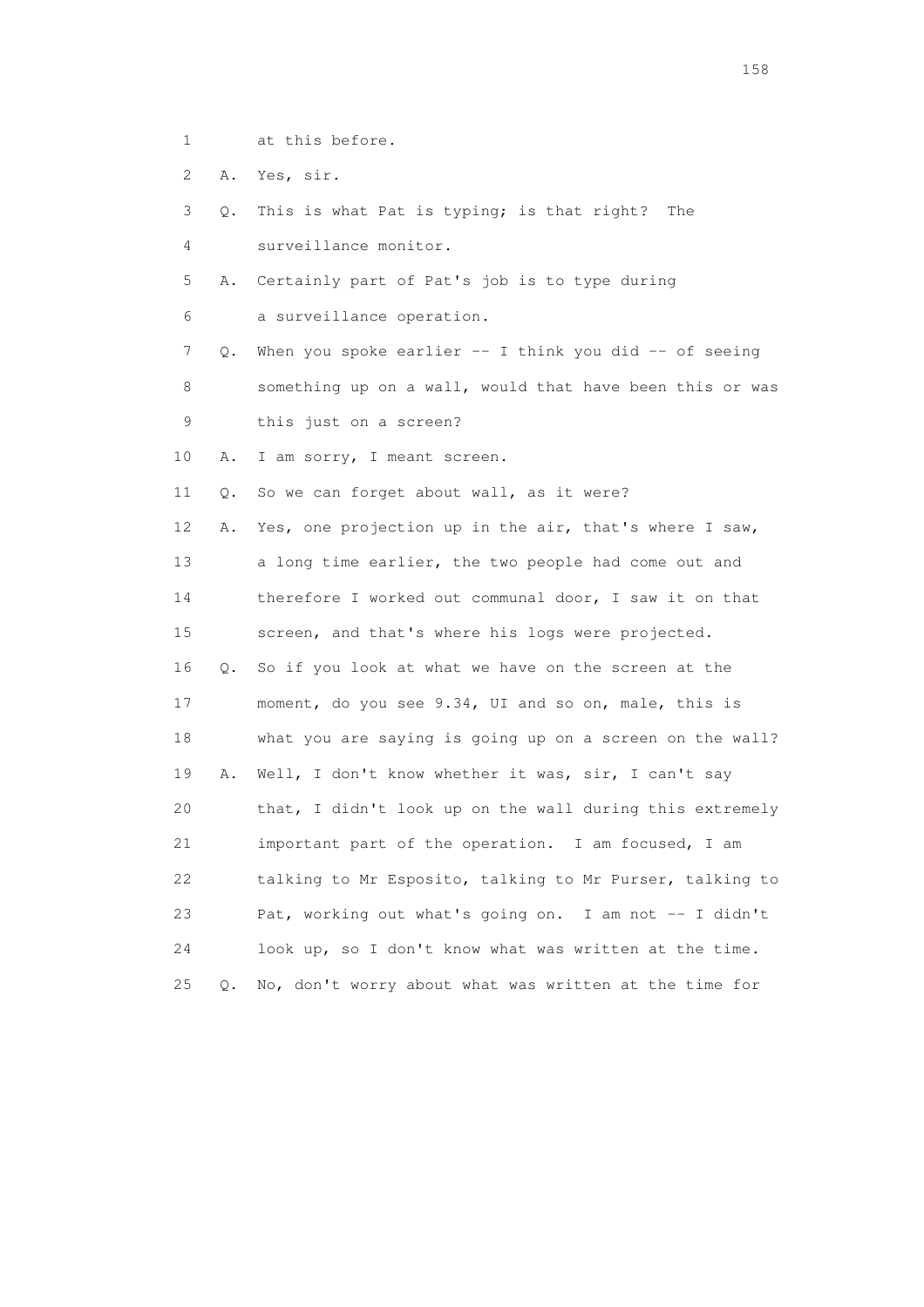1 at this before.

2 A. Yes, sir.

3 Q. This is what Pat is typing; is that right? The

4 surveillance monitor.

5 A. Certainly part of Pat's job is to type during

6 a surveillance operation.

7 Q. When you spoke earlier -- I think you did -- of seeing

8 something up on a wall, would that have been this or was

9 this just on a screen?

10 A. I am sorry, I meant screen.

11 Q. So we can forget about wall, as it were?

12 A. Yes, one projection up in the air, that's where I saw,

13 a long time earlier, the two people had come out and

14 therefore I worked out communal door, I saw it on that

15 screen, and that's where his logs were projected.

16 Q. So if you look at what we have on the screen at the

17 moment, do you see 9.34, UI and so on, male, this is

18 what you are saying is going up on a screen on the wall?

19 A. Well, I don't know whether it was, sir, I can't say

20 that, I didn't look up on the wall during this extremely

21 important part of the operation. I am focused, I am

22 talking to Mr Esposito, talking to Mr Purser, talking to

23 Pat, working out what's going on. I am not -- I didn't

24 look up, so I don't know what was written at the time.

25 Q. No, don't worry about what was written at the time for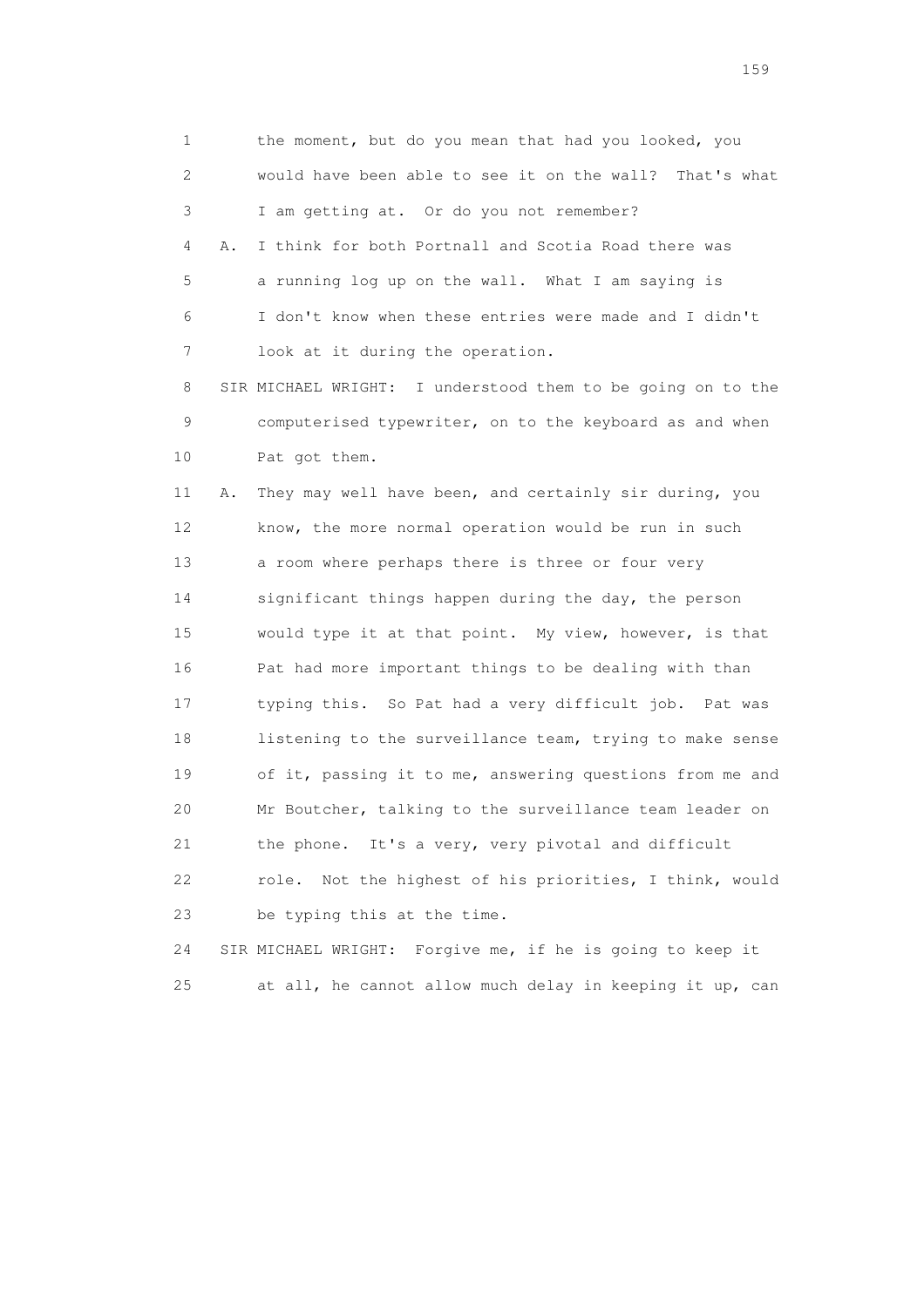1 the moment, but do you mean that had you looked, you
2 would have been able to see it on the wall? That's what
3 I am getting at. Or do you not remember?
4 A. I think for both Portnall and Scotia Road there was
5 a running log up on the wall. What I am saying is
6 I don't know when these entries were made and I didn't
7 look at it during the operation.
8 SIR MICHAEL WRIGHT: I understood them to be going on to the
9 computerised typewriter, on to the keyboard as and when
10 Pat got them.
11 A. They may well have been, and certainly sir during, you
12 know, the more normal operation would be run in such
13 a room where perhaps there is three or four very
14 significant things happen during the day, the person
15 would type it at that point. My view, however, is that
16 Pat had more important things to be dealing with than
17 typing this. So Pat had a very difficult job. Pat was
18 listening to the surveillance team, trying to make sense
19 of it, passing it to me, answering questions from me and
20 Mr Boutcher, talking to the surveillance team leader on
21 the phone. It's a very, very pivotal and difficult
22 role. Not the highest of his priorities, I think, would
23 be typing this at the time.
24 SIR MICHAEL WRIGHT: Forgive me, if he is going to keep it
25 at all, he cannot allow much delay in keeping it up, can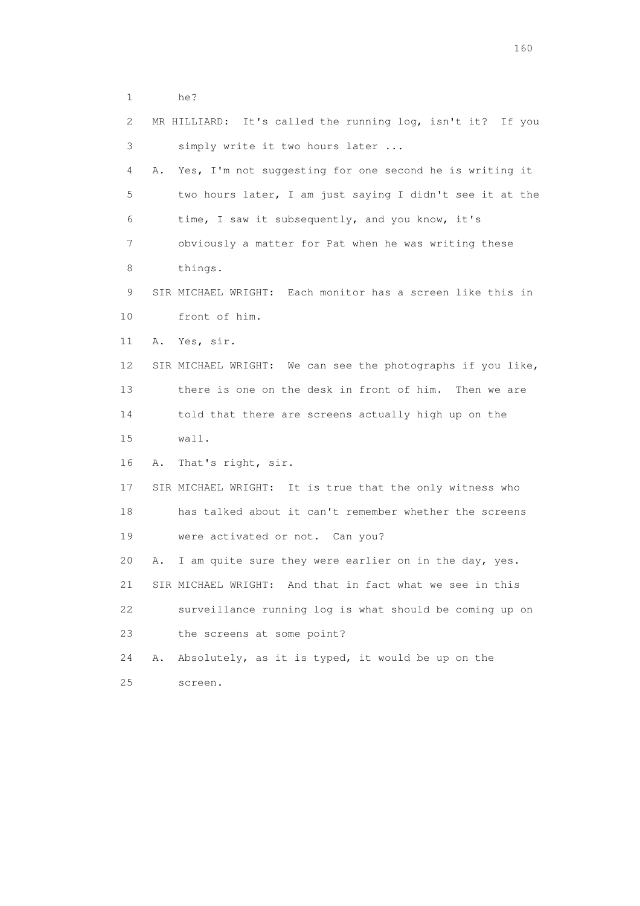1 he?

2 MR HILLIARD: It's called the running log, isn't it? If you

3 simply write it two hours later ...

4 A. Yes, I'm not suggesting for one second he is writing it

5 two hours later, I am just saying I didn't see it at the

6 time, I saw it subsequently, and you know, it's

7 obviously a matter for Pat when he was writing these

8 things.

9 SIR MICHAEL WRIGHT: Each monitor has a screen like this in

10 front of him.

11 A. Yes, sir.

12 SIR MICHAEL WRIGHT: We can see the photographs if you like,

13 there is one on the desk in front of him. Then we are

14 told that there are screens actually high up on the

15 wall.

16 A. That's right, sir.

17 SIR MICHAEL WRIGHT: It is true that the only witness who

18 has talked about it can't remember whether the screens

19 were activated or not. Can you?

20 A. I am quite sure they were earlier on in the day, yes.

21 SIR MICHAEL WRIGHT: And that in fact what we see in this

22 surveillance running log is what should be coming up on

23 the screens at some point?

24 A. Absolutely, as it is typed, it would be up on the

25 screen.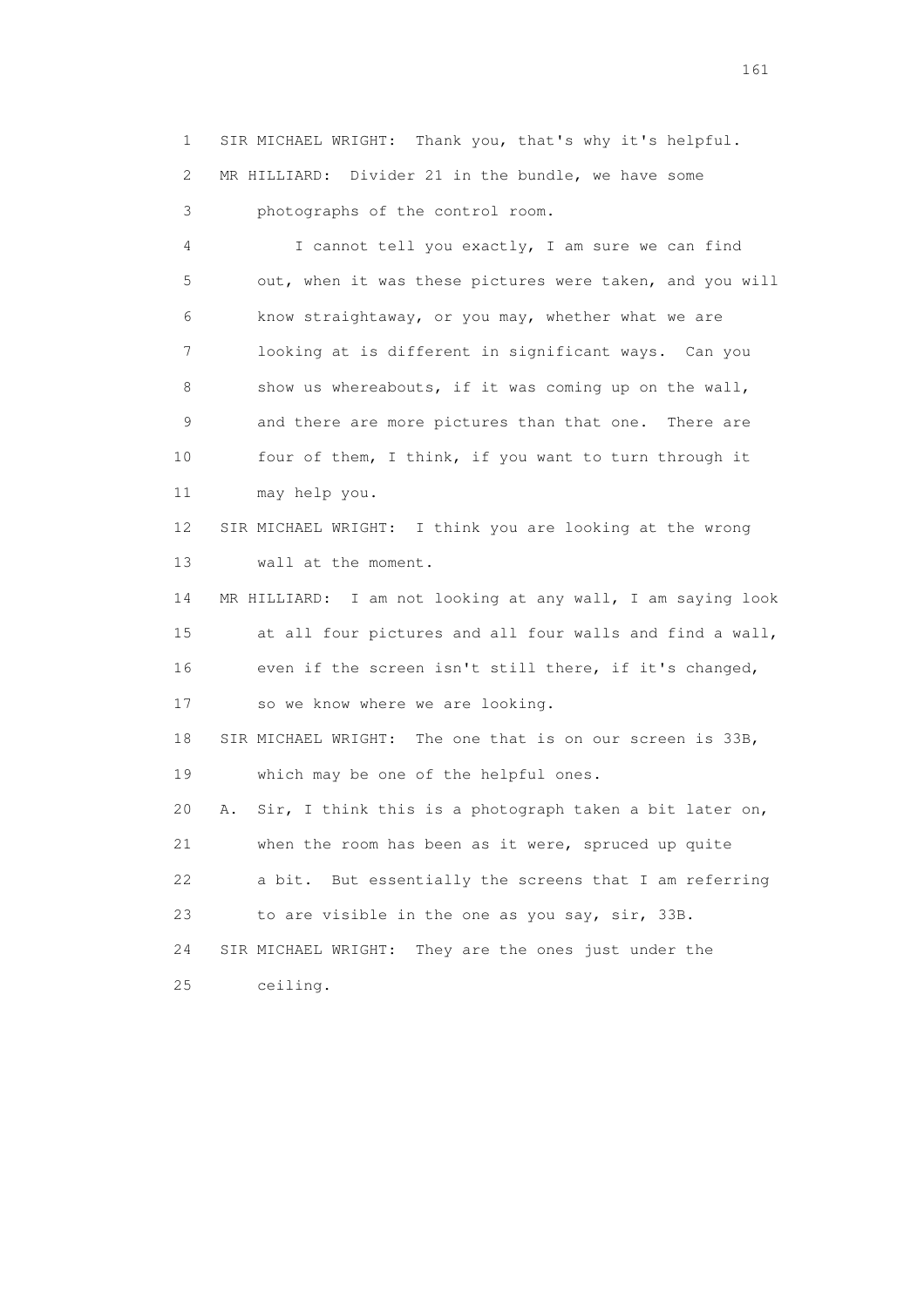1 SIR MICHAEL WRIGHT: Thank you, that's why it's helpful.

2 MR HILLIARD: Divider 21 in the bundle, we have some

3 photographs of the control room.

4 I cannot tell you exactly, I am sure we can find

5 out, when it was these pictures were taken, and you will

6 know straightaway, or you may, whether what we are

7 looking at is different in significant ways. Can you

8 show us whereabouts, if it was coming up on the wall,

9 and there are more pictures than that one. There are

10 four of them, I think, if you want to turn through it

11 may help you.

12 SIR MICHAEL WRIGHT: I think you are looking at the wrong

13 wall at the moment.

14 MR HILLIARD: I am not looking at any wall, I am saying look

15 at all four pictures and all four walls and find a wall,

16 even if the screen isn't still there, if it's changed,

17 so we know where we are looking.

18 SIR MICHAEL WRIGHT: The one that is on our screen is 33B,

19 which may be one of the helpful ones.

20 A. Sir, I think this is a photograph taken a bit later on,

21 when the room has been as it were, spruced up quite

22 a bit. But essentially the screens that I am referring

23 to are visible in the one as you say, sir, 33B.

24 SIR MICHAEL WRIGHT: They are the ones just under the

25 ceiling.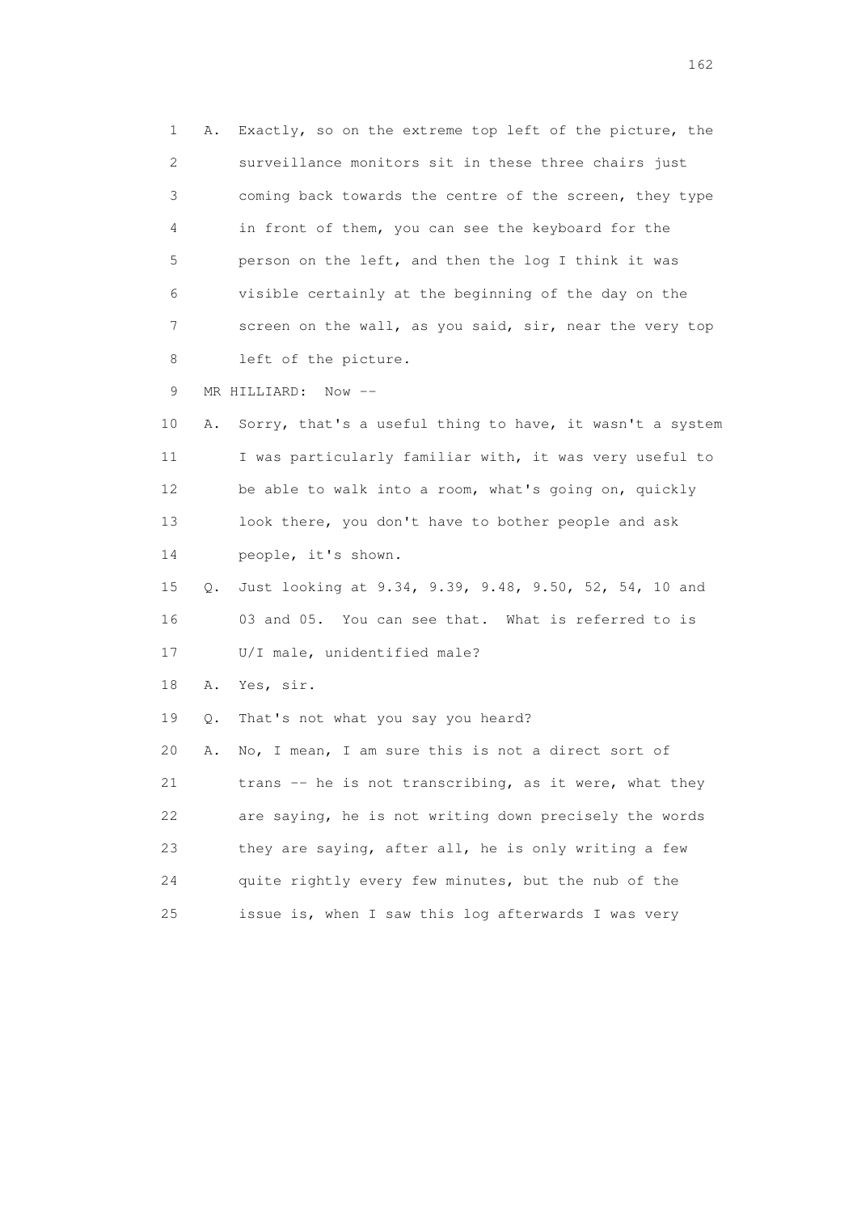1 A. Exactly, so on the extreme top left of the picture, the
2 surveillance monitors sit in these three chairs just
3 coming back towards the centre of the screen, they type
4 in front of them, you can see the keyboard for the
5 person on the left, and then the log I think it was
6 visible certainly at the beginning of the day on the
7 screen on the wall, as you said, sir, near the very top
8 left of the picture.

9 MR HILLIARD: Now --

10 A. Sorry, that's a useful thing to have, it wasn't a system
11 I was particularly familiar with, it was very useful to
12 be able to walk into a room, what's going on, quickly
13 look there, you don't have to bother people and ask
14 people, it's shown.

15 Q. Just looking at 9.34, 9.39, 9.48, 9.50, 52, 54, 10 and
16 03 and 05. You can see that. What is referred to is
17 U/I male, unidentified male?

18 A. Yes, sir.

19 Q. That's not what you say you heard?

20 A. No, I mean, I am sure this is not a direct sort of
21 trans -- he is not transcribing, as it were, what they
22 are saying, he is not writing down precisely the words
23 they are saying, after all, he is only writing a few
24 quite rightly every few minutes, but the nub of the
25 issue is, when I saw this log afterwards I was very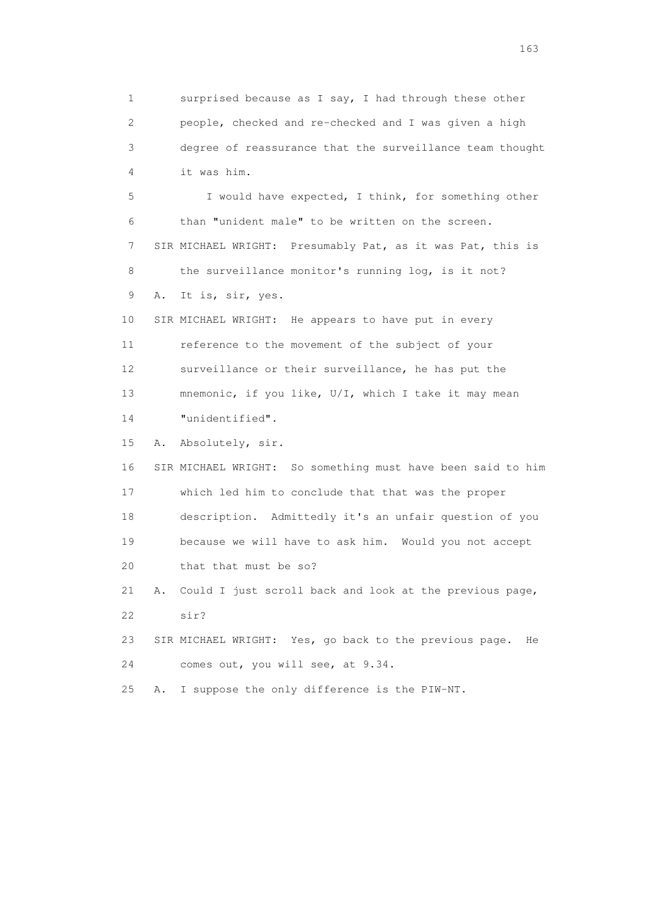1 surprised because as I say, I had through these other
2 people, checked and re-checked and I was given a high
3 degree of reassurance that the surveillance team thought
4 it was him.

5 I would have expected, I think, for something other
6 than "unident male" to be written on the screen.

7 SIR MICHAEL WRIGHT: Presumably Pat, as it was Pat, this is
8 the surveillance monitor's running log, is it not?

9 A. It is, sir, yes.

10 SIR MICHAEL WRIGHT: He appears to have put in every
11 reference to the movement of the subject of your
12 surveillance or their surveillance, he has put the
13 mnemonic, if you like, U/I, which I take it may mean
14 "unidentified".

15 A. Absolutely, sir.

16 SIR MICHAEL WRIGHT: So something must have been said to him
17 which led him to conclude that that was the proper
18 description. Admittedly it's an unfair question of you
19 because we will have to ask him. Would you not accept
20 that that must be so?

21 A. Could I just scroll back and look at the previous page,
22 sir?

23 SIR MICHAEL WRIGHT: Yes, go back to the previous page. He
24 comes out, you will see, at 9.34.

25 A. I suppose the only difference is the PIW-NT.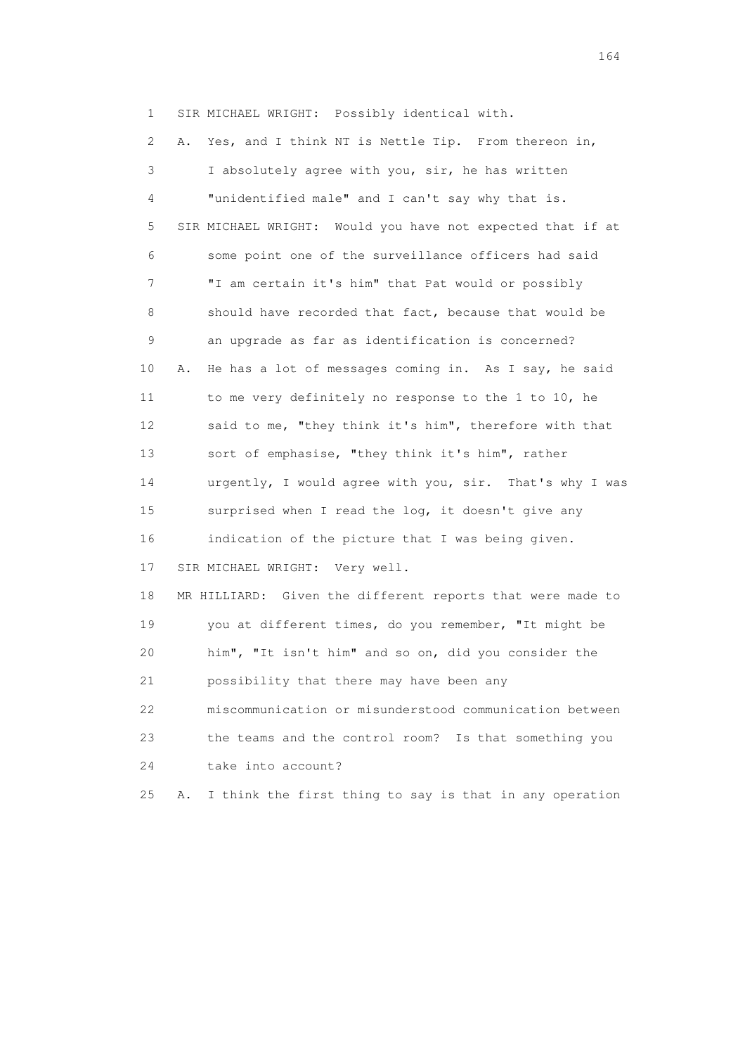1 SIR MICHAEL WRIGHT: Possibly identical with.

2 A. Yes, and I think NT is Nettle Tip. From thereon in,

3 I absolutely agree with you, sir, he has written

4 "unidentified male" and I can't say why that is.

5 SIR MICHAEL WRIGHT: Would you have not expected that if at

6 some point one of the surveillance officers had said

7 "I am certain it's him" that Pat would or possibly

8 should have recorded that fact, because that would be

9 an upgrade as far as identification is concerned?

10 A. He has a lot of messages coming in. As I say, he said

11 to me very definitely no response to the 1 to 10, he

12 said to me, "they think it's him", therefore with that

13 sort of emphasise, "they think it's him", rather

14 urgently, I would agree with you, sir. That's why I was

15 surprised when I read the log, it doesn't give any

16 indication of the picture that I was being given.

17 SIR MICHAEL WRIGHT: Very well.

18 MR HILLIARD: Given the different reports that were made to

19 you at different times, do you remember, "It might be

20 him", "It isn't him" and so on, did you consider the

21 possibility that there may have been any

22 miscommunication or misunderstood communication between

23 the teams and the control room? Is that something you

24 take into account?

25 A. I think the first thing to say is that in any operation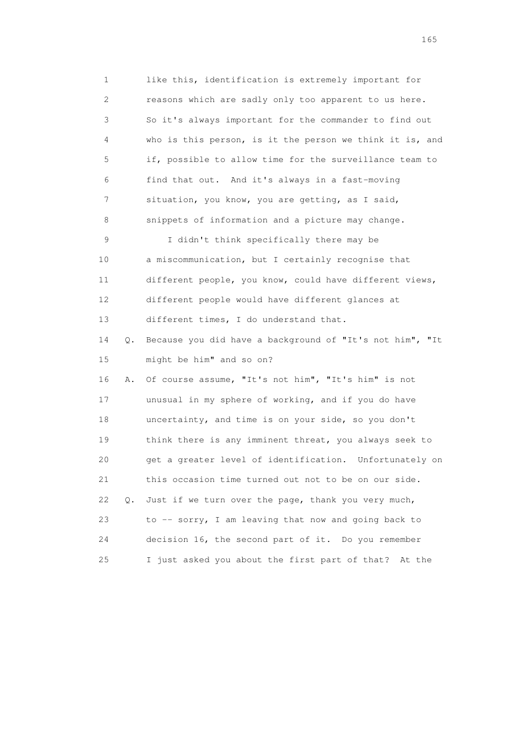1 like this, identification is extremely important for
2 reasons which are sadly only too apparent to us here.
3 So it's always important for the commander to find out
4 who is this person, is it the person we think it is, and
5 if, possible to allow time for the surveillance team to
6 find that out. And it's always in a fast-moving
7 situation, you know, you are getting, as I said,
8 snippets of information and a picture may change.
9 I didn't think specifically there may be
10 a miscommunication, but I certainly recognise that
11 different people, you know, could have different views,
12 different people would have different glances at
13 different times, I do understand that.
14 Q. Because you did have a background of "It's not him", "It
15 might be him" and so on?
16 A. Of course assume, "It's not him", "It's him" is not
17 unusual in my sphere of working, and if you do have
18 uncertainty, and time is on your side, so you don't
19 think there is any imminent threat, you always seek to
20 get a greater level of identification. Unfortunately on
21 this occasion time turned out not to be on our side.
22 Q. Just if we turn over the page, thank you very much,
23 to -- sorry, I am leaving that now and going back to
24 decision 16, the second part of it. Do you remember
25 I just asked you about the first part of that? At the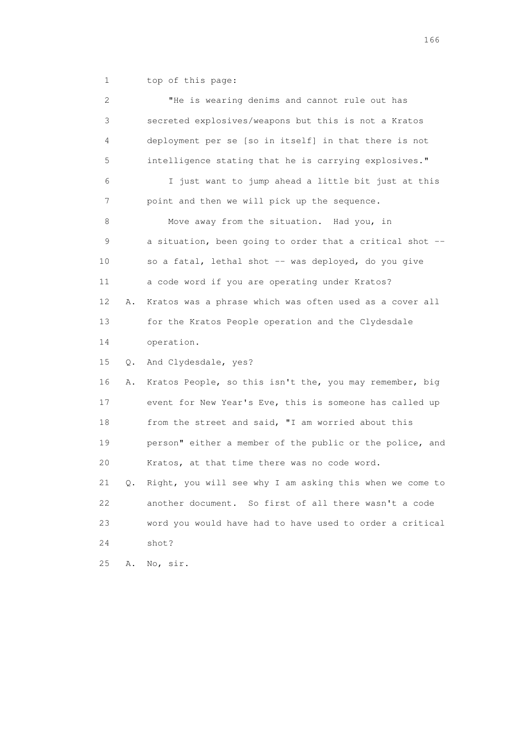1 top of this page:

2 "He is wearing denims and cannot rule out has
3 secreted explosives/weapons but this is not a Kratos
4 deployment per se [so in itself] in that there is not
5 intelligence stating that he is carrying explosives."

6 I just want to jump ahead a little bit just at this
7 point and then we will pick up the sequence.

8 Move away from the situation. Had you, in
9 a situation, been going to order that a critical shot --
10 so a fatal, lethal shot -- was deployed, do you give
11 a code word if you are operating under Kratos?

12 A. Kratos was a phrase which was often used as a cover all
13 for the Kratos People operation and the Clydesdale
14 operation.

15 Q. And Clydesdale, yes?

16 A. Kratos People, so this isn't the, you may remember, big
17 event for New Year's Eve, this is someone has called up
18 from the street and said, "I am worried about this
19 person" either a member of the public or the police, and
20 Kratos, at that time there was no code word.

21 Q. Right, you will see why I am asking this when we come to
22 another document. So first of all there wasn't a code
23 word you would have had to have used to order a critical
24 shot?

25 A. No, sir.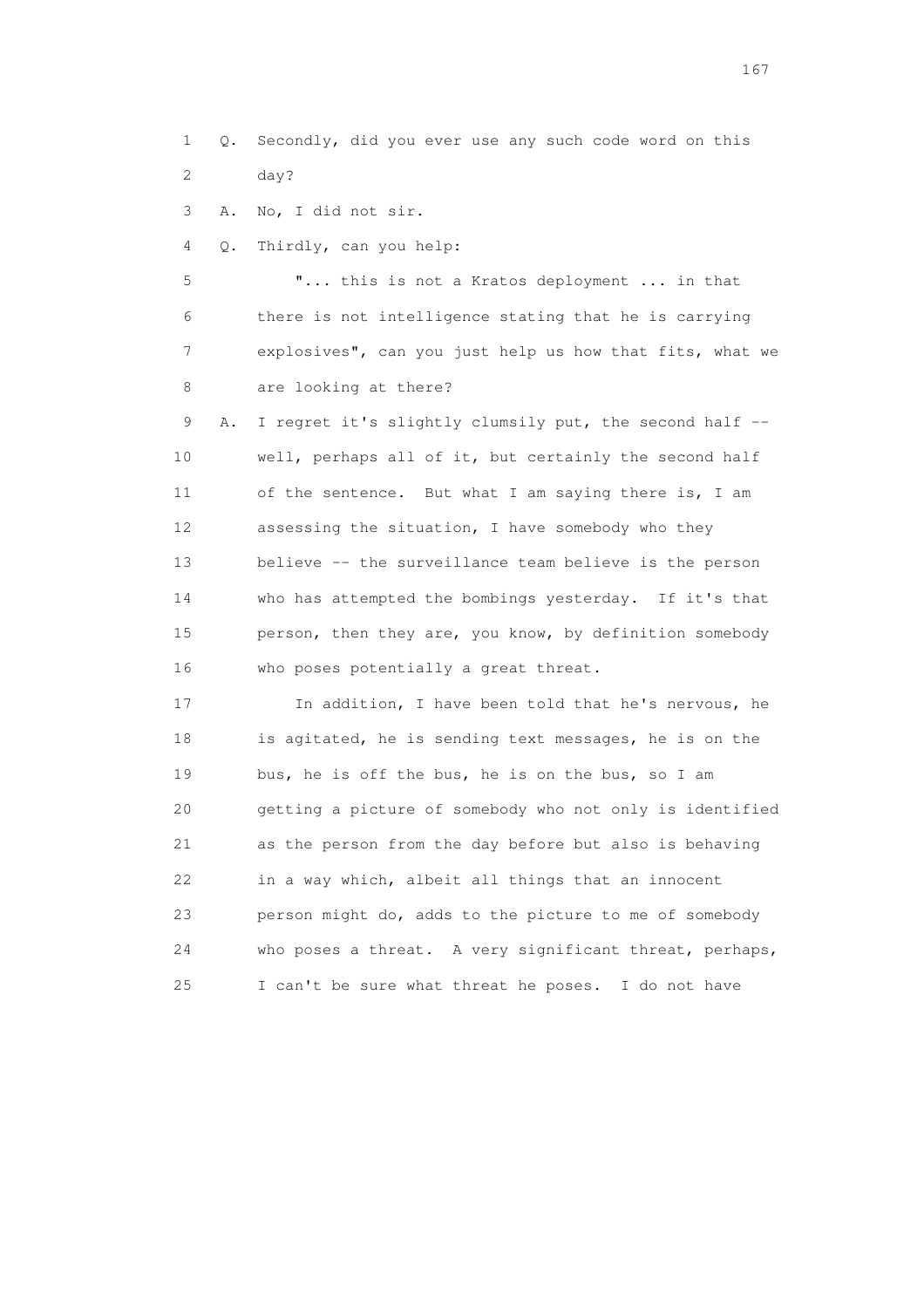1 Q. Secondly, did you ever use any such code word on this
2 day?
3 A. No, I did not sir.
4 Q. Thirdly, can you help:
5 "... this is not a Kratos deployment ... in that
6 there is not intelligence stating that he is carrying
7 explosives", can you just help us how that fits, what we
8 are looking at there?
9 A. I regret it's slightly clumsily put, the second half --
10 well, perhaps all of it, but certainly the second half
11 of the sentence. But what I am saying there is, I am
12 assessing the situation, I have somebody who they
13 believe -- the surveillance team believe is the person
14 who has attempted the bombings yesterday. If it's that
15 person, then they are, you know, by definition somebody
16 who poses potentially a great threat.
17 In addition, I have been told that he's nervous, he
18 is agitated, he is sending text messages, he is on the
19 bus, he is off the bus, he is on the bus, so I am
20 getting a picture of somebody who not only is identified
21 as the person from the day before but also is behaving
22 in a way which, albeit all things that an innocent
23 person might do, adds to the picture to me of somebody
24 who poses a threat. A very significant threat, perhaps,
25 I can't be sure what threat he poses. I do not have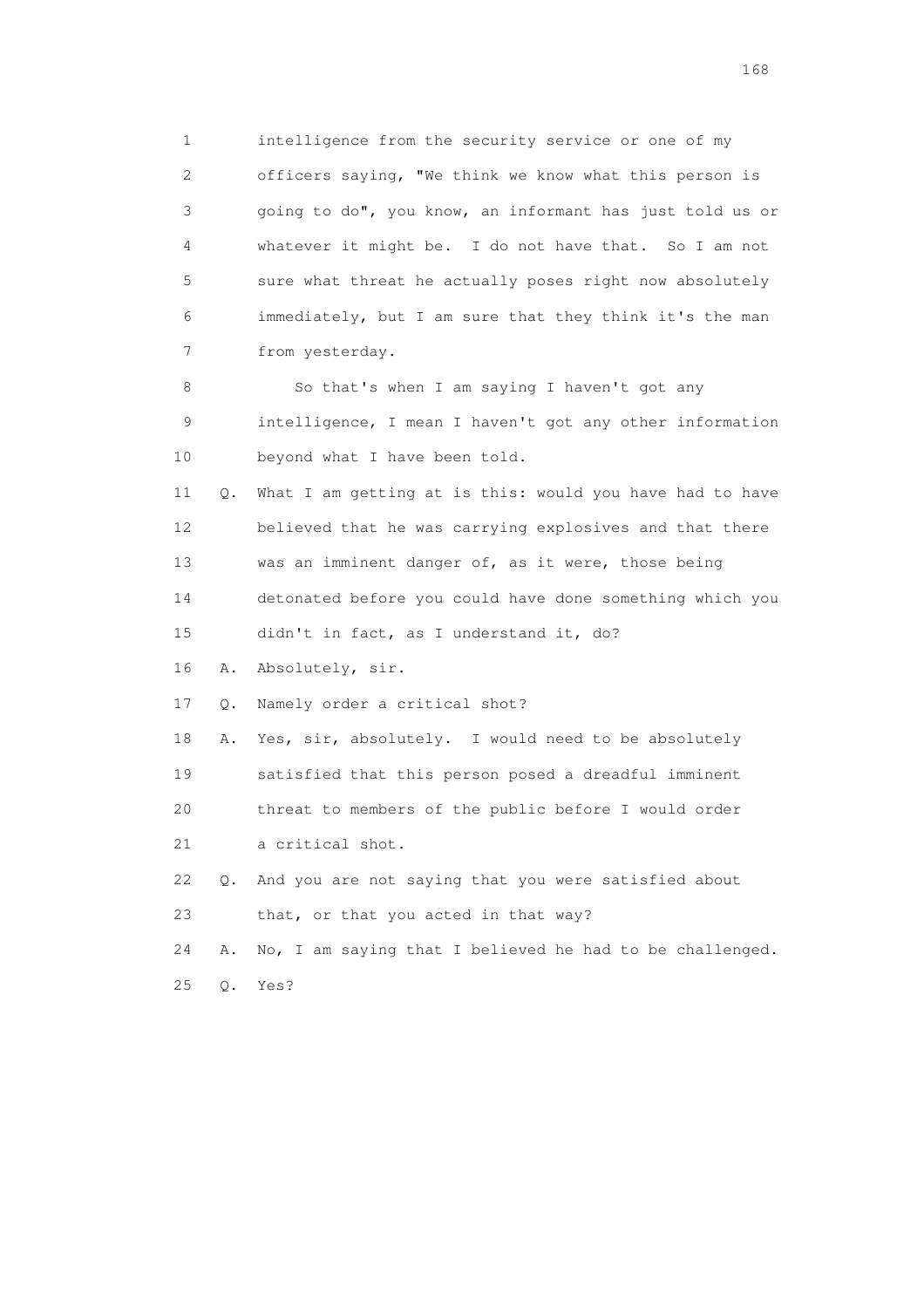1 intelligence from the security service or one of my
2 officers saying, "We think we know what this person is
3 going to do", you know, an informant has just told us or
4 whatever it might be. I do not have that. So I am not
5 sure what threat he actually poses right now absolutely
6 immediately, but I am sure that they think it's the man
7 from yesterday.

8 So that's when I am saying I haven't got any
9 intelligence, I mean I haven't got any other information
10 beyond what I have been told.

11 Q. What I am getting at is this: would you have had to have
12 believed that he was carrying explosives and that there
13 was an imminent danger of, as it were, those being
14 detonated before you could have done something which you
15 didn't in fact, as I understand it, do?

16 A. Absolutely, sir.

17 Q. Namely order a critical shot?

18 A. Yes, sir, absolutely. I would need to be absolutely
19 satisfied that this person posed a dreadful imminent
20 threat to members of the public before I would order
21 a critical shot.

22 Q. And you are not saying that you were satisfied about
23 that, or that you acted in that way?

24 A. No, I am saying that I believed he had to be challenged.

25 Q. Yes?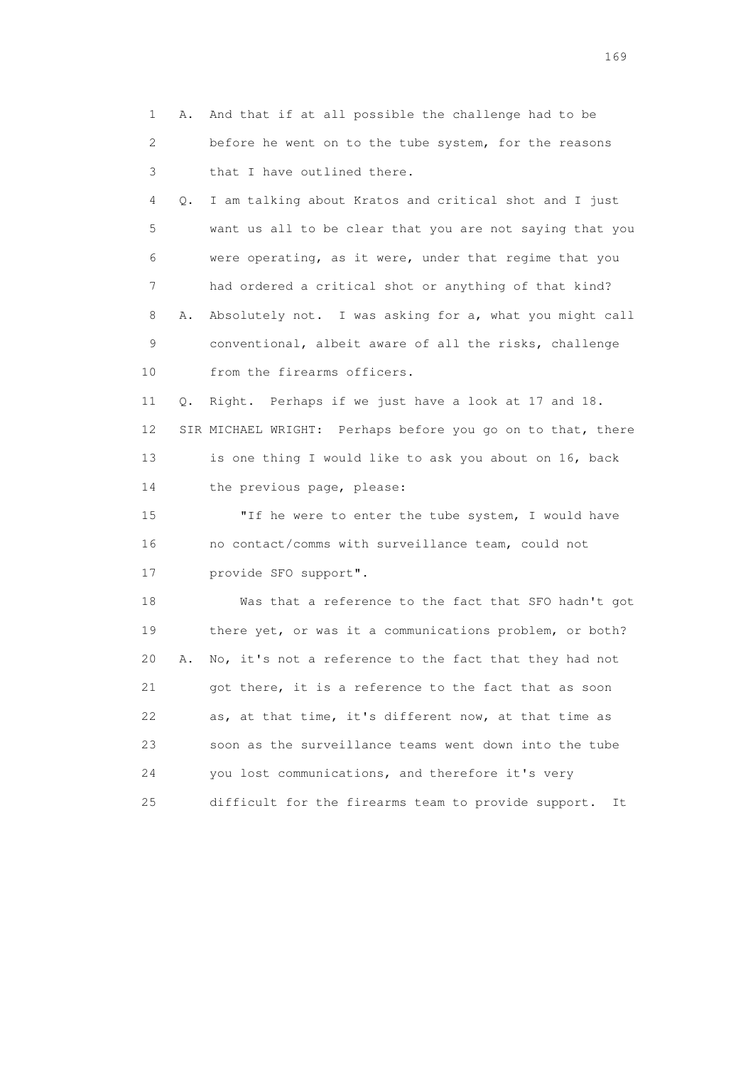1 A. And that if at all possible the challenge had to be
2 before he went on to the tube system, for the reasons
3 that I have outlined there.

4 Q. I am talking about Kratos and critical shot and I just
5 want us all to be clear that you are not saying that you
6 were operating, as it were, under that regime that you
7 had ordered a critical shot or anything of that kind?

8 A. Absolutely not. I was asking for a, what you might call
9 conventional, albeit aware of all the risks, challenge
10 from the firearms officers.

11 Q. Right. Perhaps if we just have a look at 17 and 18.

12 SIR MICHAEL WRIGHT: Perhaps before you go on to that, there
13 is one thing I would like to ask you about on 16, back
14 the previous page, please:

15 "If he were to enter the tube system, I would have
16 no contact/comms with surveillance team, could not
17 provide SFO support".

18 Was that a reference to the fact that SFO hadn't got
19 there yet, or was it a communications problem, or both?

20 A. No, it's not a reference to the fact that they had not
21 got there, it is a reference to the fact that as soon
22 as, at that time, it's different now, at that time as
23 soon as the surveillance teams went down into the tube
24 you lost communications, and therefore it's very
25 difficult for the firearms team to provide support. It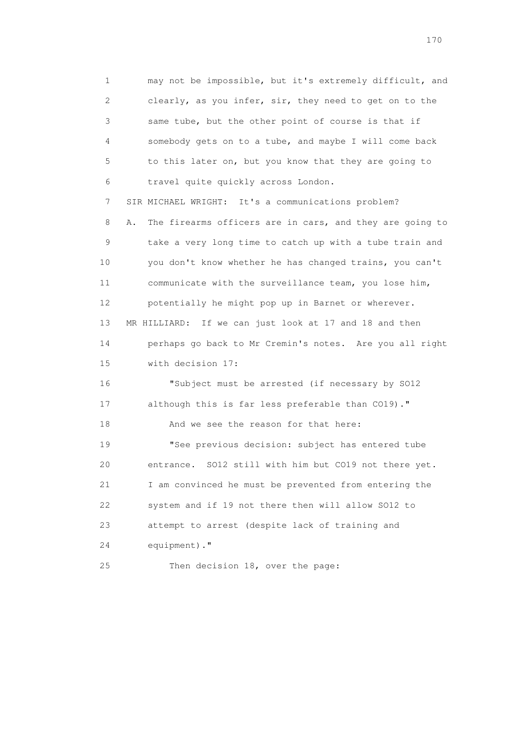1 may not be impossible, but it's extremely difficult, and
2 clearly, as you infer, sir, they need to get on to the
3 same tube, but the other point of course is that if
4 somebody gets on to a tube, and maybe I will come back
5 to this later on, but you know that they are going to
6 travel quite quickly across London.

7 SIR MICHAEL WRIGHT: It's a communications problem?

8 A. The firearms officers are in cars, and they are going to
9 take a very long time to catch up with a tube train and
10 you don't know whether he has changed trains, you can't
11 communicate with the surveillance team, you lose him,
12 potentially he might pop up in Barnet or wherever.

13 MR HILLIARD: If we can just look at 17 and 18 and then
14 perhaps go back to Mr Cremin's notes. Are you all right
15 with decision 17:

16 "Subject must be arrested (if necessary by SO12
17 although this is far less preferable than CO19)."

18 And we see the reason for that here:

19 "See previous decision: subject has entered tube
20 entrance. SO12 still with him but CO19 not there yet.
21 I am convinced he must be prevented from entering the
22 system and if 19 not there then will allow SO12 to
23 attempt to arrest (despite lack of training and
24 equipment)."

25 Then decision 18, over the page: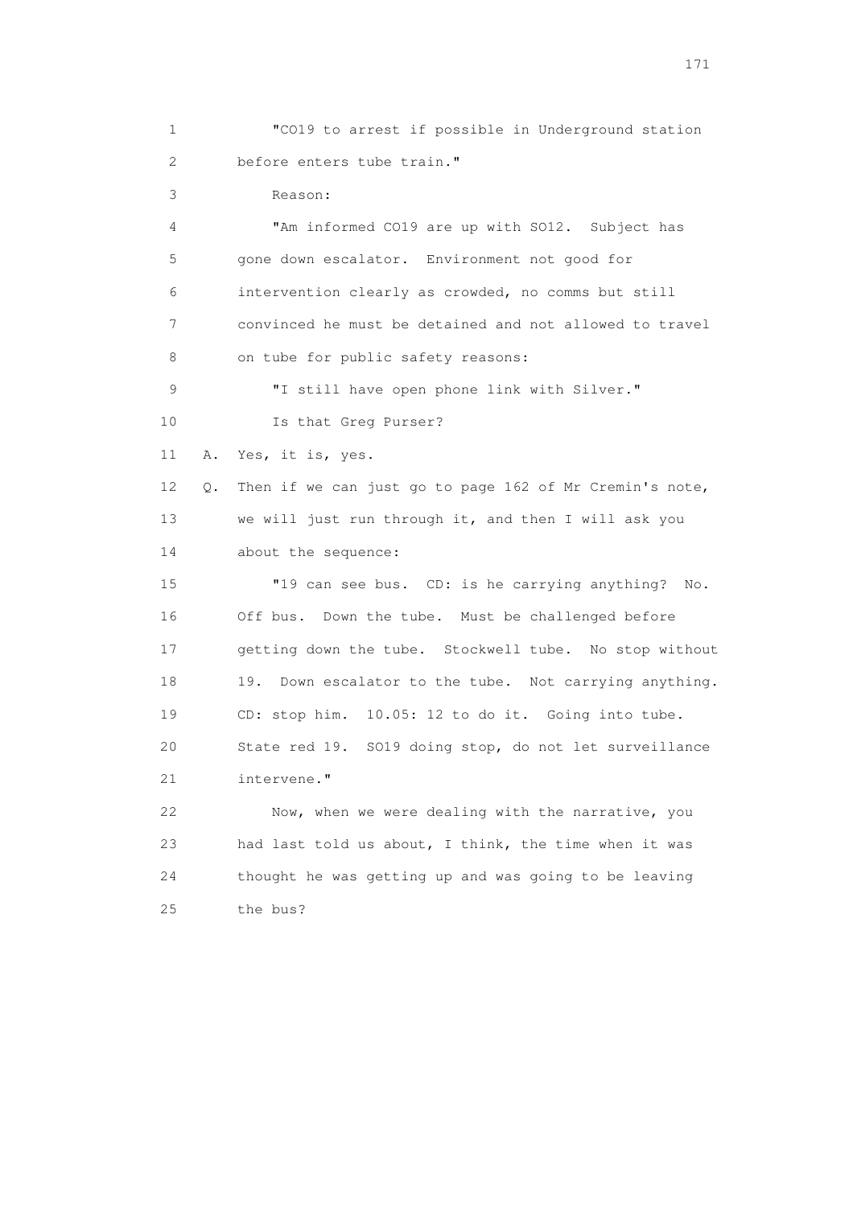1 "CO19 to arrest if possible in Underground station
2 before enters tube train."
3 Reason:
4 "Am informed CO19 are up with SO12. Subject has
5 gone down escalator. Environment not good for
6 intervention clearly as crowded, no comms but still
7 convinced he must be detained and not allowed to travel
8 on tube for public safety reasons:
9 "I still have open phone link with Silver."
10 Is that Greg Purser?
11 A. Yes, it is, yes.
12 Q. Then if we can just go to page 162 of Mr Cremin's note,
13 we will just run through it, and then I will ask you
14 about the sequence:
15 "19 can see bus. CD: is he carrying anything? No.
16 Off bus. Down the tube. Must be challenged before
17 getting down the tube. Stockwell tube. No stop without
18 19. Down escalator to the tube. Not carrying anything.
19 CD: stop him. 10.05: 12 to do it. Going into tube.
20 State red 19. SO19 doing stop, do not let surveillance
21 intervene."
22 Now, when we were dealing with the narrative, you
23 had last told us about, I think, the time when it was
24 thought he was getting up and was going to be leaving
25 the bus?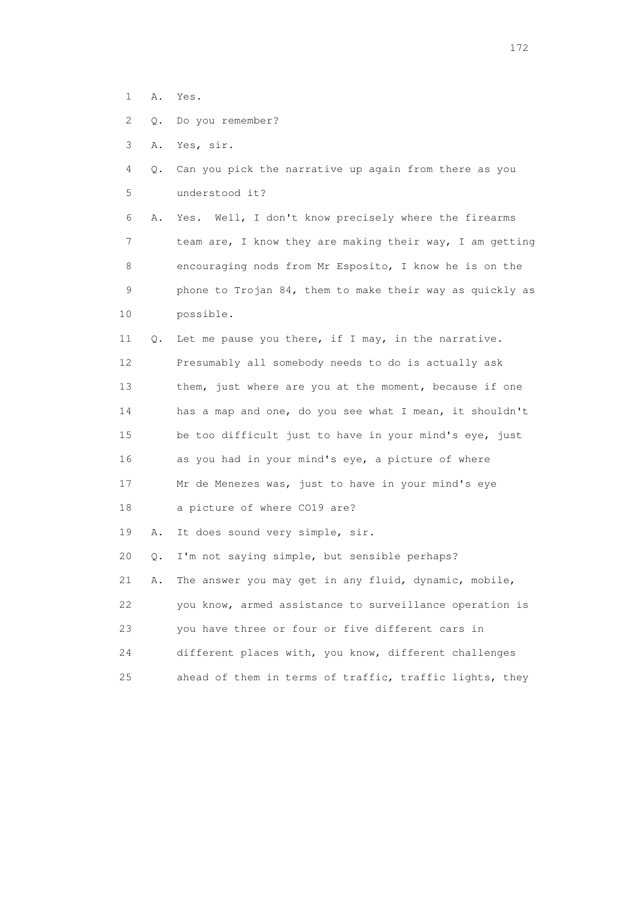1 A. Yes.

2 Q. Do you remember?

3 A. Yes, sir.

4 Q. Can you pick the narrative up again from there as you
5 understood it?

6 A. Yes. Well, I don't know precisely where the firearms
7 team are, I know they are making their way, I am getting
8 encouraging nods from Mr Esposito, I know he is on the
9 phone to Trojan 84, them to make their way as quickly as
10 possible.

11 Q. Let me pause you there, if I may, in the narrative.
12 Presumably all somebody needs to do is actually ask
13 them, just where are you at the moment, because if one
14 has a map and one, do you see what I mean, it shouldn't
15 be too difficult just to have in your mind's eye, just
16 as you had in your mind's eye, a picture of where
17 Mr de Menezes was, just to have in your mind's eye
18 a picture of where CO19 are?

19 A. It does sound very simple, sir.

20 Q. I'm not saying simple, but sensible perhaps?

21 A. The answer you may get in any fluid, dynamic, mobile,
22 you know, armed assistance to surveillance operation is
23 you have three or four or five different cars in
24 different places with, you know, different challenges
25 ahead of them in terms of traffic, traffic lights, they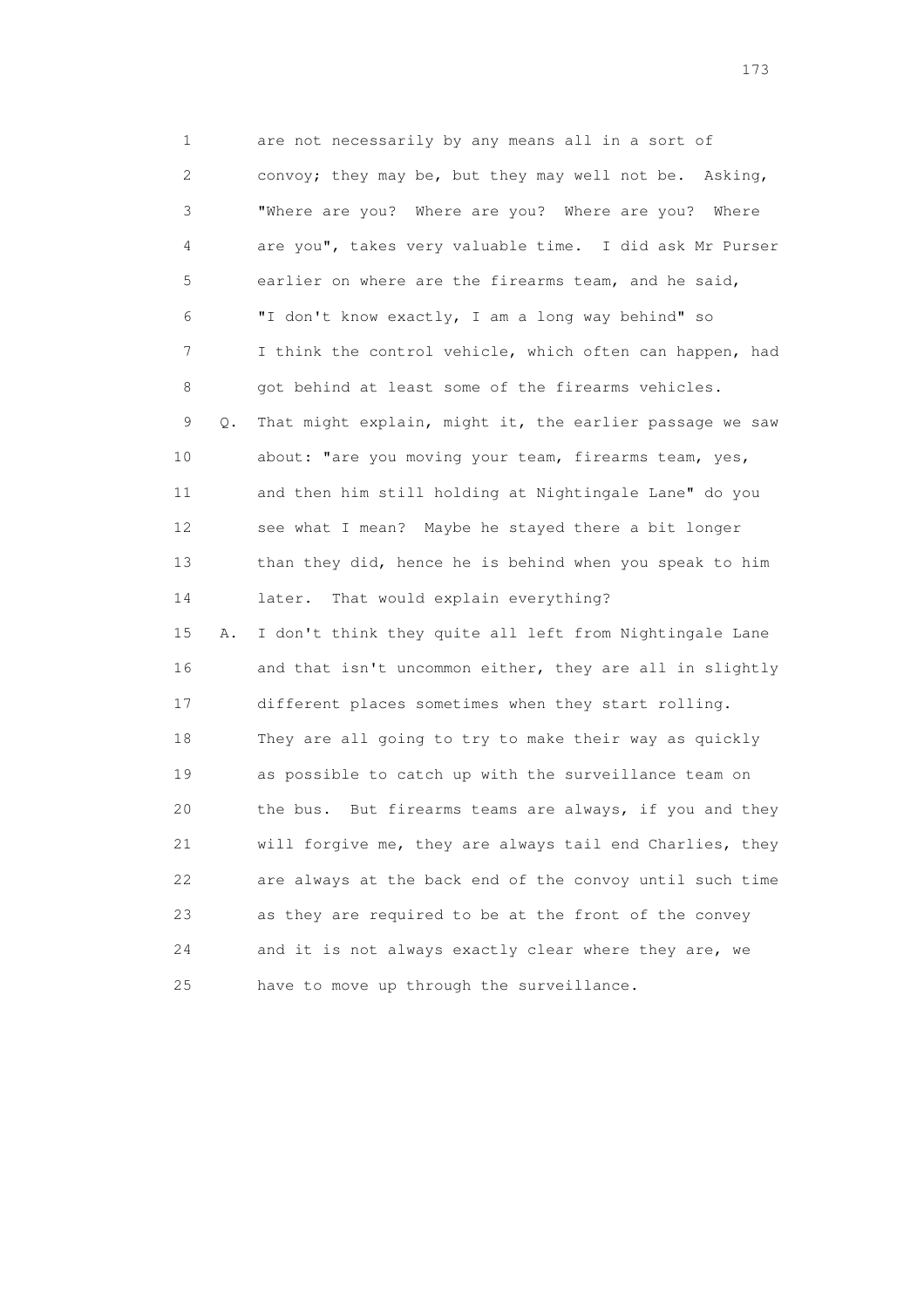1 are not necessarily by any means all in a sort of
2 convoy; they may be, but they may well not be. Asking,
3 "Where are you? Where are you? Where are you? Where
4 are you", takes very valuable time. I did ask Mr Purser
5 earlier on where are the firearms team, and he said,
6 "I don't know exactly, I am a long way behind" so
7 I think the control vehicle, which often can happen, had
8 got behind at least some of the firearms vehicles.
9 Q. That might explain, might it, the earlier passage we saw
10 about: "are you moving your team, firearms team, yes,
11 and then him still holding at Nightingale Lane" do you
12 see what I mean? Maybe he stayed there a bit longer
13 than they did, hence he is behind when you speak to him
14 later. That would explain everything?
15 A. I don't think they quite all left from Nightingale Lane
16 and that isn't uncommon either, they are all in slightly
17 different places sometimes when they start rolling.
18 They are all going to try to make their way as quickly
19 as possible to catch up with the surveillance team on
20 the bus. But firearms teams are always, if you and they
21 will forgive me, they are always tail end Charlies, they
22 are always at the back end of the convoy until such time
23 as they are required to be at the front of the convey
24 and it is not always exactly clear where they are, we
25 have to move up through the surveillance.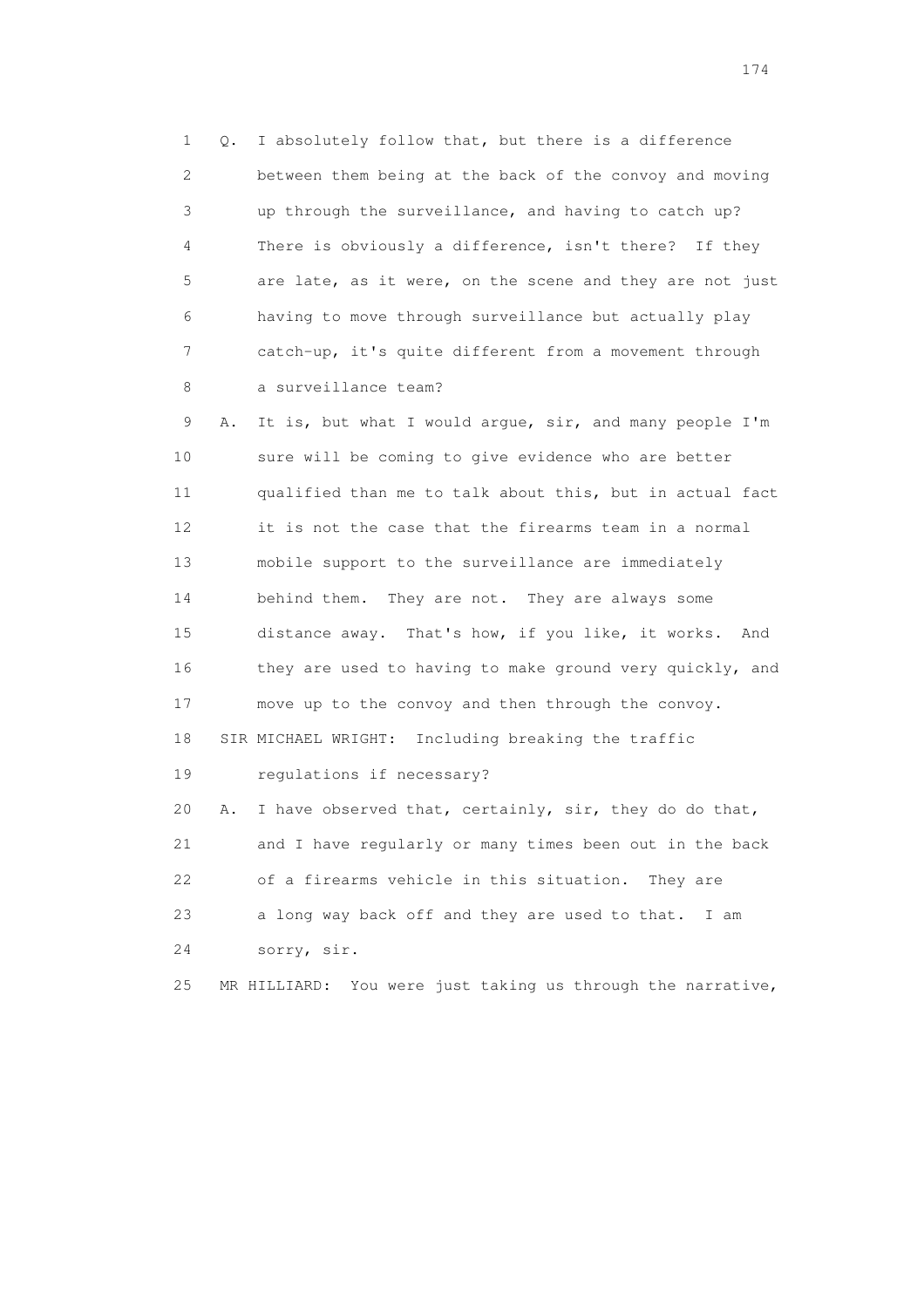1 Q. I absolutely follow that, but there is a difference
2 between them being at the back of the convoy and moving
3 up through the surveillance, and having to catch up?
4 There is obviously a difference, isn't there? If they
5 are late, as it were, on the scene and they are not just
6 having to move through surveillance but actually play
7 catch-up, it's quite different from a movement through
8 a surveillance team?

9 A. It is, but what I would argue, sir, and many people I'm
10 sure will be coming to give evidence who are better
11 qualified than me to talk about this, but in actual fact
12 it is not the case that the firearms team in a normal
13 mobile support to the surveillance are immediately
14 behind them. They are not. They are always some
15 distance away. That's how, if you like, it works. And
16 they are used to having to make ground very quickly, and
17 move up to the convoy and then through the convoy.

18 SIR MICHAEL WRIGHT: Including breaking the traffic
19 regulations if necessary?

20 A. I have observed that, certainly, sir, they do do that,
21 and I have regularly or many times been out in the back
22 of a firearms vehicle in this situation. They are
23 a long way back off and they are used to that. I am
24 sorry, sir.

25 MR HILLIARD: You were just taking us through the narrative,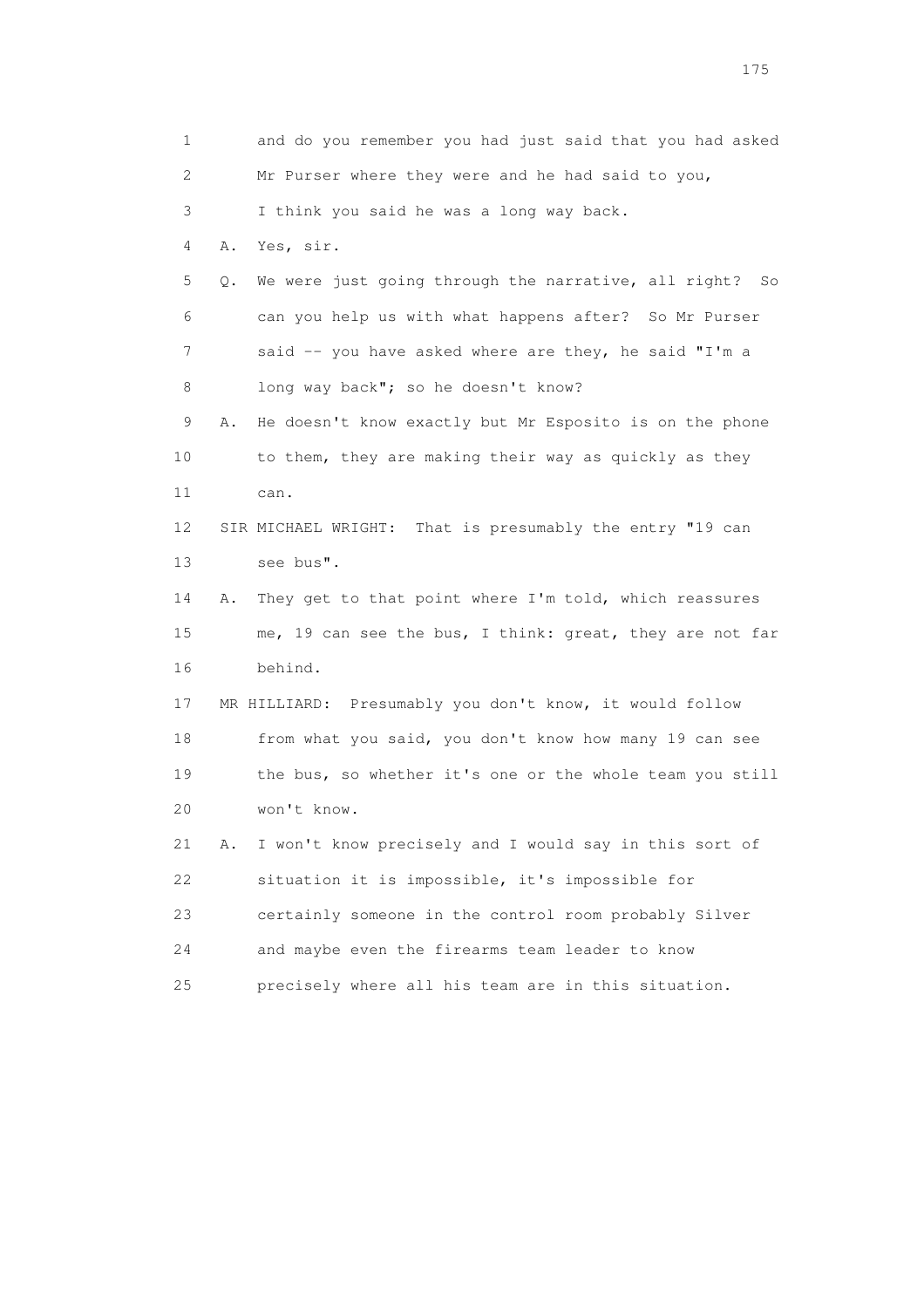1 and do you remember you had just said that you had asked
2 Mr Purser where they were and he had said to you,
3 I think you said he was a long way back.
4 A. Yes, sir.
5 Q. We were just going through the narrative, all right? So
6 can you help us with what happens after? So Mr Purser
7 said -- you have asked where are they, he said "I'm a
8 long way back"; so he doesn't know?
9 A. He doesn't know exactly but Mr Esposito is on the phone
10 to them, they are making their way as quickly as they
11 can.
12 SIR MICHAEL WRIGHT: That is presumably the entry "19 can
13 see bus".
14 A. They get to that point where I'm told, which reassures
15 me, 19 can see the bus, I think: great, they are not far
16 behind.
17 MR HILLIARD: Presumably you don't know, it would follow
18 from what you said, you don't know how many 19 can see
19 the bus, so whether it's one or the whole team you still
20 won't know.
21 A. I won't know precisely and I would say in this sort of
22 situation it is impossible, it's impossible for
23 certainly someone in the control room probably Silver
24 and maybe even the firearms team leader to know
25 precisely where all his team are in this situation.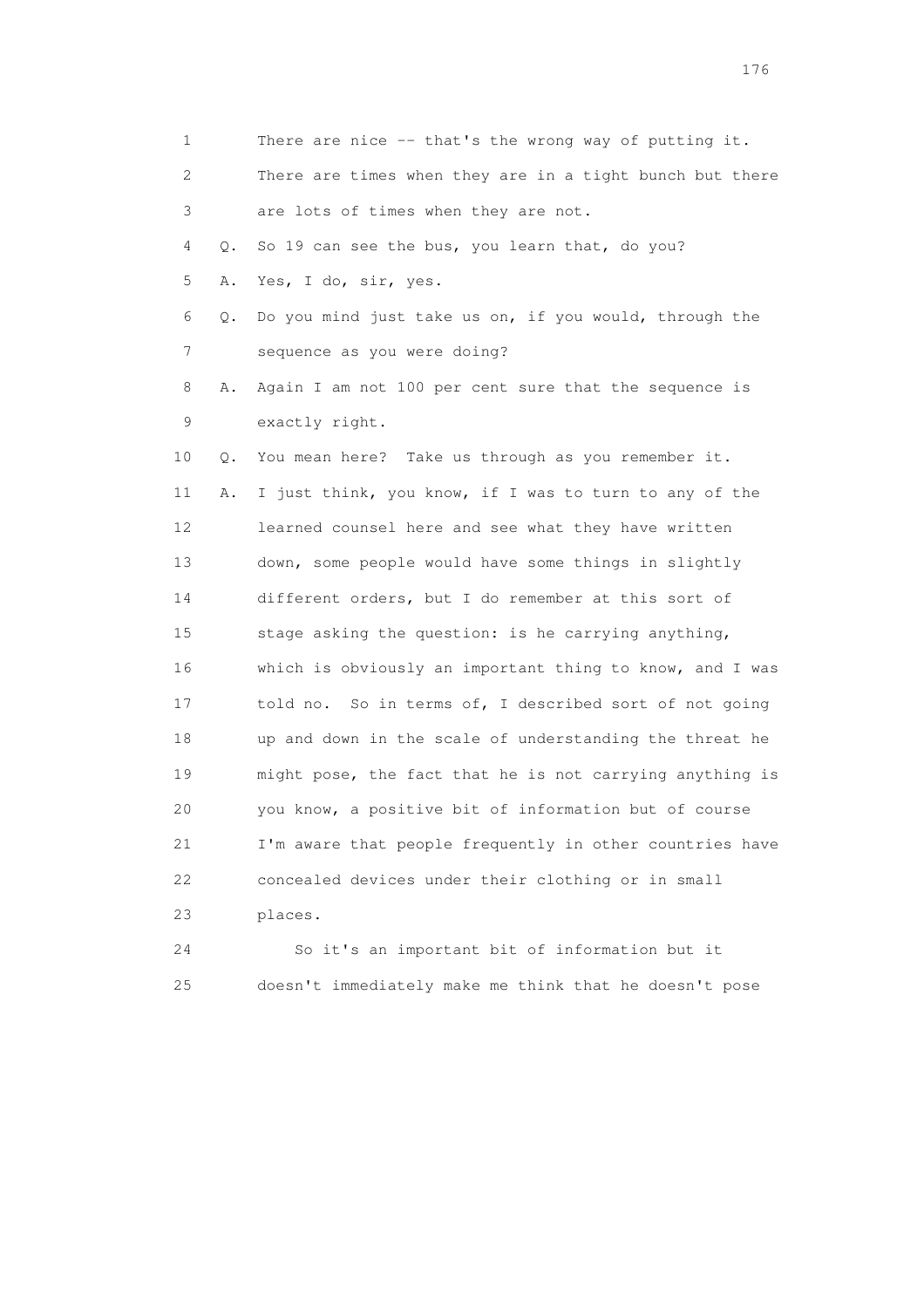1 There are nice -- that's the wrong way of putting it.
2 There are times when they are in a tight bunch but there
3 are lots of times when they are not.
4 Q. So 19 can see the bus, you learn that, do you?
5 A. Yes, I do, sir, yes.
6 Q. Do you mind just take us on, if you would, through the
7 sequence as you were doing?
8 A. Again I am not 100 per cent sure that the sequence is
9 exactly right.
10 Q. You mean here? Take us through as you remember it.
11 A. I just think, you know, if I was to turn to any of the
12 learned counsel here and see what they have written
13 down, some people would have some things in slightly
14 different orders, but I do remember at this sort of
15 stage asking the question: is he carrying anything,
16 which is obviously an important thing to know, and I was
17 told no. So in terms of, I described sort of not going
18 up and down in the scale of understanding the threat he
19 might pose, the fact that he is not carrying anything is
20 you know, a positive bit of information but of course
21 I'm aware that people frequently in other countries have
22 concealed devices under their clothing or in small
23 places.
24 So it's an important bit of information but it
25 doesn't immediately make me think that he doesn't pose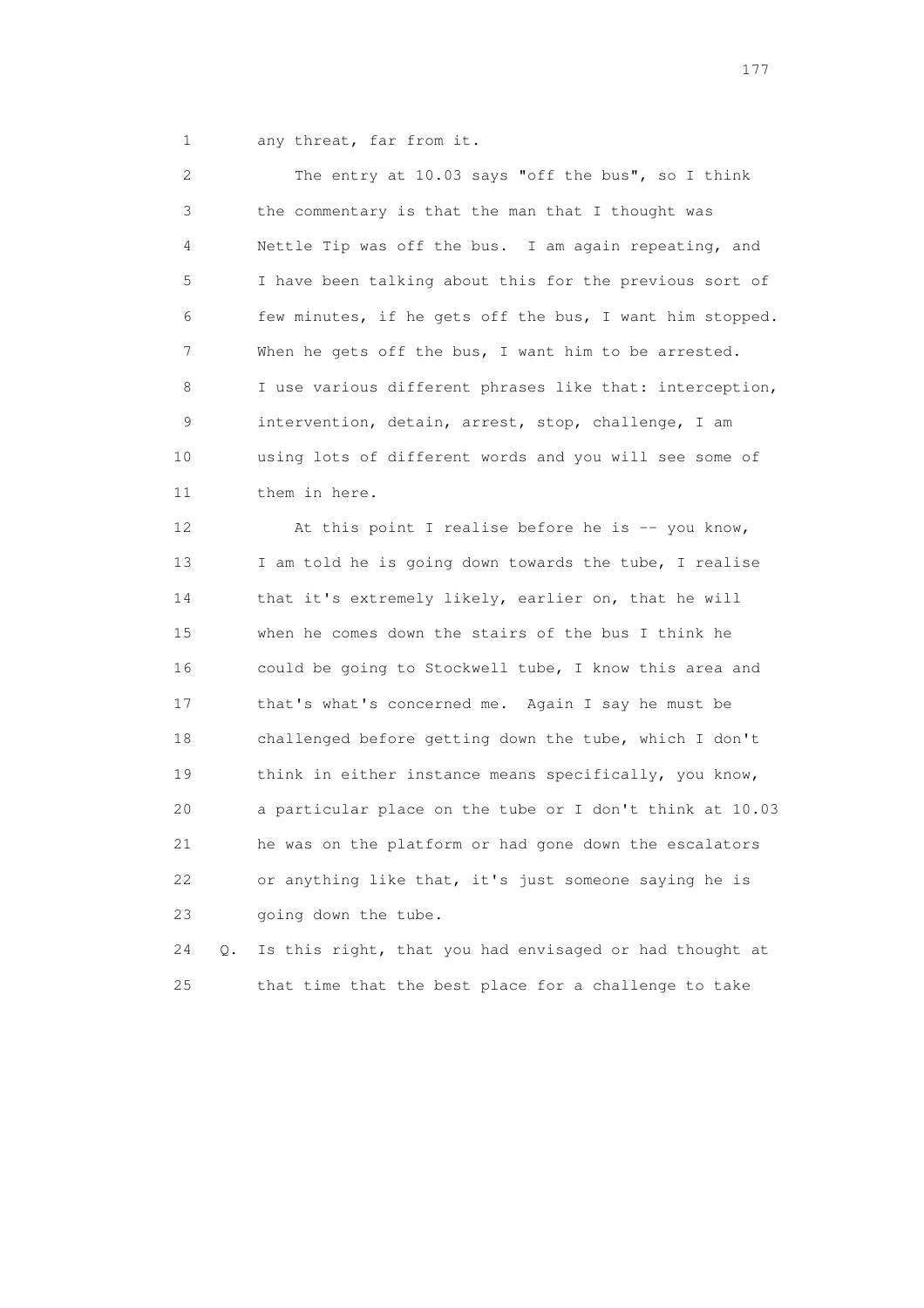1 any threat, far from it.

2 The entry at 10.03 says "off the bus", so I think
3 the commentary is that the man that I thought was
4 Nettle Tip was off the bus. I am again repeating, and
5 I have been talking about this for the previous sort of
6 few minutes, if he gets off the bus, I want him stopped.
7 When he gets off the bus, I want him to be arrested.
8 I use various different phrases like that: interception,
9 intervention, detain, arrest, stop, challenge, I am
10 using lots of different words and you will see some of
11 them in here.

12 At this point I realise before he is -- you know,
13 I am told he is going down towards the tube, I realise
14 that it's extremely likely, earlier on, that he will
15 when he comes down the stairs of the bus I think he
16 could be going to Stockwell tube, I know this area and
17 that's what's concerned me. Again I say he must be
18 challenged before getting down the tube, which I don't
19 think in either instance means specifically, you know,
20 a particular place on the tube or I don't think at 10.03
21 he was on the platform or had gone down the escalators
22 or anything like that, it's just someone saying he is
23 going down the tube.

24 Q. Is this right, that you had envisaged or had thought at
25 that time that the best place for a challenge to take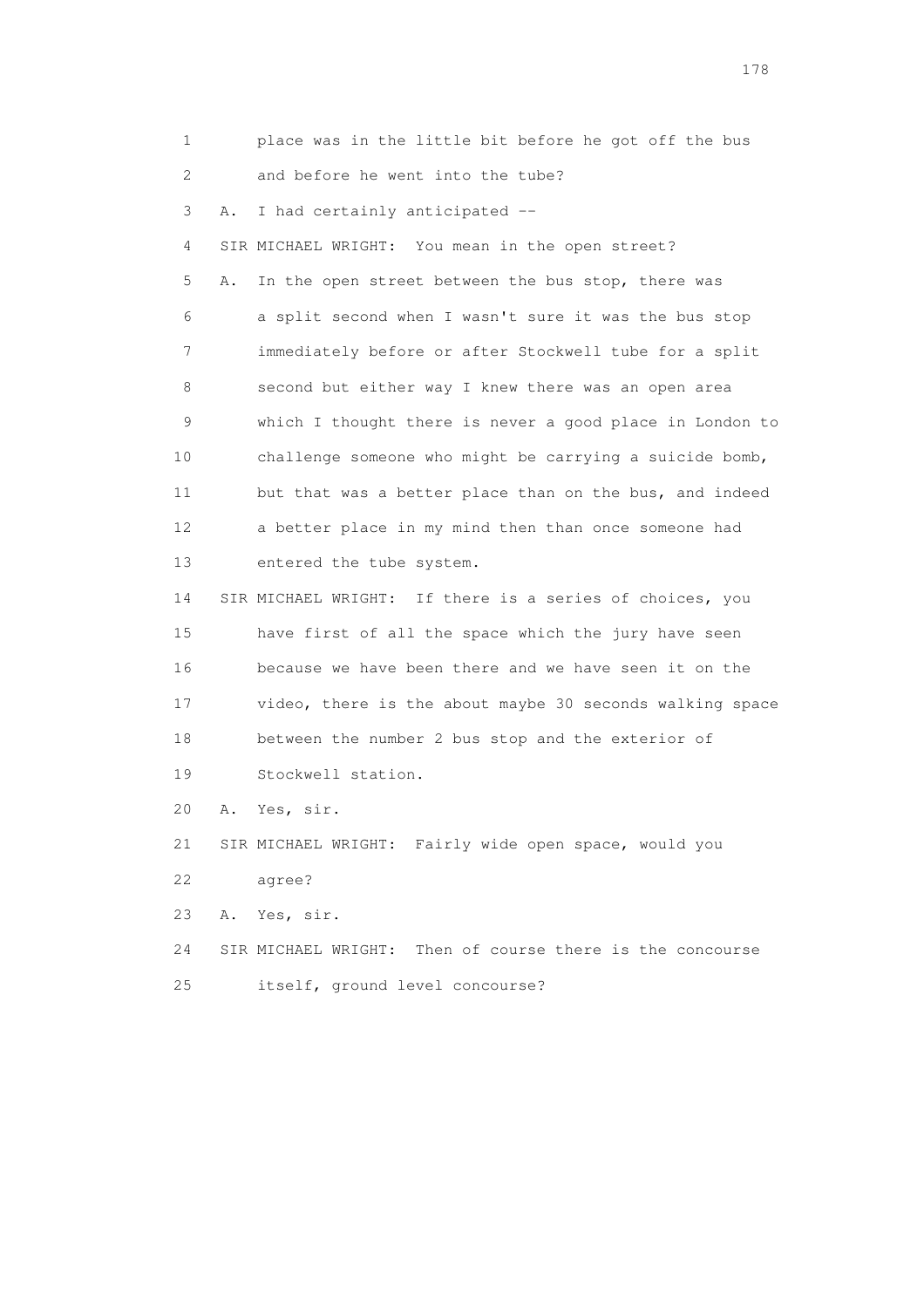1 place was in the little bit before he got off the bus
2 and before he went into the tube?
3 A. I had certainly anticipated --
4 SIR MICHAEL WRIGHT: You mean in the open street?
5 A. In the open street between the bus stop, there was
6 a split second when I wasn't sure it was the bus stop
7 immediately before or after Stockwell tube for a split
8 second but either way I knew there was an open area
9 which I thought there is never a good place in London to
10 challenge someone who might be carrying a suicide bomb,
11 but that was a better place than on the bus, and indeed
12 a better place in my mind then than once someone had
13 entered the tube system.
14 SIR MICHAEL WRIGHT: If there is a series of choices, you
15 have first of all the space which the jury have seen
16 because we have been there and we have seen it on the
17 video, there is the about maybe 30 seconds walking space
18 between the number 2 bus stop and the exterior of
19 Stockwell station.
20 A. Yes, sir.
21 SIR MICHAEL WRIGHT: Fairly wide open space, would you
22 agree?
23 A. Yes, sir.
24 SIR MICHAEL WRIGHT: Then of course there is the concourse
25 itself, ground level concourse?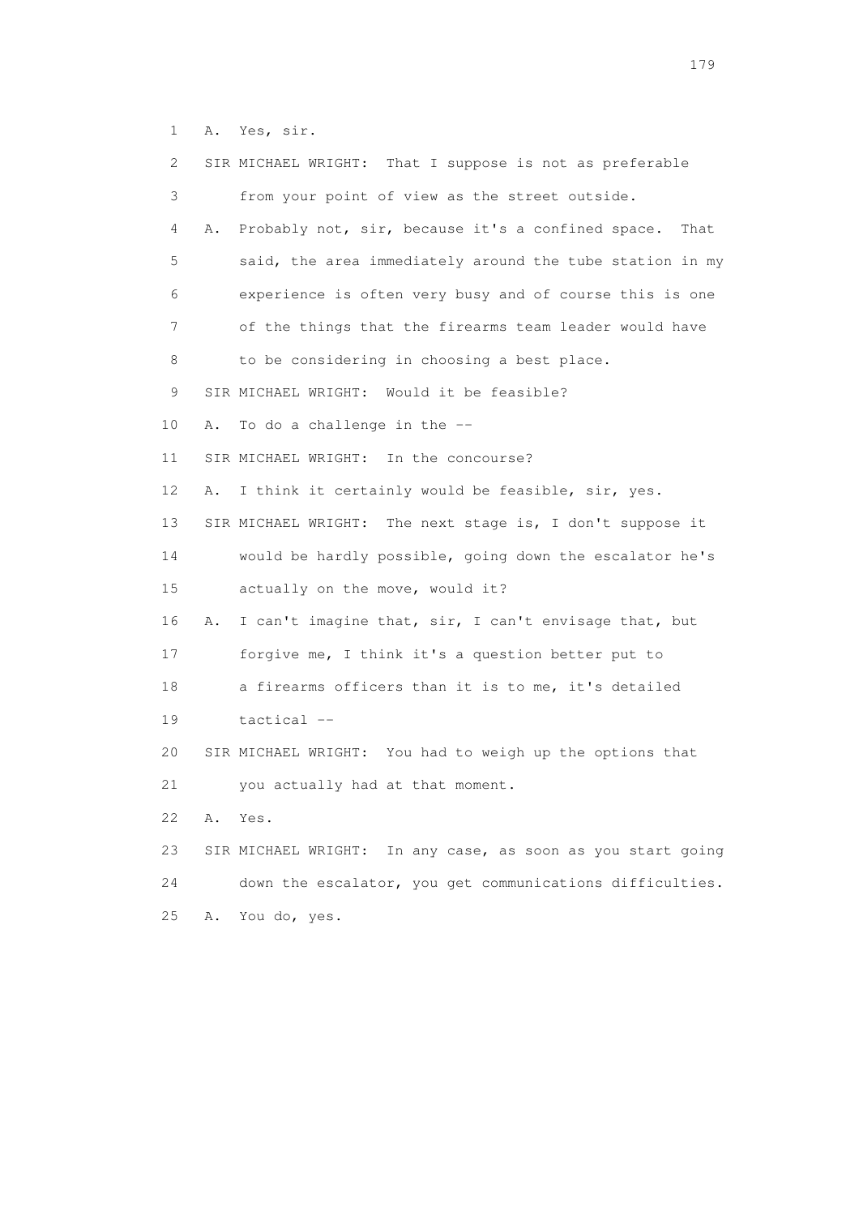1 A. Yes, sir.

2 SIR MICHAEL WRIGHT: That I suppose is not as preferable

3 from your point of view as the street outside.

4 A. Probably not, sir, because it's a confined space. That

5 said, the area immediately around the tube station in my

6 experience is often very busy and of course this is one

7 of the things that the firearms team leader would have

8 to be considering in choosing a best place.

9 SIR MICHAEL WRIGHT: Would it be feasible?

10 A. To do a challenge in the --

11 SIR MICHAEL WRIGHT: In the concourse?

12 A. I think it certainly would be feasible, sir, yes.

13 SIR MICHAEL WRIGHT: The next stage is, I don't suppose it

14 would be hardly possible, going down the escalator he's

15 actually on the move, would it?

16 A. I can't imagine that, sir, I can't envisage that, but

17 forgive me, I think it's a question better put to

18 a firearms officers than it is to me, it's detailed

19 tactical --

20 SIR MICHAEL WRIGHT: You had to weigh up the options that

21 you actually had at that moment.

22 A. Yes.

23 SIR MICHAEL WRIGHT: In any case, as soon as you start going

24 down the escalator, you get communications difficulties.

25 A. You do, yes.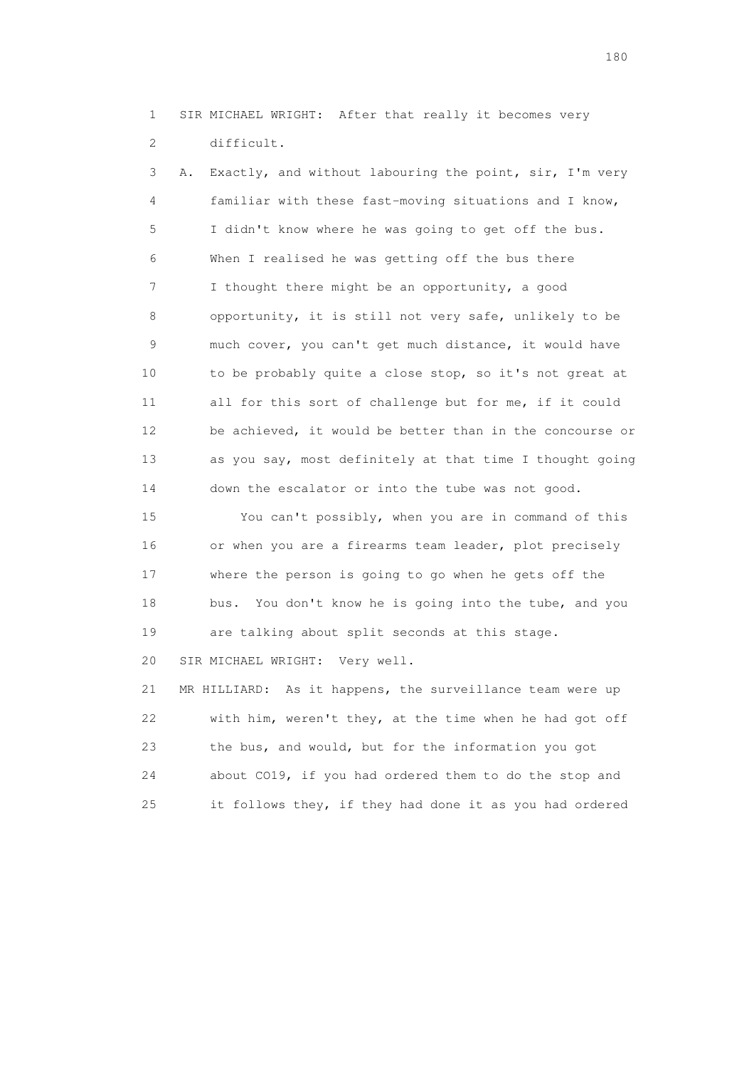1 SIR MICHAEL WRIGHT: After that really it becomes very
2 difficult.

3 A. Exactly, and without labouring the point, sir, I'm very
4 familiar with these fast-moving situations and I know,
5 I didn't know where he was going to get off the bus.
6 When I realised he was getting off the bus there
7 I thought there might be an opportunity, a good
8 opportunity, it is still not very safe, unlikely to be
9 much cover, you can't get much distance, it would have
10 to be probably quite a close stop, so it's not great at
11 all for this sort of challenge but for me, if it could
12 be achieved, it would be better than in the concourse or
13 as you say, most definitely at that time I thought going
14 down the escalator or into the tube was not good.

15 You can't possibly, when you are in command of this
16 or when you are a firearms team leader, plot precisely
17 where the person is going to go when he gets off the
18 bus. You don't know he is going into the tube, and you
19 are talking about split seconds at this stage.

20 SIR MICHAEL WRIGHT: Very well.

21 MR HILLIARD: As it happens, the surveillance team were up
22 with him, weren't they, at the time when he had got off
23 the bus, and would, but for the information you got
24 about CO19, if you had ordered them to do the stop and
25 it follows they, if they had done it as you had ordered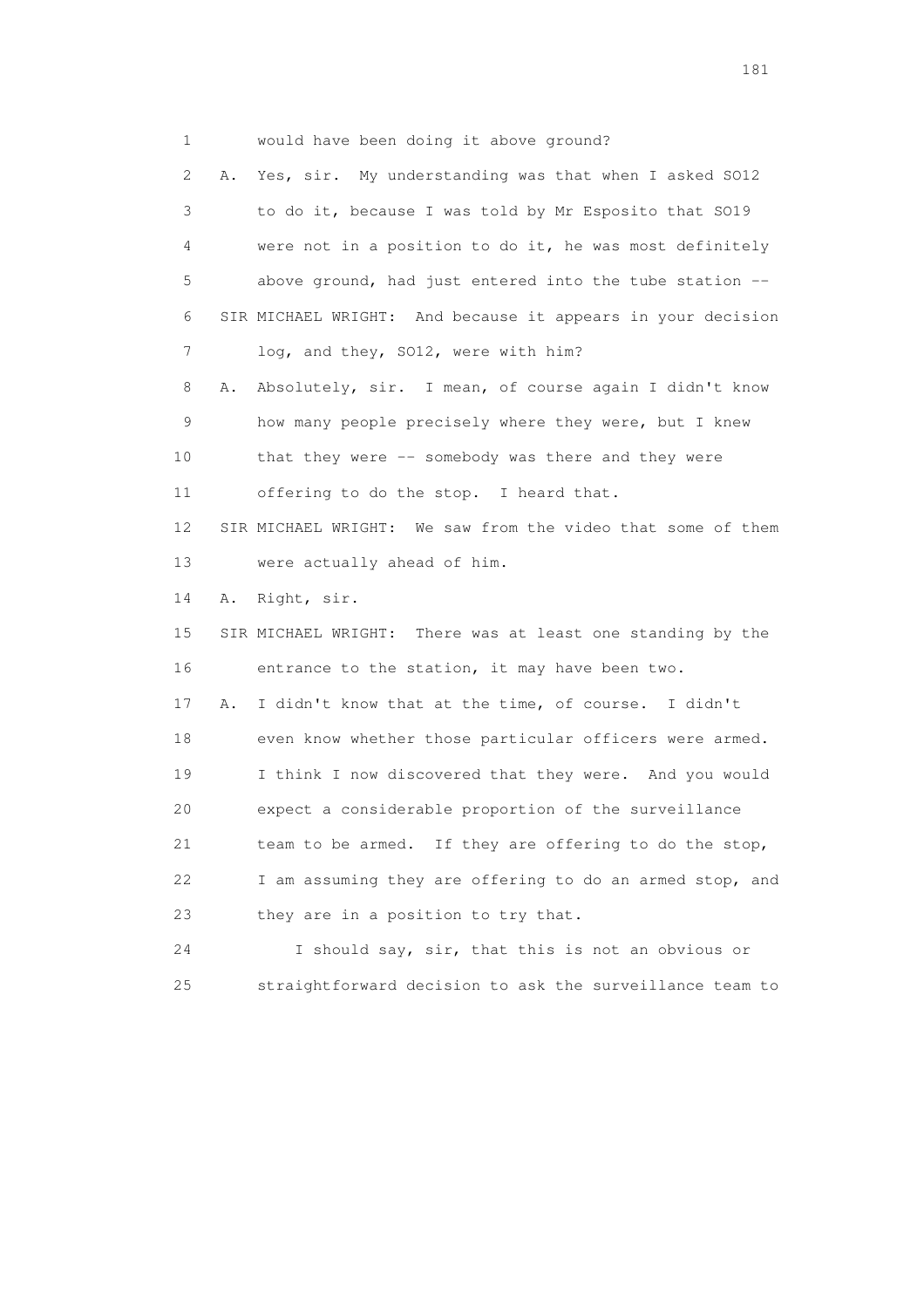1 would have been doing it above ground?

2 A. Yes, sir. My understanding was that when I asked SO12

3 to do it, because I was told by Mr Esposito that SO19

4 were not in a position to do it, he was most definitely

5 above ground, had just entered into the tube station --

6 SIR MICHAEL WRIGHT: And because it appears in your decision

7 log, and they, SO12, were with him?

8 A. Absolutely, sir. I mean, of course again I didn't know

9 how many people precisely where they were, but I knew

10 that they were -- somebody was there and they were

11 offering to do the stop. I heard that.

12 SIR MICHAEL WRIGHT: We saw from the video that some of them

13 were actually ahead of him.

14 A. Right, sir.

15 SIR MICHAEL WRIGHT: There was at least one standing by the

16 entrance to the station, it may have been two.

17 A. I didn't know that at the time, of course. I didn't

18 even know whether those particular officers were armed.

19 I think I now discovered that they were. And you would

20 expect a considerable proportion of the surveillance

21 team to be armed. If they are offering to do the stop,

22 I am assuming they are offering to do an armed stop, and

23 they are in a position to try that.

24 I should say, sir, that this is not an obvious or

25 straightforward decision to ask the surveillance team to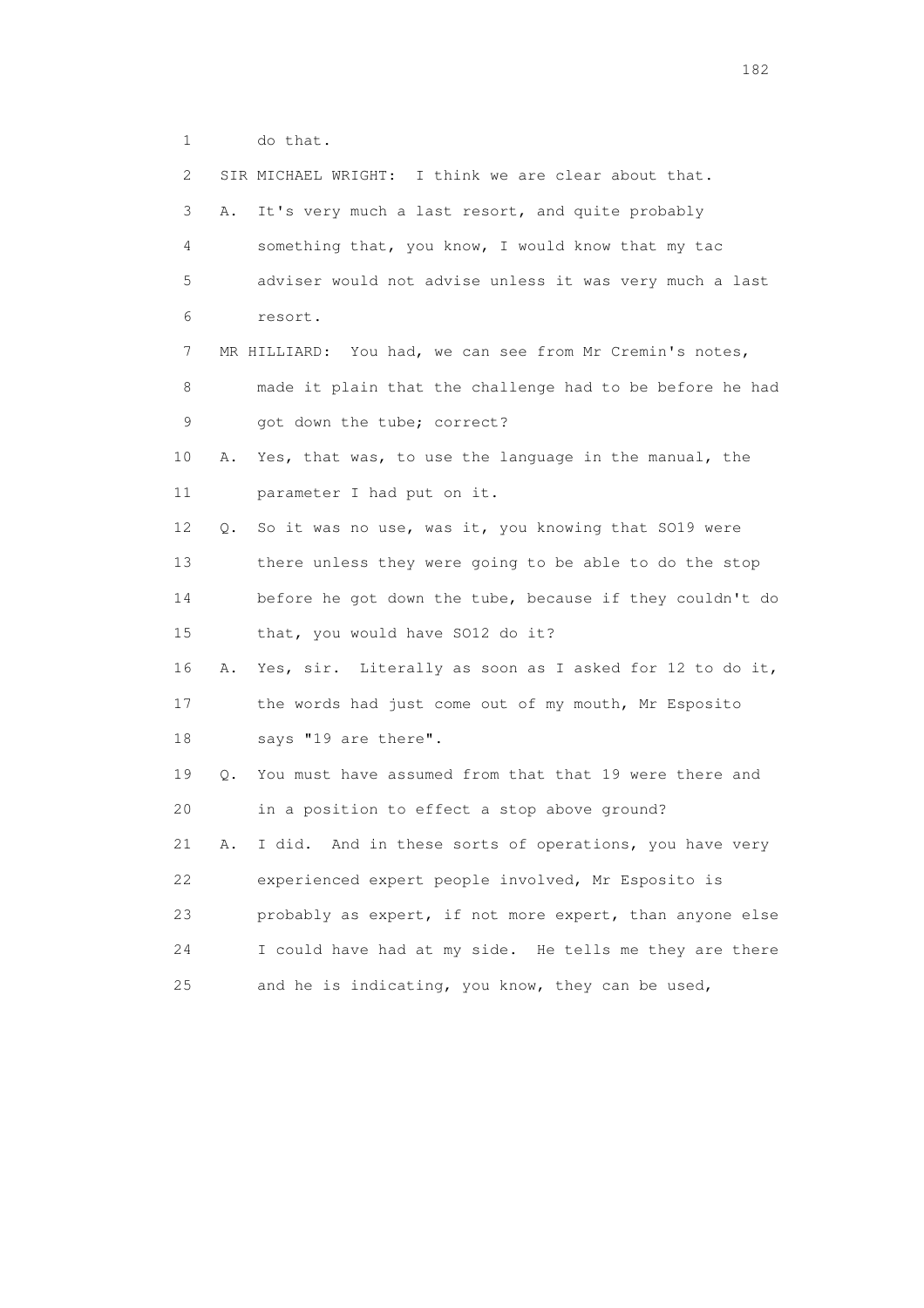1 do that.

2 SIR MICHAEL WRIGHT: I think we are clear about that.

3 A. It's very much a last resort, and quite probably

4 something that, you know, I would know that my tac

5 adviser would not advise unless it was very much a last

6 resort.

7 MR HILLIARD: You had, we can see from Mr Cremin's notes,

8 made it plain that the challenge had to be before he had

9 got down the tube; correct?

10 A. Yes, that was, to use the language in the manual, the

11 parameter I had put on it.

12 Q. So it was no use, was it, you knowing that SO19 were

13 there unless they were going to be able to do the stop

14 before he got down the tube, because if they couldn't do

15 that, you would have SO12 do it?

16 A. Yes, sir. Literally as soon as I asked for 12 to do it,

17 the words had just come out of my mouth, Mr Esposito

18 says "19 are there".

19 Q. You must have assumed from that that 19 were there and

20 in a position to effect a stop above ground?

21 A. I did. And in these sorts of operations, you have very

22 experienced expert people involved, Mr Esposito is

23 probably as expert, if not more expert, than anyone else

24 I could have had at my side. He tells me they are there

25 and he is indicating, you know, they can be used,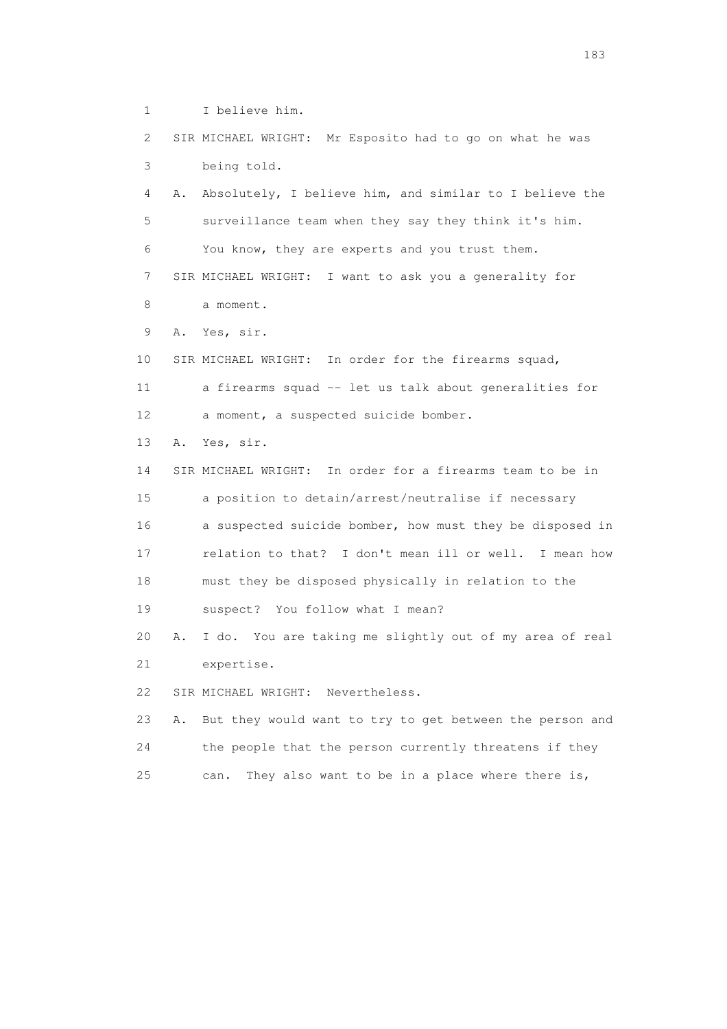1 I believe him.

2 SIR MICHAEL WRIGHT: Mr Esposito had to go on what he was

3 being told.

4 A. Absolutely, I believe him, and similar to I believe the

5 surveillance team when they say they think it's him.

6 You know, they are experts and you trust them.

7 SIR MICHAEL WRIGHT: I want to ask you a generality for

8 a moment.

9 A. Yes, sir.

10 SIR MICHAEL WRIGHT: In order for the firearms squad,

11 a firearms squad -- let us talk about generalities for

12 a moment, a suspected suicide bomber.

13 A. Yes, sir.

14 SIR MICHAEL WRIGHT: In order for a firearms team to be in

15 a position to detain/arrest/neutralise if necessary

16 a suspected suicide bomber, how must they be disposed in

17 relation to that? I don't mean ill or well. I mean how

18 must they be disposed physically in relation to the

19 suspect? You follow what I mean?

20 A. I do. You are taking me slightly out of my area of real

21 expertise.

22 SIR MICHAEL WRIGHT: Nevertheless.

23 A. But they would want to try to get between the person and

24 the people that the person currently threatens if they

25 can. They also want to be in a place where there is,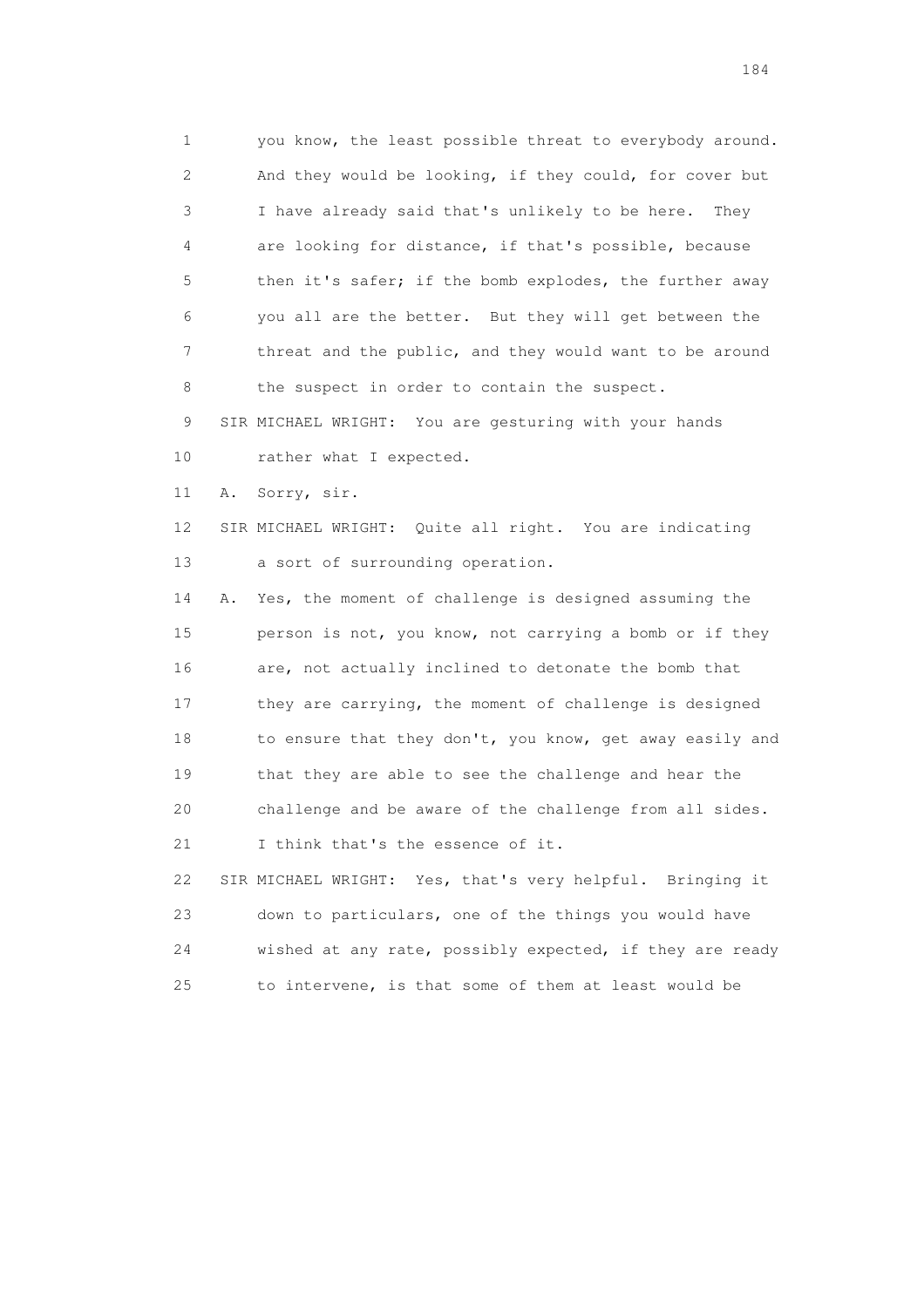1 you know, the least possible threat to everybody around.
2 And they would be looking, if they could, for cover but
3 I have already said that's unlikely to be here. They
4 are looking for distance, if that's possible, because
5 then it's safer; if the bomb explodes, the further away
6 you all are the better. But they will get between the
7 threat and the public, and they would want to be around
8 the suspect in order to contain the suspect.
9 SIR MICHAEL WRIGHT: You are gesturing with your hands
10 rather what I expected.
11 A. Sorry, sir.
12 SIR MICHAEL WRIGHT: Quite all right. You are indicating
13 a sort of surrounding operation.
14 A. Yes, the moment of challenge is designed assuming the
15 person is not, you know, not carrying a bomb or if they
16 are, not actually inclined to detonate the bomb that
17 they are carrying, the moment of challenge is designed
18 to ensure that they don't, you know, get away easily and
19 that they are able to see the challenge and hear the
20 challenge and be aware of the challenge from all sides.
21 I think that's the essence of it.
22 SIR MICHAEL WRIGHT: Yes, that's very helpful. Bringing it
23 down to particulars, one of the things you would have
24 wished at any rate, possibly expected, if they are ready
25 to intervene, is that some of them at least would be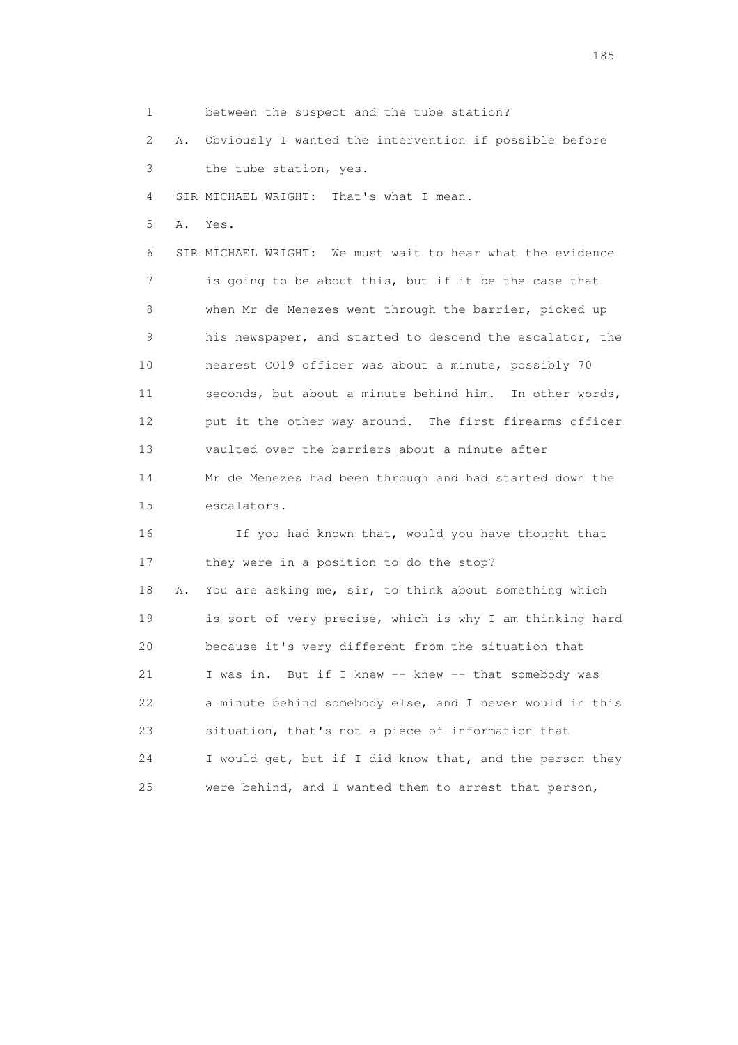1 between the suspect and the tube station?

2 A. Obviously I wanted the intervention if possible before

3 the tube station, yes.

4 SIR MICHAEL WRIGHT: That's what I mean.

5 A. Yes.

6 SIR MICHAEL WRIGHT: We must wait to hear what the evidence

7 is going to be about this, but if it be the case that

8 when Mr de Menezes went through the barrier, picked up

9 his newspaper, and started to descend the escalator, the

10 nearest CO19 officer was about a minute, possibly 70

11 seconds, but about a minute behind him. In other words,

12 put it the other way around. The first firearms officer

13 vaulted over the barriers about a minute after

14 Mr de Menezes had been through and had started down the

15 escalators.

16 If you had known that, would you have thought that

17 they were in a position to do the stop?

18 A. You are asking me, sir, to think about something which

19 is sort of very precise, which is why I am thinking hard

20 because it's very different from the situation that

21 I was in. But if I knew -- knew -- that somebody was

22 a minute behind somebody else, and I never would in this

23 situation, that's not a piece of information that

24 I would get, but if I did know that, and the person they

25 were behind, and I wanted them to arrest that person,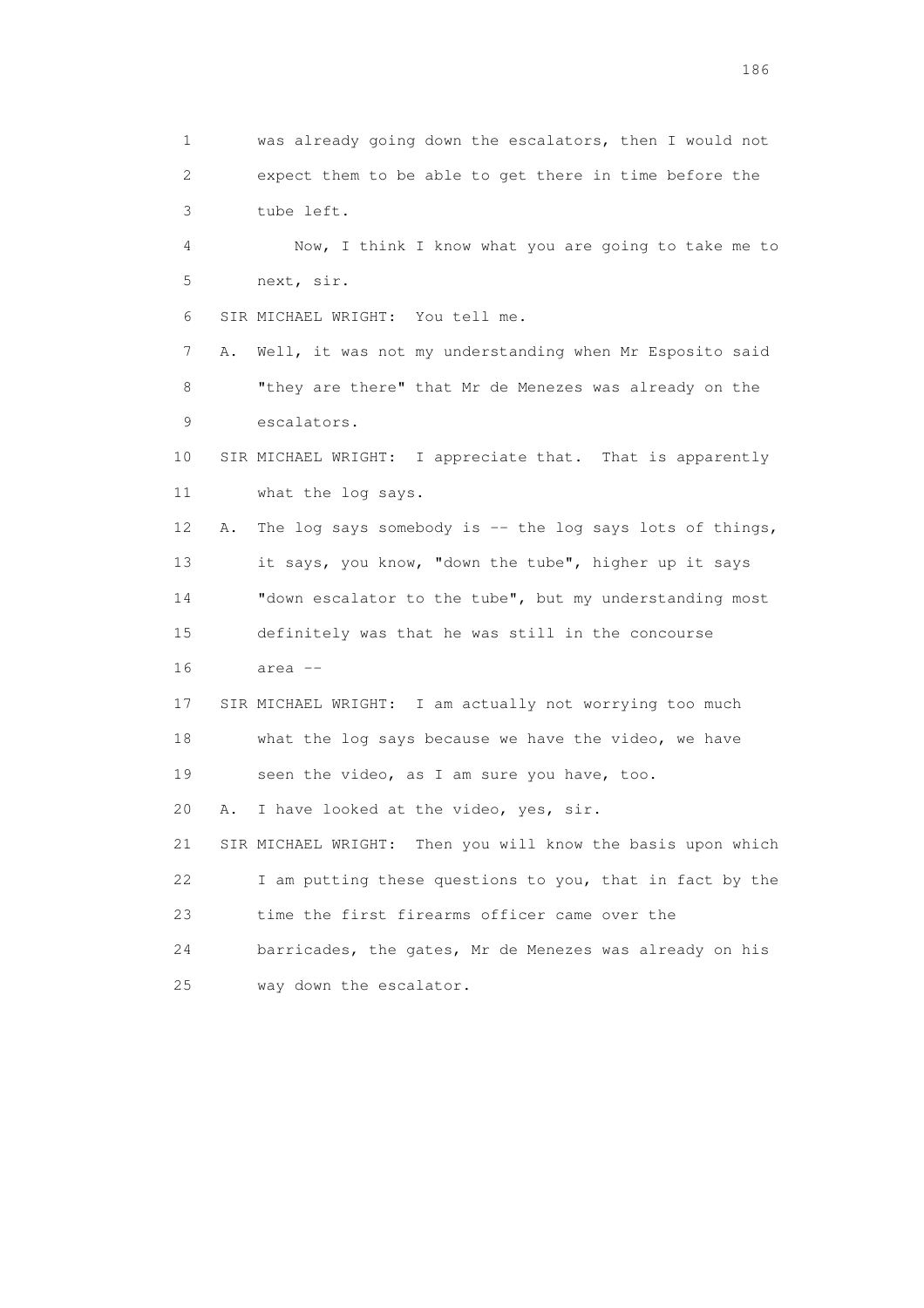1 was already going down the escalators, then I would not
2 expect them to be able to get there in time before the
3 tube left.

4 Now, I think I know what you are going to take me to
5 next, sir.

6 SIR MICHAEL WRIGHT: You tell me.

7 A. Well, it was not my understanding when Mr Esposito said
8 "they are there" that Mr de Menezes was already on the
9 escalators.

10 SIR MICHAEL WRIGHT: I appreciate that. That is apparently
11 what the log says.

12 A. The log says somebody is -- the log says lots of things,
13 it says, you know, "down the tube", higher up it says
14 "down escalator to the tube", but my understanding most
15 definitely was that he was still in the concourse
16 area --

17 SIR MICHAEL WRIGHT: I am actually not worrying too much
18 what the log says because we have the video, we have
19 seen the video, as I am sure you have, too.

20 A. I have looked at the video, yes, sir.

21 SIR MICHAEL WRIGHT: Then you will know the basis upon which
22 I am putting these questions to you, that in fact by the
23 time the first firearms officer came over the
24 barricades, the gates, Mr de Menezes was already on his
25 way down the escalator.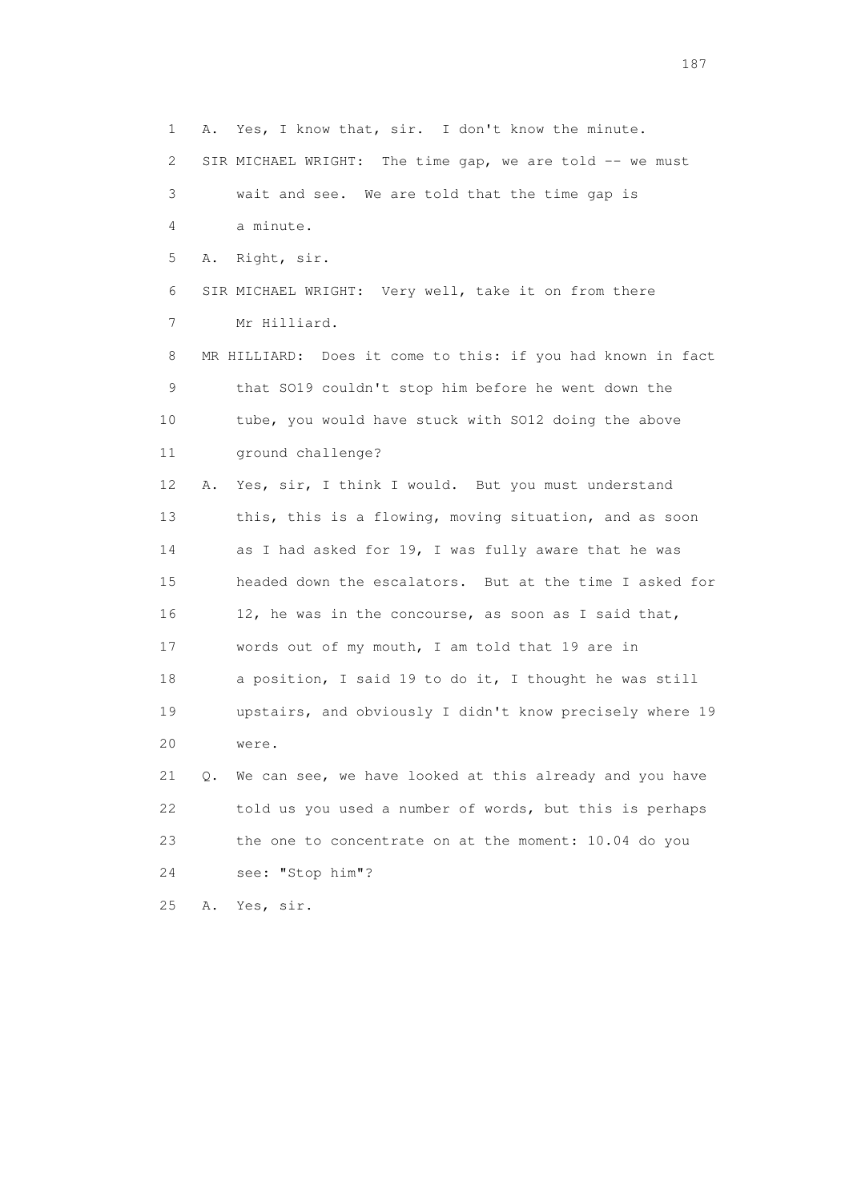1 A. Yes, I know that, sir. I don't know the minute.

2 SIR MICHAEL WRIGHT: The time gap, we are told -- we must

3 wait and see. We are told that the time gap is

4 a minute.

5 A. Right, sir.

6 SIR MICHAEL WRIGHT: Very well, take it on from there

7 Mr Hilliard.

8 MR HILLIARD: Does it come to this: if you had known in fact

9 that SO19 couldn't stop him before he went down the

10 tube, you would have stuck with SO12 doing the above

11 ground challenge?

12 A. Yes, sir, I think I would. But you must understand

13 this, this is a flowing, moving situation, and as soon

14 as I had asked for 19, I was fully aware that he was

15 headed down the escalators. But at the time I asked for

16 12, he was in the concourse, as soon as I said that,

17 words out of my mouth, I am told that 19 are in

18 a position, I said 19 to do it, I thought he was still

19 upstairs, and obviously I didn't know precisely where 19

20 were.

21 Q. We can see, we have looked at this already and you have

22 told us you used a number of words, but this is perhaps

23 the one to concentrate on at the moment: 10.04 do you

24 see: "Stop him"?

25 A. Yes, sir.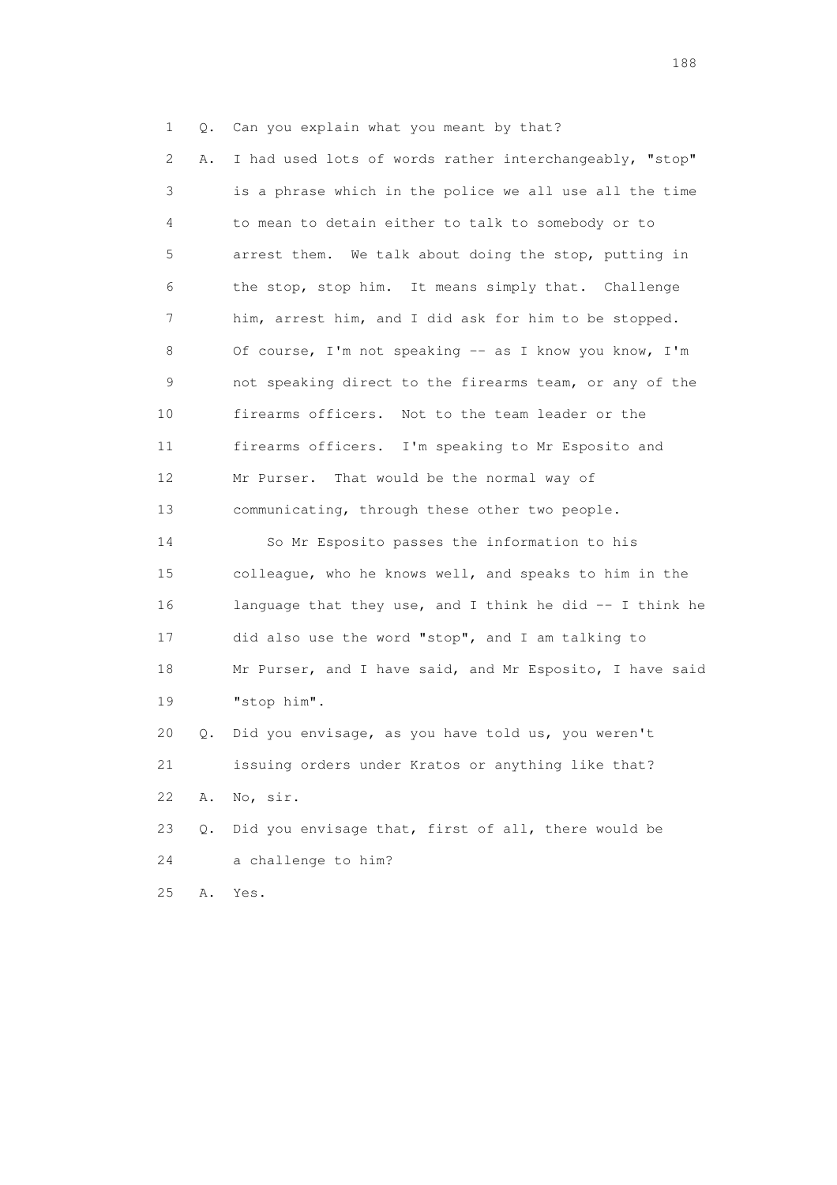1 Q. Can you explain what you meant by that?

2 A. I had used lots of words rather interchangeably, "stop"

3 is a phrase which in the police we all use all the time

4 to mean to detain either to talk to somebody or to

5 arrest them. We talk about doing the stop, putting in

6 the stop, stop him. It means simply that. Challenge

7 him, arrest him, and I did ask for him to be stopped.

8 Of course, I'm not speaking -- as I know you know, I'm

9 not speaking direct to the firearms team, or any of the

10 firearms officers. Not to the team leader or the

11 firearms officers. I'm speaking to Mr Esposito and

12 Mr Purser. That would be the normal way of

13 communicating, through these other two people.

14 So Mr Esposito passes the information to his

15 colleague, who he knows well, and speaks to him in the

16 language that they use, and I think he did -- I think he

17 did also use the word "stop", and I am talking to

18 Mr Purser, and I have said, and Mr Esposito, I have said

19 "stop him".

20 Q. Did you envisage, as you have told us, you weren't

21 issuing orders under Kratos or anything like that?

22 A. No, sir.

23 Q. Did you envisage that, first of all, there would be

24 a challenge to him?

25 A. Yes.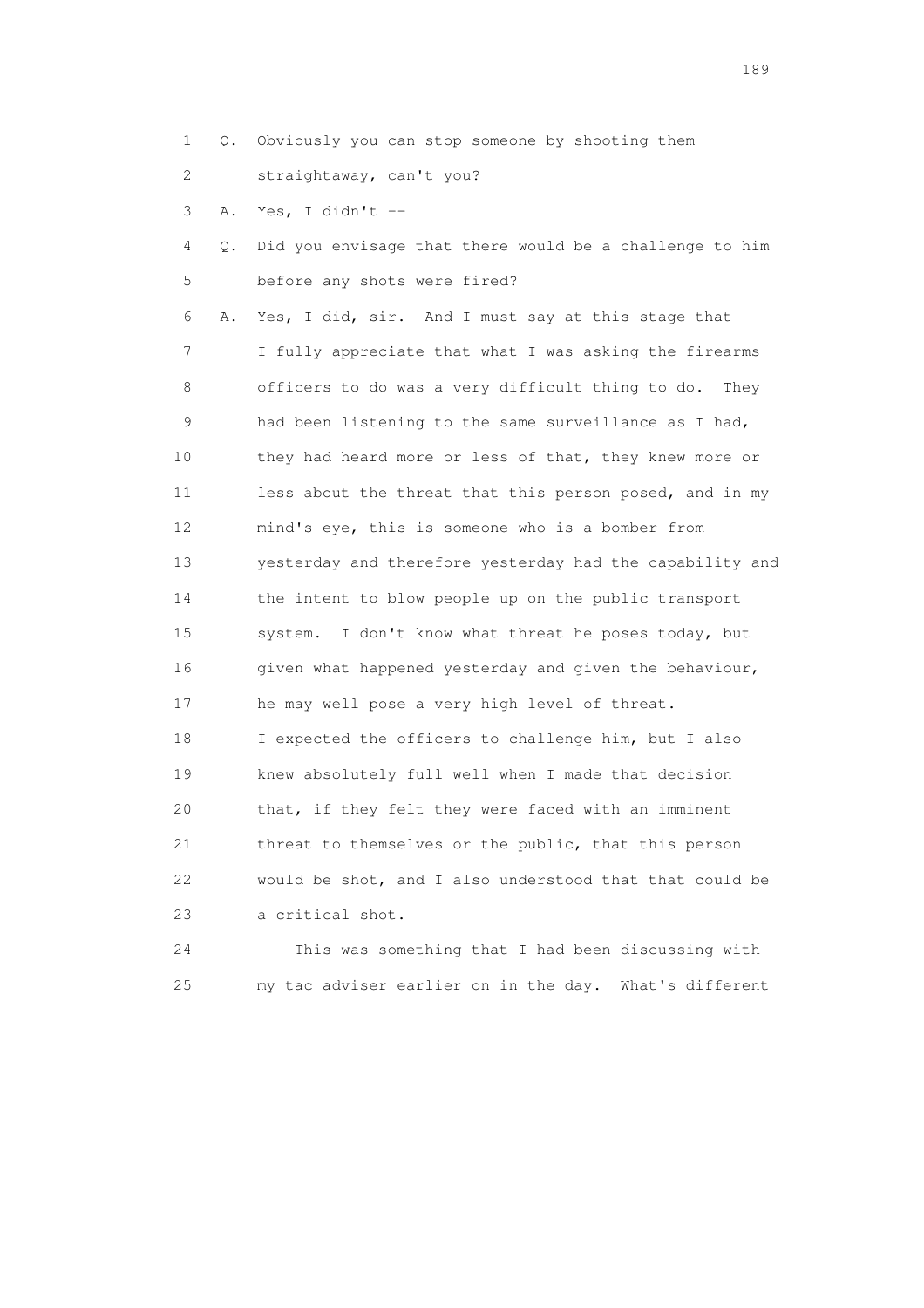1 Q. Obviously you can stop someone by shooting them
2 straightaway, can't you?
3 A. Yes, I didn't --
4 Q. Did you envisage that there would be a challenge to him
5 before any shots were fired?
6 A. Yes, I did, sir. And I must say at this stage that
7 I fully appreciate that what I was asking the firearms
8 officers to do was a very difficult thing to do. They
9 had been listening to the same surveillance as I had,
10 they had heard more or less of that, they knew more or
11 less about the threat that this person posed, and in my
12 mind's eye, this is someone who is a bomber from
13 yesterday and therefore yesterday had the capability and
14 the intent to blow people up on the public transport
15 system. I don't know what threat he poses today, but
16 given what happened yesterday and given the behaviour,
17 he may well pose a very high level of threat.
18 I expected the officers to challenge him, but I also
19 knew absolutely full well when I made that decision
20 that, if they felt they were faced with an imminent
21 threat to themselves or the public, that this person
22 would be shot, and I also understood that that could be
23 a critical shot.
24 This was something that I had been discussing with
25 my tac adviser earlier on in the day. What's different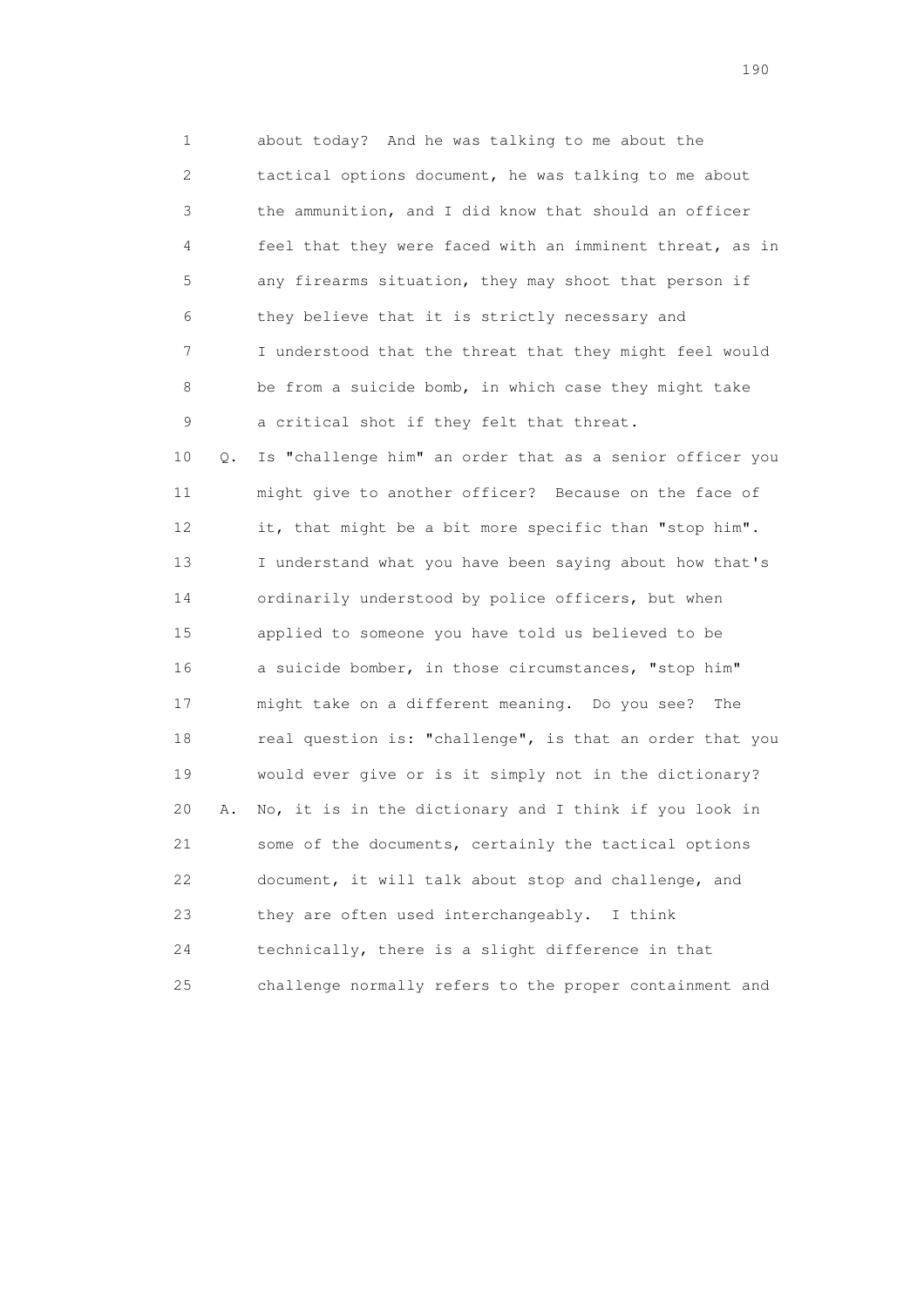1 about today? And he was talking to me about the
2 tactical options document, he was talking to me about
3 the ammunition, and I did know that should an officer
4 feel that they were faced with an imminent threat, as in
5 any firearms situation, they may shoot that person if
6 they believe that it is strictly necessary and
7 I understood that the threat that they might feel would
8 be from a suicide bomb, in which case they might take
9 a critical shot if they felt that threat.
10 Q. Is "challenge him" an order that as a senior officer you
11 might give to another officer? Because on the face of
12 it, that might be a bit more specific than "stop him".
13 I understand what you have been saying about how that's
14 ordinarily understood by police officers, but when
15 applied to someone you have told us believed to be
16 a suicide bomber, in those circumstances, "stop him"
17 might take on a different meaning. Do you see? The
18 real question is: "challenge", is that an order that you
19 would ever give or is it simply not in the dictionary?
20 A. No, it is in the dictionary and I think if you look in
21 some of the documents, certainly the tactical options
22 document, it will talk about stop and challenge, and
23 they are often used interchangeably. I think
24 technically, there is a slight difference in that
25 challenge normally refers to the proper containment and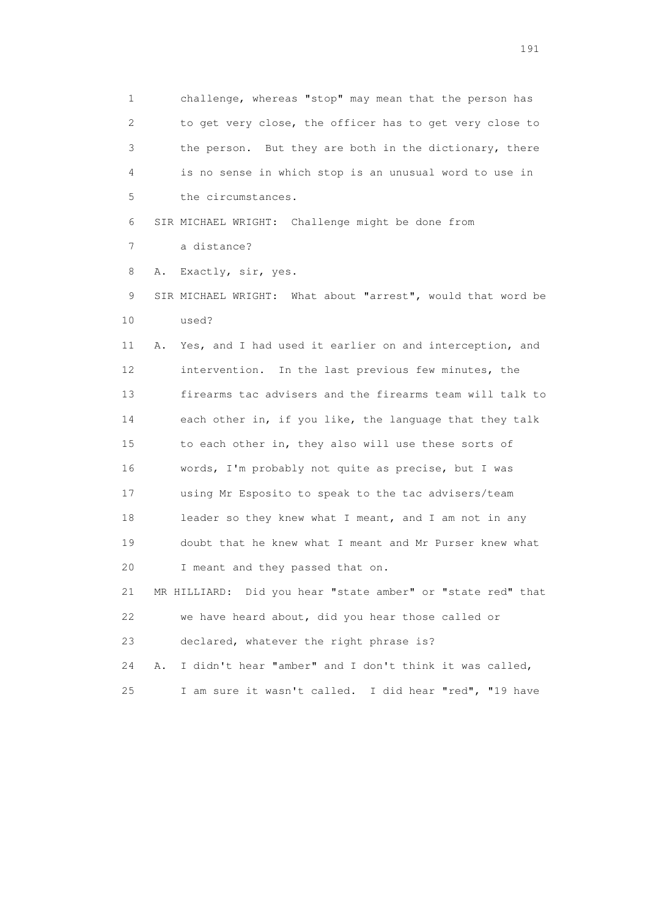1 challenge, whereas "stop" may mean that the person has
2 to get very close, the officer has to get very close to
3 the person. But they are both in the dictionary, there
4 is no sense in which stop is an unusual word to use in
5 the circumstances.

6 SIR MICHAEL WRIGHT: Challenge might be done from
7 a distance?

8 A. Exactly, sir, yes.

9 SIR MICHAEL WRIGHT: What about "arrest", would that word be
10 used?

11 A. Yes, and I had used it earlier on and interception, and
12 intervention. In the last previous few minutes, the
13 firearms tac advisers and the firearms team will talk to
14 each other in, if you like, the language that they talk
15 to each other in, they also will use these sorts of
16 words, I'm probably not quite as precise, but I was
17 using Mr Esposito to speak to the tac advisers/team
18 leader so they knew what I meant, and I am not in any
19 doubt that he knew what I meant and Mr Purser knew what
20 I meant and they passed that on.

21 MR HILLIARD: Did you hear "state amber" or "state red" that
22 we have heard about, did you hear those called or
23 declared, whatever the right phrase is?

24 A. I didn't hear "amber" and I don't think it was called,
25 I am sure it wasn't called. I did hear "red", "19 have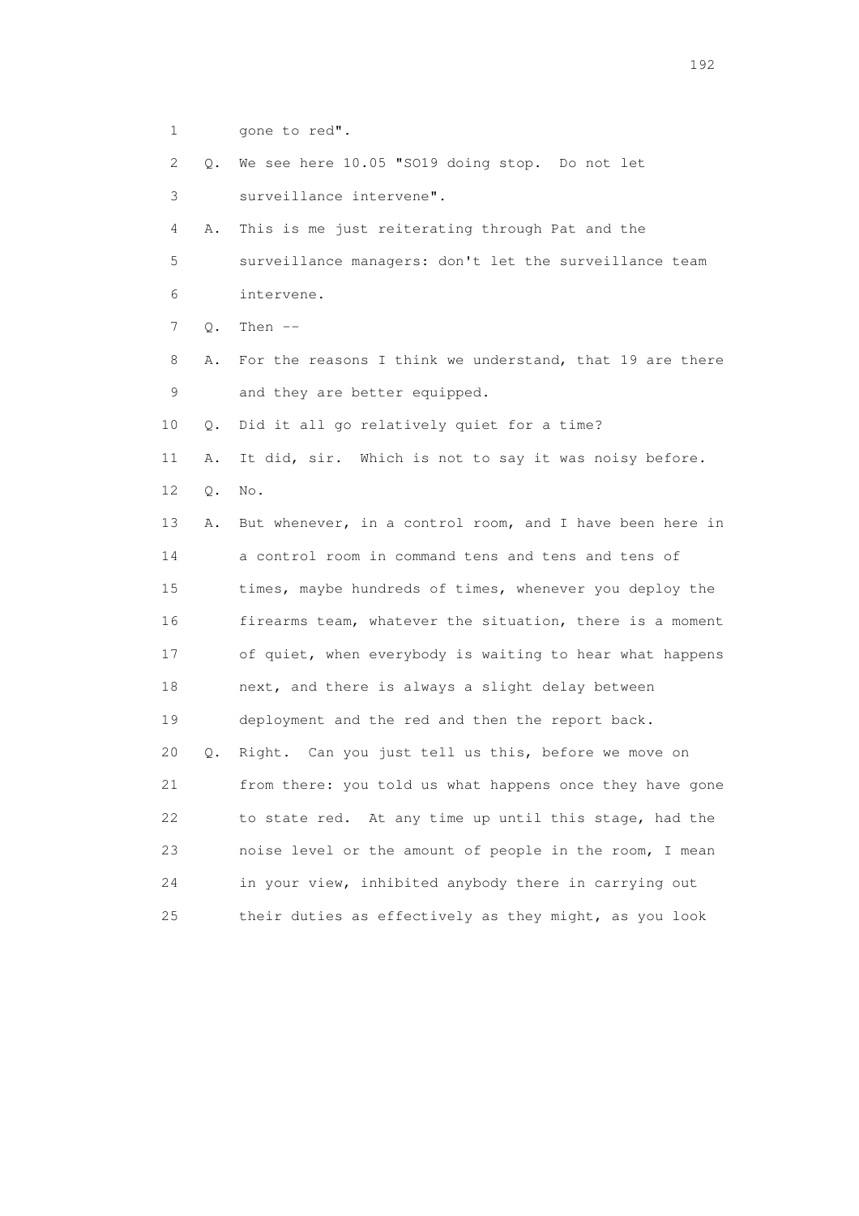1 gone to red".

2 Q. We see here 10.05 "SO19 doing stop. Do not let

3 surveillance intervene".

4 A. This is me just reiterating through Pat and the

5 surveillance managers: don't let the surveillance team

6 intervene.

7 Q. Then --

8 A. For the reasons I think we understand, that 19 are there

9 and they are better equipped.

10 Q. Did it all go relatively quiet for a time?

11 A. It did, sir. Which is not to say it was noisy before.

12 Q. No.

13 A. But whenever, in a control room, and I have been here in

14 a control room in command tens and tens and tens of

15 times, maybe hundreds of times, whenever you deploy the

16 firearms team, whatever the situation, there is a moment

17 of quiet, when everybody is waiting to hear what happens

18 next, and there is always a slight delay between

19 deployment and the red and then the report back.

20 Q. Right. Can you just tell us this, before we move on

21 from there: you told us what happens once they have gone

22 to state red. At any time up until this stage, had the

23 noise level or the amount of people in the room, I mean

24 in your view, inhibited anybody there in carrying out

25 their duties as effectively as they might, as you look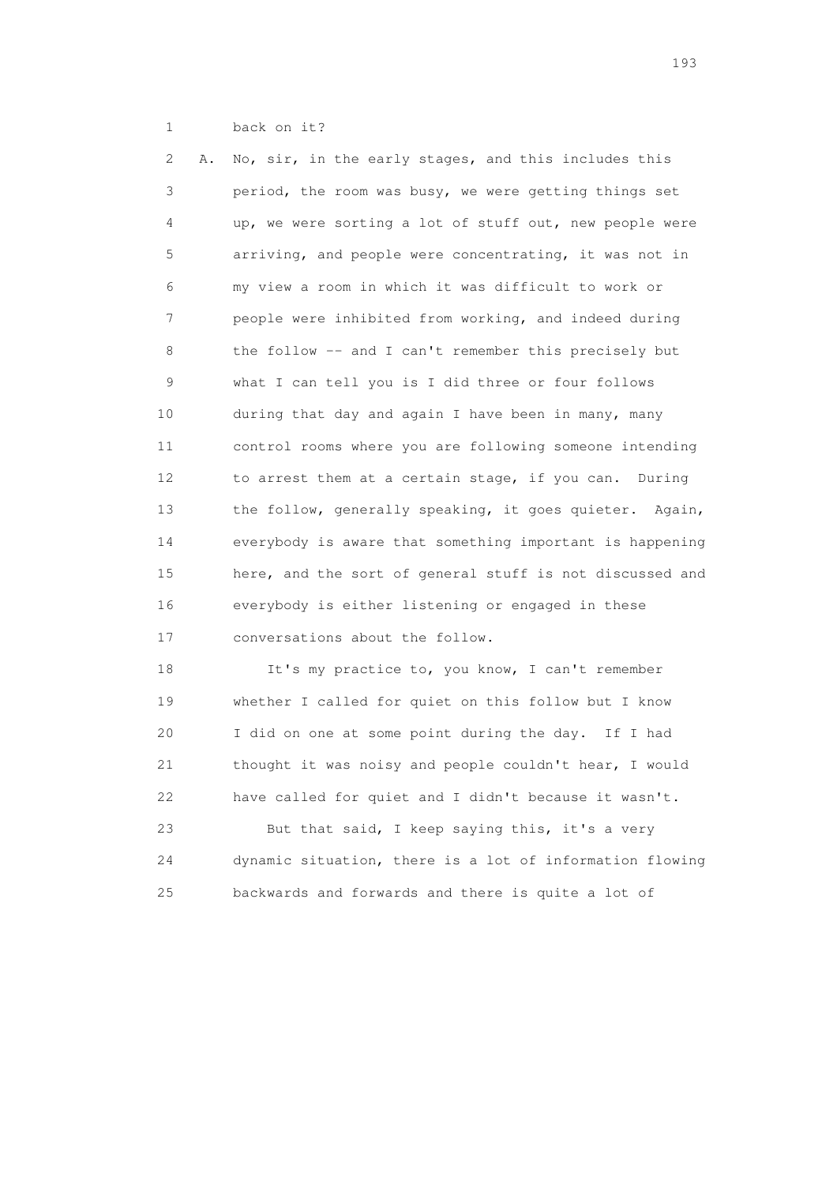1 back on it?

2 A. No, sir, in the early stages, and this includes this
3 period, the room was busy, we were getting things set
4 up, we were sorting a lot of stuff out, new people were
5 arriving, and people were concentrating, it was not in
6 my view a room in which it was difficult to work or
7 people were inhibited from working, and indeed during
8 the follow -- and I can't remember this precisely but
9 what I can tell you is I did three or four follows
10 during that day and again I have been in many, many
11 control rooms where you are following someone intending
12 to arrest them at a certain stage, if you can. During
13 the follow, generally speaking, it goes quieter. Again,
14 everybody is aware that something important is happening
15 here, and the sort of general stuff is not discussed and
16 everybody is either listening or engaged in these
17 conversations about the follow.

18 It's my practice to, you know, I can't remember
19 whether I called for quiet on this follow but I know
20 I did on one at some point during the day. If I had
21 thought it was noisy and people couldn't hear, I would
22 have called for quiet and I didn't because it wasn't.

23 But that said, I keep saying this, it's a very
24 dynamic situation, there is a lot of information flowing
25 backwards and forwards and there is quite a lot of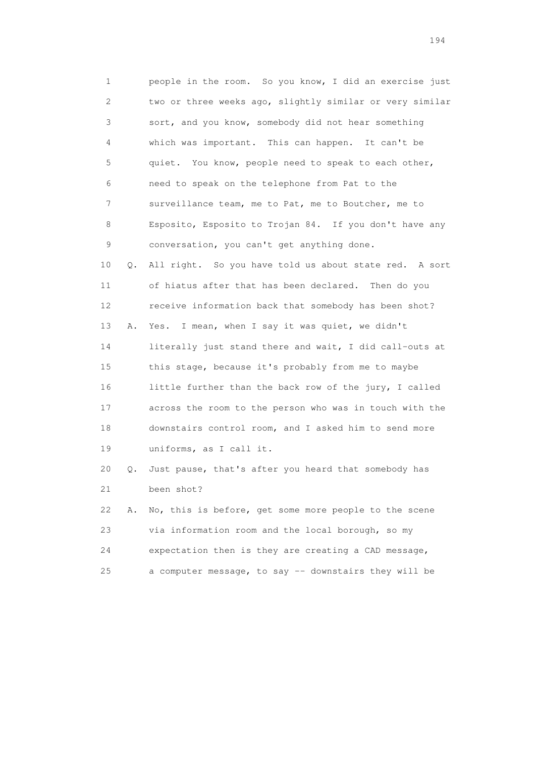1 people in the room. So you know, I did an exercise just
2 two or three weeks ago, slightly similar or very similar
3 sort, and you know, somebody did not hear something
4 which was important. This can happen. It can't be
5 quiet. You know, people need to speak to each other,
6 need to speak on the telephone from Pat to the
7 surveillance team, me to Pat, me to Boutcher, me to
8 Esposito, Esposito to Trojan 84. If you don't have any
9 conversation, you can't get anything done.

10 Q. All right. So you have told us about state red. A sort
11 of hiatus after that has been declared. Then do you
12 receive information back that somebody has been shot?

13 A. Yes. I mean, when I say it was quiet, we didn't
14 literally just stand there and wait, I did call-outs at
15 this stage, because it's probably from me to maybe
16 little further than the back row of the jury, I called
17 across the room to the person who was in touch with the
18 downstairs control room, and I asked him to send more
19 uniforms, as I call it.

20 Q. Just pause, that's after you heard that somebody has
21 been shot?

22 A. No, this is before, get some more people to the scene
23 via information room and the local borough, so my
24 expectation then is they are creating a CAD message,
25 a computer message, to say -- downstairs they will be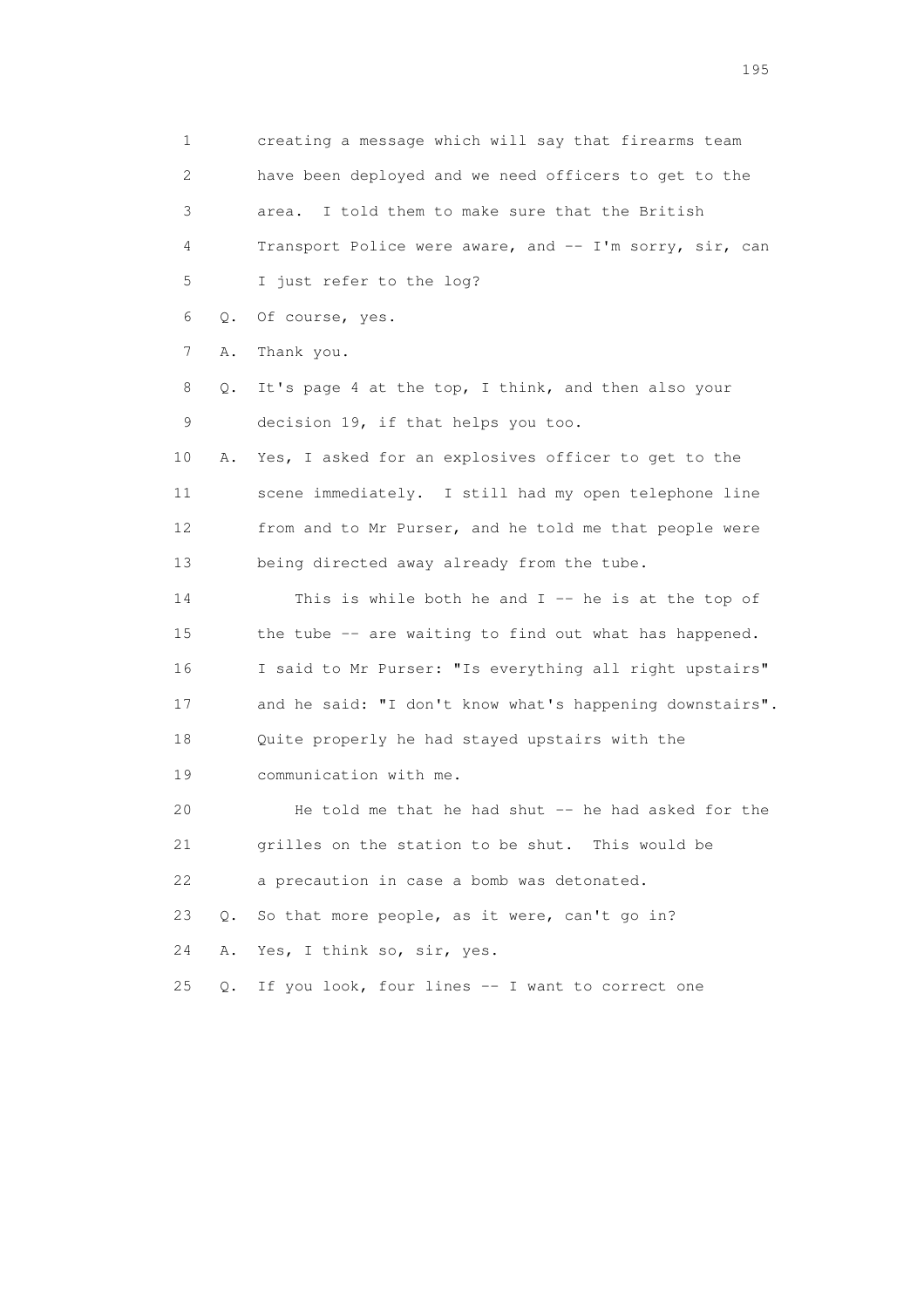1 creating a message which will say that firearms team
2 have been deployed and we need officers to get to the
3 area. I told them to make sure that the British
4 Transport Police were aware, and -- I'm sorry, sir, can
5 I just refer to the log?
6 Q. Of course, yes.
7 A. Thank you.
8 Q. It's page 4 at the top, I think, and then also your
9 decision 19, if that helps you too.
10 A. Yes, I asked for an explosives officer to get to the
11 scene immediately. I still had my open telephone line
12 from and to Mr Purser, and he told me that people were
13 being directed away already from the tube.
14 This is while both he and I -- he is at the top of
15 the tube -- are waiting to find out what has happened.
16 I said to Mr Purser: "Is everything all right upstairs"
17 and he said: "I don't know what's happening downstairs".
18 Quite properly he had stayed upstairs with the
19 communication with me.
20 He told me that he had shut -- he had asked for the
21 grilles on the station to be shut. This would be
22 a precaution in case a bomb was detonated.
23 Q. So that more people, as it were, can't go in?
24 A. Yes, I think so, sir, yes.
25 Q. If you look, four lines -- I want to correct one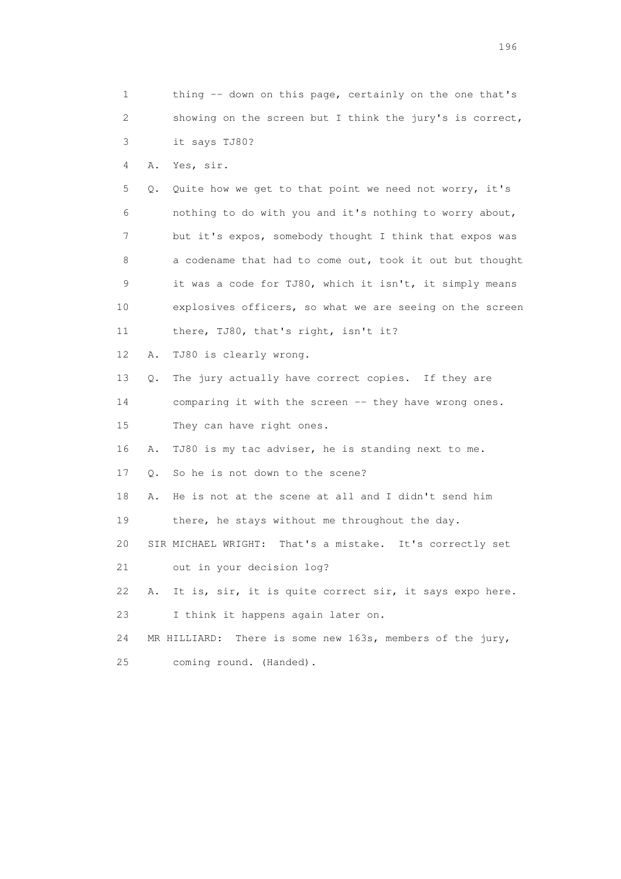1 thing -- down on this page, certainly on the one that's
2 showing on the screen but I think the jury's is correct,
3 it says TJ80?

4 A. Yes, sir.

5 Q. Quite how we get to that point we need not worry, it's
6 nothing to do with you and it's nothing to worry about,
7 but it's expos, somebody thought I think that expos was
8 a codename that had to come out, took it out but thought
9 it was a code for TJ80, which it isn't, it simply means
10 explosives officers, so what we are seeing on the screen
11 there, TJ80, that's right, isn't it?

12 A. TJ80 is clearly wrong.

13 Q. The jury actually have correct copies. If they are
14 comparing it with the screen -- they have wrong ones.
15 They can have right ones.

16 A. TJ80 is my tac adviser, he is standing next to me.

17 Q. So he is not down to the scene?

18 A. He is not at the scene at all and I didn't send him
19 there, he stays without me throughout the day.

20 SIR MICHAEL WRIGHT: That's a mistake. It's correctly set
21 out in your decision log?

22 A. It is, sir, it is quite correct sir, it says expo here.
23 I think it happens again later on.

24 MR HILLIARD: There is some new 163s, members of the jury,
25 coming round. (Handed).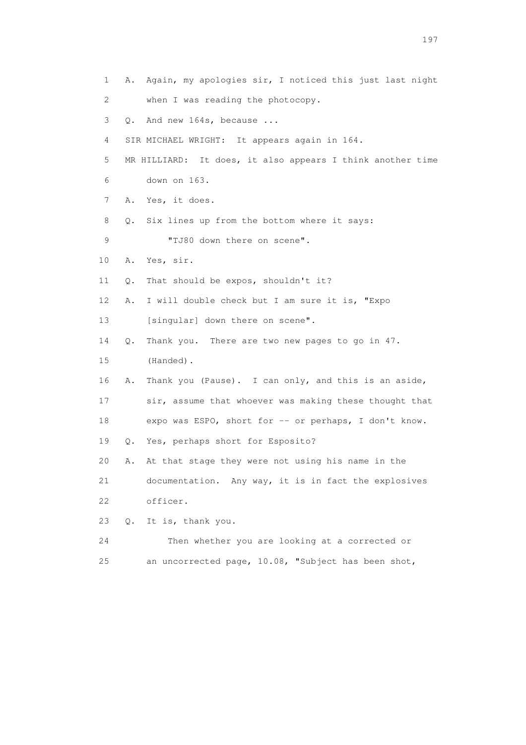1 A. Again, my apologies sir, I noticed this just last night
2 when I was reading the photocopy.
3 Q. And new 164s, because ...
4 SIR MICHAEL WRIGHT: It appears again in 164.
5 MR HILLIARD: It does, it also appears I think another time
6 down on 163.
7 A. Yes, it does.
8 Q. Six lines up from the bottom where it says:
9 "TJ80 down there on scene".
10 A. Yes, sir.
11 Q. That should be expos, shouldn't it?
12 A. I will double check but I am sure it is, "Expo
13 [singular] down there on scene".
14 Q. Thank you. There are two new pages to go in 47.
15 (Handed).
16 A. Thank you (Pause). I can only, and this is an aside,
17 sir, assume that whoever was making these thought that
18 expo was ESPO, short for -- or perhaps, I don't know.
19 Q. Yes, perhaps short for Esposito?
20 A. At that stage they were not using his name in the
21 documentation. Any way, it is in fact the explosives
22 officer.
23 Q. It is, thank you.
24 Then whether you are looking at a corrected or
25 an uncorrected page, 10.08, "Subject has been shot,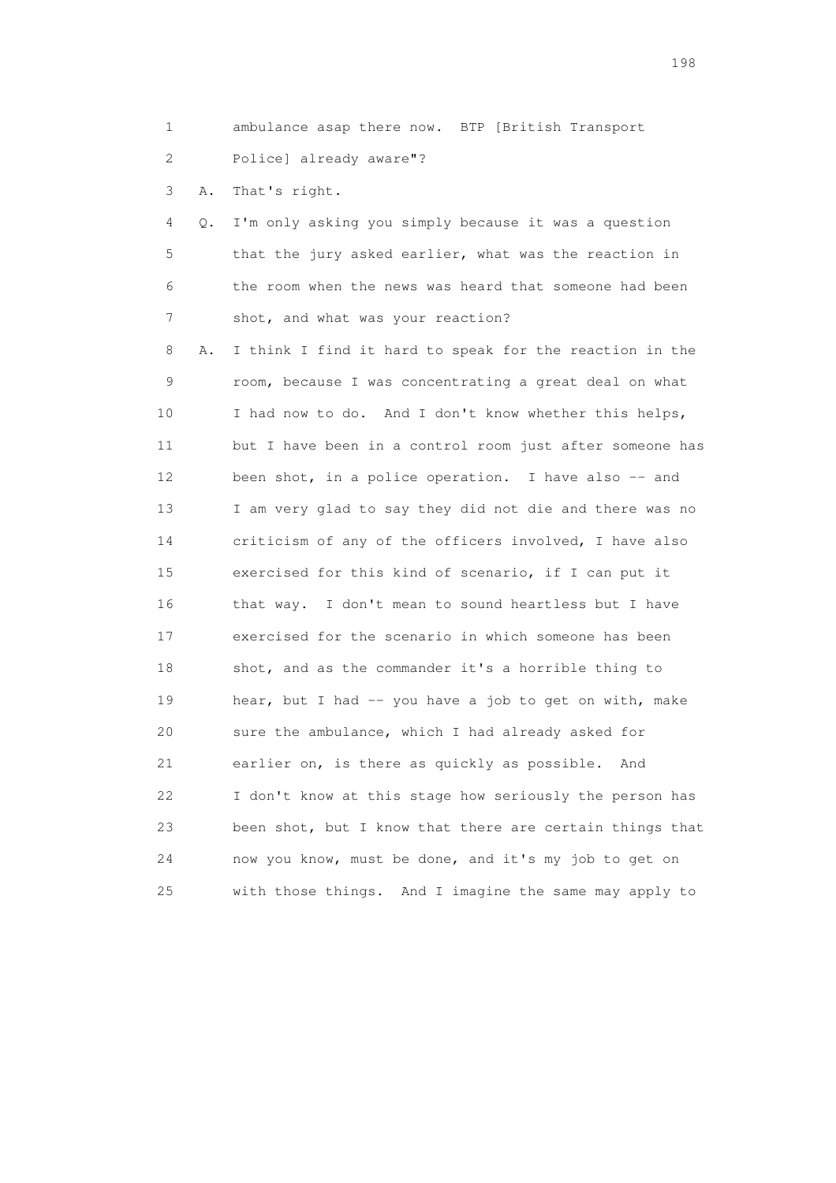1 ambulance asap there now. BTP [British Transport
2 Police] already aware"?

3 A. That's right.

4 Q. I'm only asking you simply because it was a question
5 that the jury asked earlier, what was the reaction in
6 the room when the news was heard that someone had been
7 shot, and what was your reaction?

8 A. I think I find it hard to speak for the reaction in the
9 room, because I was concentrating a great deal on what
10 I had now to do. And I don't know whether this helps,
11 but I have been in a control room just after someone has
12 been shot, in a police operation. I have also -- and
13 I am very glad to say they did not die and there was no
14 criticism of any of the officers involved, I have also
15 exercised for this kind of scenario, if I can put it
16 that way. I don't mean to sound heartless but I have
17 exercised for the scenario in which someone has been
18 shot, and as the commander it's a horrible thing to
19 hear, but I had -- you have a job to get on with, make
20 sure the ambulance, which I had already asked for
21 earlier on, is there as quickly as possible. And
22 I don't know at this stage how seriously the person has
23 been shot, but I know that there are certain things that
24 now you know, must be done, and it's my job to get on
25 with those things. And I imagine the same may apply to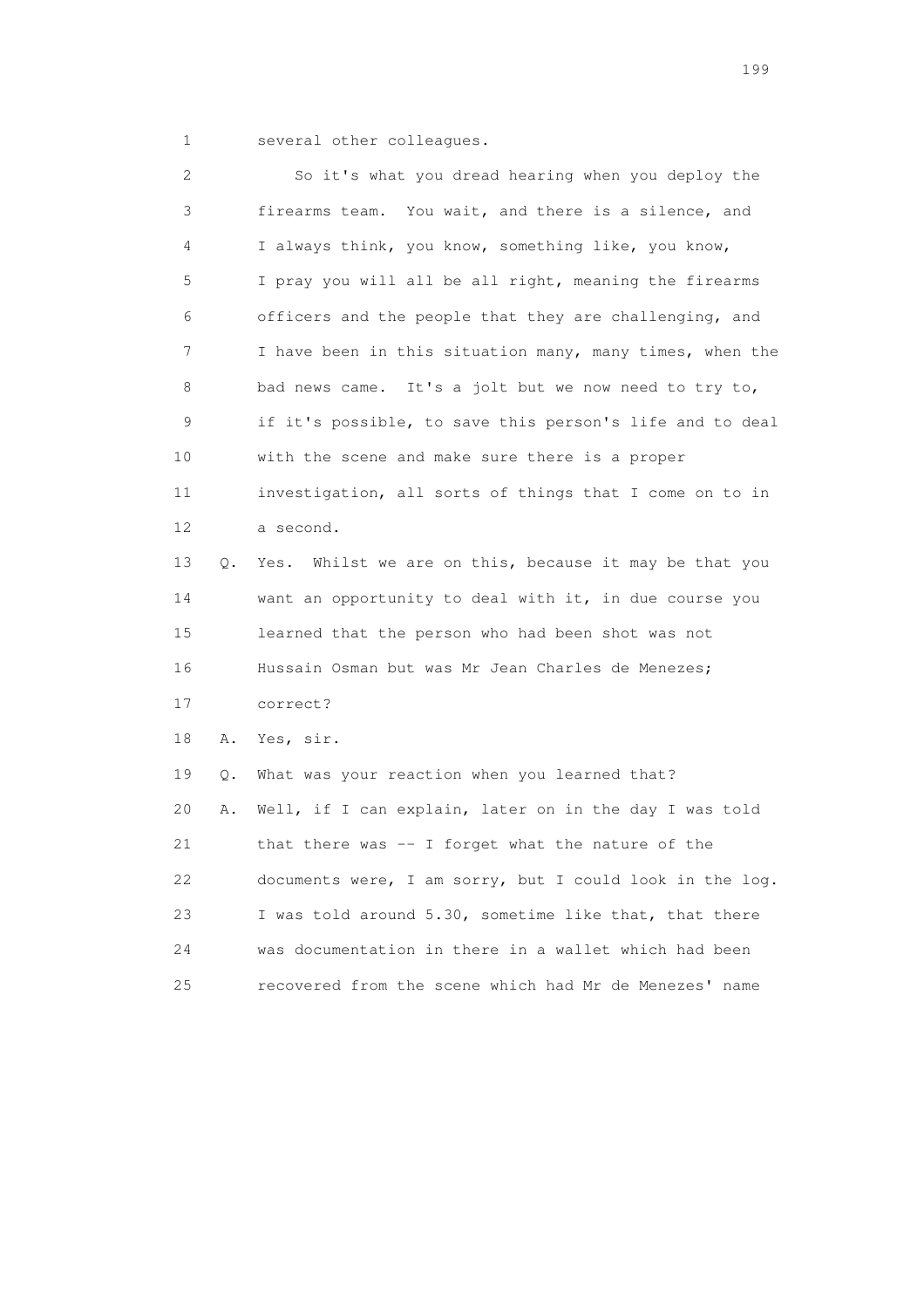1 several other colleagues.

2 So it's what you dread hearing when you deploy the
3 firearms team. You wait, and there is a silence, and
4 I always think, you know, something like, you know,
5 I pray you will all be all right, meaning the firearms
6 officers and the people that they are challenging, and
7 I have been in this situation many, many times, when the
8 bad news came. It's a jolt but we now need to try to,
9 if it's possible, to save this person's life and to deal
10 with the scene and make sure there is a proper
11 investigation, all sorts of things that I come on to in
12 a second.

13 Q. Yes. Whilst we are on this, because it may be that you
14 want an opportunity to deal with it, in due course you
15 learned that the person who had been shot was not
16 Hussain Osman but was Mr Jean Charles de Menezes;
17 correct?

18 A. Yes, sir.

19 Q. What was your reaction when you learned that?

20 A. Well, if I can explain, later on in the day I was told
21 that there was -- I forget what the nature of the
22 documents were, I am sorry, but I could look in the log.
23 I was told around 5.30, sometime like that, that there
24 was documentation in there in a wallet which had been
25 recovered from the scene which had Mr de Menezes' name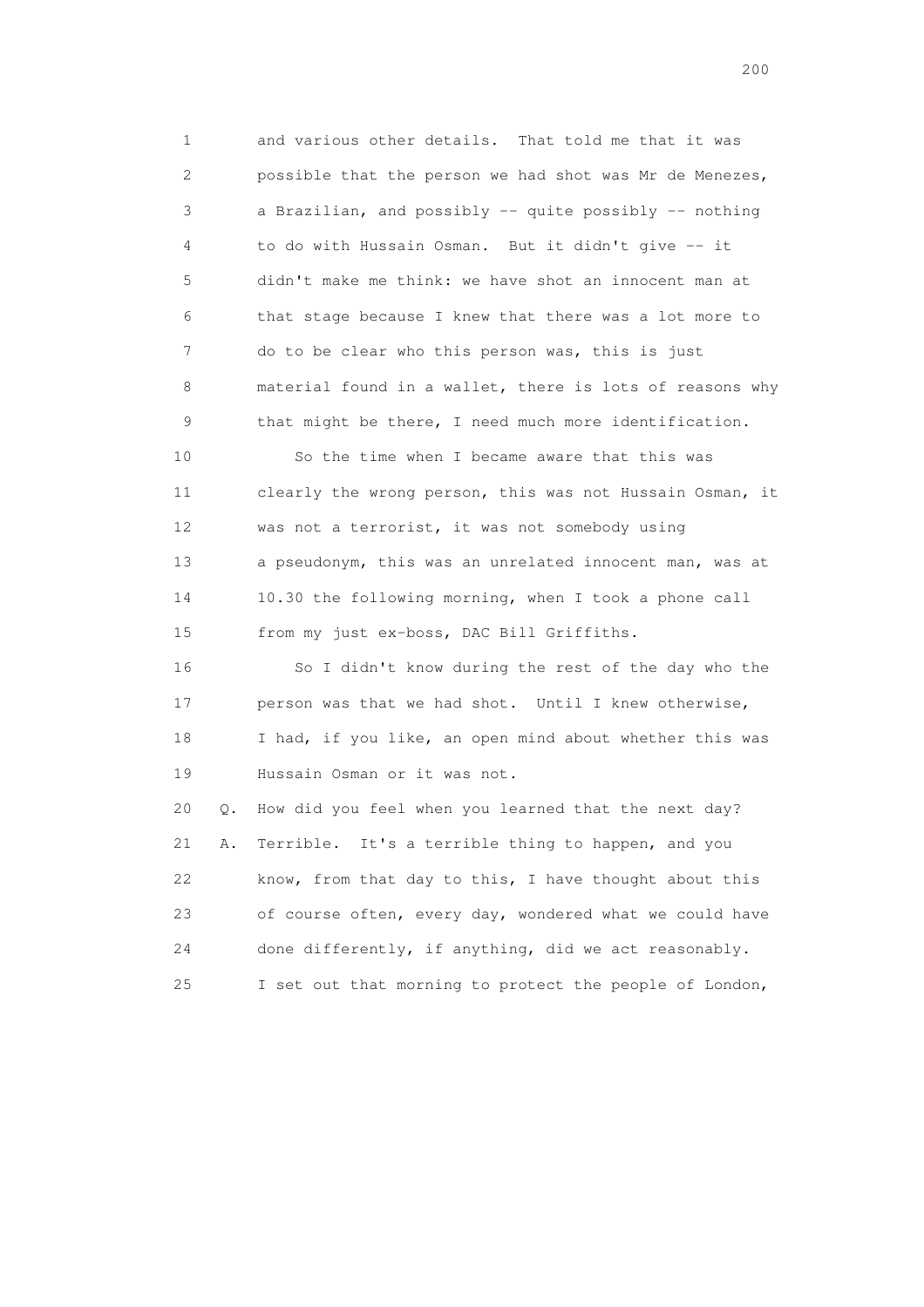1 and various other details. That told me that it was
2 possible that the person we had shot was Mr de Menezes,
3 a Brazilian, and possibly -- quite possibly -- nothing
4 to do with Hussain Osman. But it didn't give -- it
5 didn't make me think: we have shot an innocent man at
6 that stage because I knew that there was a lot more to
7 do to be clear who this person was, this is just
8 material found in a wallet, there is lots of reasons why
9 that might be there, I need much more identification.

10 So the time when I became aware that this was
11 clearly the wrong person, this was not Hussain Osman, it
12 was not a terrorist, it was not somebody using
13 a pseudonym, this was an unrelated innocent man, was at
14 10.30 the following morning, when I took a phone call
15 from my just ex-boss, DAC Bill Griffiths.

16 So I didn't know during the rest of the day who the
17 person was that we had shot. Until I knew otherwise,
18 I had, if you like, an open mind about whether this was
19 Hussain Osman or it was not.

20 Q. How did you feel when you learned that the next day?

21 A. Terrible. It's a terrible thing to happen, and you
22 know, from that day to this, I have thought about this
23 of course often, every day, wondered what we could have
24 done differently, if anything, did we act reasonably.
25 I set out that morning to protect the people of London,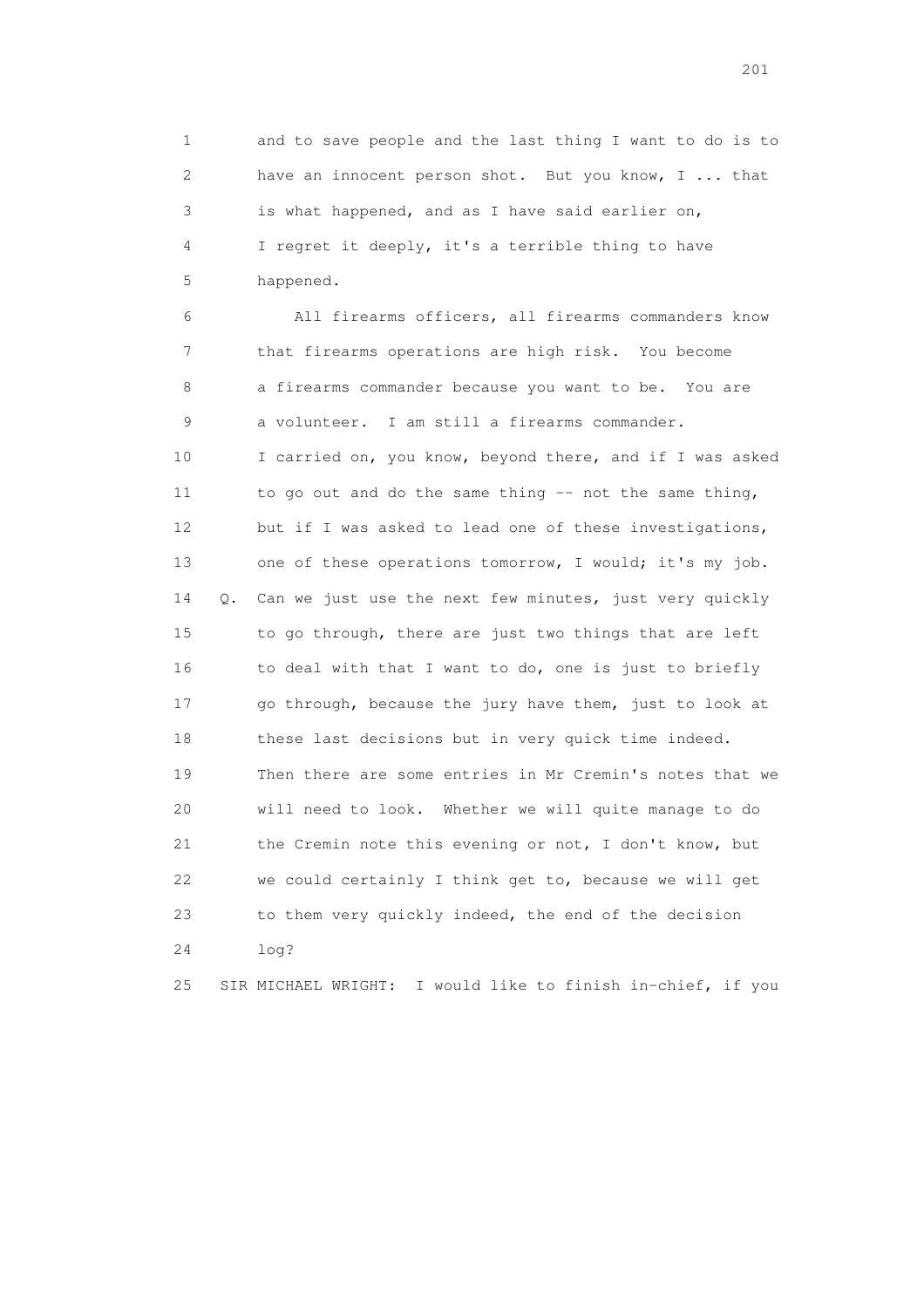1 and to save people and the last thing I want to do is to
2 have an innocent person shot. But you know, I ... that
3 is what happened, and as I have said earlier on,
4 I regret it deeply, it's a terrible thing to have
5 happened.

6 All firearms officers, all firearms commanders know
7 that firearms operations are high risk. You become
8 a firearms commander because you want to be. You are
9 a volunteer. I am still a firearms commander.
10 I carried on, you know, beyond there, and if I was asked
11 to go out and do the same thing -- not the same thing,
12 but if I was asked to lead one of these investigations,
13 one of these operations tomorrow, I would; it's my job.

14 Q. Can we just use the next few minutes, just very quickly
15 to go through, there are just two things that are left
16 to deal with that I want to do, one is just to briefly
17 go through, because the jury have them, just to look at
18 these last decisions but in very quick time indeed.
19 Then there are some entries in Mr Cremin's notes that we
20 will need to look. Whether we will quite manage to do
21 the Cremin note this evening or not, I don't know, but
22 we could certainly I think get to, because we will get
23 to them very quickly indeed, the end of the decision
24 log?

25 SIR MICHAEL WRIGHT: I would like to finish in-chief, if you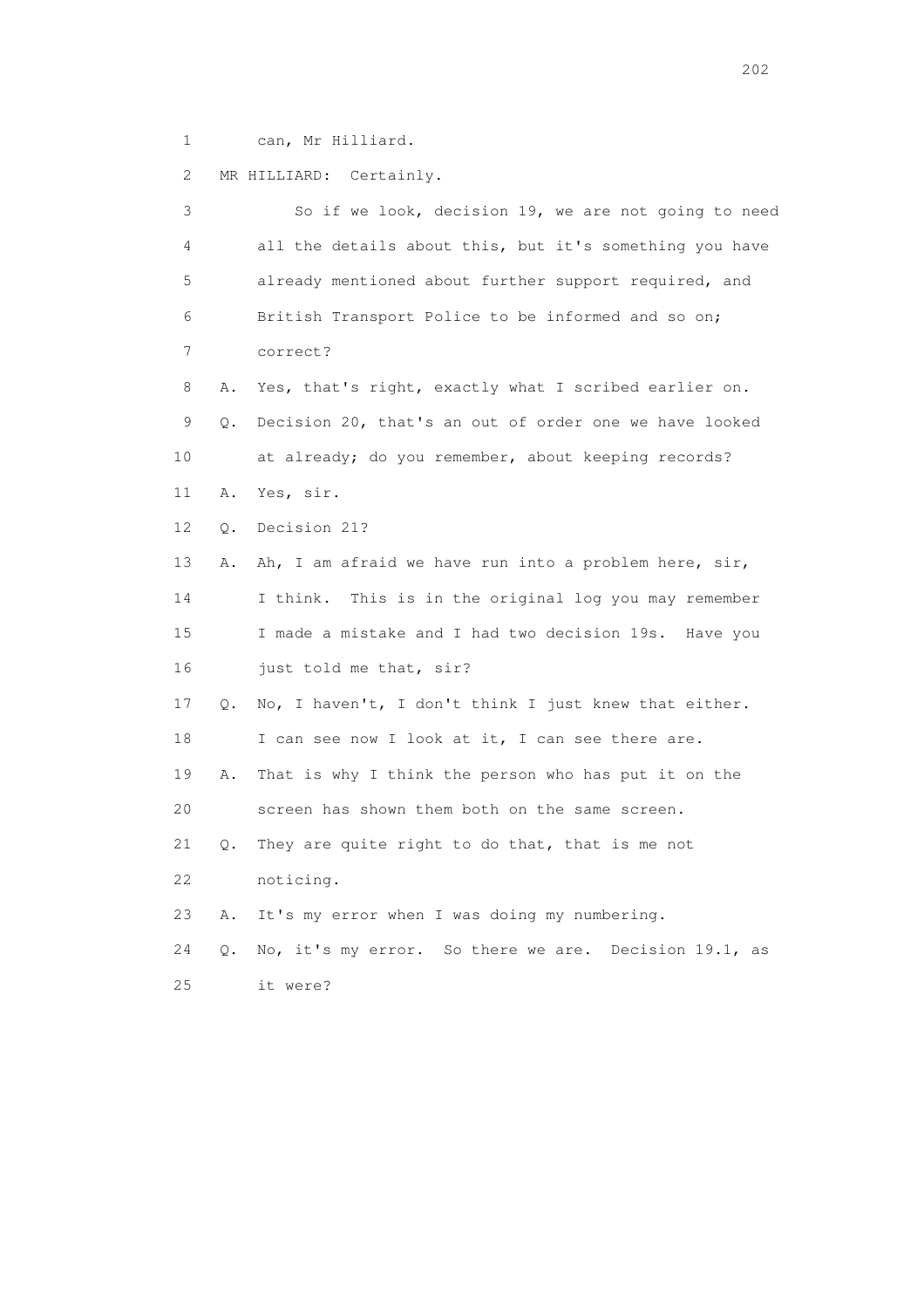1 can, Mr Hilliard.

2 MR HILLIARD: Certainly.

3 So if we look, decision 19, we are not going to need

4 all the details about this, but it's something you have

5 already mentioned about further support required, and

6 British Transport Police to be informed and so on;

7 correct?

8 A. Yes, that's right, exactly what I scribed earlier on.

9 Q. Decision 20, that's an out of order one we have looked

10 at already; do you remember, about keeping records?

11 A. Yes, sir.

12 Q. Decision 21?

13 A. Ah, I am afraid we have run into a problem here, sir,

14 I think. This is in the original log you may remember

15 I made a mistake and I had two decision 19s. Have you

16 just told me that, sir?

17 Q. No, I haven't, I don't think I just knew that either.

18 I can see now I look at it, I can see there are.

19 A. That is why I think the person who has put it on the

20 screen has shown them both on the same screen.

21 Q. They are quite right to do that, that is me not

22 noticing.

23 A. It's my error when I was doing my numbering.

24 Q. No, it's my error. So there we are. Decision 19.1, as

25 it were?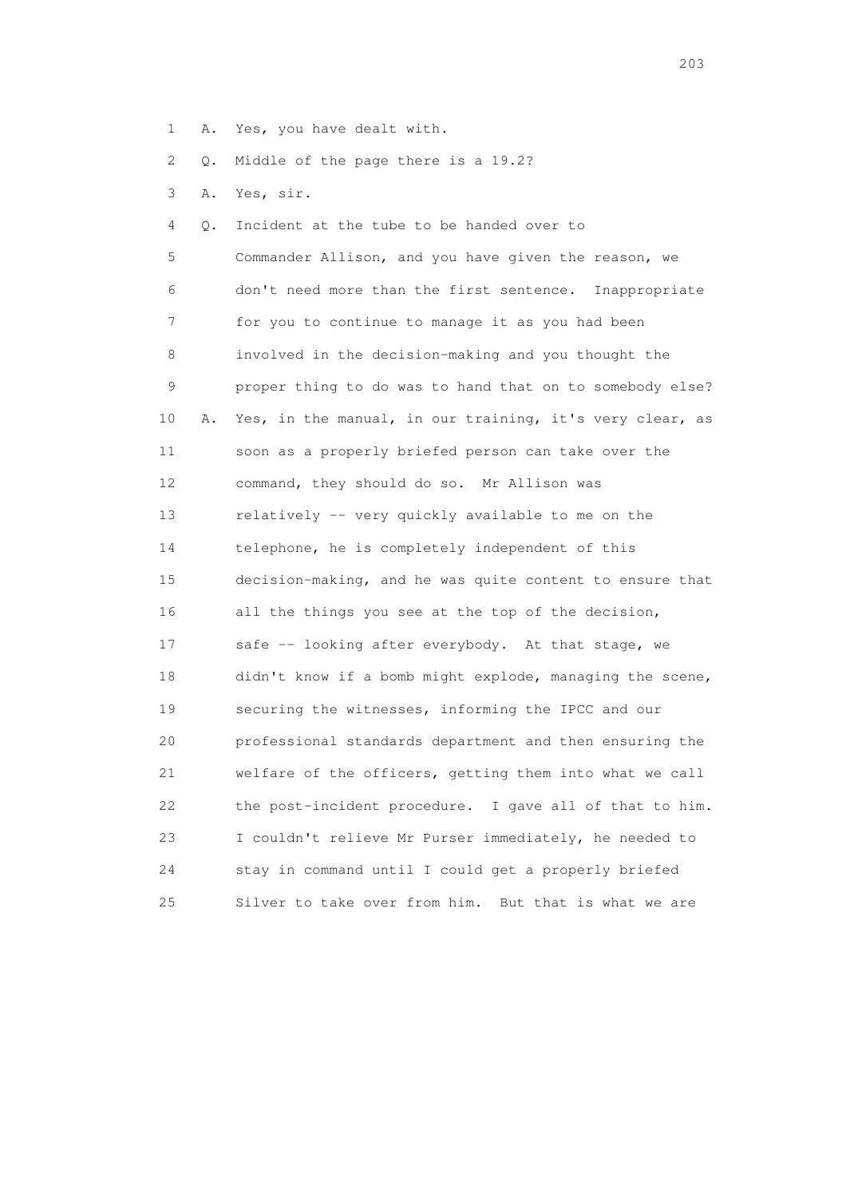1 A. Yes, you have dealt with.

2 Q. Middle of the page there is a 19.2?

3 A. Yes, sir.

4 Q. Incident at the tube to be handed over to
5 Commander Allison, and you have given the reason, we
6 don't need more than the first sentence. Inappropriate
7 for you to continue to manage it as you had been
8 involved in the decision-making and you thought the
9 proper thing to do was to hand that on to somebody else?

10 A. Yes, in the manual, in our training, it's very clear, as
11 soon as a properly briefed person can take over the
12 command, they should do so. Mr Allison was
13 relatively -- very quickly available to me on the
14 telephone, he is completely independent of this
15 decision-making, and he was quite content to ensure that
16 all the things you see at the top of the decision,
17 safe -- looking after everybody. At that stage, we
18 didn't know if a bomb might explode, managing the scene,
19 securing the witnesses, informing the IPCC and our
20 professional standards department and then ensuring the
21 welfare of the officers, getting them into what we call
22 the post-incident procedure. I gave all of that to him.
23 I couldn't relieve Mr Purser immediately, he needed to
24 stay in command until I could get a properly briefed
25 Silver to take over from him. But that is what we are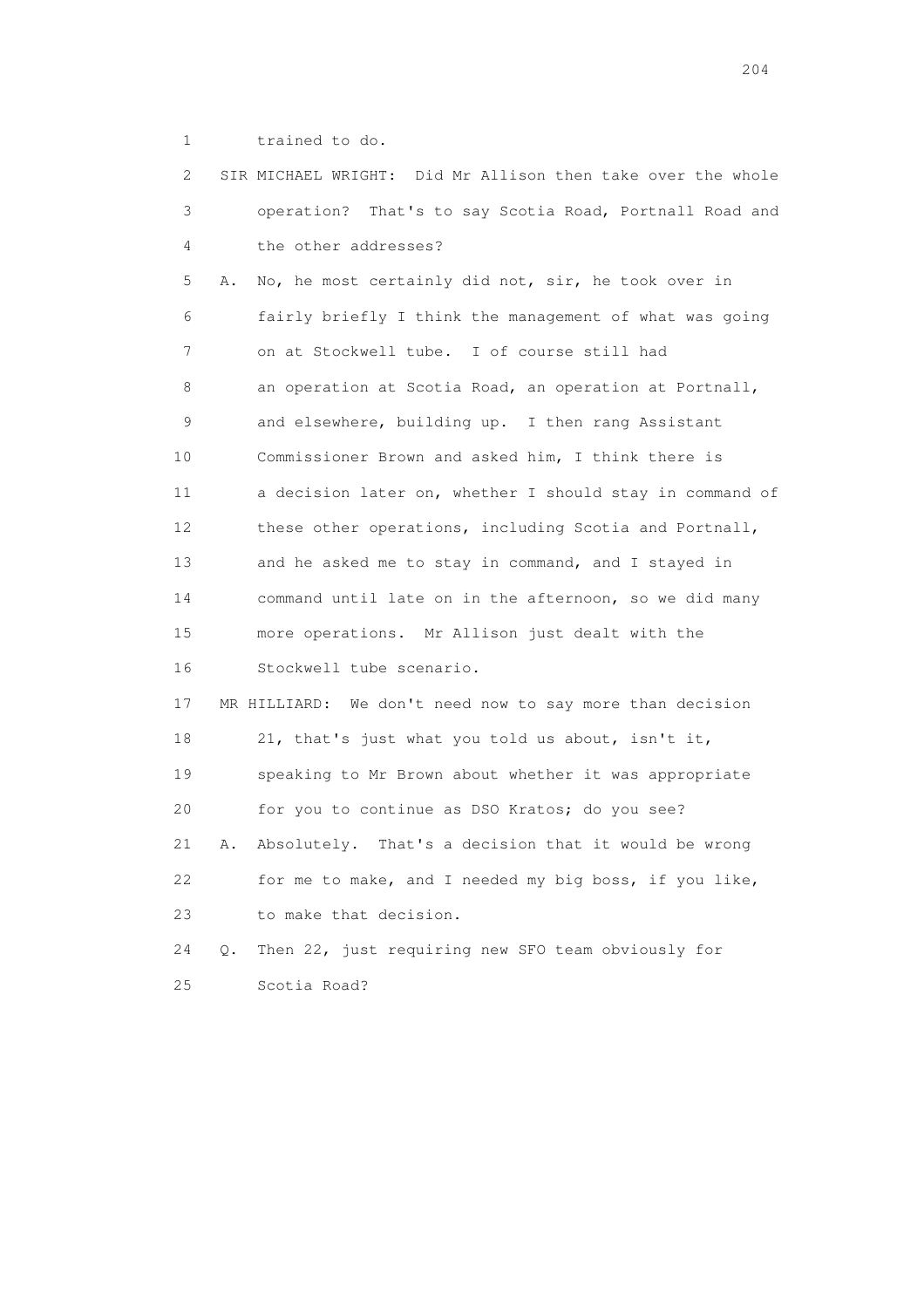1 trained to do.

2 SIR MICHAEL WRIGHT: Did Mr Allison then take over the whole

3 operation? That's to say Scotia Road, Portnall Road and

4 the other addresses?

5 A. No, he most certainly did not, sir, he took over in

6 fairly briefly I think the management of what was going

7 on at Stockwell tube. I of course still had

8 an operation at Scotia Road, an operation at Portnall,

9 and elsewhere, building up. I then rang Assistant

10 Commissioner Brown and asked him, I think there is

11 a decision later on, whether I should stay in command of

12 these other operations, including Scotia and Portnall,

13 and he asked me to stay in command, and I stayed in

14 command until late on in the afternoon, so we did many

15 more operations. Mr Allison just dealt with the

16 Stockwell tube scenario.

17 MR HILLIARD: We don't need now to say more than decision

18 21, that's just what you told us about, isn't it,

19 speaking to Mr Brown about whether it was appropriate

20 for you to continue as DSO Kratos; do you see?

21 A. Absolutely. That's a decision that it would be wrong

22 for me to make, and I needed my big boss, if you like,

23 to make that decision.

24 Q. Then 22, just requiring new SFO team obviously for

25 Scotia Road?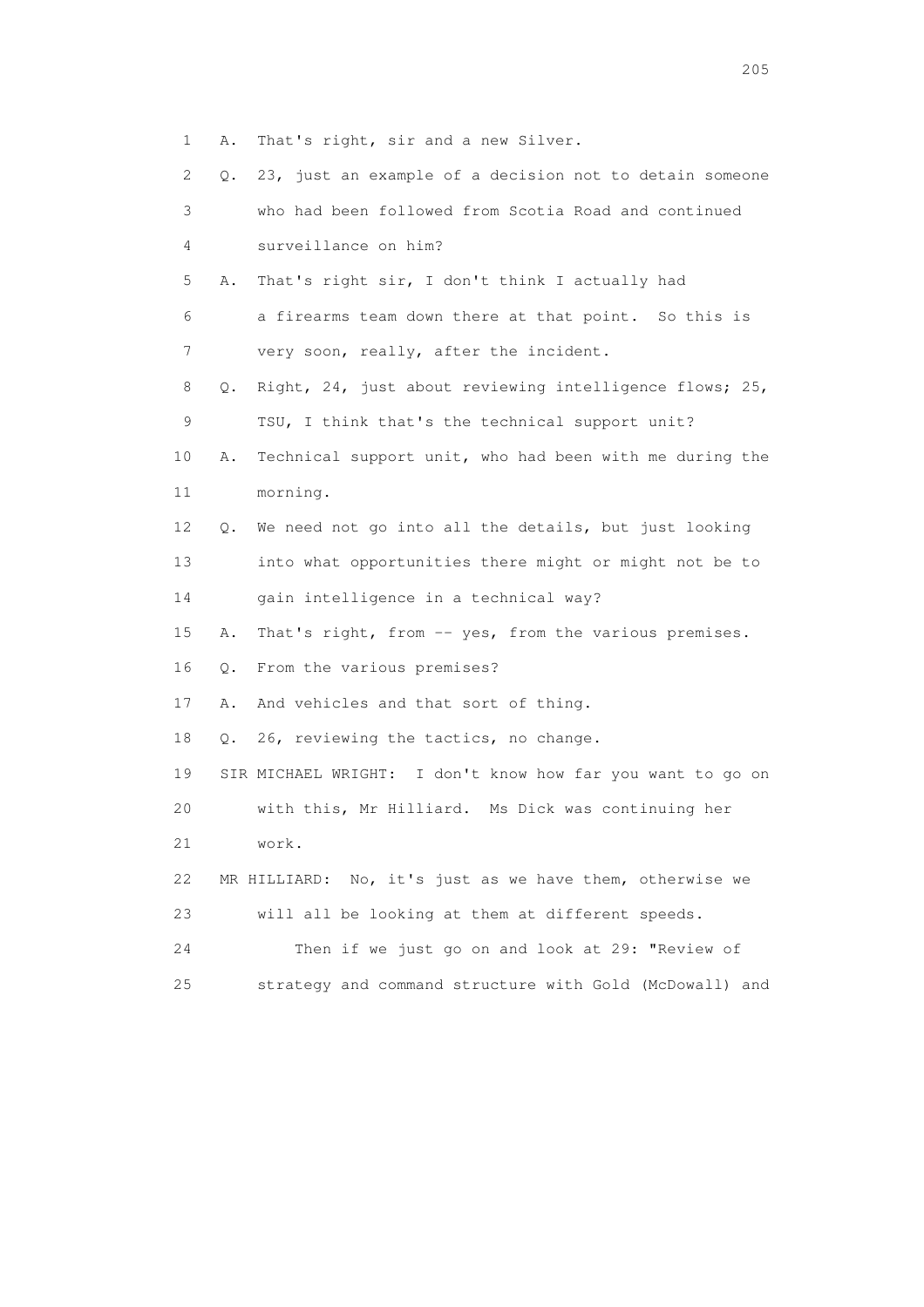1 A. That's right, sir and a new Silver.

2 Q. 23, just an example of a decision not to detain someone

3 who had been followed from Scotia Road and continued

4 surveillance on him?

5 A. That's right sir, I don't think I actually had

6 a firearms team down there at that point. So this is

7 very soon, really, after the incident.

8 Q. Right, 24, just about reviewing intelligence flows; 25,

9 TSU, I think that's the technical support unit?

10 A. Technical support unit, who had been with me during the

11 morning.

12 Q. We need not go into all the details, but just looking

13 into what opportunities there might or might not be to

14 gain intelligence in a technical way?

15 A. That's right, from -- yes, from the various premises.

16 Q. From the various premises?

17 A. And vehicles and that sort of thing.

18 Q. 26, reviewing the tactics, no change.

19 SIR MICHAEL WRIGHT: I don't know how far you want to go on

20 with this, Mr Hilliard. Ms Dick was continuing her

21 work.

22 MR HILLIARD: No, it's just as we have them, otherwise we

23 will all be looking at them at different speeds.

24 Then if we just go on and look at 29: "Review of

25 strategy and command structure with Gold (McDowall) and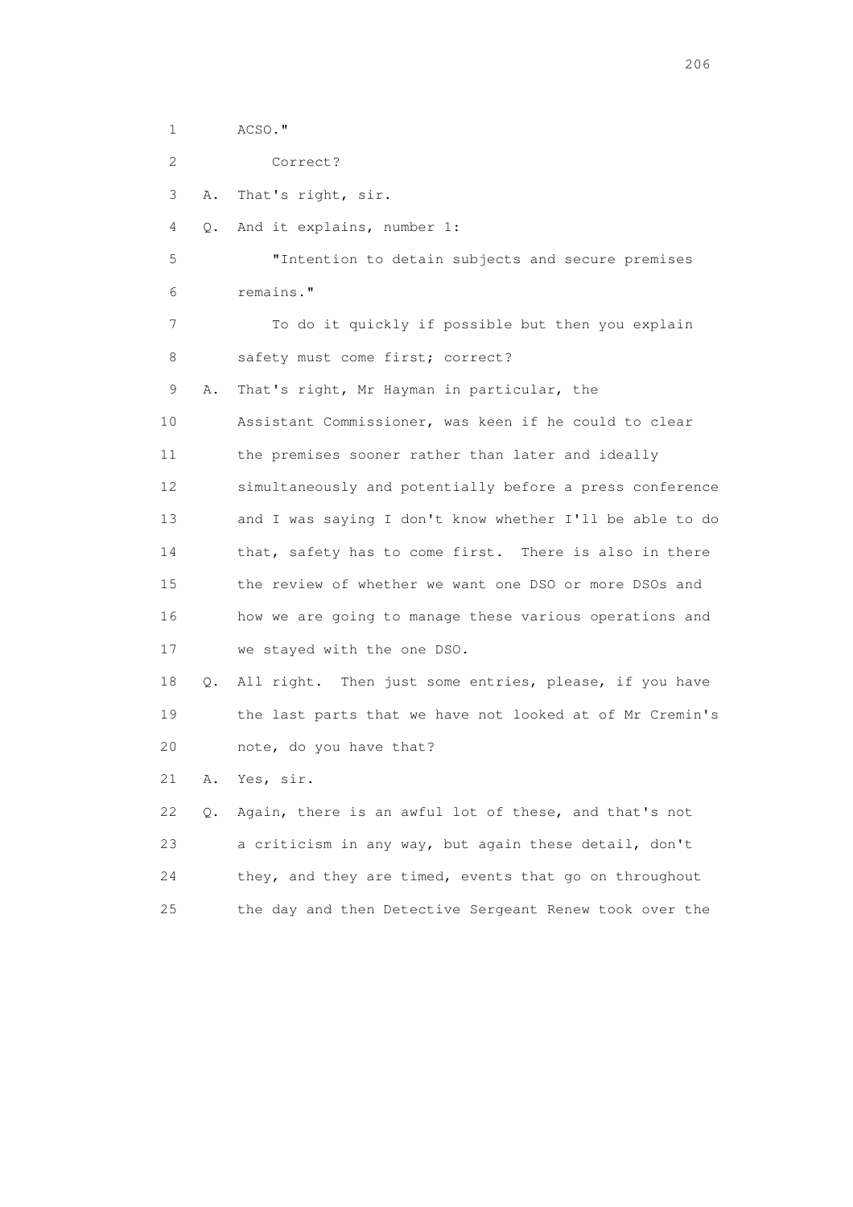1 ACSO."

2 Correct?

3 A. That's right, sir.

4 Q. And it explains, number 1:

5 "Intention to detain subjects and secure premises

6 remains."

7 To do it quickly if possible but then you explain

8 safety must come first; correct?

9 A. That's right, Mr Hayman in particular, the

10 Assistant Commissioner, was keen if he could to clear

11 the premises sooner rather than later and ideally

12 simultaneously and potentially before a press conference

13 and I was saying I don't know whether I'll be able to do

14 that, safety has to come first. There is also in there

15 the review of whether we want one DSO or more DSOs and

16 how we are going to manage these various operations and

17 we stayed with the one DSO.

18 Q. All right. Then just some entries, please, if you have

19 the last parts that we have not looked at of Mr Cremin's

20 note, do you have that?

21 A. Yes, sir.

22 Q. Again, there is an awful lot of these, and that's not

23 a criticism in any way, but again these detail, don't

24 they, and they are timed, events that go on throughout

25 the day and then Detective Sergeant Renew took over the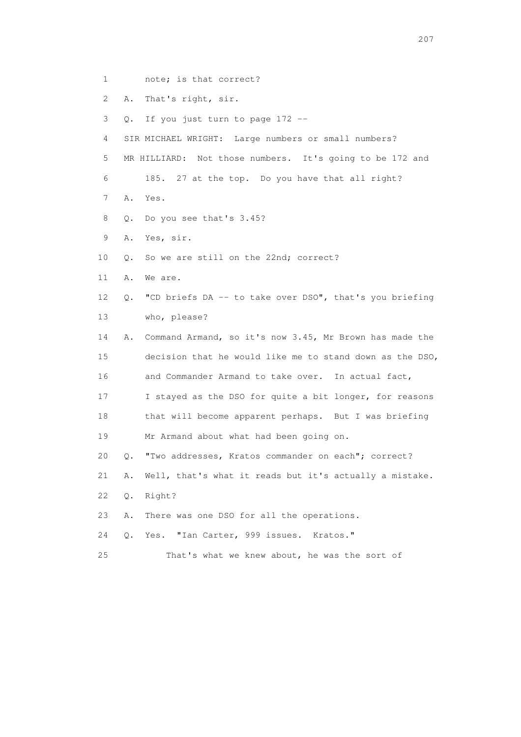1 note; is that correct?

2 A. That's right, sir.

3 Q. If you just turn to page 172 --

4 SIR MICHAEL WRIGHT: Large numbers or small numbers?

5 MR HILLIARD: Not those numbers. It's going to be 172 and

6 185. 27 at the top. Do you have that all right?

7 A. Yes.

8 Q. Do you see that's 3.45?

9 A. Yes, sir.

10 Q. So we are still on the 22nd; correct?

11 A. We are.

12 Q. "CD briefs DA -- to take over DSO", that's you briefing

13 who, please?

14 A. Command Armand, so it's now 3.45, Mr Brown has made the

15 decision that he would like me to stand down as the DSO,

16 and Commander Armand to take over. In actual fact,

17 I stayed as the DSO for quite a bit longer, for reasons

18 that will become apparent perhaps. But I was briefing

19 Mr Armand about what had been going on.

20 Q. "Two addresses, Kratos commander on each"; correct?

21 A. Well, that's what it reads but it's actually a mistake.

22 Q. Right?

23 A. There was one DSO for all the operations.

24 Q. Yes. "Ian Carter, 999 issues. Kratos."

25 That's what we knew about, he was the sort of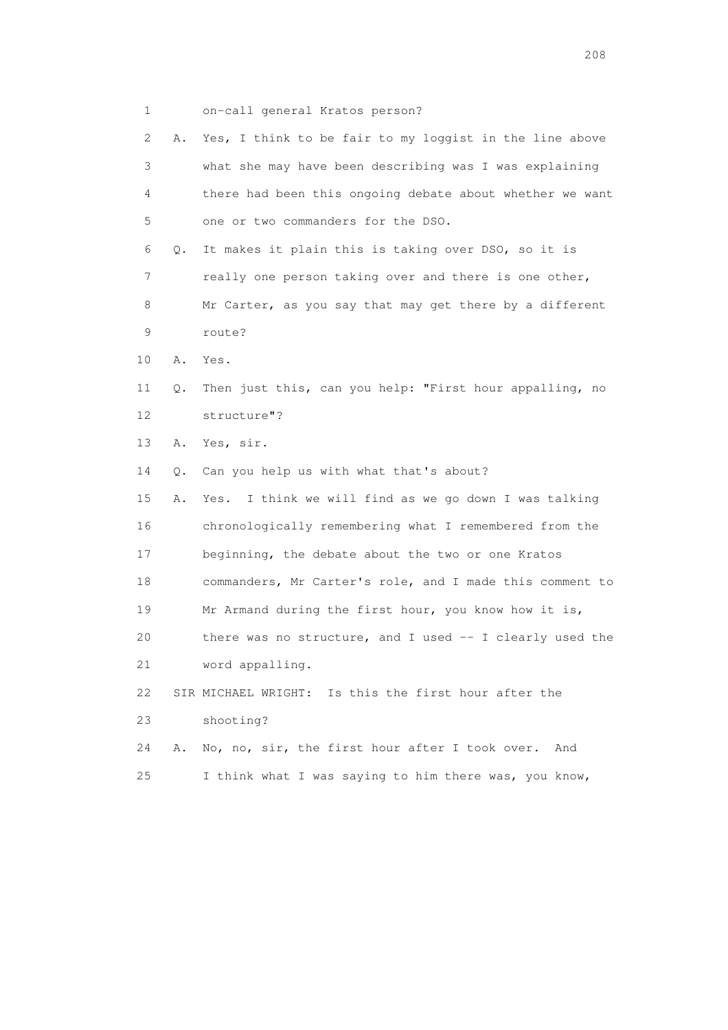1 on-call general Kratos person?

2 A. Yes, I think to be fair to my loggist in the line above

3 what she may have been describing was I was explaining

4 there had been this ongoing debate about whether we want

5 one or two commanders for the DSO.

6 Q. It makes it plain this is taking over DSO, so it is

7 really one person taking over and there is one other,

8 Mr Carter, as you say that may get there by a different

9 route?

10 A. Yes.

11 Q. Then just this, can you help: "First hour appalling, no

12 structure"?

13 A. Yes, sir.

14 Q. Can you help us with what that's about?

15 A. Yes. I think we will find as we go down I was talking

16 chronologically remembering what I remembered from the

17 beginning, the debate about the two or one Kratos

18 commanders, Mr Carter's role, and I made this comment to

19 Mr Armand during the first hour, you know how it is,

20 there was no structure, and I used -- I clearly used the

21 word appalling.

22 SIR MICHAEL WRIGHT: Is this the first hour after the

23 shooting?

24 A. No, no, sir, the first hour after I took over. And

25 I think what I was saying to him there was, you know,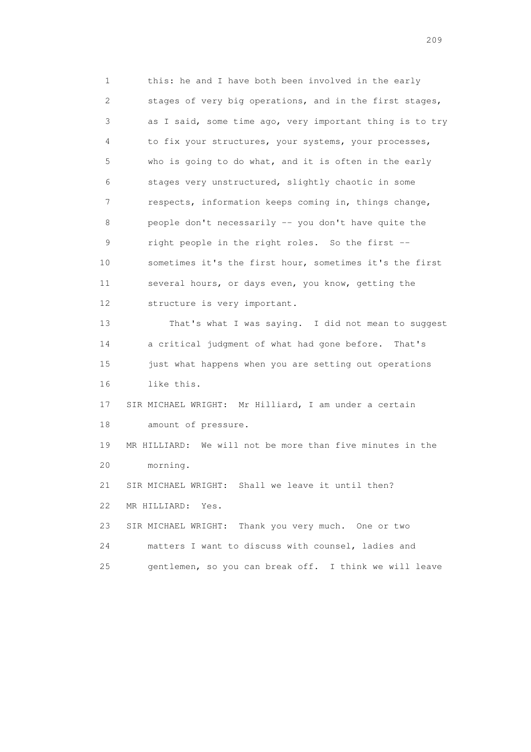1 this: he and I have both been involved in the early
2 stages of very big operations, and in the first stages,
3 as I said, some time ago, very important thing is to try
4 to fix your structures, your systems, your processes,
5 who is going to do what, and it is often in the early
6 stages very unstructured, slightly chaotic in some
7 respects, information keeps coming in, things change,
8 people don't necessarily -- you don't have quite the
9 right people in the right roles. So the first --
10 sometimes it's the first hour, sometimes it's the first
11 several hours, or days even, you know, getting the
12 structure is very important.

13 That's what I was saying. I did not mean to suggest
14 a critical judgment of what had gone before. That's
15 just what happens when you are setting out operations
16 like this.

17 SIR MICHAEL WRIGHT: Mr Hilliard, I am under a certain
18 amount of pressure.

19 MR HILLIARD: We will not be more than five minutes in the
20 morning.

21 SIR MICHAEL WRIGHT: Shall we leave it until then?

22 MR HILLIARD: Yes.

23 SIR MICHAEL WRIGHT: Thank you very much. One or two
24 matters I want to discuss with counsel, ladies and
25 gentlemen, so you can break off. I think we will leave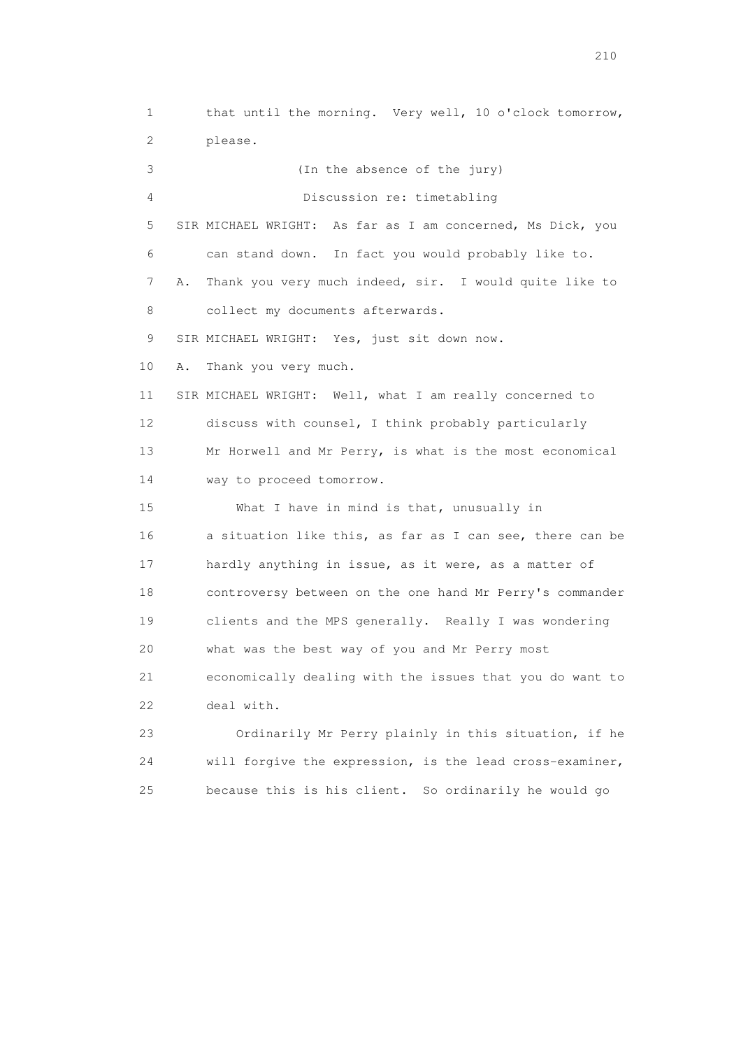1 that until the morning. Very well, 10 o'clock tomorrow,
2 please.
3 (In the absence of the jury)
4 Discussion re: timetabling
5 SIR MICHAEL WRIGHT: As far as I am concerned, Ms Dick, you
6 can stand down. In fact you would probably like to.
7 A. Thank you very much indeed, sir. I would quite like to
8 collect my documents afterwards.
9 SIR MICHAEL WRIGHT: Yes, just sit down now.
10 A. Thank you very much.
11 SIR MICHAEL WRIGHT: Well, what I am really concerned to
12 discuss with counsel, I think probably particularly
13 Mr Horwell and Mr Perry, is what is the most economical
14 way to proceed tomorrow.
15 What I have in mind is that, unusually in
16 a situation like this, as far as I can see, there can be
17 hardly anything in issue, as it were, as a matter of
18 controversy between on the one hand Mr Perry's commander
19 clients and the MPS generally. Really I was wondering
20 what was the best way of you and Mr Perry most
21 economically dealing with the issues that you do want to
22 deal with.
23 Ordinarily Mr Perry plainly in this situation, if he
24 will forgive the expression, is the lead cross-examiner,
25 because this is his client. So ordinarily he would go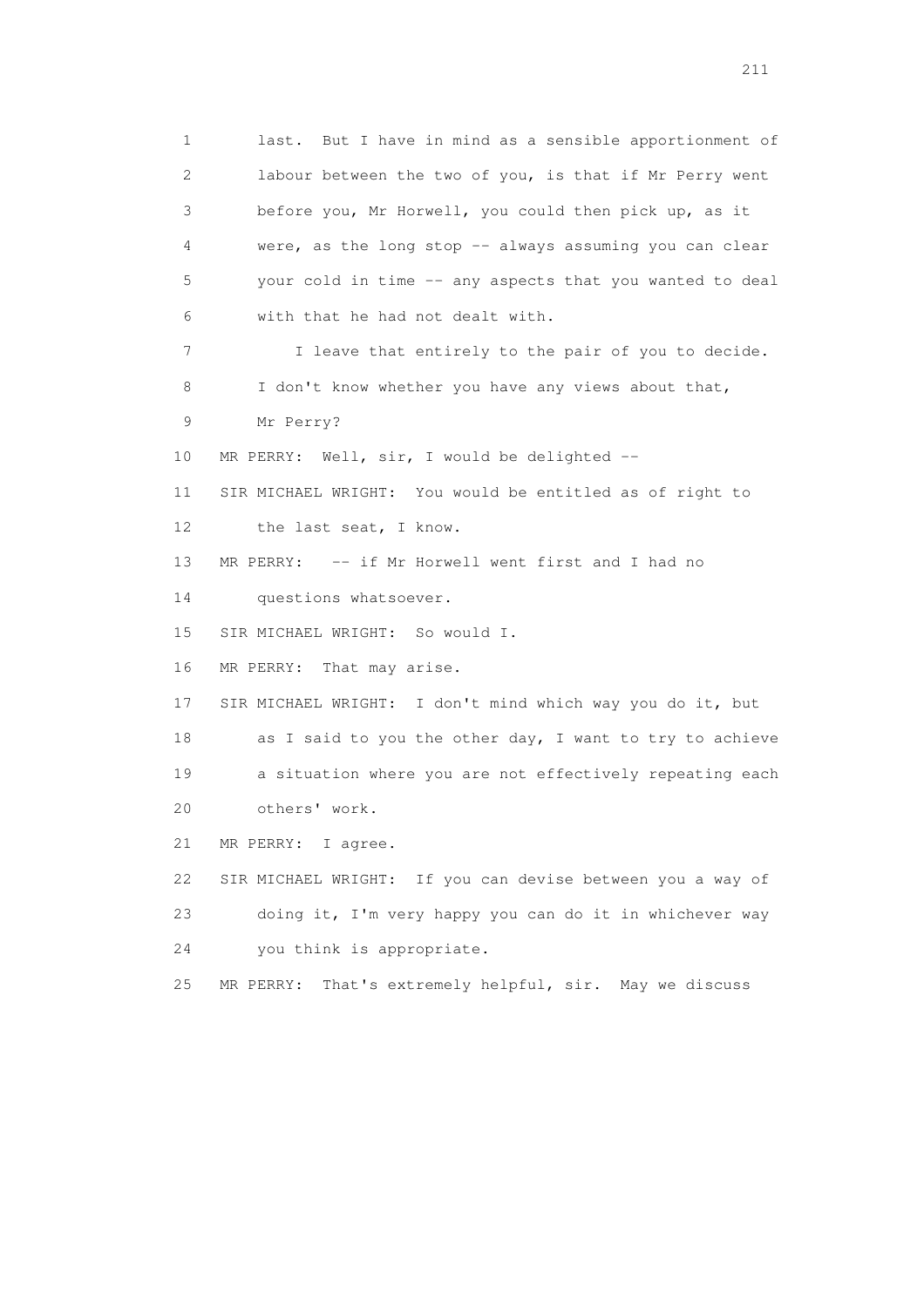1 last. But I have in mind as a sensible apportionment of
2 labour between the two of you, is that if Mr Perry went
3 before you, Mr Horwell, you could then pick up, as it
4 were, as the long stop -- always assuming you can clear
5 your cold in time -- any aspects that you wanted to deal
6 with that he had not dealt with.

7 I leave that entirely to the pair of you to decide.
8 I don't know whether you have any views about that,
9 Mr Perry?

10 MR PERRY: Well, sir, I would be delighted --

11 SIR MICHAEL WRIGHT: You would be entitled as of right to
12 the last seat, I know.

13 MR PERRY: -- if Mr Horwell went first and I had no
14 questions whatsoever.

15 SIR MICHAEL WRIGHT: So would I.

16 MR PERRY: That may arise.

17 SIR MICHAEL WRIGHT: I don't mind which way you do it, but
18 as I said to you the other day, I want to try to achieve
19 a situation where you are not effectively repeating each
20 others' work.

21 MR PERRY: I agree.

22 SIR MICHAEL WRIGHT: If you can devise between you a way of
23 doing it, I'm very happy you can do it in whichever way
24 you think is appropriate.

25 MR PERRY: That's extremely helpful, sir. May we discuss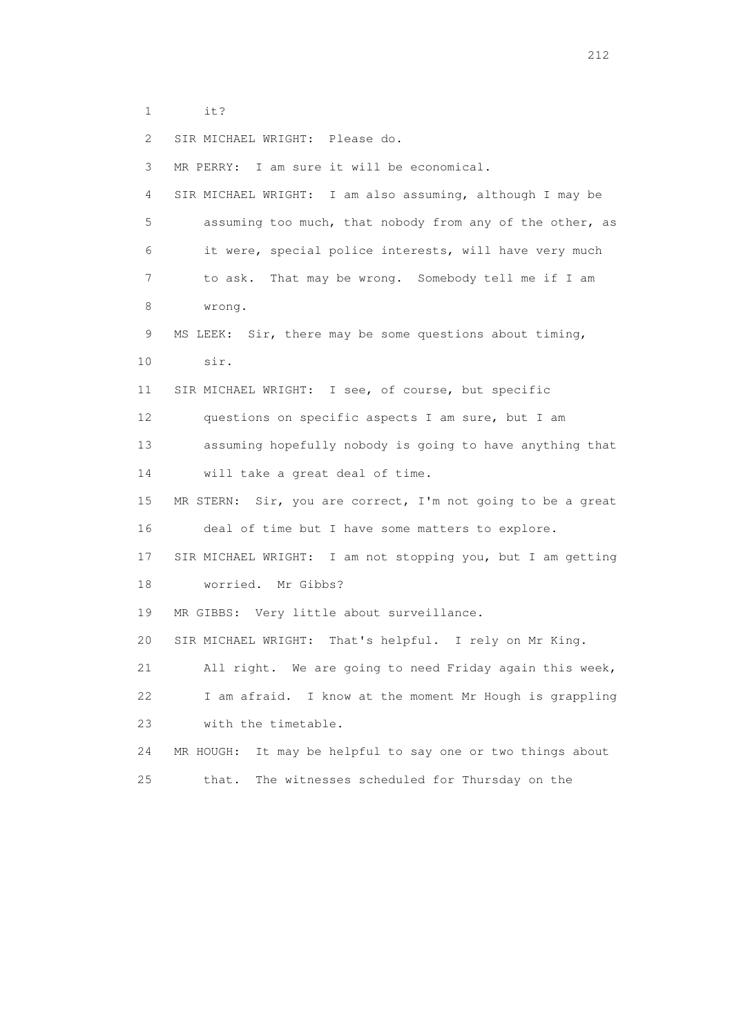1 it?

2 SIR MICHAEL WRIGHT: Please do.

3 MR PERRY: I am sure it will be economical.

4 SIR MICHAEL WRIGHT: I am also assuming, although I may be
5 assuming too much, that nobody from any of the other, as
6 it were, special police interests, will have very much
7 to ask. That may be wrong. Somebody tell me if I am
8 wrong.

9 MS LEEK: Sir, there may be some questions about timing,
10 sir.

11 SIR MICHAEL WRIGHT: I see, of course, but specific
12 questions on specific aspects I am sure, but I am
13 assuming hopefully nobody is going to have anything that
14 will take a great deal of time.

15 MR STERN: Sir, you are correct, I'm not going to be a great
16 deal of time but I have some matters to explore.

17 SIR MICHAEL WRIGHT: I am not stopping you, but I am getting
18 worried. Mr Gibbs?

19 MR GIBBS: Very little about surveillance.

20 SIR MICHAEL WRIGHT: That's helpful. I rely on Mr King.
21 All right. We are going to need Friday again this week,
22 I am afraid. I know at the moment Mr Hough is grappling
23 with the timetable.

24 MR HOUGH: It may be helpful to say one or two things about
25 that. The witnesses scheduled for Thursday on the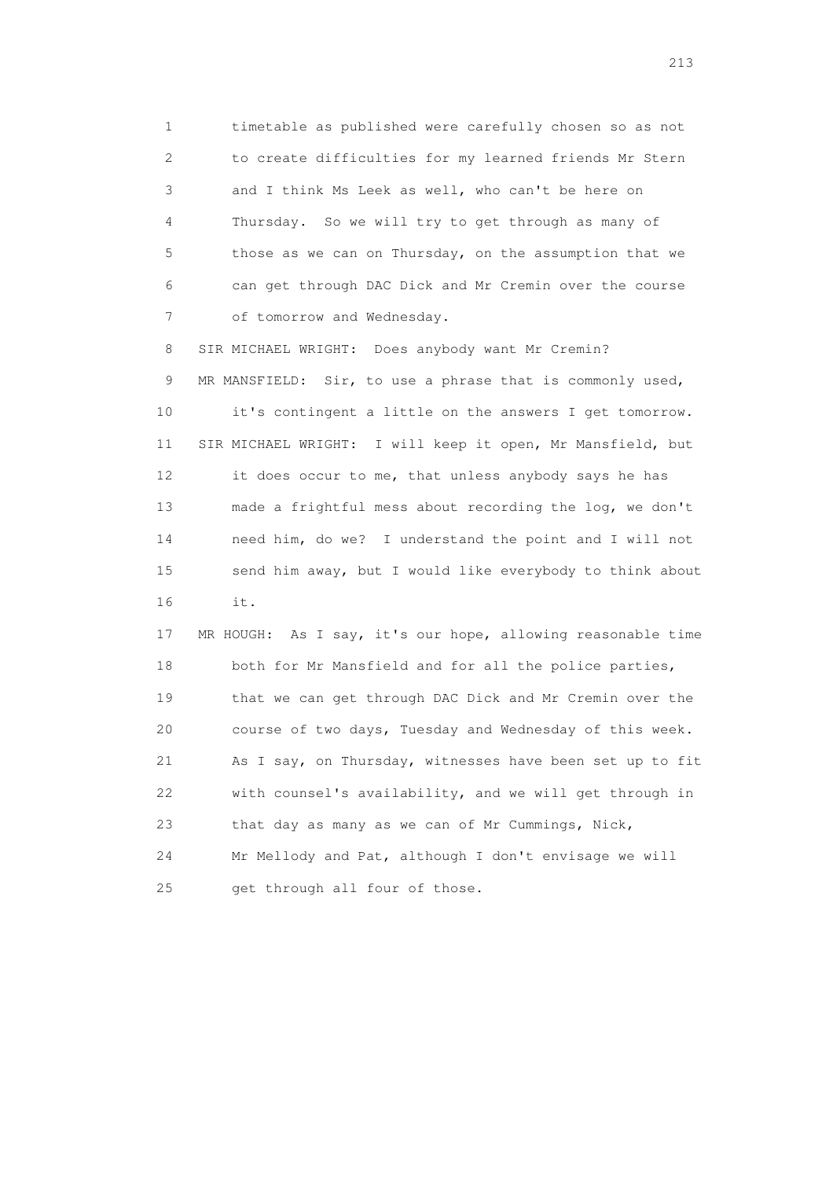1 timetable as published were carefully chosen so as not
2 to create difficulties for my learned friends Mr Stern
3 and I think Ms Leek as well, who can't be here on
4 Thursday. So we will try to get through as many of
5 those as we can on Thursday, on the assumption that we
6 can get through DAC Dick and Mr Cremin over the course
7 of tomorrow and Wednesday.

8 SIR MICHAEL WRIGHT: Does anybody want Mr Cremin?

9 MR MANSFIELD: Sir, to use a phrase that is commonly used,
10 it's contingent a little on the answers I get tomorrow.

11 SIR MICHAEL WRIGHT: I will keep it open, Mr Mansfield, but
12 it does occur to me, that unless anybody says he has
13 made a frightful mess about recording the log, we don't
14 need him, do we? I understand the point and I will not
15 send him away, but I would like everybody to think about
16 it.

17 MR HOUGH: As I say, it's our hope, allowing reasonable time
18 both for Mr Mansfield and for all the police parties,
19 that we can get through DAC Dick and Mr Cremin over the
20 course of two days, Tuesday and Wednesday of this week.
21 As I say, on Thursday, witnesses have been set up to fit
22 with counsel's availability, and we will get through in
23 that day as many as we can of Mr Cummings, Nick,
24 Mr Mellody and Pat, although I don't envisage we will
25 get through all four of those.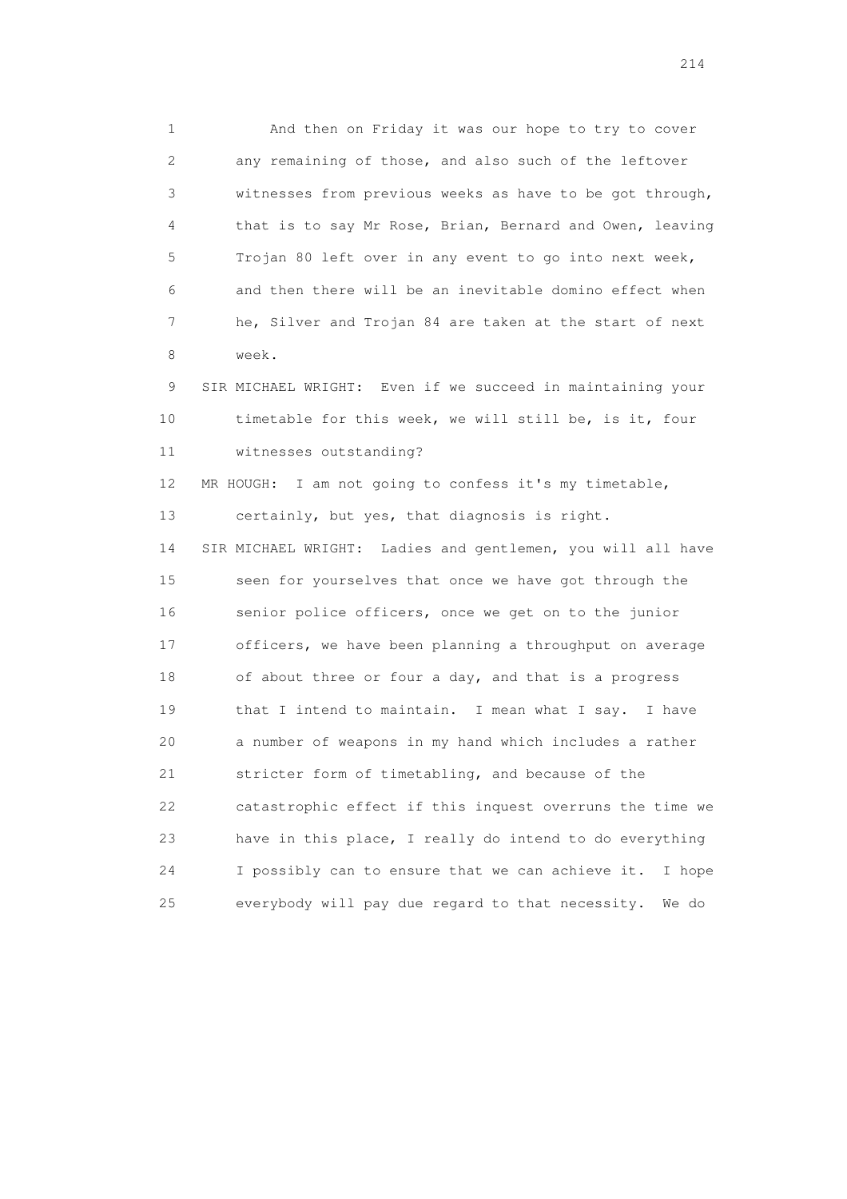1 And then on Friday it was our hope to try to cover
2 any remaining of those, and also such of the leftover
3 witnesses from previous weeks as have to be got through,
4 that is to say Mr Rose, Brian, Bernard and Owen, leaving
5 Trojan 80 left over in any event to go into next week,
6 and then there will be an inevitable domino effect when
7 he, Silver and Trojan 84 are taken at the start of next
8 week.

9 SIR MICHAEL WRIGHT: Even if we succeed in maintaining your
10 timetable for this week, we will still be, is it, four
11 witnesses outstanding?

12 MR HOUGH: I am not going to confess it's my timetable,
13 certainly, but yes, that diagnosis is right.

14 SIR MICHAEL WRIGHT: Ladies and gentlemen, you will all have
15 seen for yourselves that once we have got through the
16 senior police officers, once we get on to the junior
17 officers, we have been planning a throughput on average
18 of about three or four a day, and that is a progress
19 that I intend to maintain. I mean what I say. I have
20 a number of weapons in my hand which includes a rather
21 stricter form of timetabling, and because of the
22 catastrophic effect if this inquest overruns the time we
23 have in this place, I really do intend to do everything
24 I possibly can to ensure that we can achieve it. I hope
25 everybody will pay due regard to that necessity. We do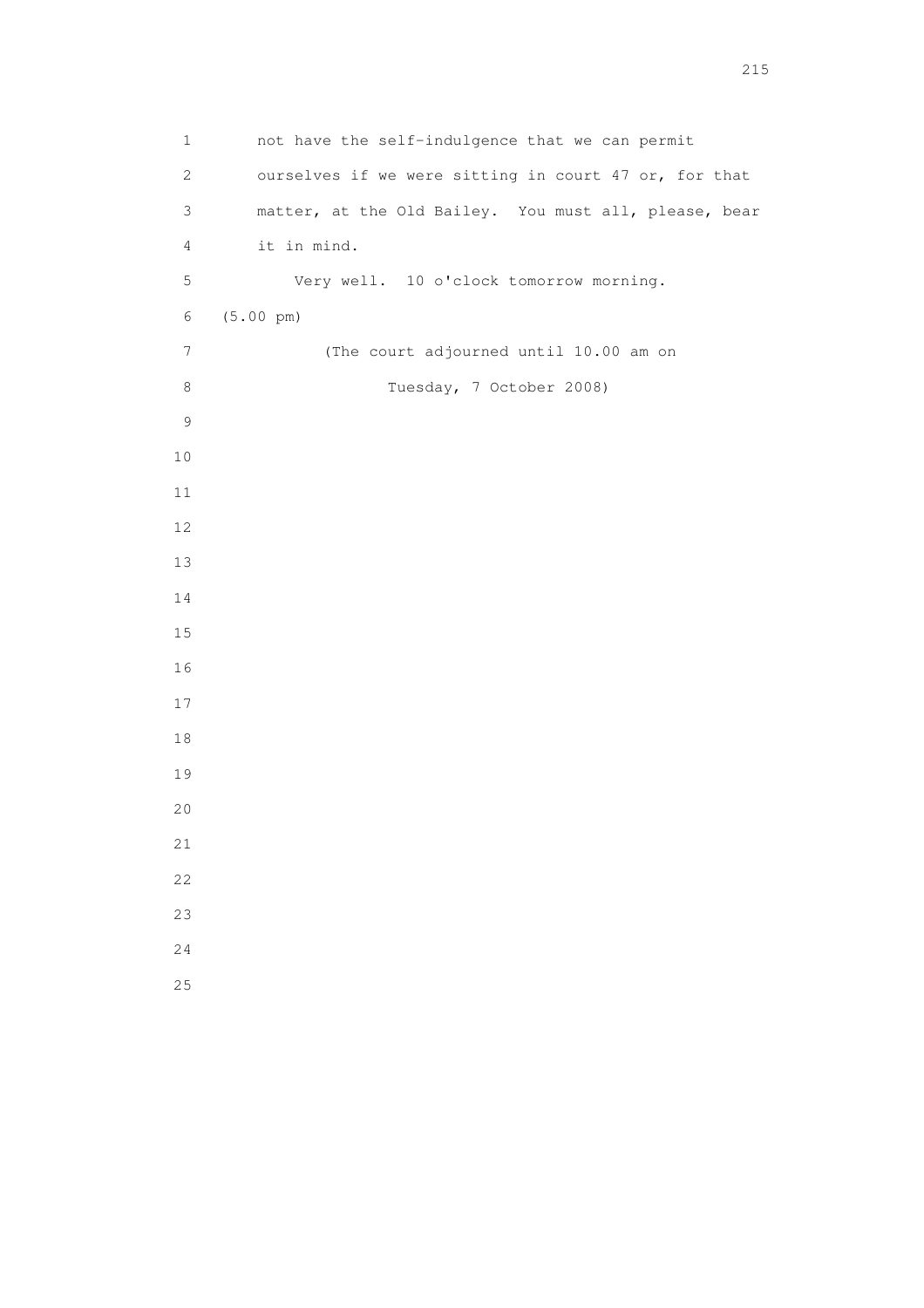not have the self-indulgence that we can permit ourselves if we were sitting in court 47 or, for that matter, at the Old Bailey. You must all, please, bear it in mind.

Very well. 10 o'clock tomorrow morning.

(5.00 pm)

(The court adjourned until 10.00 am on Tuesday, 7 October 2008)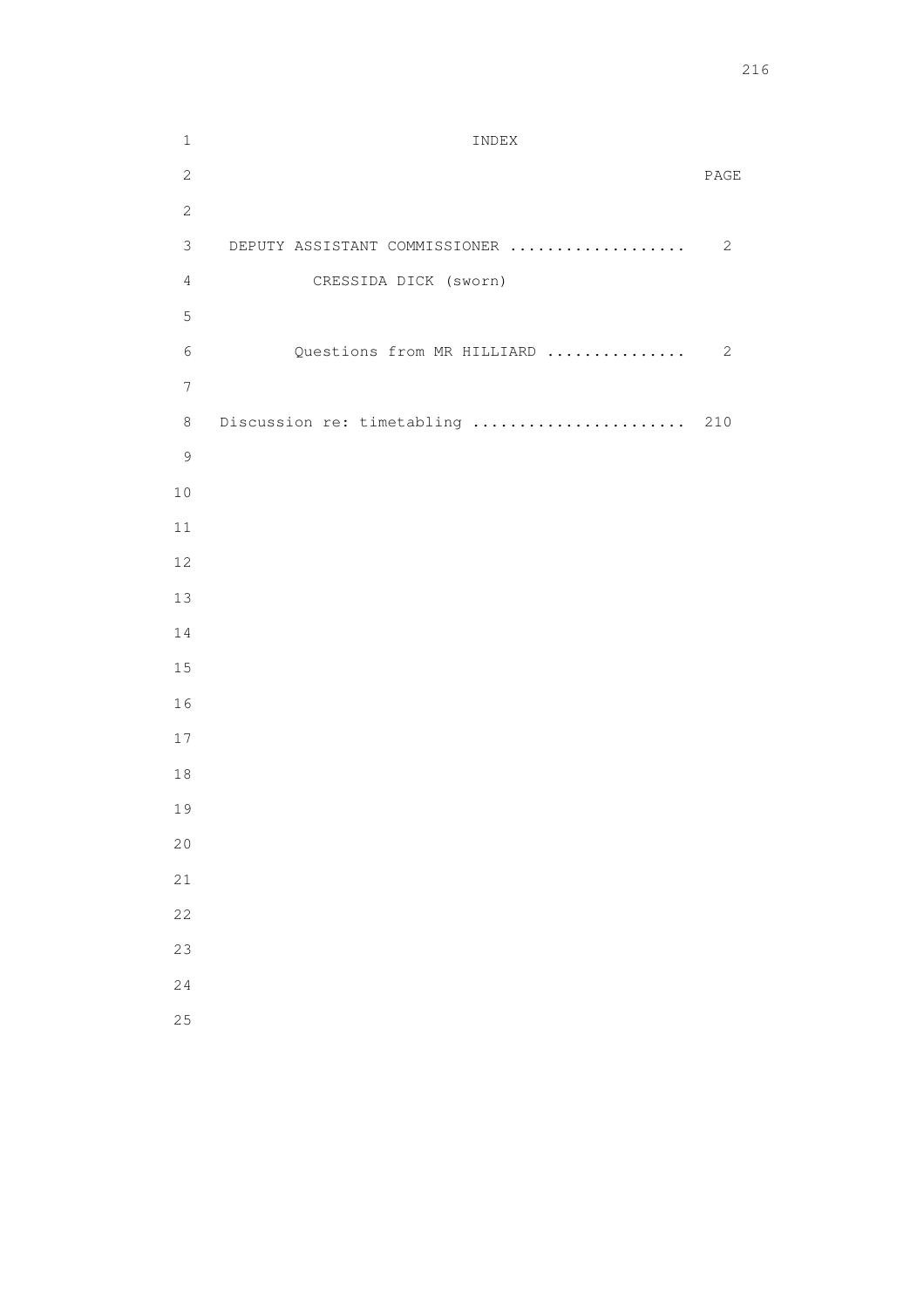# INDEX

PAGE

DEPUTY ASSISTANT COMMISSIONER .................. 2
CRESSIDA DICK (sworn)

Questions from MR HILLIARD ............... 2

Discussion re: timetabling ....................... 210